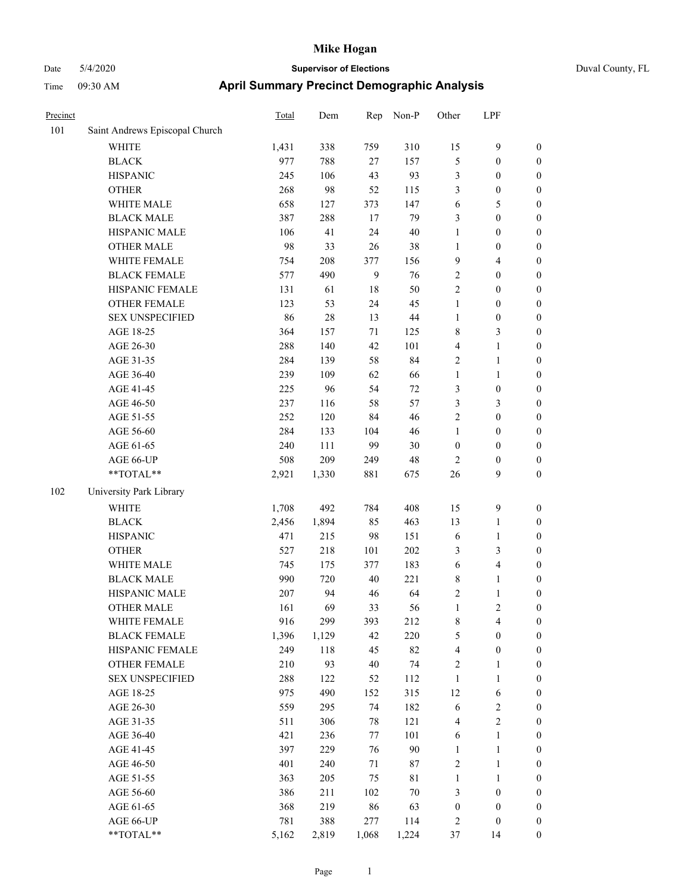# Mike Hogan

Date 5/4/2020 **Supervisor of Elections** Duval County, FL

Time 09:30 AM **April Summary Precinct Demographic Analysis**

| Precinct | | Total | Dem | Rep | Non-P | Other | LPF | |
|---|---|---|---|---|---|---|---|---|
| 101 | Saint Andrews Episcopal Church | | | | | | | |
| | WHITE | 1,431 | 338 | 759 | 310 | 15 | 9 | 0 |
| | BLACK | 977 | 788 | 27 | 157 | 5 | 0 | 0 |
| | HISPANIC | 245 | 106 | 43 | 93 | 3 | 0 | 0 |
| | OTHER | 268 | 98 | 52 | 115 | 3 | 0 | 0 |
| | WHITE MALE | 658 | 127 | 373 | 147 | 6 | 5 | 0 |
| | BLACK MALE | 387 | 288 | 17 | 79 | 3 | 0 | 0 |
| | HISPANIC MALE | 106 | 41 | 24 | 40 | 1 | 0 | 0 |
| | OTHER MALE | 98 | 33 | 26 | 38 | 1 | 0 | 0 |
| | WHITE FEMALE | 754 | 208 | 377 | 156 | 9 | 4 | 0 |
| | BLACK FEMALE | 577 | 490 | 9 | 76 | 2 | 0 | 0 |
| | HISPANIC FEMALE | 131 | 61 | 18 | 50 | 2 | 0 | 0 |
| | OTHER FEMALE | 123 | 53 | 24 | 45 | 1 | 0 | 0 |
| | SEX UNSPECIFIED | 86 | 28 | 13 | 44 | 1 | 0 | 0 |
| | AGE 18-25 | 364 | 157 | 71 | 125 | 8 | 3 | 0 |
| | AGE 26-30 | 288 | 140 | 42 | 101 | 4 | 1 | 0 |
| | AGE 31-35 | 284 | 139 | 58 | 84 | 2 | 1 | 0 |
| | AGE 36-40 | 239 | 109 | 62 | 66 | 1 | 1 | 0 |
| | AGE 41-45 | 225 | 96 | 54 | 72 | 3 | 0 | 0 |
| | AGE 46-50 | 237 | 116 | 58 | 57 | 3 | 3 | 0 |
| | AGE 51-55 | 252 | 120 | 84 | 46 | 2 | 0 | 0 |
| | AGE 56-60 | 284 | 133 | 104 | 46 | 1 | 0 | 0 |
| | AGE 61-65 | 240 | 111 | 99 | 30 | 0 | 0 | 0 |
| | AGE 66-UP | 508 | 209 | 249 | 48 | 2 | 0 | 0 |
| | **TOTAL** | 2,921 | 1,330 | 881 | 675 | 26 | 9 | 0 |
| 102 | University Park Library | | | | | | | |
| | WHITE | 1,708 | 492 | 784 | 408 | 15 | 9 | 0 |
| | BLACK | 2,456 | 1,894 | 85 | 463 | 13 | 1 | 0 |
| | HISPANIC | 471 | 215 | 98 | 151 | 6 | 1 | 0 |
| | OTHER | 527 | 218 | 101 | 202 | 3 | 3 | 0 |
| | WHITE MALE | 745 | 175 | 377 | 183 | 6 | 4 | 0 |
| | BLACK MALE | 990 | 720 | 40 | 221 | 8 | 1 | 0 |
| | HISPANIC MALE | 207 | 94 | 46 | 64 | 2 | 1 | 0 |
| | OTHER MALE | 161 | 69 | 33 | 56 | 1 | 2 | 0 |
| | WHITE FEMALE | 916 | 299 | 393 | 212 | 8 | 4 | 0 |
| | BLACK FEMALE | 1,396 | 1,129 | 42 | 220 | 5 | 0 | 0 |
| | HISPANIC FEMALE | 249 | 118 | 45 | 82 | 4 | 0 | 0 |
| | OTHER FEMALE | 210 | 93 | 40 | 74 | 2 | 1 | 0 |
| | SEX UNSPECIFIED | 288 | 122 | 52 | 112 | 1 | 1 | 0 |
| | AGE 18-25 | 975 | 490 | 152 | 315 | 12 | 6 | 0 |
| | AGE 26-30 | 559 | 295 | 74 | 182 | 6 | 2 | 0 |
| | AGE 31-35 | 511 | 306 | 78 | 121 | 4 | 2 | 0 |
| | AGE 36-40 | 421 | 236 | 77 | 101 | 6 | 1 | 0 |
| | AGE 41-45 | 397 | 229 | 76 | 90 | 1 | 1 | 0 |
| | AGE 46-50 | 401 | 240 | 71 | 87 | 2 | 1 | 0 |
| | AGE 51-55 | 363 | 205 | 75 | 81 | 1 | 1 | 0 |
| | AGE 56-60 | 386 | 211 | 102 | 70 | 3 | 0 | 0 |
| | AGE 61-65 | 368 | 219 | 86 | 63 | 0 | 0 | 0 |
| | AGE 66-UP | 781 | 388 | 277 | 114 | 2 | 0 | 0 |
| | **TOTAL** | 5,162 | 2,819 | 1,068 | 1,224 | 37 | 14 | 0 |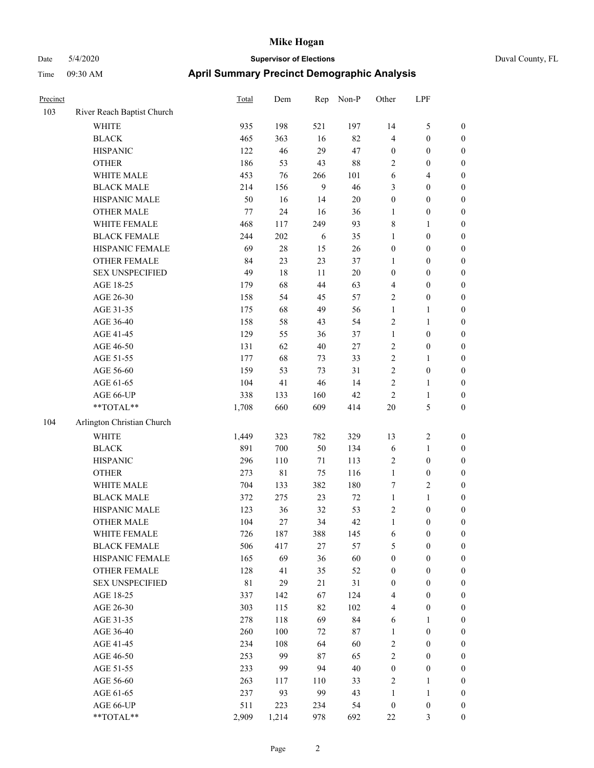# Mike Hogan

Date 5/4/2020 **Supervisor of Elections** Duval County, FL

Time 09:30 AM **April Summary Precinct Demographic Analysis**

| Precinct | | Total | Dem | Rep | Non-P | Other | LPF | |
|---|---|---|---|---|---|---|---|---|
| 103 | River Reach Baptist Church | | | | | | | |
| | WHITE | 935 | 198 | 521 | 197 | 14 | 5 | 0 |
| | BLACK | 465 | 363 | 16 | 82 | 4 | 0 | 0 |
| | HISPANIC | 122 | 46 | 29 | 47 | 0 | 0 | 0 |
| | OTHER | 186 | 53 | 43 | 88 | 2 | 0 | 0 |
| | WHITE MALE | 453 | 76 | 266 | 101 | 6 | 4 | 0 |
| | BLACK MALE | 214 | 156 | 9 | 46 | 3 | 0 | 0 |
| | HISPANIC MALE | 50 | 16 | 14 | 20 | 0 | 0 | 0 |
| | OTHER MALE | 77 | 24 | 16 | 36 | 1 | 0 | 0 |
| | WHITE FEMALE | 468 | 117 | 249 | 93 | 8 | 1 | 0 |
| | BLACK FEMALE | 244 | 202 | 6 | 35 | 1 | 0 | 0 |
| | HISPANIC FEMALE | 69 | 28 | 15 | 26 | 0 | 0 | 0 |
| | OTHER FEMALE | 84 | 23 | 23 | 37 | 1 | 0 | 0 |
| | SEX UNSPECIFIED | 49 | 18 | 11 | 20 | 0 | 0 | 0 |
| | AGE 18-25 | 179 | 68 | 44 | 63 | 4 | 0 | 0 |
| | AGE 26-30 | 158 | 54 | 45 | 57 | 2 | 0 | 0 |
| | AGE 31-35 | 175 | 68 | 49 | 56 | 1 | 1 | 0 |
| | AGE 36-40 | 158 | 58 | 43 | 54 | 2 | 1 | 0 |
| | AGE 41-45 | 129 | 55 | 36 | 37 | 1 | 0 | 0 |
| | AGE 46-50 | 131 | 62 | 40 | 27 | 2 | 0 | 0 |
| | AGE 51-55 | 177 | 68 | 73 | 33 | 2 | 1 | 0 |
| | AGE 56-60 | 159 | 53 | 73 | 31 | 2 | 0 | 0 |
| | AGE 61-65 | 104 | 41 | 46 | 14 | 2 | 1 | 0 |
| | AGE 66-UP | 338 | 133 | 160 | 42 | 2 | 1 | 0 |
| | **TOTAL** | 1,708 | 660 | 609 | 414 | 20 | 5 | 0 |
| 104 | Arlington Christian Church | | | | | | | |
| | WHITE | 1,449 | 323 | 782 | 329 | 13 | 2 | 0 |
| | BLACK | 891 | 700 | 50 | 134 | 6 | 1 | 0 |
| | HISPANIC | 296 | 110 | 71 | 113 | 2 | 0 | 0 |
| | OTHER | 273 | 81 | 75 | 116 | 1 | 0 | 0 |
| | WHITE MALE | 704 | 133 | 382 | 180 | 7 | 2 | 0 |
| | BLACK MALE | 372 | 275 | 23 | 72 | 1 | 1 | 0 |
| | HISPANIC MALE | 123 | 36 | 32 | 53 | 2 | 0 | 0 |
| | OTHER MALE | 104 | 27 | 34 | 42 | 1 | 0 | 0 |
| | WHITE FEMALE | 726 | 187 | 388 | 145 | 6 | 0 | 0 |
| | BLACK FEMALE | 506 | 417 | 27 | 57 | 5 | 0 | 0 |
| | HISPANIC FEMALE | 165 | 69 | 36 | 60 | 0 | 0 | 0 |
| | OTHER FEMALE | 128 | 41 | 35 | 52 | 0 | 0 | 0 |
| | SEX UNSPECIFIED | 81 | 29 | 21 | 31 | 0 | 0 | 0 |
| | AGE 18-25 | 337 | 142 | 67 | 124 | 4 | 0 | 0 |
| | AGE 26-30 | 303 | 115 | 82 | 102 | 4 | 0 | 0 |
| | AGE 31-35 | 278 | 118 | 69 | 84 | 6 | 1 | 0 |
| | AGE 36-40 | 260 | 100 | 72 | 87 | 1 | 0 | 0 |
| | AGE 41-45 | 234 | 108 | 64 | 60 | 2 | 0 | 0 |
| | AGE 46-50 | 253 | 99 | 87 | 65 | 2 | 0 | 0 |
| | AGE 51-55 | 233 | 99 | 94 | 40 | 0 | 0 | 0 |
| | AGE 56-60 | 263 | 117 | 110 | 33 | 2 | 1 | 0 |
| | AGE 61-65 | 237 | 93 | 99 | 43 | 1 | 1 | 0 |
| | AGE 66-UP | 511 | 223 | 234 | 54 | 0 | 0 | 0 |
| | **TOTAL** | 2,909 | 1,214 | 978 | 692 | 22 | 3 | 0 |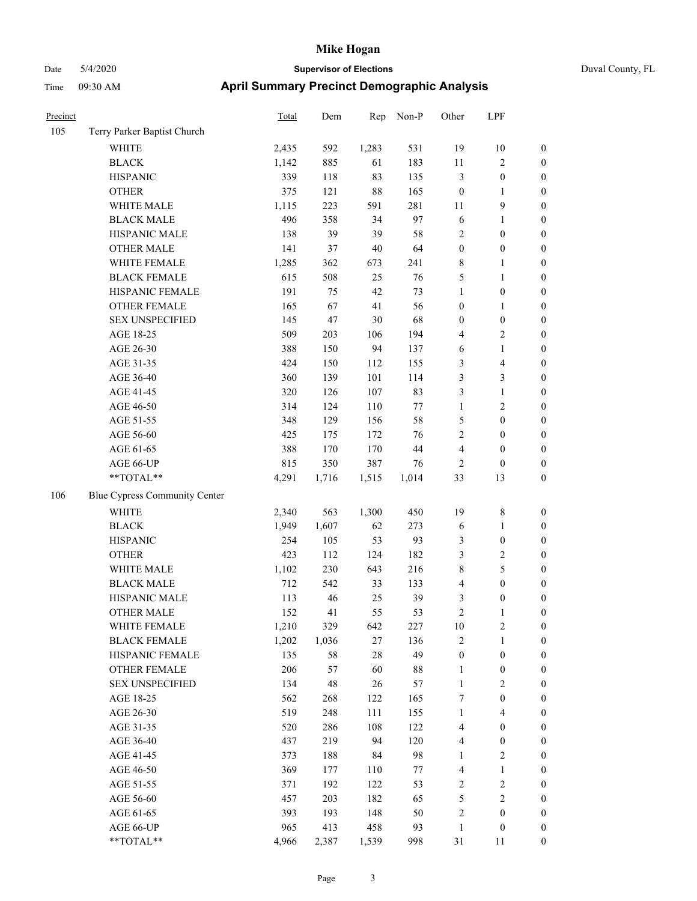# Mike Hogan

Date 5/4/2020 **Supervisor of Elections** Duval County, FL

Time 09:30 AM **April Summary Precinct Demographic Analysis**

| Precinct | | Total | Dem | Rep | Non-P | Other | LPF | |
|---|---|---|---|---|---|---|---|---|
| 105 | Terry Parker Baptist Church | | | | | | | |
| | WHITE | 2,435 | 592 | 1,283 | 531 | 19 | 10 | 0 |
| | BLACK | 1,142 | 885 | 61 | 183 | 11 | 2 | 0 |
| | HISPANIC | 339 | 118 | 83 | 135 | 3 | 0 | 0 |
| | OTHER | 375 | 121 | 88 | 165 | 0 | 1 | 0 |
| | WHITE MALE | 1,115 | 223 | 591 | 281 | 11 | 9 | 0 |
| | BLACK MALE | 496 | 358 | 34 | 97 | 6 | 1 | 0 |
| | HISPANIC MALE | 138 | 39 | 39 | 58 | 2 | 0 | 0 |
| | OTHER MALE | 141 | 37 | 40 | 64 | 0 | 0 | 0 |
| | WHITE FEMALE | 1,285 | 362 | 673 | 241 | 8 | 1 | 0 |
| | BLACK FEMALE | 615 | 508 | 25 | 76 | 5 | 1 | 0 |
| | HISPANIC FEMALE | 191 | 75 | 42 | 73 | 1 | 0 | 0 |
| | OTHER FEMALE | 165 | 67 | 41 | 56 | 0 | 1 | 0 |
| | SEX UNSPECIFIED | 145 | 47 | 30 | 68 | 0 | 0 | 0 |
| | AGE 18-25 | 509 | 203 | 106 | 194 | 4 | 2 | 0 |
| | AGE 26-30 | 388 | 150 | 94 | 137 | 6 | 1 | 0 |
| | AGE 31-35 | 424 | 150 | 112 | 155 | 3 | 4 | 0 |
| | AGE 36-40 | 360 | 139 | 101 | 114 | 3 | 3 | 0 |
| | AGE 41-45 | 320 | 126 | 107 | 83 | 3 | 1 | 0 |
| | AGE 46-50 | 314 | 124 | 110 | 77 | 1 | 2 | 0 |
| | AGE 51-55 | 348 | 129 | 156 | 58 | 5 | 0 | 0 |
| | AGE 56-60 | 425 | 175 | 172 | 76 | 2 | 0 | 0 |
| | AGE 61-65 | 388 | 170 | 170 | 44 | 4 | 0 | 0 |
| | AGE 66-UP | 815 | 350 | 387 | 76 | 2 | 0 | 0 |
| | **TOTAL** | 4,291 | 1,716 | 1,515 | 1,014 | 33 | 13 | 0 |
| 106 | Blue Cypress Community Center | | | | | | | |
| | WHITE | 2,340 | 563 | 1,300 | 450 | 19 | 8 | 0 |
| | BLACK | 1,949 | 1,607 | 62 | 273 | 6 | 1 | 0 |
| | HISPANIC | 254 | 105 | 53 | 93 | 3 | 0 | 0 |
| | OTHER | 423 | 112 | 124 | 182 | 3 | 2 | 0 |
| | WHITE MALE | 1,102 | 230 | 643 | 216 | 8 | 5 | 0 |
| | BLACK MALE | 712 | 542 | 33 | 133 | 4 | 0 | 0 |
| | HISPANIC MALE | 113 | 46 | 25 | 39 | 3 | 0 | 0 |
| | OTHER MALE | 152 | 41 | 55 | 53 | 2 | 1 | 0 |
| | WHITE FEMALE | 1,210 | 329 | 642 | 227 | 10 | 2 | 0 |
| | BLACK FEMALE | 1,202 | 1,036 | 27 | 136 | 2 | 1 | 0 |
| | HISPANIC FEMALE | 135 | 58 | 28 | 49 | 0 | 0 | 0 |
| | OTHER FEMALE | 206 | 57 | 60 | 88 | 1 | 0 | 0 |
| | SEX UNSPECIFIED | 134 | 48 | 26 | 57 | 1 | 2 | 0 |
| | AGE 18-25 | 562 | 268 | 122 | 165 | 7 | 0 | 0 |
| | AGE 26-30 | 519 | 248 | 111 | 155 | 1 | 4 | 0 |
| | AGE 31-35 | 520 | 286 | 108 | 122 | 4 | 0 | 0 |
| | AGE 36-40 | 437 | 219 | 94 | 120 | 4 | 0 | 0 |
| | AGE 41-45 | 373 | 188 | 84 | 98 | 1 | 2 | 0 |
| | AGE 46-50 | 369 | 177 | 110 | 77 | 4 | 1 | 0 |
| | AGE 51-55 | 371 | 192 | 122 | 53 | 2 | 2 | 0 |
| | AGE 56-60 | 457 | 203 | 182 | 65 | 5 | 2 | 0 |
| | AGE 61-65 | 393 | 193 | 148 | 50 | 2 | 0 | 0 |
| | AGE 66-UP | 965 | 413 | 458 | 93 | 1 | 0 | 0 |
| | **TOTAL** | 4,966 | 2,387 | 1,539 | 998 | 31 | 11 | 0 |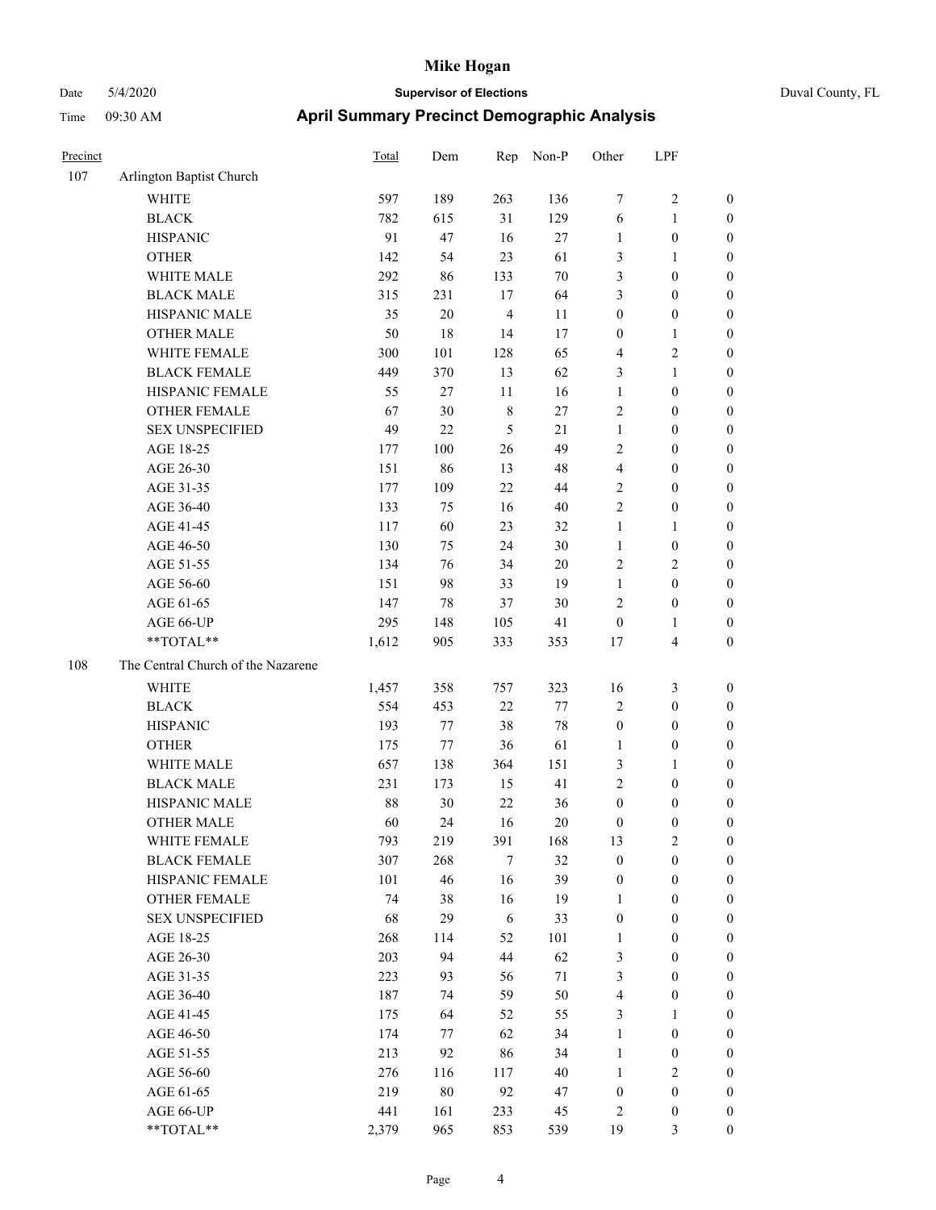# Mike Hogan

Date 5/4/2020 **Supervisor of Elections** Duval County, FL

Time 09:30 AM **April Summary Precinct Demographic Analysis**

| Precinct | | Total | Dem | Rep | Non-P | Other | LPF | |
|---|---|---|---|---|---|---|---|---|
| 107 | Arlington Baptist Church | | | | | | | |
| | WHITE | 597 | 189 | 263 | 136 | 7 | 2 | 0 |
| | BLACK | 782 | 615 | 31 | 129 | 6 | 1 | 0 |
| | HISPANIC | 91 | 47 | 16 | 27 | 1 | 0 | 0 |
| | OTHER | 142 | 54 | 23 | 61 | 3 | 1 | 0 |
| | WHITE MALE | 292 | 86 | 133 | 70 | 3 | 0 | 0 |
| | BLACK MALE | 315 | 231 | 17 | 64 | 3 | 0 | 0 |
| | HISPANIC MALE | 35 | 20 | 4 | 11 | 0 | 0 | 0 |
| | OTHER MALE | 50 | 18 | 14 | 17 | 0 | 1 | 0 |
| | WHITE FEMALE | 300 | 101 | 128 | 65 | 4 | 2 | 0 |
| | BLACK FEMALE | 449 | 370 | 13 | 62 | 3 | 1 | 0 |
| | HISPANIC FEMALE | 55 | 27 | 11 | 16 | 1 | 0 | 0 |
| | OTHER FEMALE | 67 | 30 | 8 | 27 | 2 | 0 | 0 |
| | SEX UNSPECIFIED | 49 | 22 | 5 | 21 | 1 | 0 | 0 |
| | AGE 18-25 | 177 | 100 | 26 | 49 | 2 | 0 | 0 |
| | AGE 26-30 | 151 | 86 | 13 | 48 | 4 | 0 | 0 |
| | AGE 31-35 | 177 | 109 | 22 | 44 | 2 | 0 | 0 |
| | AGE 36-40 | 133 | 75 | 16 | 40 | 2 | 0 | 0 |
| | AGE 41-45 | 117 | 60 | 23 | 32 | 1 | 1 | 0 |
| | AGE 46-50 | 130 | 75 | 24 | 30 | 1 | 0 | 0 |
| | AGE 51-55 | 134 | 76 | 34 | 20 | 2 | 2 | 0 |
| | AGE 56-60 | 151 | 98 | 33 | 19 | 1 | 0 | 0 |
| | AGE 61-65 | 147 | 78 | 37 | 30 | 2 | 0 | 0 |
| | AGE 66-UP | 295 | 148 | 105 | 41 | 0 | 1 | 0 |
| | **TOTAL** | 1,612 | 905 | 333 | 353 | 17 | 4 | 0 |
| 108 | The Central Church of the Nazarene | | | | | | | |
| | WHITE | 1,457 | 358 | 757 | 323 | 16 | 3 | 0 |
| | BLACK | 554 | 453 | 22 | 77 | 2 | 0 | 0 |
| | HISPANIC | 193 | 77 | 38 | 78 | 0 | 0 | 0 |
| | OTHER | 175 | 77 | 36 | 61 | 1 | 0 | 0 |
| | WHITE MALE | 657 | 138 | 364 | 151 | 3 | 1 | 0 |
| | BLACK MALE | 231 | 173 | 15 | 41 | 2 | 0 | 0 |
| | HISPANIC MALE | 88 | 30 | 22 | 36 | 0 | 0 | 0 |
| | OTHER MALE | 60 | 24 | 16 | 20 | 0 | 0 | 0 |
| | WHITE FEMALE | 793 | 219 | 391 | 168 | 13 | 2 | 0 |
| | BLACK FEMALE | 307 | 268 | 7 | 32 | 0 | 0 | 0 |
| | HISPANIC FEMALE | 101 | 46 | 16 | 39 | 0 | 0 | 0 |
| | OTHER FEMALE | 74 | 38 | 16 | 19 | 1 | 0 | 0 |
| | SEX UNSPECIFIED | 68 | 29 | 6 | 33 | 0 | 0 | 0 |
| | AGE 18-25 | 268 | 114 | 52 | 101 | 1 | 0 | 0 |
| | AGE 26-30 | 203 | 94 | 44 | 62 | 3 | 0 | 0 |
| | AGE 31-35 | 223 | 93 | 56 | 71 | 3 | 0 | 0 |
| | AGE 36-40 | 187 | 74 | 59 | 50 | 4 | 0 | 0 |
| | AGE 41-45 | 175 | 64 | 52 | 55 | 3 | 1 | 0 |
| | AGE 46-50 | 174 | 77 | 62 | 34 | 1 | 0 | 0 |
| | AGE 51-55 | 213 | 92 | 86 | 34 | 1 | 0 | 0 |
| | AGE 56-60 | 276 | 116 | 117 | 40 | 1 | 2 | 0 |
| | AGE 61-65 | 219 | 80 | 92 | 47 | 0 | 0 | 0 |
| | AGE 66-UP | 441 | 161 | 233 | 45 | 2 | 0 | 0 |
| | **TOTAL** | 2,379 | 965 | 853 | 539 | 19 | 3 | 0 |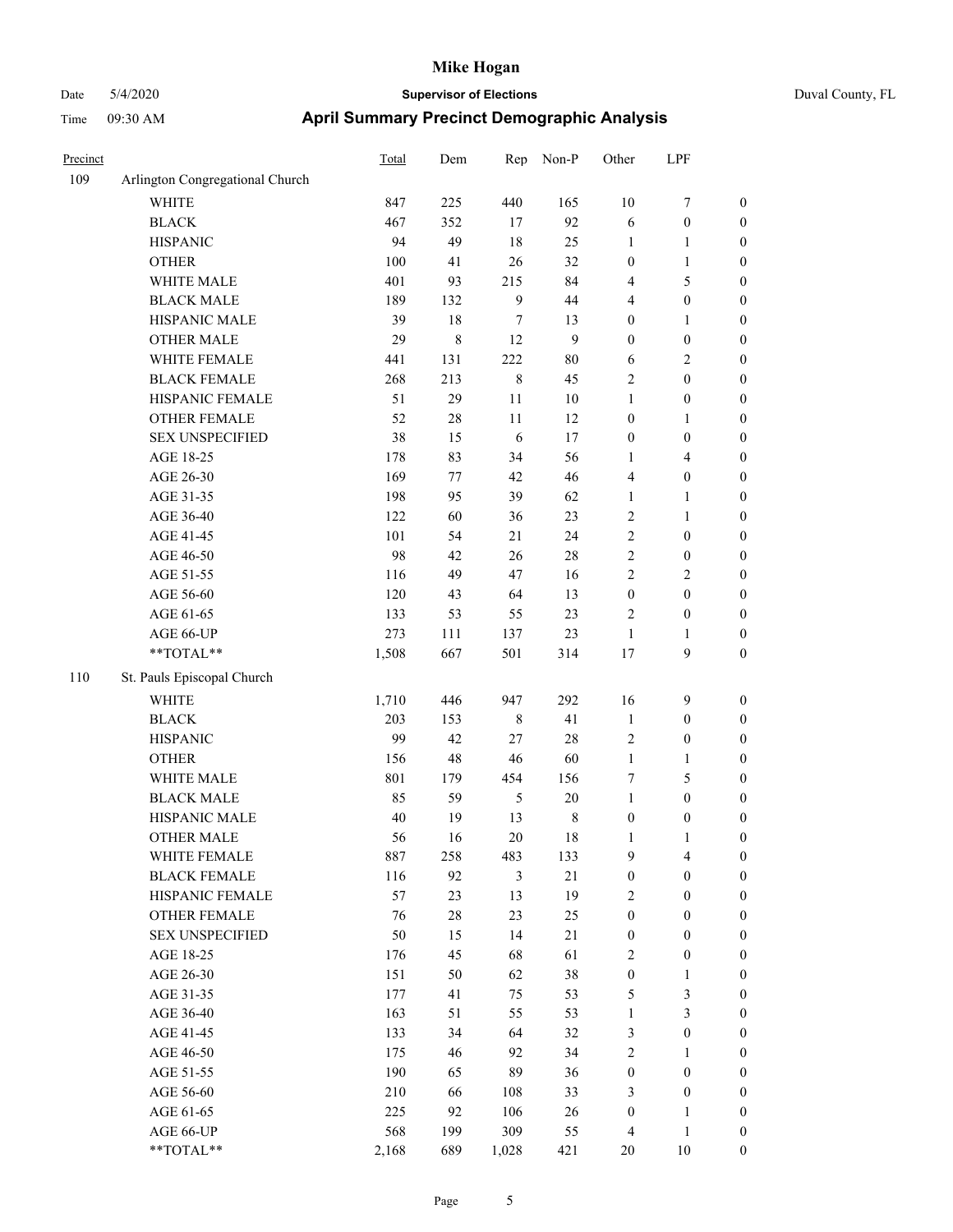# Mike Hogan

Date 5/4/2020 **Supervisor of Elections** Duval County, FL

Time 09:30 AM **April Summary Precinct Demographic Analysis**

| Precinct | | Total | Dem | Rep | Non-P | Other | LPF | |
|---|---|---|---|---|---|---|---|---|
| 109 | Arlington Congregational Church | | | | | | | |
| | WHITE | 847 | 225 | 440 | 165 | 10 | 7 | 0 |
| | BLACK | 467 | 352 | 17 | 92 | 6 | 0 | 0 |
| | HISPANIC | 94 | 49 | 18 | 25 | 1 | 1 | 0 |
| | OTHER | 100 | 41 | 26 | 32 | 0 | 1 | 0 |
| | WHITE MALE | 401 | 93 | 215 | 84 | 4 | 5 | 0 |
| | BLACK MALE | 189 | 132 | 9 | 44 | 4 | 0 | 0 |
| | HISPANIC MALE | 39 | 18 | 7 | 13 | 0 | 1 | 0 |
| | OTHER MALE | 29 | 8 | 12 | 9 | 0 | 0 | 0 |
| | WHITE FEMALE | 441 | 131 | 222 | 80 | 6 | 2 | 0 |
| | BLACK FEMALE | 268 | 213 | 8 | 45 | 2 | 0 | 0 |
| | HISPANIC FEMALE | 51 | 29 | 11 | 10 | 1 | 0 | 0 |
| | OTHER FEMALE | 52 | 28 | 11 | 12 | 0 | 1 | 0 |
| | SEX UNSPECIFIED | 38 | 15 | 6 | 17 | 0 | 0 | 0 |
| | AGE 18-25 | 178 | 83 | 34 | 56 | 1 | 4 | 0 |
| | AGE 26-30 | 169 | 77 | 42 | 46 | 4 | 0 | 0 |
| | AGE 31-35 | 198 | 95 | 39 | 62 | 1 | 1 | 0 |
| | AGE 36-40 | 122 | 60 | 36 | 23 | 2 | 1 | 0 |
| | AGE 41-45 | 101 | 54 | 21 | 24 | 2 | 0 | 0 |
| | AGE 46-50 | 98 | 42 | 26 | 28 | 2 | 0 | 0 |
| | AGE 51-55 | 116 | 49 | 47 | 16 | 2 | 2 | 0 |
| | AGE 56-60 | 120 | 43 | 64 | 13 | 0 | 0 | 0 |
| | AGE 61-65 | 133 | 53 | 55 | 23 | 2 | 0 | 0 |
| | AGE 66-UP | 273 | 111 | 137 | 23 | 1 | 1 | 0 |
| | **TOTAL** | 1,508 | 667 | 501 | 314 | 17 | 9 | 0 |
| 110 | St. Pauls Episcopal Church | | | | | | | |
| | WHITE | 1,710 | 446 | 947 | 292 | 16 | 9 | 0 |
| | BLACK | 203 | 153 | 8 | 41 | 1 | 0 | 0 |
| | HISPANIC | 99 | 42 | 27 | 28 | 2 | 0 | 0 |
| | OTHER | 156 | 48 | 46 | 60 | 1 | 1 | 0 |
| | WHITE MALE | 801 | 179 | 454 | 156 | 7 | 5 | 0 |
| | BLACK MALE | 85 | 59 | 5 | 20 | 1 | 0 | 0 |
| | HISPANIC MALE | 40 | 19 | 13 | 8 | 0 | 0 | 0 |
| | OTHER MALE | 56 | 16 | 20 | 18 | 1 | 1 | 0 |
| | WHITE FEMALE | 887 | 258 | 483 | 133 | 9 | 4 | 0 |
| | BLACK FEMALE | 116 | 92 | 3 | 21 | 0 | 0 | 0 |
| | HISPANIC FEMALE | 57 | 23 | 13 | 19 | 2 | 0 | 0 |
| | OTHER FEMALE | 76 | 28 | 23 | 25 | 0 | 0 | 0 |
| | SEX UNSPECIFIED | 50 | 15 | 14 | 21 | 0 | 0 | 0 |
| | AGE 18-25 | 176 | 45 | 68 | 61 | 2 | 0 | 0 |
| | AGE 26-30 | 151 | 50 | 62 | 38 | 0 | 1 | 0 |
| | AGE 31-35 | 177 | 41 | 75 | 53 | 5 | 3 | 0 |
| | AGE 36-40 | 163 | 51 | 55 | 53 | 1 | 3 | 0 |
| | AGE 41-45 | 133 | 34 | 64 | 32 | 3 | 0 | 0 |
| | AGE 46-50 | 175 | 46 | 92 | 34 | 2 | 1 | 0 |
| | AGE 51-55 | 190 | 65 | 89 | 36 | 0 | 0 | 0 |
| | AGE 56-60 | 210 | 66 | 108 | 33 | 3 | 0 | 0 |
| | AGE 61-65 | 225 | 92 | 106 | 26 | 0 | 1 | 0 |
| | AGE 66-UP | 568 | 199 | 309 | 55 | 4 | 1 | 0 |
| | **TOTAL** | 2,168 | 689 | 1,028 | 421 | 20 | 10 | 0 |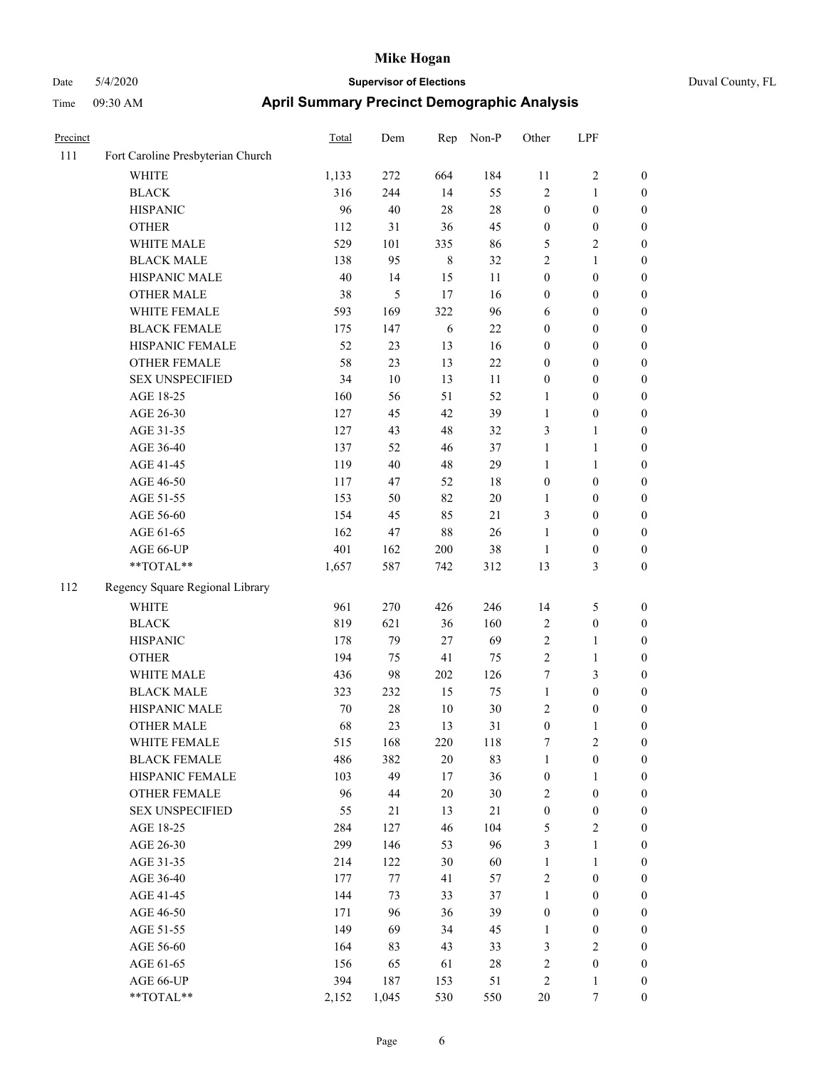# Mike Hogan

Date 5/4/2020 **Supervisor of Elections** Duval County, FL

Time 09:30 AM **April Summary Precinct Demographic Analysis**

| Precinct | | Total | Dem | Rep | Non-P | Other | LPF | |
|---|---|---|---|---|---|---|---|---|
| 111 | Fort Caroline Presbyterian Church | | | | | | | |
| | WHITE | 1,133 | 272 | 664 | 184 | 11 | 2 | 0 |
| | BLACK | 316 | 244 | 14 | 55 | 2 | 1 | 0 |
| | HISPANIC | 96 | 40 | 28 | 28 | 0 | 0 | 0 |
| | OTHER | 112 | 31 | 36 | 45 | 0 | 0 | 0 |
| | WHITE MALE | 529 | 101 | 335 | 86 | 5 | 2 | 0 |
| | BLACK MALE | 138 | 95 | 8 | 32 | 2 | 1 | 0 |
| | HISPANIC MALE | 40 | 14 | 15 | 11 | 0 | 0 | 0 |
| | OTHER MALE | 38 | 5 | 17 | 16 | 0 | 0 | 0 |
| | WHITE FEMALE | 593 | 169 | 322 | 96 | 6 | 0 | 0 |
| | BLACK FEMALE | 175 | 147 | 6 | 22 | 0 | 0 | 0 |
| | HISPANIC FEMALE | 52 | 23 | 13 | 16 | 0 | 0 | 0 |
| | OTHER FEMALE | 58 | 23 | 13 | 22 | 0 | 0 | 0 |
| | SEX UNSPECIFIED | 34 | 10 | 13 | 11 | 0 | 0 | 0 |
| | AGE 18-25 | 160 | 56 | 51 | 52 | 1 | 0 | 0 |
| | AGE 26-30 | 127 | 45 | 42 | 39 | 1 | 0 | 0 |
| | AGE 31-35 | 127 | 43 | 48 | 32 | 3 | 1 | 0 |
| | AGE 36-40 | 137 | 52 | 46 | 37 | 1 | 1 | 0 |
| | AGE 41-45 | 119 | 40 | 48 | 29 | 1 | 1 | 0 |
| | AGE 46-50 | 117 | 47 | 52 | 18 | 0 | 0 | 0 |
| | AGE 51-55 | 153 | 50 | 82 | 20 | 1 | 0 | 0 |
| | AGE 56-60 | 154 | 45 | 85 | 21 | 3 | 0 | 0 |
| | AGE 61-65 | 162 | 47 | 88 | 26 | 1 | 0 | 0 |
| | AGE 66-UP | 401 | 162 | 200 | 38 | 1 | 0 | 0 |
| | **TOTAL** | 1,657 | 587 | 742 | 312 | 13 | 3 | 0 |
| 112 | Regency Square Regional Library | | | | | | | |
| | WHITE | 961 | 270 | 426 | 246 | 14 | 5 | 0 |
| | BLACK | 819 | 621 | 36 | 160 | 2 | 0 | 0 |
| | HISPANIC | 178 | 79 | 27 | 69 | 2 | 1 | 0 |
| | OTHER | 194 | 75 | 41 | 75 | 2 | 1 | 0 |
| | WHITE MALE | 436 | 98 | 202 | 126 | 7 | 3 | 0 |
| | BLACK MALE | 323 | 232 | 15 | 75 | 1 | 0 | 0 |
| | HISPANIC MALE | 70 | 28 | 10 | 30 | 2 | 0 | 0 |
| | OTHER MALE | 68 | 23 | 13 | 31 | 0 | 1 | 0 |
| | WHITE FEMALE | 515 | 168 | 220 | 118 | 7 | 2 | 0 |
| | BLACK FEMALE | 486 | 382 | 20 | 83 | 1 | 0 | 0 |
| | HISPANIC FEMALE | 103 | 49 | 17 | 36 | 0 | 1 | 0 |
| | OTHER FEMALE | 96 | 44 | 20 | 30 | 2 | 0 | 0 |
| | SEX UNSPECIFIED | 55 | 21 | 13 | 21 | 0 | 0 | 0 |
| | AGE 18-25 | 284 | 127 | 46 | 104 | 5 | 2 | 0 |
| | AGE 26-30 | 299 | 146 | 53 | 96 | 3 | 1 | 0 |
| | AGE 31-35 | 214 | 122 | 30 | 60 | 1 | 1 | 0 |
| | AGE 36-40 | 177 | 77 | 41 | 57 | 2 | 0 | 0 |
| | AGE 41-45 | 144 | 73 | 33 | 37 | 1 | 0 | 0 |
| | AGE 46-50 | 171 | 96 | 36 | 39 | 0 | 0 | 0 |
| | AGE 51-55 | 149 | 69 | 34 | 45 | 1 | 0 | 0 |
| | AGE 56-60 | 164 | 83 | 43 | 33 | 3 | 2 | 0 |
| | AGE 61-65 | 156 | 65 | 61 | 28 | 2 | 0 | 0 |
| | AGE 66-UP | 394 | 187 | 153 | 51 | 2 | 1 | 0 |
| | **TOTAL** | 2,152 | 1,045 | 530 | 550 | 20 | 7 | 0 |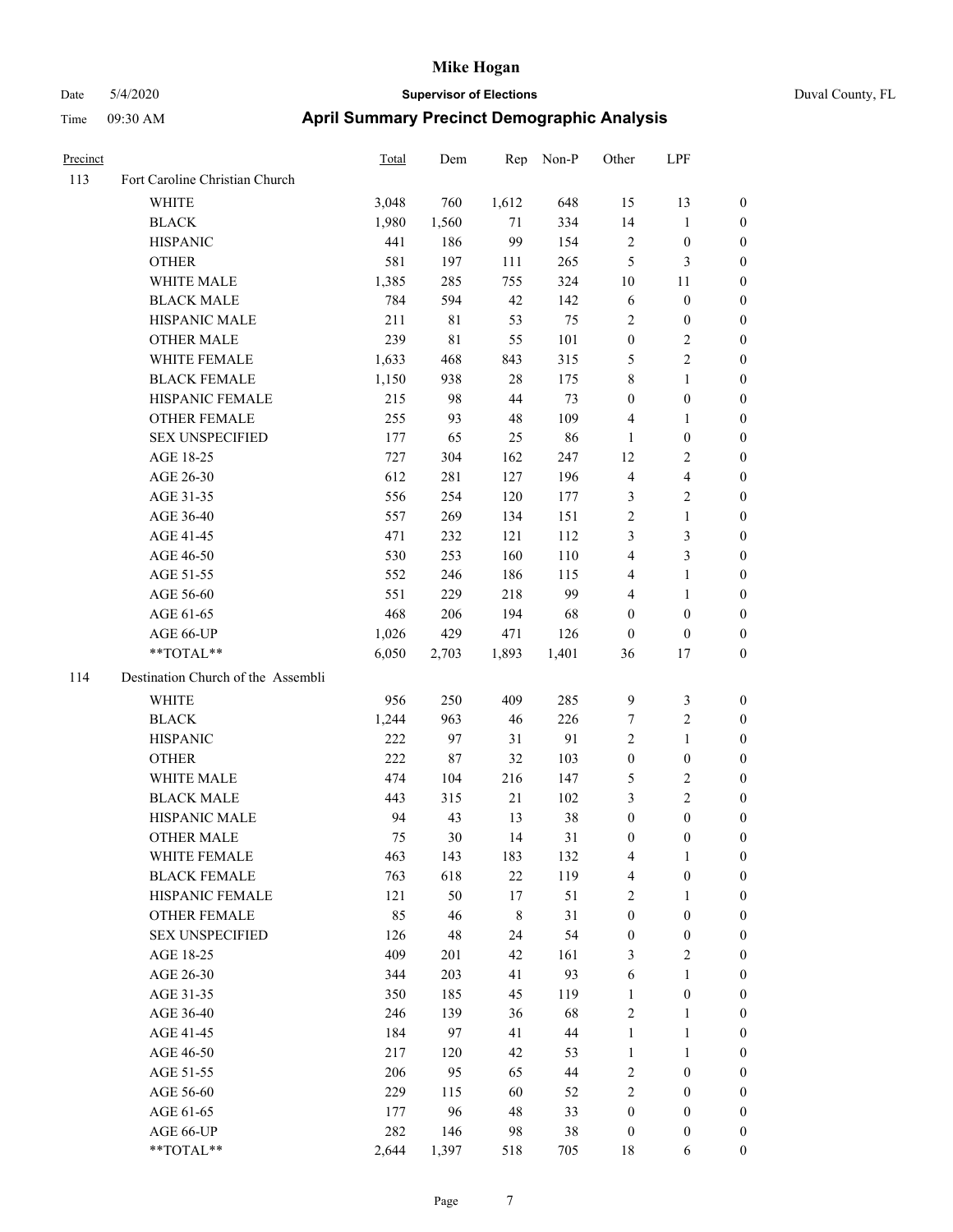# Mike Hogan

Date 5/4/2020 **Supervisor of Elections** Duval County, FL

Time 09:30 AM **April Summary Precinct Demographic Analysis**

| Precinct | | Total | Dem | Rep | Non-P | Other | LPF | |
|---|---|---|---|---|---|---|---|---|
| 113 | Fort Caroline Christian Church | | | | | | | |
| | WHITE | 3,048 | 760 | 1,612 | 648 | 15 | 13 | 0 |
| | BLACK | 1,980 | 1,560 | 71 | 334 | 14 | 1 | 0 |
| | HISPANIC | 441 | 186 | 99 | 154 | 2 | 0 | 0 |
| | OTHER | 581 | 197 | 111 | 265 | 5 | 3 | 0 |
| | WHITE MALE | 1,385 | 285 | 755 | 324 | 10 | 11 | 0 |
| | BLACK MALE | 784 | 594 | 42 | 142 | 6 | 0 | 0 |
| | HISPANIC MALE | 211 | 81 | 53 | 75 | 2 | 0 | 0 |
| | OTHER MALE | 239 | 81 | 55 | 101 | 0 | 2 | 0 |
| | WHITE FEMALE | 1,633 | 468 | 843 | 315 | 5 | 2 | 0 |
| | BLACK FEMALE | 1,150 | 938 | 28 | 175 | 8 | 1 | 0 |
| | HISPANIC FEMALE | 215 | 98 | 44 | 73 | 0 | 0 | 0 |
| | OTHER FEMALE | 255 | 93 | 48 | 109 | 4 | 1 | 0 |
| | SEX UNSPECIFIED | 177 | 65 | 25 | 86 | 1 | 0 | 0 |
| | AGE 18-25 | 727 | 304 | 162 | 247 | 12 | 2 | 0 |
| | AGE 26-30 | 612 | 281 | 127 | 196 | 4 | 4 | 0 |
| | AGE 31-35 | 556 | 254 | 120 | 177 | 3 | 2 | 0 |
| | AGE 36-40 | 557 | 269 | 134 | 151 | 2 | 1 | 0 |
| | AGE 41-45 | 471 | 232 | 121 | 112 | 3 | 3 | 0 |
| | AGE 46-50 | 530 | 253 | 160 | 110 | 4 | 3 | 0 |
| | AGE 51-55 | 552 | 246 | 186 | 115 | 4 | 1 | 0 |
| | AGE 56-60 | 551 | 229 | 218 | 99 | 4 | 1 | 0 |
| | AGE 61-65 | 468 | 206 | 194 | 68 | 0 | 0 | 0 |
| | AGE 66-UP | 1,026 | 429 | 471 | 126 | 0 | 0 | 0 |
| | **TOTAL** | 6,050 | 2,703 | 1,893 | 1,401 | 36 | 17 | 0 |
| 114 | Destination Church of the Assembli | | | | | | | |
| | WHITE | 956 | 250 | 409 | 285 | 9 | 3 | 0 |
| | BLACK | 1,244 | 963 | 46 | 226 | 7 | 2 | 0 |
| | HISPANIC | 222 | 97 | 31 | 91 | 2 | 1 | 0 |
| | OTHER | 222 | 87 | 32 | 103 | 0 | 0 | 0 |
| | WHITE MALE | 474 | 104 | 216 | 147 | 5 | 2 | 0 |
| | BLACK MALE | 443 | 315 | 21 | 102 | 3 | 2 | 0 |
| | HISPANIC MALE | 94 | 43 | 13 | 38 | 0 | 0 | 0 |
| | OTHER MALE | 75 | 30 | 14 | 31 | 0 | 0 | 0 |
| | WHITE FEMALE | 463 | 143 | 183 | 132 | 4 | 1 | 0 |
| | BLACK FEMALE | 763 | 618 | 22 | 119 | 4 | 0 | 0 |
| | HISPANIC FEMALE | 121 | 50 | 17 | 51 | 2 | 1 | 0 |
| | OTHER FEMALE | 85 | 46 | 8 | 31 | 0 | 0 | 0 |
| | SEX UNSPECIFIED | 126 | 48 | 24 | 54 | 0 | 0 | 0 |
| | AGE 18-25 | 409 | 201 | 42 | 161 | 3 | 2 | 0 |
| | AGE 26-30 | 344 | 203 | 41 | 93 | 6 | 1 | 0 |
| | AGE 31-35 | 350 | 185 | 45 | 119 | 1 | 0 | 0 |
| | AGE 36-40 | 246 | 139 | 36 | 68 | 2 | 1 | 0 |
| | AGE 41-45 | 184 | 97 | 41 | 44 | 1 | 1 | 0 |
| | AGE 46-50 | 217 | 120 | 42 | 53 | 1 | 1 | 0 |
| | AGE 51-55 | 206 | 95 | 65 | 44 | 2 | 0 | 0 |
| | AGE 56-60 | 229 | 115 | 60 | 52 | 2 | 0 | 0 |
| | AGE 61-65 | 177 | 96 | 48 | 33 | 0 | 0 | 0 |
| | AGE 66-UP | 282 | 146 | 98 | 38 | 0 | 0 | 0 |
| | **TOTAL** | 2,644 | 1,397 | 518 | 705 | 18 | 6 | 0 |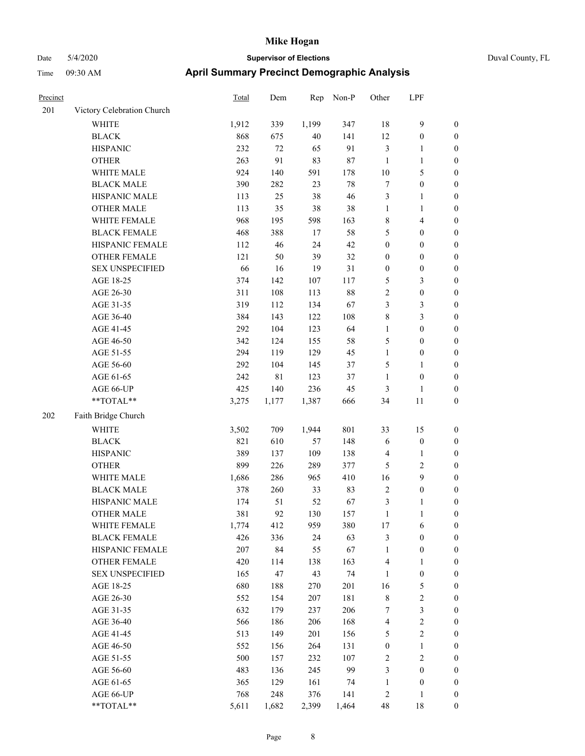# Mike Hogan

Date 5/4/2020 **Supervisor of Elections** Duval County, FL

Time 09:30 AM **April Summary Precinct Demographic Analysis**

| Precinct | | Total | Dem | Rep | Non-P | Other | LPF | |
|---|---|---|---|---|---|---|---|---|
| 201 | Victory Celebration Church | | | | | | | |
| | WHITE | 1,912 | 339 | 1,199 | 347 | 18 | 9 | 0 |
| | BLACK | 868 | 675 | 40 | 141 | 12 | 0 | 0 |
| | HISPANIC | 232 | 72 | 65 | 91 | 3 | 1 | 0 |
| | OTHER | 263 | 91 | 83 | 87 | 1 | 1 | 0 |
| | WHITE MALE | 924 | 140 | 591 | 178 | 10 | 5 | 0 |
| | BLACK MALE | 390 | 282 | 23 | 78 | 7 | 0 | 0 |
| | HISPANIC MALE | 113 | 25 | 38 | 46 | 3 | 1 | 0 |
| | OTHER MALE | 113 | 35 | 38 | 38 | 1 | 1 | 0 |
| | WHITE FEMALE | 968 | 195 | 598 | 163 | 8 | 4 | 0 |
| | BLACK FEMALE | 468 | 388 | 17 | 58 | 5 | 0 | 0 |
| | HISPANIC FEMALE | 112 | 46 | 24 | 42 | 0 | 0 | 0 |
| | OTHER FEMALE | 121 | 50 | 39 | 32 | 0 | 0 | 0 |
| | SEX UNSPECIFIED | 66 | 16 | 19 | 31 | 0 | 0 | 0 |
| | AGE 18-25 | 374 | 142 | 107 | 117 | 5 | 3 | 0 |
| | AGE 26-30 | 311 | 108 | 113 | 88 | 2 | 0 | 0 |
| | AGE 31-35 | 319 | 112 | 134 | 67 | 3 | 3 | 0 |
| | AGE 36-40 | 384 | 143 | 122 | 108 | 8 | 3 | 0 |
| | AGE 41-45 | 292 | 104 | 123 | 64 | 1 | 0 | 0 |
| | AGE 46-50 | 342 | 124 | 155 | 58 | 5 | 0 | 0 |
| | AGE 51-55 | 294 | 119 | 129 | 45 | 1 | 0 | 0 |
| | AGE 56-60 | 292 | 104 | 145 | 37 | 5 | 1 | 0 |
| | AGE 61-65 | 242 | 81 | 123 | 37 | 1 | 0 | 0 |
| | AGE 66-UP | 425 | 140 | 236 | 45 | 3 | 1 | 0 |
| | **TOTAL** | 3,275 | 1,177 | 1,387 | 666 | 34 | 11 | 0 |
| 202 | Faith Bridge Church | | | | | | | |
| | WHITE | 3,502 | 709 | 1,944 | 801 | 33 | 15 | 0 |
| | BLACK | 821 | 610 | 57 | 148 | 6 | 0 | 0 |
| | HISPANIC | 389 | 137 | 109 | 138 | 4 | 1 | 0 |
| | OTHER | 899 | 226 | 289 | 377 | 5 | 2 | 0 |
| | WHITE MALE | 1,686 | 286 | 965 | 410 | 16 | 9 | 0 |
| | BLACK MALE | 378 | 260 | 33 | 83 | 2 | 0 | 0 |
| | HISPANIC MALE | 174 | 51 | 52 | 67 | 3 | 1 | 0 |
| | OTHER MALE | 381 | 92 | 130 | 157 | 1 | 1 | 0 |
| | WHITE FEMALE | 1,774 | 412 | 959 | 380 | 17 | 6 | 0 |
| | BLACK FEMALE | 426 | 336 | 24 | 63 | 3 | 0 | 0 |
| | HISPANIC FEMALE | 207 | 84 | 55 | 67 | 1 | 0 | 0 |
| | OTHER FEMALE | 420 | 114 | 138 | 163 | 4 | 1 | 0 |
| | SEX UNSPECIFIED | 165 | 47 | 43 | 74 | 1 | 0 | 0 |
| | AGE 18-25 | 680 | 188 | 270 | 201 | 16 | 5 | 0 |
| | AGE 26-30 | 552 | 154 | 207 | 181 | 8 | 2 | 0 |
| | AGE 31-35 | 632 | 179 | 237 | 206 | 7 | 3 | 0 |
| | AGE 36-40 | 566 | 186 | 206 | 168 | 4 | 2 | 0 |
| | AGE 41-45 | 513 | 149 | 201 | 156 | 5 | 2 | 0 |
| | AGE 46-50 | 552 | 156 | 264 | 131 | 0 | 1 | 0 |
| | AGE 51-55 | 500 | 157 | 232 | 107 | 2 | 2 | 0 |
| | AGE 56-60 | 483 | 136 | 245 | 99 | 3 | 0 | 0 |
| | AGE 61-65 | 365 | 129 | 161 | 74 | 1 | 0 | 0 |
| | AGE 66-UP | 768 | 248 | 376 | 141 | 2 | 1 | 0 |
| | **TOTAL** | 5,611 | 1,682 | 2,399 | 1,464 | 48 | 18 | 0 |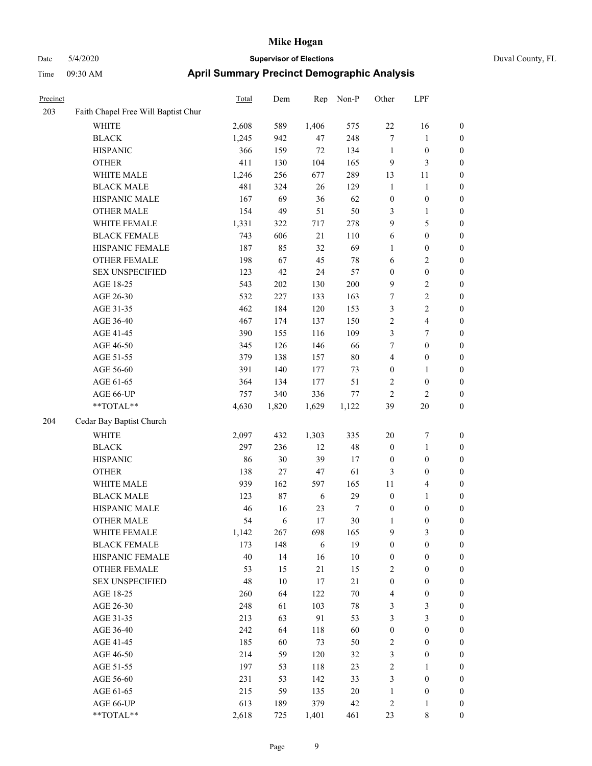| Precinct | | Total | Dem | Rep | Non-P | Other | LPF | |
|---|---|---|---|---|---|---|---|---|
| 203 | Faith Chapel Free Will Baptist Chur | | | | | | | |
| | WHITE | 2,608 | 589 | 1,406 | 575 | 22 | 16 | 0 |
| | BLACK | 1,245 | 942 | 47 | 248 | 7 | 1 | 0 |
| | HISPANIC | 366 | 159 | 72 | 134 | 1 | 0 | 0 |
| | OTHER | 411 | 130 | 104 | 165 | 9 | 3 | 0 |
| | WHITE MALE | 1,246 | 256 | 677 | 289 | 13 | 11 | 0 |
| | BLACK MALE | 481 | 324 | 26 | 129 | 1 | 1 | 0 |
| | HISPANIC MALE | 167 | 69 | 36 | 62 | 0 | 0 | 0 |
| | OTHER MALE | 154 | 49 | 51 | 50 | 3 | 1 | 0 |
| | WHITE FEMALE | 1,331 | 322 | 717 | 278 | 9 | 5 | 0 |
| | BLACK FEMALE | 743 | 606 | 21 | 110 | 6 | 0 | 0 |
| | HISPANIC FEMALE | 187 | 85 | 32 | 69 | 1 | 0 | 0 |
| | OTHER FEMALE | 198 | 67 | 45 | 78 | 6 | 2 | 0 |
| | SEX UNSPECIFIED | 123 | 42 | 24 | 57 | 0 | 0 | 0 |
| | AGE 18-25 | 543 | 202 | 130 | 200 | 9 | 2 | 0 |
| | AGE 26-30 | 532 | 227 | 133 | 163 | 7 | 2 | 0 |
| | AGE 31-35 | 462 | 184 | 120 | 153 | 3 | 2 | 0 |
| | AGE 36-40 | 467 | 174 | 137 | 150 | 2 | 4 | 0 |
| | AGE 41-45 | 390 | 155 | 116 | 109 | 3 | 7 | 0 |
| | AGE 46-50 | 345 | 126 | 146 | 66 | 7 | 0 | 0 |
| | AGE 51-55 | 379 | 138 | 157 | 80 | 4 | 0 | 0 |
| | AGE 56-60 | 391 | 140 | 177 | 73 | 0 | 1 | 0 |
| | AGE 61-65 | 364 | 134 | 177 | 51 | 2 | 0 | 0 |
| | AGE 66-UP | 757 | 340 | 336 | 77 | 2 | 2 | 0 |
| | **TOTAL** | 4,630 | 1,820 | 1,629 | 1,122 | 39 | 20 | 0 |
| 204 | Cedar Bay Baptist Church | | | | | | | |
| | WHITE | 2,097 | 432 | 1,303 | 335 | 20 | 7 | 0 |
| | BLACK | 297 | 236 | 12 | 48 | 0 | 1 | 0 |
| | HISPANIC | 86 | 30 | 39 | 17 | 0 | 0 | 0 |
| | OTHER | 138 | 27 | 47 | 61 | 3 | 0 | 0 |
| | WHITE MALE | 939 | 162 | 597 | 165 | 11 | 4 | 0 |
| | BLACK MALE | 123 | 87 | 6 | 29 | 0 | 1 | 0 |
| | HISPANIC MALE | 46 | 16 | 23 | 7 | 0 | 0 | 0 |
| | OTHER MALE | 54 | 6 | 17 | 30 | 1 | 0 | 0 |
| | WHITE FEMALE | 1,142 | 267 | 698 | 165 | 9 | 3 | 0 |
| | BLACK FEMALE | 173 | 148 | 6 | 19 | 0 | 0 | 0 |
| | HISPANIC FEMALE | 40 | 14 | 16 | 10 | 0 | 0 | 0 |
| | OTHER FEMALE | 53 | 15 | 21 | 15 | 2 | 0 | 0 |
| | SEX UNSPECIFIED | 48 | 10 | 17 | 21 | 0 | 0 | 0 |
| | AGE 18-25 | 260 | 64 | 122 | 70 | 4 | 0 | 0 |
| | AGE 26-30 | 248 | 61 | 103 | 78 | 3 | 3 | 0 |
| | AGE 31-35 | 213 | 63 | 91 | 53 | 3 | 3 | 0 |
| | AGE 36-40 | 242 | 64 | 118 | 60 | 0 | 0 | 0 |
| | AGE 41-45 | 185 | 60 | 73 | 50 | 2 | 0 | 0 |
| | AGE 46-50 | 214 | 59 | 120 | 32 | 3 | 0 | 0 |
| | AGE 51-55 | 197 | 53 | 118 | 23 | 2 | 1 | 0 |
| | AGE 56-60 | 231 | 53 | 142 | 33 | 3 | 0 | 0 |
| | AGE 61-65 | 215 | 59 | 135 | 20 | 1 | 0 | 0 |
| | AGE 66-UP | 613 | 189 | 379 | 42 | 2 | 1 | 0 |
| | **TOTAL** | 2,618 | 725 | 1,401 | 461 | 23 | 8 | 0 |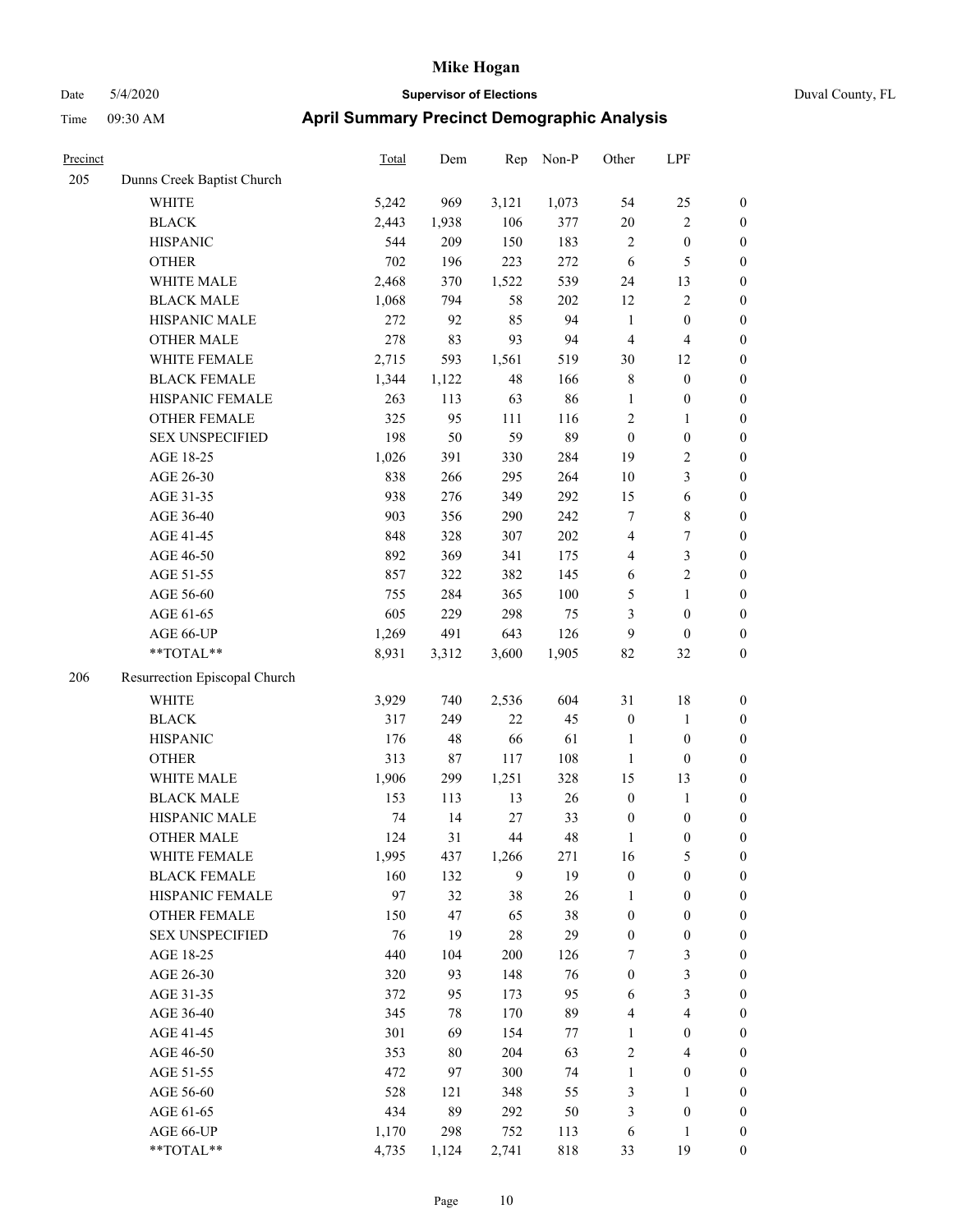# Mike Hogan

Date 5/4/2020 **Supervisor of Elections** Duval County, FL

Time 09:30 AM **April Summary Precinct Demographic Analysis**

| Precinct | | Total | Dem | Rep | Non-P | Other | LPF | |
|---|---|---|---|---|---|---|---|---|
| 205 | Dunns Creek Baptist Church | | | | | | | |
| | WHITE | 5,242 | 969 | 3,121 | 1,073 | 54 | 25 | 0 |
| | BLACK | 2,443 | 1,938 | 106 | 377 | 20 | 2 | 0 |
| | HISPANIC | 544 | 209 | 150 | 183 | 2 | 0 | 0 |
| | OTHER | 702 | 196 | 223 | 272 | 6 | 5 | 0 |
| | WHITE MALE | 2,468 | 370 | 1,522 | 539 | 24 | 13 | 0 |
| | BLACK MALE | 1,068 | 794 | 58 | 202 | 12 | 2 | 0 |
| | HISPANIC MALE | 272 | 92 | 85 | 94 | 1 | 0 | 0 |
| | OTHER MALE | 278 | 83 | 93 | 94 | 4 | 4 | 0 |
| | WHITE FEMALE | 2,715 | 593 | 1,561 | 519 | 30 | 12 | 0 |
| | BLACK FEMALE | 1,344 | 1,122 | 48 | 166 | 8 | 0 | 0 |
| | HISPANIC FEMALE | 263 | 113 | 63 | 86 | 1 | 0 | 0 |
| | OTHER FEMALE | 325 | 95 | 111 | 116 | 2 | 1 | 0 |
| | SEX UNSPECIFIED | 198 | 50 | 59 | 89 | 0 | 0 | 0 |
| | AGE 18-25 | 1,026 | 391 | 330 | 284 | 19 | 2 | 0 |
| | AGE 26-30 | 838 | 266 | 295 | 264 | 10 | 3 | 0 |
| | AGE 31-35 | 938 | 276 | 349 | 292 | 15 | 6 | 0 |
| | AGE 36-40 | 903 | 356 | 290 | 242 | 7 | 8 | 0 |
| | AGE 41-45 | 848 | 328 | 307 | 202 | 4 | 7 | 0 |
| | AGE 46-50 | 892 | 369 | 341 | 175 | 4 | 3 | 0 |
| | AGE 51-55 | 857 | 322 | 382 | 145 | 6 | 2 | 0 |
| | AGE 56-60 | 755 | 284 | 365 | 100 | 5 | 1 | 0 |
| | AGE 61-65 | 605 | 229 | 298 | 75 | 3 | 0 | 0 |
| | AGE 66-UP | 1,269 | 491 | 643 | 126 | 9 | 0 | 0 |
| | **TOTAL** | 8,931 | 3,312 | 3,600 | 1,905 | 82 | 32 | 0 |
| 206 | Resurrection Episcopal Church | | | | | | | |
| | WHITE | 3,929 | 740 | 2,536 | 604 | 31 | 18 | 0 |
| | BLACK | 317 | 249 | 22 | 45 | 0 | 1 | 0 |
| | HISPANIC | 176 | 48 | 66 | 61 | 1 | 0 | 0 |
| | OTHER | 313 | 87 | 117 | 108 | 1 | 0 | 0 |
| | WHITE MALE | 1,906 | 299 | 1,251 | 328 | 15 | 13 | 0 |
| | BLACK MALE | 153 | 113 | 13 | 26 | 0 | 1 | 0 |
| | HISPANIC MALE | 74 | 14 | 27 | 33 | 0 | 0 | 0 |
| | OTHER MALE | 124 | 31 | 44 | 48 | 1 | 0 | 0 |
| | WHITE FEMALE | 1,995 | 437 | 1,266 | 271 | 16 | 5 | 0 |
| | BLACK FEMALE | 160 | 132 | 9 | 19 | 0 | 0 | 0 |
| | HISPANIC FEMALE | 97 | 32 | 38 | 26 | 1 | 0 | 0 |
| | OTHER FEMALE | 150 | 47 | 65 | 38 | 0 | 0 | 0 |
| | SEX UNSPECIFIED | 76 | 19 | 28 | 29 | 0 | 0 | 0 |
| | AGE 18-25 | 440 | 104 | 200 | 126 | 7 | 3 | 0 |
| | AGE 26-30 | 320 | 93 | 148 | 76 | 0 | 3 | 0 |
| | AGE 31-35 | 372 | 95 | 173 | 95 | 6 | 3 | 0 |
| | AGE 36-40 | 345 | 78 | 170 | 89 | 4 | 4 | 0 |
| | AGE 41-45 | 301 | 69 | 154 | 77 | 1 | 0 | 0 |
| | AGE 46-50 | 353 | 80 | 204 | 63 | 2 | 4 | 0 |
| | AGE 51-55 | 472 | 97 | 300 | 74 | 1 | 0 | 0 |
| | AGE 56-60 | 528 | 121 | 348 | 55 | 3 | 1 | 0 |
| | AGE 61-65 | 434 | 89 | 292 | 50 | 3 | 0 | 0 |
| | AGE 66-UP | 1,170 | 298 | 752 | 113 | 6 | 1 | 0 |
| | **TOTAL** | 4,735 | 1,124 | 2,741 | 818 | 33 | 19 | 0 |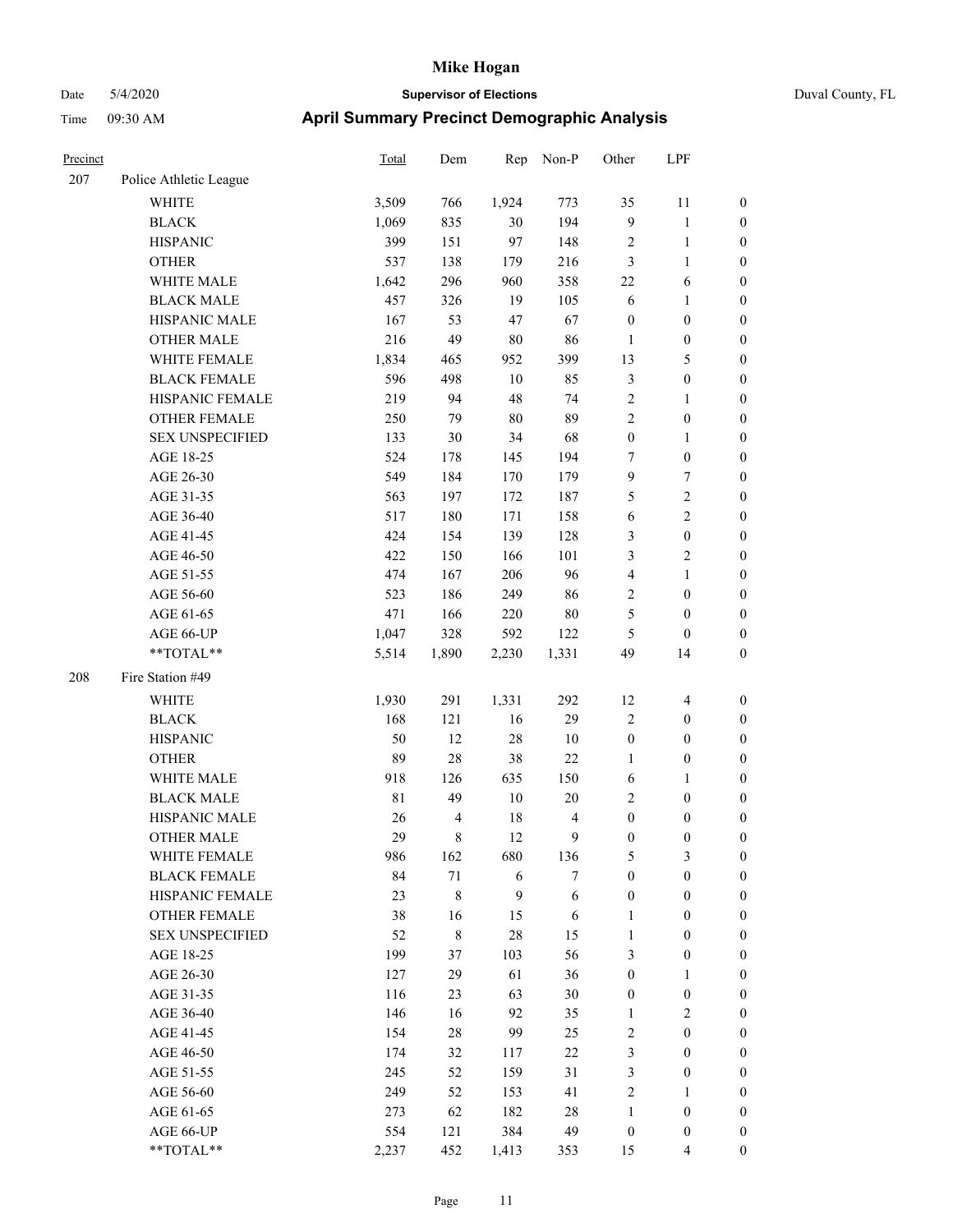# Mike Hogan

Date 5/4/2020 **Supervisor of Elections** Duval County, FL

Time 09:30 AM **April Summary Precinct Demographic Analysis**

| Precinct | | Total | Dem | Rep | Non-P | Other | LPF | |
|---|---|---|---|---|---|---|---|---|
| 207 | Police Athletic League | | | | | | | |
| | WHITE | 3,509 | 766 | 1,924 | 773 | 35 | 11 | 0 |
| | BLACK | 1,069 | 835 | 30 | 194 | 9 | 1 | 0 |
| | HISPANIC | 399 | 151 | 97 | 148 | 2 | 1 | 0 |
| | OTHER | 537 | 138 | 179 | 216 | 3 | 1 | 0 |
| | WHITE MALE | 1,642 | 296 | 960 | 358 | 22 | 6 | 0 |
| | BLACK MALE | 457 | 326 | 19 | 105 | 6 | 1 | 0 |
| | HISPANIC MALE | 167 | 53 | 47 | 67 | 0 | 0 | 0 |
| | OTHER MALE | 216 | 49 | 80 | 86 | 1 | 0 | 0 |
| | WHITE FEMALE | 1,834 | 465 | 952 | 399 | 13 | 5 | 0 |
| | BLACK FEMALE | 596 | 498 | 10 | 85 | 3 | 0 | 0 |
| | HISPANIC FEMALE | 219 | 94 | 48 | 74 | 2 | 1 | 0 |
| | OTHER FEMALE | 250 | 79 | 80 | 89 | 2 | 0 | 0 |
| | SEX UNSPECIFIED | 133 | 30 | 34 | 68 | 0 | 1 | 0 |
| | AGE 18-25 | 524 | 178 | 145 | 194 | 7 | 0 | 0 |
| | AGE 26-30 | 549 | 184 | 170 | 179 | 9 | 7 | 0 |
| | AGE 31-35 | 563 | 197 | 172 | 187 | 5 | 2 | 0 |
| | AGE 36-40 | 517 | 180 | 171 | 158 | 6 | 2 | 0 |
| | AGE 41-45 | 424 | 154 | 139 | 128 | 3 | 0 | 0 |
| | AGE 46-50 | 422 | 150 | 166 | 101 | 3 | 2 | 0 |
| | AGE 51-55 | 474 | 167 | 206 | 96 | 4 | 1 | 0 |
| | AGE 56-60 | 523 | 186 | 249 | 86 | 2 | 0 | 0 |
| | AGE 61-65 | 471 | 166 | 220 | 80 | 5 | 0 | 0 |
| | AGE 66-UP | 1,047 | 328 | 592 | 122 | 5 | 0 | 0 |
| | **TOTAL** | 5,514 | 1,890 | 2,230 | 1,331 | 49 | 14 | 0 |
| 208 | Fire Station #49 | | | | | | | |
| | WHITE | 1,930 | 291 | 1,331 | 292 | 12 | 4 | 0 |
| | BLACK | 168 | 121 | 16 | 29 | 2 | 0 | 0 |
| | HISPANIC | 50 | 12 | 28 | 10 | 0 | 0 | 0 |
| | OTHER | 89 | 28 | 38 | 22 | 1 | 0 | 0 |
| | WHITE MALE | 918 | 126 | 635 | 150 | 6 | 1 | 0 |
| | BLACK MALE | 81 | 49 | 10 | 20 | 2 | 0 | 0 |
| | HISPANIC MALE | 26 | 4 | 18 | 4 | 0 | 0 | 0 |
| | OTHER MALE | 29 | 8 | 12 | 9 | 0 | 0 | 0 |
| | WHITE FEMALE | 986 | 162 | 680 | 136 | 5 | 3 | 0 |
| | BLACK FEMALE | 84 | 71 | 6 | 7 | 0 | 0 | 0 |
| | HISPANIC FEMALE | 23 | 8 | 9 | 6 | 0 | 0 | 0 |
| | OTHER FEMALE | 38 | 16 | 15 | 6 | 1 | 0 | 0 |
| | SEX UNSPECIFIED | 52 | 8 | 28 | 15 | 1 | 0 | 0 |
| | AGE 18-25 | 199 | 37 | 103 | 56 | 3 | 0 | 0 |
| | AGE 26-30 | 127 | 29 | 61 | 36 | 0 | 1 | 0 |
| | AGE 31-35 | 116 | 23 | 63 | 30 | 0 | 0 | 0 |
| | AGE 36-40 | 146 | 16 | 92 | 35 | 1 | 2 | 0 |
| | AGE 41-45 | 154 | 28 | 99 | 25 | 2 | 0 | 0 |
| | AGE 46-50 | 174 | 32 | 117 | 22 | 3 | 0 | 0 |
| | AGE 51-55 | 245 | 52 | 159 | 31 | 3 | 0 | 0 |
| | AGE 56-60 | 249 | 52 | 153 | 41 | 2 | 1 | 0 |
| | AGE 61-65 | 273 | 62 | 182 | 28 | 1 | 0 | 0 |
| | AGE 66-UP | 554 | 121 | 384 | 49 | 0 | 0 | 0 |
| | **TOTAL** | 2,237 | 452 | 1,413 | 353 | 15 | 4 | 0 |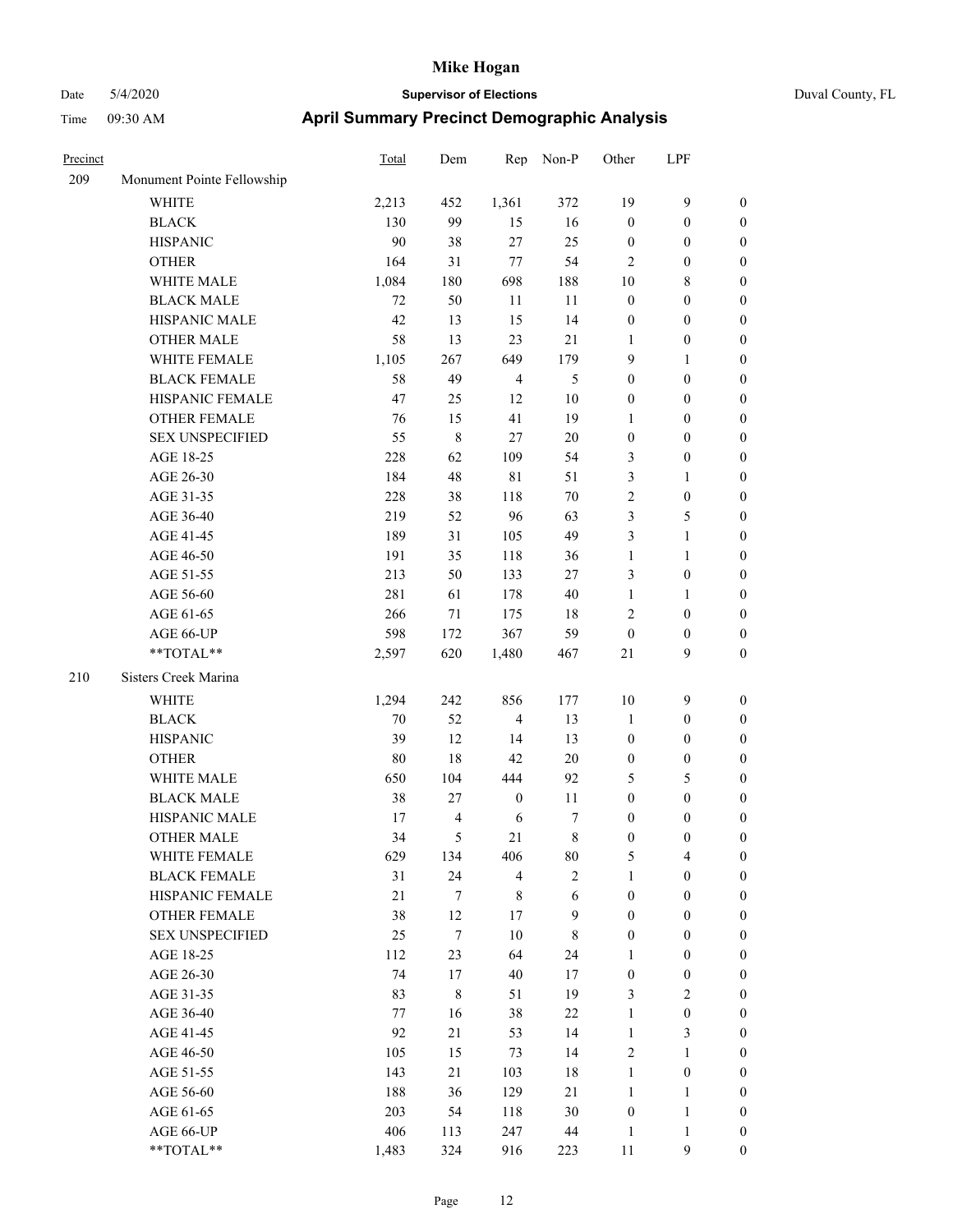# Mike Hogan

Date 5/4/2020 **Supervisor of Elections** Duval County, FL

Time 09:30 AM **April Summary Precinct Demographic Analysis**

| Precinct | | Total | Dem | Rep | Non-P | Other | LPF | |
|---|---|---|---|---|---|---|---|---|
| 209 | Monument Pointe Fellowship | | | | | | | |
| | WHITE | 2,213 | 452 | 1,361 | 372 | 19 | 9 | 0 |
| | BLACK | 130 | 99 | 15 | 16 | 0 | 0 | 0 |
| | HISPANIC | 90 | 38 | 27 | 25 | 0 | 0 | 0 |
| | OTHER | 164 | 31 | 77 | 54 | 2 | 0 | 0 |
| | WHITE MALE | 1,084 | 180 | 698 | 188 | 10 | 8 | 0 |
| | BLACK MALE | 72 | 50 | 11 | 11 | 0 | 0 | 0 |
| | HISPANIC MALE | 42 | 13 | 15 | 14 | 0 | 0 | 0 |
| | OTHER MALE | 58 | 13 | 23 | 21 | 1 | 0 | 0 |
| | WHITE FEMALE | 1,105 | 267 | 649 | 179 | 9 | 1 | 0 |
| | BLACK FEMALE | 58 | 49 | 4 | 5 | 0 | 0 | 0 |
| | HISPANIC FEMALE | 47 | 25 | 12 | 10 | 0 | 0 | 0 |
| | OTHER FEMALE | 76 | 15 | 41 | 19 | 1 | 0 | 0 |
| | SEX UNSPECIFIED | 55 | 8 | 27 | 20 | 0 | 0 | 0 |
| | AGE 18-25 | 228 | 62 | 109 | 54 | 3 | 0 | 0 |
| | AGE 26-30 | 184 | 48 | 81 | 51 | 3 | 1 | 0 |
| | AGE 31-35 | 228 | 38 | 118 | 70 | 2 | 0 | 0 |
| | AGE 36-40 | 219 | 52 | 96 | 63 | 3 | 5 | 0 |
| | AGE 41-45 | 189 | 31 | 105 | 49 | 3 | 1 | 0 |
| | AGE 46-50 | 191 | 35 | 118 | 36 | 1 | 1 | 0 |
| | AGE 51-55 | 213 | 50 | 133 | 27 | 3 | 0 | 0 |
| | AGE 56-60 | 281 | 61 | 178 | 40 | 1 | 1 | 0 |
| | AGE 61-65 | 266 | 71 | 175 | 18 | 2 | 0 | 0 |
| | AGE 66-UP | 598 | 172 | 367 | 59 | 0 | 0 | 0 |
| | **TOTAL** | 2,597 | 620 | 1,480 | 467 | 21 | 9 | 0 |
| 210 | Sisters Creek Marina | | | | | | | |
| | WHITE | 1,294 | 242 | 856 | 177 | 10 | 9 | 0 |
| | BLACK | 70 | 52 | 4 | 13 | 1 | 0 | 0 |
| | HISPANIC | 39 | 12 | 14 | 13 | 0 | 0 | 0 |
| | OTHER | 80 | 18 | 42 | 20 | 0 | 0 | 0 |
| | WHITE MALE | 650 | 104 | 444 | 92 | 5 | 5 | 0 |
| | BLACK MALE | 38 | 27 | 0 | 11 | 0 | 0 | 0 |
| | HISPANIC MALE | 17 | 4 | 6 | 7 | 0 | 0 | 0 |
| | OTHER MALE | 34 | 5 | 21 | 8 | 0 | 0 | 0 |
| | WHITE FEMALE | 629 | 134 | 406 | 80 | 5 | 4 | 0 |
| | BLACK FEMALE | 31 | 24 | 4 | 2 | 1 | 0 | 0 |
| | HISPANIC FEMALE | 21 | 7 | 8 | 6 | 0 | 0 | 0 |
| | OTHER FEMALE | 38 | 12 | 17 | 9 | 0 | 0 | 0 |
| | SEX UNSPECIFIED | 25 | 7 | 10 | 8 | 0 | 0 | 0 |
| | AGE 18-25 | 112 | 23 | 64 | 24 | 1 | 0 | 0 |
| | AGE 26-30 | 74 | 17 | 40 | 17 | 0 | 0 | 0 |
| | AGE 31-35 | 83 | 8 | 51 | 19 | 3 | 2 | 0 |
| | AGE 36-40 | 77 | 16 | 38 | 22 | 1 | 0 | 0 |
| | AGE 41-45 | 92 | 21 | 53 | 14 | 1 | 3 | 0 |
| | AGE 46-50 | 105 | 15 | 73 | 14 | 2 | 1 | 0 |
| | AGE 51-55 | 143 | 21 | 103 | 18 | 1 | 0 | 0 |
| | AGE 56-60 | 188 | 36 | 129 | 21 | 1 | 1 | 0 |
| | AGE 61-65 | 203 | 54 | 118 | 30 | 0 | 1 | 0 |
| | AGE 66-UP | 406 | 113 | 247 | 44 | 1 | 1 | 0 |
| | **TOTAL** | 1,483 | 324 | 916 | 223 | 11 | 9 | 0 |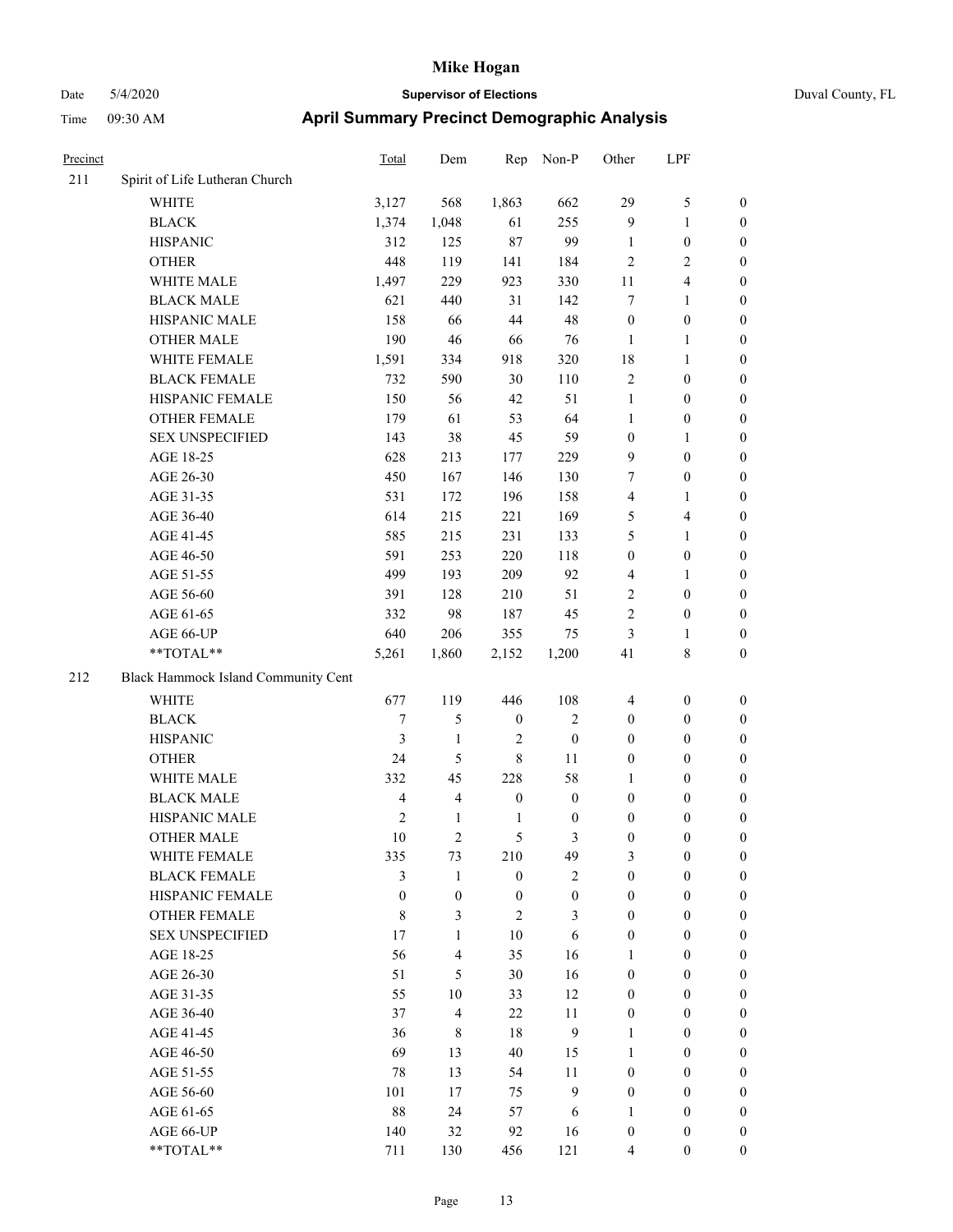# Mike Hogan

Date 5/4/2020 **Supervisor of Elections** Duval County, FL

Time 09:30 AM **April Summary Precinct Demographic Analysis**

| Precinct | | Total | Dem | Rep | Non-P | Other | LPF | |
|---|---|---|---|---|---|---|---|---|
| 211 | Spirit of Life Lutheran Church | | | | | | | |
| | WHITE | 3,127 | 568 | 1,863 | 662 | 29 | 5 | 0 |
| | BLACK | 1,374 | 1,048 | 61 | 255 | 9 | 1 | 0 |
| | HISPANIC | 312 | 125 | 87 | 99 | 1 | 0 | 0 |
| | OTHER | 448 | 119 | 141 | 184 | 2 | 2 | 0 |
| | WHITE MALE | 1,497 | 229 | 923 | 330 | 11 | 4 | 0 |
| | BLACK MALE | 621 | 440 | 31 | 142 | 7 | 1 | 0 |
| | HISPANIC MALE | 158 | 66 | 44 | 48 | 0 | 0 | 0 |
| | OTHER MALE | 190 | 46 | 66 | 76 | 1 | 1 | 0 |
| | WHITE FEMALE | 1,591 | 334 | 918 | 320 | 18 | 1 | 0 |
| | BLACK FEMALE | 732 | 590 | 30 | 110 | 2 | 0 | 0 |
| | HISPANIC FEMALE | 150 | 56 | 42 | 51 | 1 | 0 | 0 |
| | OTHER FEMALE | 179 | 61 | 53 | 64 | 1 | 0 | 0 |
| | SEX UNSPECIFIED | 143 | 38 | 45 | 59 | 0 | 1 | 0 |
| | AGE 18-25 | 628 | 213 | 177 | 229 | 9 | 0 | 0 |
| | AGE 26-30 | 450 | 167 | 146 | 130 | 7 | 0 | 0 |
| | AGE 31-35 | 531 | 172 | 196 | 158 | 4 | 1 | 0 |
| | AGE 36-40 | 614 | 215 | 221 | 169 | 5 | 4 | 0 |
| | AGE 41-45 | 585 | 215 | 231 | 133 | 5 | 1 | 0 |
| | AGE 46-50 | 591 | 253 | 220 | 118 | 0 | 0 | 0 |
| | AGE 51-55 | 499 | 193 | 209 | 92 | 4 | 1 | 0 |
| | AGE 56-60 | 391 | 128 | 210 | 51 | 2 | 0 | 0 |
| | AGE 61-65 | 332 | 98 | 187 | 45 | 2 | 0 | 0 |
| | AGE 66-UP | 640 | 206 | 355 | 75 | 3 | 1 | 0 |
| | **TOTAL** | 5,261 | 1,860 | 2,152 | 1,200 | 41 | 8 | 0 |
| 212 | Black Hammock Island Community Cent | | | | | | | |
| | WHITE | 677 | 119 | 446 | 108 | 4 | 0 | 0 |
| | BLACK | 7 | 5 | 0 | 2 | 0 | 0 | 0 |
| | HISPANIC | 3 | 1 | 2 | 0 | 0 | 0 | 0 |
| | OTHER | 24 | 5 | 8 | 11 | 0 | 0 | 0 |
| | WHITE MALE | 332 | 45 | 228 | 58 | 1 | 0 | 0 |
| | BLACK MALE | 4 | 4 | 0 | 0 | 0 | 0 | 0 |
| | HISPANIC MALE | 2 | 1 | 1 | 0 | 0 | 0 | 0 |
| | OTHER MALE | 10 | 2 | 5 | 3 | 0 | 0 | 0 |
| | WHITE FEMALE | 335 | 73 | 210 | 49 | 3 | 0 | 0 |
| | BLACK FEMALE | 3 | 1 | 0 | 2 | 0 | 0 | 0 |
| | HISPANIC FEMALE | 0 | 0 | 0 | 0 | 0 | 0 | 0 |
| | OTHER FEMALE | 8 | 3 | 2 | 3 | 0 | 0 | 0 |
| | SEX UNSPECIFIED | 17 | 1 | 10 | 6 | 0 | 0 | 0 |
| | AGE 18-25 | 56 | 4 | 35 | 16 | 1 | 0 | 0 |
| | AGE 26-30 | 51 | 5 | 30 | 16 | 0 | 0 | 0 |
| | AGE 31-35 | 55 | 10 | 33 | 12 | 0 | 0 | 0 |
| | AGE 36-40 | 37 | 4 | 22 | 11 | 0 | 0 | 0 |
| | AGE 41-45 | 36 | 8 | 18 | 9 | 1 | 0 | 0 |
| | AGE 46-50 | 69 | 13 | 40 | 15 | 1 | 0 | 0 |
| | AGE 51-55 | 78 | 13 | 54 | 11 | 0 | 0 | 0 |
| | AGE 56-60 | 101 | 17 | 75 | 9 | 0 | 0 | 0 |
| | AGE 61-65 | 88 | 24 | 57 | 6 | 1 | 0 | 0 |
| | AGE 66-UP | 140 | 32 | 92 | 16 | 0 | 0 | 0 |
| | **TOTAL** | 711 | 130 | 456 | 121 | 4 | 0 | 0 |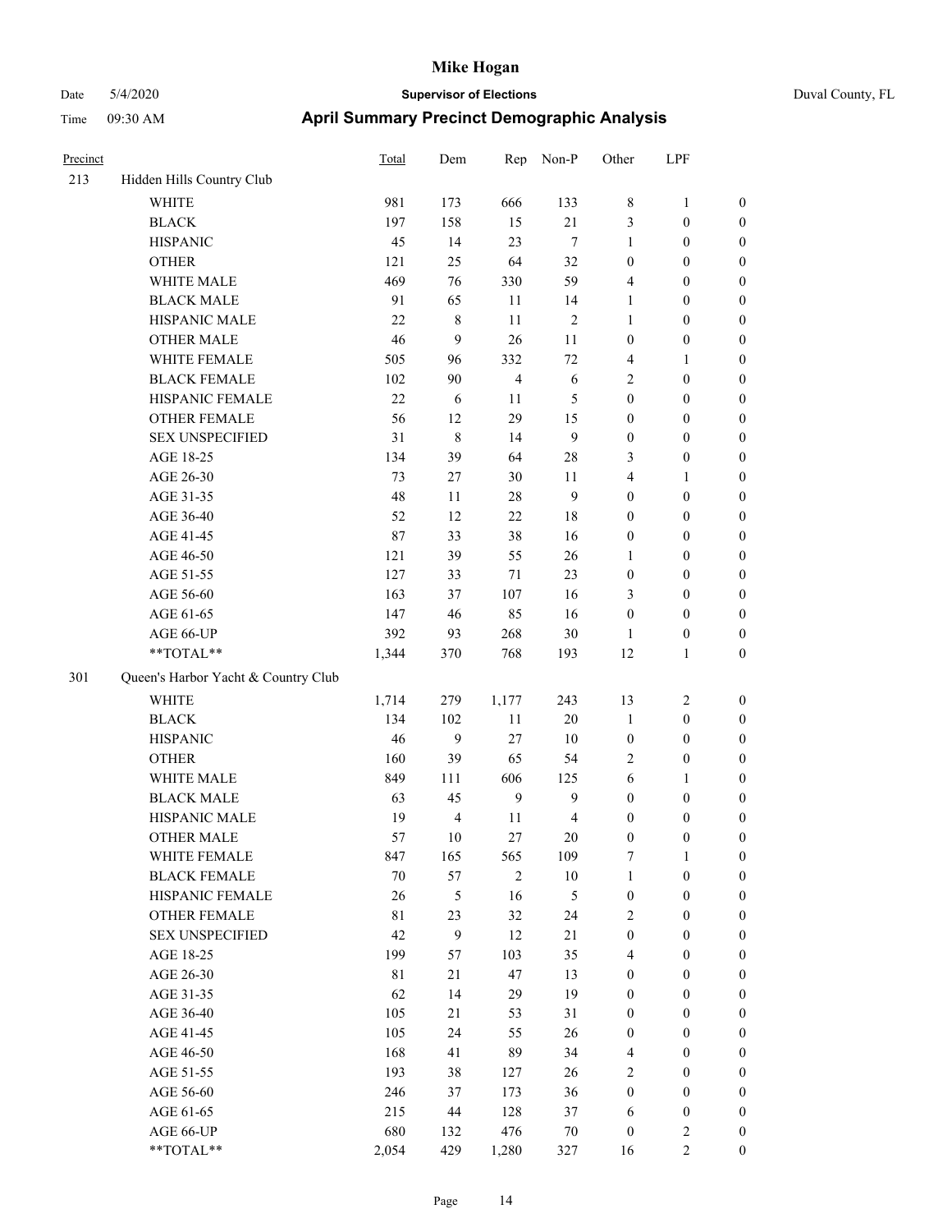# Mike Hogan

Date 5/4/2020 | **Supervisor of Elections** | Duval County, FL

Time 09:30 AM | **April Summary Precinct Demographic Analysis**

| Precinct | | Total | Dem | Rep | Non-P | Other | LPF | |
|---|---|---|---|---|---|---|---|---|
| 213 | Hidden Hills Country Club | | | | | | | |
| | WHITE | 981 | 173 | 666 | 133 | 8 | 1 | 0 |
| | BLACK | 197 | 158 | 15 | 21 | 3 | 0 | 0 |
| | HISPANIC | 45 | 14 | 23 | 7 | 1 | 0 | 0 |
| | OTHER | 121 | 25 | 64 | 32 | 0 | 0 | 0 |
| | WHITE MALE | 469 | 76 | 330 | 59 | 4 | 0 | 0 |
| | BLACK MALE | 91 | 65 | 11 | 14 | 1 | 0 | 0 |
| | HISPANIC MALE | 22 | 8 | 11 | 2 | 1 | 0 | 0 |
| | OTHER MALE | 46 | 9 | 26 | 11 | 0 | 0 | 0 |
| | WHITE FEMALE | 505 | 96 | 332 | 72 | 4 | 1 | 0 |
| | BLACK FEMALE | 102 | 90 | 4 | 6 | 2 | 0 | 0 |
| | HISPANIC FEMALE | 22 | 6 | 11 | 5 | 0 | 0 | 0 |
| | OTHER FEMALE | 56 | 12 | 29 | 15 | 0 | 0 | 0 |
| | SEX UNSPECIFIED | 31 | 8 | 14 | 9 | 0 | 0 | 0 |
| | AGE 18-25 | 134 | 39 | 64 | 28 | 3 | 0 | 0 |
| | AGE 26-30 | 73 | 27 | 30 | 11 | 4 | 1 | 0 |
| | AGE 31-35 | 48 | 11 | 28 | 9 | 0 | 0 | 0 |
| | AGE 36-40 | 52 | 12 | 22 | 18 | 0 | 0 | 0 |
| | AGE 41-45 | 87 | 33 | 38 | 16 | 0 | 0 | 0 |
| | AGE 46-50 | 121 | 39 | 55 | 26 | 1 | 0 | 0 |
| | AGE 51-55 | 127 | 33 | 71 | 23 | 0 | 0 | 0 |
| | AGE 56-60 | 163 | 37 | 107 | 16 | 3 | 0 | 0 |
| | AGE 61-65 | 147 | 46 | 85 | 16 | 0 | 0 | 0 |
| | AGE 66-UP | 392 | 93 | 268 | 30 | 1 | 0 | 0 |
| | **TOTAL** | 1,344 | 370 | 768 | 193 | 12 | 1 | 0 |
| 301 | Queen's Harbor Yacht & Country Club | | | | | | | |
| | WHITE | 1,714 | 279 | 1,177 | 243 | 13 | 2 | 0 |
| | BLACK | 134 | 102 | 11 | 20 | 1 | 0 | 0 |
| | HISPANIC | 46 | 9 | 27 | 10 | 0 | 0 | 0 |
| | OTHER | 160 | 39 | 65 | 54 | 2 | 0 | 0 |
| | WHITE MALE | 849 | 111 | 606 | 125 | 6 | 1 | 0 |
| | BLACK MALE | 63 | 45 | 9 | 9 | 0 | 0 | 0 |
| | HISPANIC MALE | 19 | 4 | 11 | 4 | 0 | 0 | 0 |
| | OTHER MALE | 57 | 10 | 27 | 20 | 0 | 0 | 0 |
| | WHITE FEMALE | 847 | 165 | 565 | 109 | 7 | 1 | 0 |
| | BLACK FEMALE | 70 | 57 | 2 | 10 | 1 | 0 | 0 |
| | HISPANIC FEMALE | 26 | 5 | 16 | 5 | 0 | 0 | 0 |
| | OTHER FEMALE | 81 | 23 | 32 | 24 | 2 | 0 | 0 |
| | SEX UNSPECIFIED | 42 | 9 | 12 | 21 | 0 | 0 | 0 |
| | AGE 18-25 | 199 | 57 | 103 | 35 | 4 | 0 | 0 |
| | AGE 26-30 | 81 | 21 | 47 | 13 | 0 | 0 | 0 |
| | AGE 31-35 | 62 | 14 | 29 | 19 | 0 | 0 | 0 |
| | AGE 36-40 | 105 | 21 | 53 | 31 | 0 | 0 | 0 |
| | AGE 41-45 | 105 | 24 | 55 | 26 | 0 | 0 | 0 |
| | AGE 46-50 | 168 | 41 | 89 | 34 | 4 | 0 | 0 |
| | AGE 51-55 | 193 | 38 | 127 | 26 | 2 | 0 | 0 |
| | AGE 56-60 | 246 | 37 | 173 | 36 | 0 | 0 | 0 |
| | AGE 61-65 | 215 | 44 | 128 | 37 | 6 | 0 | 0 |
| | AGE 66-UP | 680 | 132 | 476 | 70 | 0 | 2 | 0 |
| | **TOTAL** | 2,054 | 429 | 1,280 | 327 | 16 | 2 | 0 |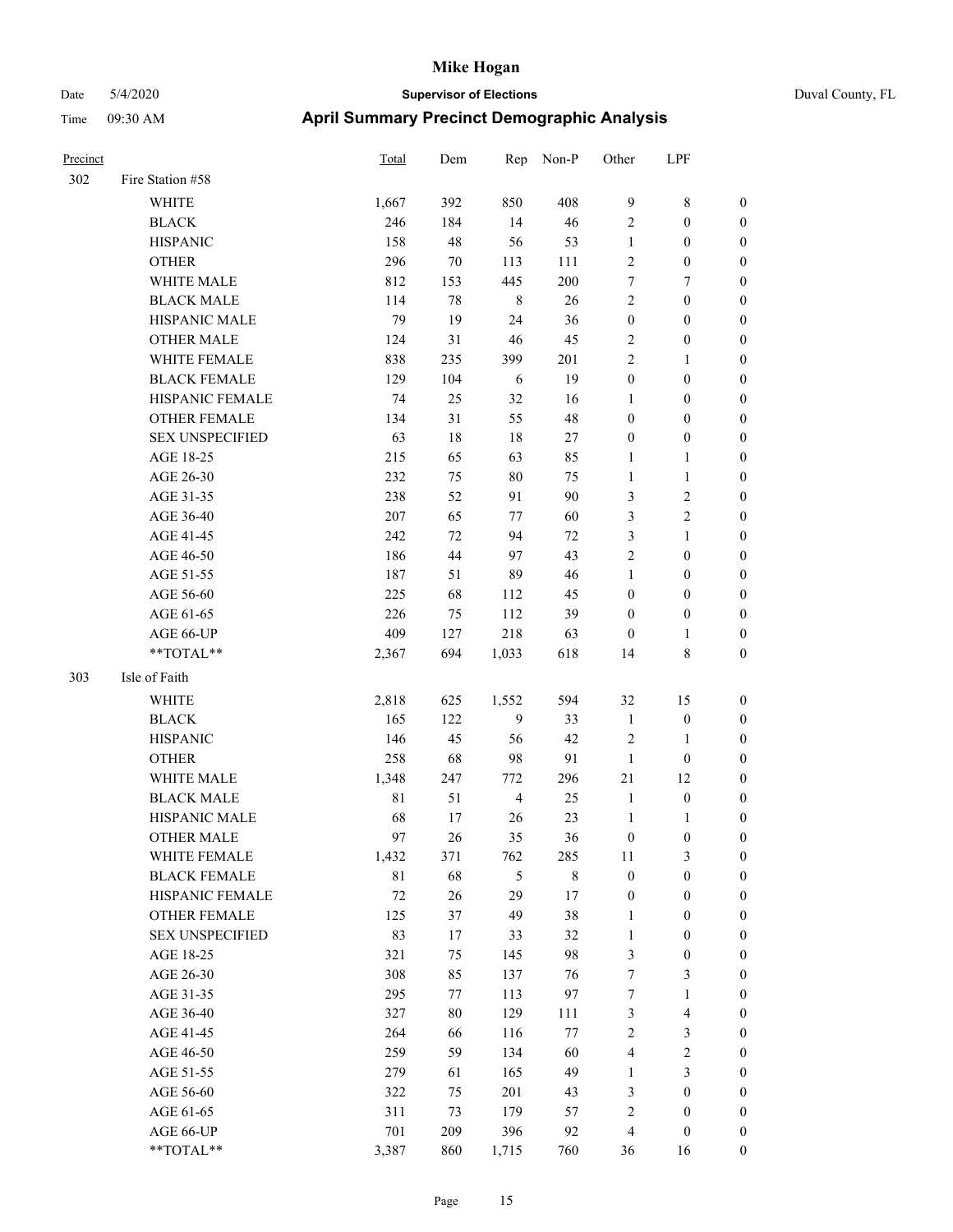# Mike Hogan

Date 5/4/2020 **Supervisor of Elections** Duval County, FL

Time 09:30 AM **April Summary Precinct Demographic Analysis**

| Precinct | | Total | Dem | Rep | Non-P | Other | LPF | |
|---|---|---|---|---|---|---|---|---|
| 302 | Fire Station #58 | | | | | | | |
| | WHITE | 1,667 | 392 | 850 | 408 | 9 | 8 | 0 |
| | BLACK | 246 | 184 | 14 | 46 | 2 | 0 | 0 |
| | HISPANIC | 158 | 48 | 56 | 53 | 1 | 0 | 0 |
| | OTHER | 296 | 70 | 113 | 111 | 2 | 0 | 0 |
| | WHITE MALE | 812 | 153 | 445 | 200 | 7 | 7 | 0 |
| | BLACK MALE | 114 | 78 | 8 | 26 | 2 | 0 | 0 |
| | HISPANIC MALE | 79 | 19 | 24 | 36 | 0 | 0 | 0 |
| | OTHER MALE | 124 | 31 | 46 | 45 | 2 | 0 | 0 |
| | WHITE FEMALE | 838 | 235 | 399 | 201 | 2 | 1 | 0 |
| | BLACK FEMALE | 129 | 104 | 6 | 19 | 0 | 0 | 0 |
| | HISPANIC FEMALE | 74 | 25 | 32 | 16 | 1 | 0 | 0 |
| | OTHER FEMALE | 134 | 31 | 55 | 48 | 0 | 0 | 0 |
| | SEX UNSPECIFIED | 63 | 18 | 18 | 27 | 0 | 0 | 0 |
| | AGE 18-25 | 215 | 65 | 63 | 85 | 1 | 1 | 0 |
| | AGE 26-30 | 232 | 75 | 80 | 75 | 1 | 1 | 0 |
| | AGE 31-35 | 238 | 52 | 91 | 90 | 3 | 2 | 0 |
| | AGE 36-40 | 207 | 65 | 77 | 60 | 3 | 2 | 0 |
| | AGE 41-45 | 242 | 72 | 94 | 72 | 3 | 1 | 0 |
| | AGE 46-50 | 186 | 44 | 97 | 43 | 2 | 0 | 0 |
| | AGE 51-55 | 187 | 51 | 89 | 46 | 1 | 0 | 0 |
| | AGE 56-60 | 225 | 68 | 112 | 45 | 0 | 0 | 0 |
| | AGE 61-65 | 226 | 75 | 112 | 39 | 0 | 0 | 0 |
| | AGE 66-UP | 409 | 127 | 218 | 63 | 0 | 1 | 0 |
| | **TOTAL** | 2,367 | 694 | 1,033 | 618 | 14 | 8 | 0 |
| 303 | Isle of Faith | | | | | | | |
| | WHITE | 2,818 | 625 | 1,552 | 594 | 32 | 15 | 0 |
| | BLACK | 165 | 122 | 9 | 33 | 1 | 0 | 0 |
| | HISPANIC | 146 | 45 | 56 | 42 | 2 | 1 | 0 |
| | OTHER | 258 | 68 | 98 | 91 | 1 | 0 | 0 |
| | WHITE MALE | 1,348 | 247 | 772 | 296 | 21 | 12 | 0 |
| | BLACK MALE | 81 | 51 | 4 | 25 | 1 | 0 | 0 |
| | HISPANIC MALE | 68 | 17 | 26 | 23 | 1 | 1 | 0 |
| | OTHER MALE | 97 | 26 | 35 | 36 | 0 | 0 | 0 |
| | WHITE FEMALE | 1,432 | 371 | 762 | 285 | 11 | 3 | 0 |
| | BLACK FEMALE | 81 | 68 | 5 | 8 | 0 | 0 | 0 |
| | HISPANIC FEMALE | 72 | 26 | 29 | 17 | 0 | 0 | 0 |
| | OTHER FEMALE | 125 | 37 | 49 | 38 | 1 | 0 | 0 |
| | SEX UNSPECIFIED | 83 | 17 | 33 | 32 | 1 | 0 | 0 |
| | AGE 18-25 | 321 | 75 | 145 | 98 | 3 | 0 | 0 |
| | AGE 26-30 | 308 | 85 | 137 | 76 | 7 | 3 | 0 |
| | AGE 31-35 | 295 | 77 | 113 | 97 | 7 | 1 | 0 |
| | AGE 36-40 | 327 | 80 | 129 | 111 | 3 | 4 | 0 |
| | AGE 41-45 | 264 | 66 | 116 | 77 | 2 | 3 | 0 |
| | AGE 46-50 | 259 | 59 | 134 | 60 | 4 | 2 | 0 |
| | AGE 51-55 | 279 | 61 | 165 | 49 | 1 | 3 | 0 |
| | AGE 56-60 | 322 | 75 | 201 | 43 | 3 | 0 | 0 |
| | AGE 61-65 | 311 | 73 | 179 | 57 | 2 | 0 | 0 |
| | AGE 66-UP | 701 | 209 | 396 | 92 | 4 | 0 | 0 |
| | **TOTAL** | 3,387 | 860 | 1,715 | 760 | 36 | 16 | 0 |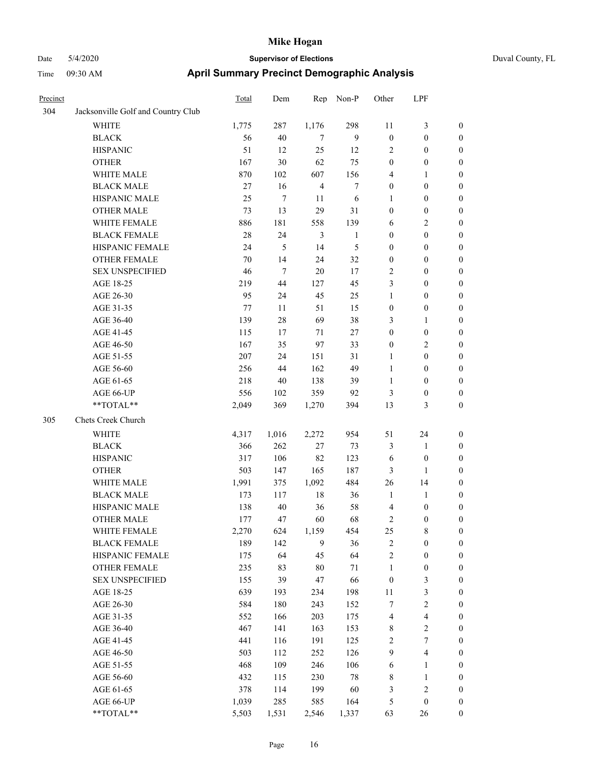# Mike Hogan

Date 5/4/2020 **Supervisor of Elections** Duval County, FL

Time 09:30 AM **April Summary Precinct Demographic Analysis**

| Precinct | | Total | Dem | Rep | Non-P | Other | LPF | |
|---|---|---|---|---|---|---|---|---|
| 304 | Jacksonville Golf and Country Club | | | | | | | |
| | WHITE | 1,775 | 287 | 1,176 | 298 | 11 | 3 | 0 |
| | BLACK | 56 | 40 | 7 | 9 | 0 | 0 | 0 |
| | HISPANIC | 51 | 12 | 25 | 12 | 2 | 0 | 0 |
| | OTHER | 167 | 30 | 62 | 75 | 0 | 0 | 0 |
| | WHITE MALE | 870 | 102 | 607 | 156 | 4 | 1 | 0 |
| | BLACK MALE | 27 | 16 | 4 | 7 | 0 | 0 | 0 |
| | HISPANIC MALE | 25 | 7 | 11 | 6 | 1 | 0 | 0 |
| | OTHER MALE | 73 | 13 | 29 | 31 | 0 | 0 | 0 |
| | WHITE FEMALE | 886 | 181 | 558 | 139 | 6 | 2 | 0 |
| | BLACK FEMALE | 28 | 24 | 3 | 1 | 0 | 0 | 0 |
| | HISPANIC FEMALE | 24 | 5 | 14 | 5 | 0 | 0 | 0 |
| | OTHER FEMALE | 70 | 14 | 24 | 32 | 0 | 0 | 0 |
| | SEX UNSPECIFIED | 46 | 7 | 20 | 17 | 2 | 0 | 0 |
| | AGE 18-25 | 219 | 44 | 127 | 45 | 3 | 0 | 0 |
| | AGE 26-30 | 95 | 24 | 45 | 25 | 1 | 0 | 0 |
| | AGE 31-35 | 77 | 11 | 51 | 15 | 0 | 0 | 0 |
| | AGE 36-40 | 139 | 28 | 69 | 38 | 3 | 1 | 0 |
| | AGE 41-45 | 115 | 17 | 71 | 27 | 0 | 0 | 0 |
| | AGE 46-50 | 167 | 35 | 97 | 33 | 0 | 2 | 0 |
| | AGE 51-55 | 207 | 24 | 151 | 31 | 1 | 0 | 0 |
| | AGE 56-60 | 256 | 44 | 162 | 49 | 1 | 0 | 0 |
| | AGE 61-65 | 218 | 40 | 138 | 39 | 1 | 0 | 0 |
| | AGE 66-UP | 556 | 102 | 359 | 92 | 3 | 0 | 0 |
| | **TOTAL** | 2,049 | 369 | 1,270 | 394 | 13 | 3 | 0 |
| 305 | Chets Creek Church | | | | | | | |
| | WHITE | 4,317 | 1,016 | 2,272 | 954 | 51 | 24 | 0 |
| | BLACK | 366 | 262 | 27 | 73 | 3 | 1 | 0 |
| | HISPANIC | 317 | 106 | 82 | 123 | 6 | 0 | 0 |
| | OTHER | 503 | 147 | 165 | 187 | 3 | 1 | 0 |
| | WHITE MALE | 1,991 | 375 | 1,092 | 484 | 26 | 14 | 0 |
| | BLACK MALE | 173 | 117 | 18 | 36 | 1 | 1 | 0 |
| | HISPANIC MALE | 138 | 40 | 36 | 58 | 4 | 0 | 0 |
| | OTHER MALE | 177 | 47 | 60 | 68 | 2 | 0 | 0 |
| | WHITE FEMALE | 2,270 | 624 | 1,159 | 454 | 25 | 8 | 0 |
| | BLACK FEMALE | 189 | 142 | 9 | 36 | 2 | 0 | 0 |
| | HISPANIC FEMALE | 175 | 64 | 45 | 64 | 2 | 0 | 0 |
| | OTHER FEMALE | 235 | 83 | 80 | 71 | 1 | 0 | 0 |
| | SEX UNSPECIFIED | 155 | 39 | 47 | 66 | 0 | 3 | 0 |
| | AGE 18-25 | 639 | 193 | 234 | 198 | 11 | 3 | 0 |
| | AGE 26-30 | 584 | 180 | 243 | 152 | 7 | 2 | 0 |
| | AGE 31-35 | 552 | 166 | 203 | 175 | 4 | 4 | 0 |
| | AGE 36-40 | 467 | 141 | 163 | 153 | 8 | 2 | 0 |
| | AGE 41-45 | 441 | 116 | 191 | 125 | 2 | 7 | 0 |
| | AGE 46-50 | 503 | 112 | 252 | 126 | 9 | 4 | 0 |
| | AGE 51-55 | 468 | 109 | 246 | 106 | 6 | 1 | 0 |
| | AGE 56-60 | 432 | 115 | 230 | 78 | 8 | 1 | 0 |
| | AGE 61-65 | 378 | 114 | 199 | 60 | 3 | 2 | 0 |
| | AGE 66-UP | 1,039 | 285 | 585 | 164 | 5 | 0 | 0 |
| | **TOTAL** | 5,503 | 1,531 | 2,546 | 1,337 | 63 | 26 | 0 |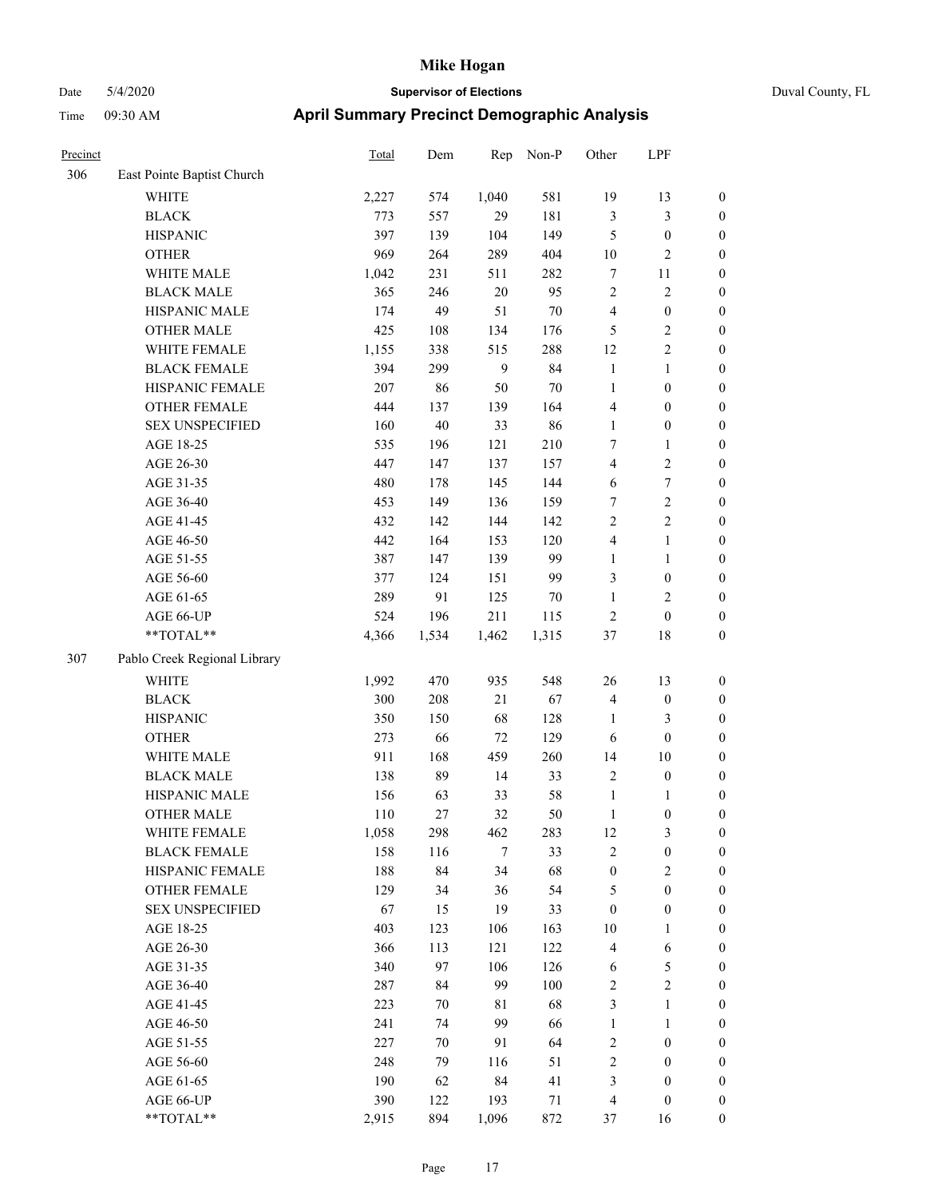# Mike Hogan

Date 5/4/2020 **Supervisor of Elections** Duval County, FL

Time 09:30 AM **April Summary Precinct Demographic Analysis**

| Precinct | | Total | Dem | Rep | Non-P | Other | LPF | |
|---|---|---|---|---|---|---|---|---|
| 306 | East Pointe Baptist Church | | | | | | | |
| | WHITE | 2,227 | 574 | 1,040 | 581 | 19 | 13 | 0 |
| | BLACK | 773 | 557 | 29 | 181 | 3 | 3 | 0 |
| | HISPANIC | 397 | 139 | 104 | 149 | 5 | 0 | 0 |
| | OTHER | 969 | 264 | 289 | 404 | 10 | 2 | 0 |
| | WHITE MALE | 1,042 | 231 | 511 | 282 | 7 | 11 | 0 |
| | BLACK MALE | 365 | 246 | 20 | 95 | 2 | 2 | 0 |
| | HISPANIC MALE | 174 | 49 | 51 | 70 | 4 | 0 | 0 |
| | OTHER MALE | 425 | 108 | 134 | 176 | 5 | 2 | 0 |
| | WHITE FEMALE | 1,155 | 338 | 515 | 288 | 12 | 2 | 0 |
| | BLACK FEMALE | 394 | 299 | 9 | 84 | 1 | 1 | 0 |
| | HISPANIC FEMALE | 207 | 86 | 50 | 70 | 1 | 0 | 0 |
| | OTHER FEMALE | 444 | 137 | 139 | 164 | 4 | 0 | 0 |
| | SEX UNSPECIFIED | 160 | 40 | 33 | 86 | 1 | 0 | 0 |
| | AGE 18-25 | 535 | 196 | 121 | 210 | 7 | 1 | 0 |
| | AGE 26-30 | 447 | 147 | 137 | 157 | 4 | 2 | 0 |
| | AGE 31-35 | 480 | 178 | 145 | 144 | 6 | 7 | 0 |
| | AGE 36-40 | 453 | 149 | 136 | 159 | 7 | 2 | 0 |
| | AGE 41-45 | 432 | 142 | 144 | 142 | 2 | 2 | 0 |
| | AGE 46-50 | 442 | 164 | 153 | 120 | 4 | 1 | 0 |
| | AGE 51-55 | 387 | 147 | 139 | 99 | 1 | 1 | 0 |
| | AGE 56-60 | 377 | 124 | 151 | 99 | 3 | 0 | 0 |
| | AGE 61-65 | 289 | 91 | 125 | 70 | 1 | 2 | 0 |
| | AGE 66-UP | 524 | 196 | 211 | 115 | 2 | 0 | 0 |
| | **TOTAL** | 4,366 | 1,534 | 1,462 | 1,315 | 37 | 18 | 0 |
| 307 | Pablo Creek Regional Library | | | | | | | |
| | WHITE | 1,992 | 470 | 935 | 548 | 26 | 13 | 0 |
| | BLACK | 300 | 208 | 21 | 67 | 4 | 0 | 0 |
| | HISPANIC | 350 | 150 | 68 | 128 | 1 | 3 | 0 |
| | OTHER | 273 | 66 | 72 | 129 | 6 | 0 | 0 |
| | WHITE MALE | 911 | 168 | 459 | 260 | 14 | 10 | 0 |
| | BLACK MALE | 138 | 89 | 14 | 33 | 2 | 0 | 0 |
| | HISPANIC MALE | 156 | 63 | 33 | 58 | 1 | 1 | 0 |
| | OTHER MALE | 110 | 27 | 32 | 50 | 1 | 0 | 0 |
| | WHITE FEMALE | 1,058 | 298 | 462 | 283 | 12 | 3 | 0 |
| | BLACK FEMALE | 158 | 116 | 7 | 33 | 2 | 0 | 0 |
| | HISPANIC FEMALE | 188 | 84 | 34 | 68 | 0 | 2 | 0 |
| | OTHER FEMALE | 129 | 34 | 36 | 54 | 5 | 0 | 0 |
| | SEX UNSPECIFIED | 67 | 15 | 19 | 33 | 0 | 0 | 0 |
| | AGE 18-25 | 403 | 123 | 106 | 163 | 10 | 1 | 0 |
| | AGE 26-30 | 366 | 113 | 121 | 122 | 4 | 6 | 0 |
| | AGE 31-35 | 340 | 97 | 106 | 126 | 6 | 5 | 0 |
| | AGE 36-40 | 287 | 84 | 99 | 100 | 2 | 2 | 0 |
| | AGE 41-45 | 223 | 70 | 81 | 68 | 3 | 1 | 0 |
| | AGE 46-50 | 241 | 74 | 99 | 66 | 1 | 1 | 0 |
| | AGE 51-55 | 227 | 70 | 91 | 64 | 2 | 0 | 0 |
| | AGE 56-60 | 248 | 79 | 116 | 51 | 2 | 0 | 0 |
| | AGE 61-65 | 190 | 62 | 84 | 41 | 3 | 0 | 0 |
| | AGE 66-UP | 390 | 122 | 193 | 71 | 4 | 0 | 0 |
| | **TOTAL** | 2,915 | 894 | 1,096 | 872 | 37 | 16 | 0 |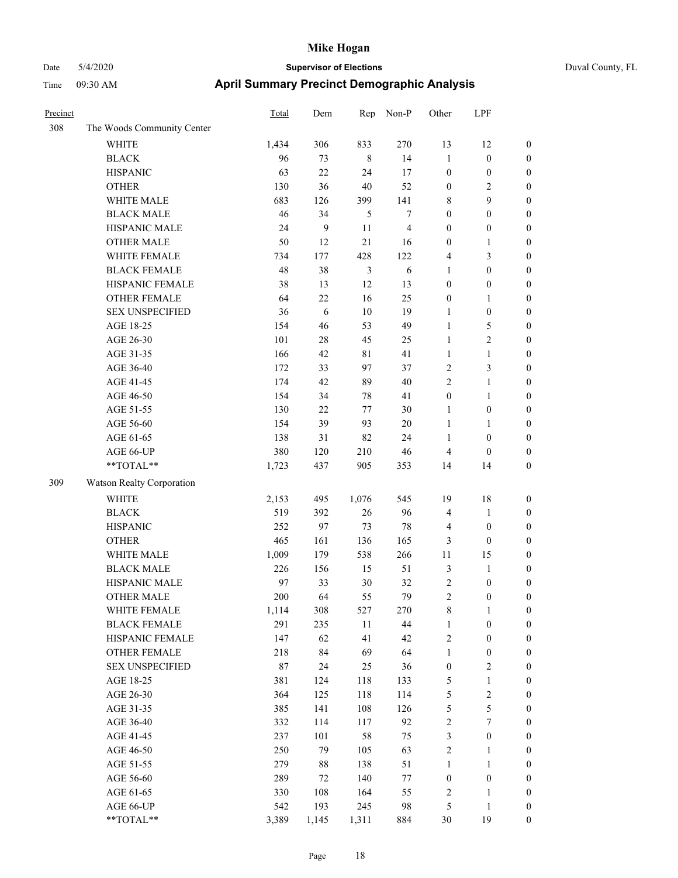# Mike Hogan

Date 5/4/2020 **Supervisor of Elections** Duval County, FL

Time 09:30 AM **April Summary Precinct Demographic Analysis**

| Precinct | | Total | Dem | Rep | Non-P | Other | LPF | |
|---|---|---|---|---|---|---|---|---|
| 308 | The Woods Community Center | | | | | | | |
| | WHITE | 1,434 | 306 | 833 | 270 | 13 | 12 | 0 |
| | BLACK | 96 | 73 | 8 | 14 | 1 | 0 | 0 |
| | HISPANIC | 63 | 22 | 24 | 17 | 0 | 0 | 0 |
| | OTHER | 130 | 36 | 40 | 52 | 0 | 2 | 0 |
| | WHITE MALE | 683 | 126 | 399 | 141 | 8 | 9 | 0 |
| | BLACK MALE | 46 | 34 | 5 | 7 | 0 | 0 | 0 |
| | HISPANIC MALE | 24 | 9 | 11 | 4 | 0 | 0 | 0 |
| | OTHER MALE | 50 | 12 | 21 | 16 | 0 | 1 | 0 |
| | WHITE FEMALE | 734 | 177 | 428 | 122 | 4 | 3 | 0 |
| | BLACK FEMALE | 48 | 38 | 3 | 6 | 1 | 0 | 0 |
| | HISPANIC FEMALE | 38 | 13 | 12 | 13 | 0 | 0 | 0 |
| | OTHER FEMALE | 64 | 22 | 16 | 25 | 0 | 1 | 0 |
| | SEX UNSPECIFIED | 36 | 6 | 10 | 19 | 1 | 0 | 0 |
| | AGE 18-25 | 154 | 46 | 53 | 49 | 1 | 5 | 0 |
| | AGE 26-30 | 101 | 28 | 45 | 25 | 1 | 2 | 0 |
| | AGE 31-35 | 166 | 42 | 81 | 41 | 1 | 1 | 0 |
| | AGE 36-40 | 172 | 33 | 97 | 37 | 2 | 3 | 0 |
| | AGE 41-45 | 174 | 42 | 89 | 40 | 2 | 1 | 0 |
| | AGE 46-50 | 154 | 34 | 78 | 41 | 0 | 1 | 0 |
| | AGE 51-55 | 130 | 22 | 77 | 30 | 1 | 0 | 0 |
| | AGE 56-60 | 154 | 39 | 93 | 20 | 1 | 1 | 0 |
| | AGE 61-65 | 138 | 31 | 82 | 24 | 1 | 0 | 0 |
| | AGE 66-UP | 380 | 120 | 210 | 46 | 4 | 0 | 0 |
| | **TOTAL** | 1,723 | 437 | 905 | 353 | 14 | 14 | 0 |
| 309 | Watson Realty Corporation | | | | | | | |
| | WHITE | 2,153 | 495 | 1,076 | 545 | 19 | 18 | 0 |
| | BLACK | 519 | 392 | 26 | 96 | 4 | 1 | 0 |
| | HISPANIC | 252 | 97 | 73 | 78 | 4 | 0 | 0 |
| | OTHER | 465 | 161 | 136 | 165 | 3 | 0 | 0 |
| | WHITE MALE | 1,009 | 179 | 538 | 266 | 11 | 15 | 0 |
| | BLACK MALE | 226 | 156 | 15 | 51 | 3 | 1 | 0 |
| | HISPANIC MALE | 97 | 33 | 30 | 32 | 2 | 0 | 0 |
| | OTHER MALE | 200 | 64 | 55 | 79 | 2 | 0 | 0 |
| | WHITE FEMALE | 1,114 | 308 | 527 | 270 | 8 | 1 | 0 |
| | BLACK FEMALE | 291 | 235 | 11 | 44 | 1 | 0 | 0 |
| | HISPANIC FEMALE | 147 | 62 | 41 | 42 | 2 | 0 | 0 |
| | OTHER FEMALE | 218 | 84 | 69 | 64 | 1 | 0 | 0 |
| | SEX UNSPECIFIED | 87 | 24 | 25 | 36 | 0 | 2 | 0 |
| | AGE 18-25 | 381 | 124 | 118 | 133 | 5 | 1 | 0 |
| | AGE 26-30 | 364 | 125 | 118 | 114 | 5 | 2 | 0 |
| | AGE 31-35 | 385 | 141 | 108 | 126 | 5 | 5 | 0 |
| | AGE 36-40 | 332 | 114 | 117 | 92 | 2 | 7 | 0 |
| | AGE 41-45 | 237 | 101 | 58 | 75 | 3 | 0 | 0 |
| | AGE 46-50 | 250 | 79 | 105 | 63 | 2 | 1 | 0 |
| | AGE 51-55 | 279 | 88 | 138 | 51 | 1 | 1 | 0 |
| | AGE 56-60 | 289 | 72 | 140 | 77 | 0 | 0 | 0 |
| | AGE 61-65 | 330 | 108 | 164 | 55 | 2 | 1 | 0 |
| | AGE 66-UP | 542 | 193 | 245 | 98 | 5 | 1 | 0 |
| | **TOTAL** | 3,389 | 1,145 | 1,311 | 884 | 30 | 19 | 0 |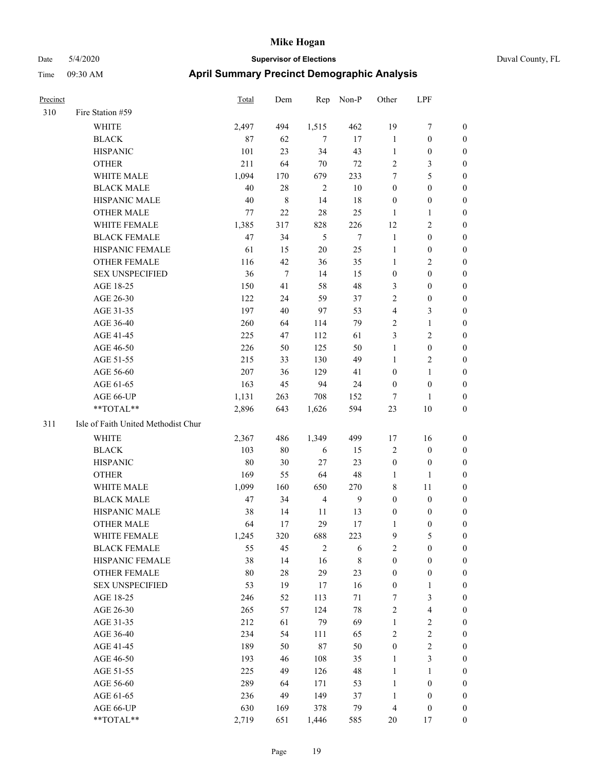# Mike Hogan

Date 5/4/2020 **Supervisor of Elections** Duval County, FL

Time 09:30 AM **April Summary Precinct Demographic Analysis**

| Precinct | | Total | Dem | Rep | Non-P | Other | LPF | |
|---|---|---|---|---|---|---|---|---|
| 310 | Fire Station #59 | | | | | | | |
| | WHITE | 2,497 | 494 | 1,515 | 462 | 19 | 7 | 0 |
| | BLACK | 87 | 62 | 7 | 17 | 1 | 0 | 0 |
| | HISPANIC | 101 | 23 | 34 | 43 | 1 | 0 | 0 |
| | OTHER | 211 | 64 | 70 | 72 | 2 | 3 | 0 |
| | WHITE MALE | 1,094 | 170 | 679 | 233 | 7 | 5 | 0 |
| | BLACK MALE | 40 | 28 | 2 | 10 | 0 | 0 | 0 |
| | HISPANIC MALE | 40 | 8 | 14 | 18 | 0 | 0 | 0 |
| | OTHER MALE | 77 | 22 | 28 | 25 | 1 | 1 | 0 |
| | WHITE FEMALE | 1,385 | 317 | 828 | 226 | 12 | 2 | 0 |
| | BLACK FEMALE | 47 | 34 | 5 | 7 | 1 | 0 | 0 |
| | HISPANIC FEMALE | 61 | 15 | 20 | 25 | 1 | 0 | 0 |
| | OTHER FEMALE | 116 | 42 | 36 | 35 | 1 | 2 | 0 |
| | SEX UNSPECIFIED | 36 | 7 | 14 | 15 | 0 | 0 | 0 |
| | AGE 18-25 | 150 | 41 | 58 | 48 | 3 | 0 | 0 |
| | AGE 26-30 | 122 | 24 | 59 | 37 | 2 | 0 | 0 |
| | AGE 31-35 | 197 | 40 | 97 | 53 | 4 | 3 | 0 |
| | AGE 36-40 | 260 | 64 | 114 | 79 | 2 | 1 | 0 |
| | AGE 41-45 | 225 | 47 | 112 | 61 | 3 | 2 | 0 |
| | AGE 46-50 | 226 | 50 | 125 | 50 | 1 | 0 | 0 |
| | AGE 51-55 | 215 | 33 | 130 | 49 | 1 | 2 | 0 |
| | AGE 56-60 | 207 | 36 | 129 | 41 | 0 | 1 | 0 |
| | AGE 61-65 | 163 | 45 | 94 | 24 | 0 | 0 | 0 |
| | AGE 66-UP | 1,131 | 263 | 708 | 152 | 7 | 1 | 0 |
| | **TOTAL** | 2,896 | 643 | 1,626 | 594 | 23 | 10 | 0 |
| 311 | Isle of Faith United Methodist Chur | | | | | | | |
| | WHITE | 2,367 | 486 | 1,349 | 499 | 17 | 16 | 0 |
| | BLACK | 103 | 80 | 6 | 15 | 2 | 0 | 0 |
| | HISPANIC | 80 | 30 | 27 | 23 | 0 | 0 | 0 |
| | OTHER | 169 | 55 | 64 | 48 | 1 | 1 | 0 |
| | WHITE MALE | 1,099 | 160 | 650 | 270 | 8 | 11 | 0 |
| | BLACK MALE | 47 | 34 | 4 | 9 | 0 | 0 | 0 |
| | HISPANIC MALE | 38 | 14 | 11 | 13 | 0 | 0 | 0 |
| | OTHER MALE | 64 | 17 | 29 | 17 | 1 | 0 | 0 |
| | WHITE FEMALE | 1,245 | 320 | 688 | 223 | 9 | 5 | 0 |
| | BLACK FEMALE | 55 | 45 | 2 | 6 | 2 | 0 | 0 |
| | HISPANIC FEMALE | 38 | 14 | 16 | 8 | 0 | 0 | 0 |
| | OTHER FEMALE | 80 | 28 | 29 | 23 | 0 | 0 | 0 |
| | SEX UNSPECIFIED | 53 | 19 | 17 | 16 | 0 | 1 | 0 |
| | AGE 18-25 | 246 | 52 | 113 | 71 | 7 | 3 | 0 |
| | AGE 26-30 | 265 | 57 | 124 | 78 | 2 | 4 | 0 |
| | AGE 31-35 | 212 | 61 | 79 | 69 | 1 | 2 | 0 |
| | AGE 36-40 | 234 | 54 | 111 | 65 | 2 | 2 | 0 |
| | AGE 41-45 | 189 | 50 | 87 | 50 | 0 | 2 | 0 |
| | AGE 46-50 | 193 | 46 | 108 | 35 | 1 | 3 | 0 |
| | AGE 51-55 | 225 | 49 | 126 | 48 | 1 | 1 | 0 |
| | AGE 56-60 | 289 | 64 | 171 | 53 | 1 | 0 | 0 |
| | AGE 61-65 | 236 | 49 | 149 | 37 | 1 | 0 | 0 |
| | AGE 66-UP | 630 | 169 | 378 | 79 | 4 | 0 | 0 |
| | **TOTAL** | 2,719 | 651 | 1,446 | 585 | 20 | 17 | 0 |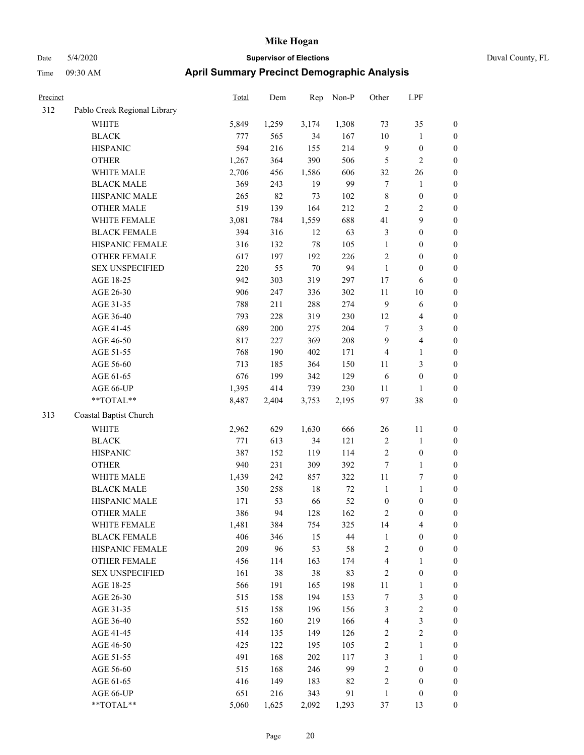# Mike Hogan

Date 5/4/2020 **Supervisor of Elections** Duval County, FL

Time 09:30 AM **April Summary Precinct Demographic Analysis**

| Precinct | | Total | Dem | Rep | Non-P | Other | LPF | |
|---|---|---|---|---|---|---|---|---|
| 312 | Pablo Creek Regional Library | | | | | | | |
| | WHITE | 5,849 | 1,259 | 3,174 | 1,308 | 73 | 35 | 0 |
| | BLACK | 777 | 565 | 34 | 167 | 10 | 1 | 0 |
| | HISPANIC | 594 | 216 | 155 | 214 | 9 | 0 | 0 |
| | OTHER | 1,267 | 364 | 390 | 506 | 5 | 2 | 0 |
| | WHITE MALE | 2,706 | 456 | 1,586 | 606 | 32 | 26 | 0 |
| | BLACK MALE | 369 | 243 | 19 | 99 | 7 | 1 | 0 |
| | HISPANIC MALE | 265 | 82 | 73 | 102 | 8 | 0 | 0 |
| | OTHER MALE | 519 | 139 | 164 | 212 | 2 | 2 | 0 |
| | WHITE FEMALE | 3,081 | 784 | 1,559 | 688 | 41 | 9 | 0 |
| | BLACK FEMALE | 394 | 316 | 12 | 63 | 3 | 0 | 0 |
| | HISPANIC FEMALE | 316 | 132 | 78 | 105 | 1 | 0 | 0 |
| | OTHER FEMALE | 617 | 197 | 192 | 226 | 2 | 0 | 0 |
| | SEX UNSPECIFIED | 220 | 55 | 70 | 94 | 1 | 0 | 0 |
| | AGE 18-25 | 942 | 303 | 319 | 297 | 17 | 6 | 0 |
| | AGE 26-30 | 906 | 247 | 336 | 302 | 11 | 10 | 0 |
| | AGE 31-35 | 788 | 211 | 288 | 274 | 9 | 6 | 0 |
| | AGE 36-40 | 793 | 228 | 319 | 230 | 12 | 4 | 0 |
| | AGE 41-45 | 689 | 200 | 275 | 204 | 7 | 3 | 0 |
| | AGE 46-50 | 817 | 227 | 369 | 208 | 9 | 4 | 0 |
| | AGE 51-55 | 768 | 190 | 402 | 171 | 4 | 1 | 0 |
| | AGE 56-60 | 713 | 185 | 364 | 150 | 11 | 3 | 0 |
| | AGE 61-65 | 676 | 199 | 342 | 129 | 6 | 0 | 0 |
| | AGE 66-UP | 1,395 | 414 | 739 | 230 | 11 | 1 | 0 |
| | **TOTAL** | 8,487 | 2,404 | 3,753 | 2,195 | 97 | 38 | 0 |
| 313 | Coastal Baptist Church | | | | | | | |
| | WHITE | 2,962 | 629 | 1,630 | 666 | 26 | 11 | 0 |
| | BLACK | 771 | 613 | 34 | 121 | 2 | 1 | 0 |
| | HISPANIC | 387 | 152 | 119 | 114 | 2 | 0 | 0 |
| | OTHER | 940 | 231 | 309 | 392 | 7 | 1 | 0 |
| | WHITE MALE | 1,439 | 242 | 857 | 322 | 11 | 7 | 0 |
| | BLACK MALE | 350 | 258 | 18 | 72 | 1 | 1 | 0 |
| | HISPANIC MALE | 171 | 53 | 66 | 52 | 0 | 0 | 0 |
| | OTHER MALE | 386 | 94 | 128 | 162 | 2 | 0 | 0 |
| | WHITE FEMALE | 1,481 | 384 | 754 | 325 | 14 | 4 | 0 |
| | BLACK FEMALE | 406 | 346 | 15 | 44 | 1 | 0 | 0 |
| | HISPANIC FEMALE | 209 | 96 | 53 | 58 | 2 | 0 | 0 |
| | OTHER FEMALE | 456 | 114 | 163 | 174 | 4 | 1 | 0 |
| | SEX UNSPECIFIED | 161 | 38 | 38 | 83 | 2 | 0 | 0 |
| | AGE 18-25 | 566 | 191 | 165 | 198 | 11 | 1 | 0 |
| | AGE 26-30 | 515 | 158 | 194 | 153 | 7 | 3 | 0 |
| | AGE 31-35 | 515 | 158 | 196 | 156 | 3 | 2 | 0 |
| | AGE 36-40 | 552 | 160 | 219 | 166 | 4 | 3 | 0 |
| | AGE 41-45 | 414 | 135 | 149 | 126 | 2 | 2 | 0 |
| | AGE 46-50 | 425 | 122 | 195 | 105 | 2 | 1 | 0 |
| | AGE 51-55 | 491 | 168 | 202 | 117 | 3 | 1 | 0 |
| | AGE 56-60 | 515 | 168 | 246 | 99 | 2 | 0 | 0 |
| | AGE 61-65 | 416 | 149 | 183 | 82 | 2 | 0 | 0 |
| | AGE 66-UP | 651 | 216 | 343 | 91 | 1 | 0 | 0 |
| | **TOTAL** | 5,060 | 1,625 | 2,092 | 1,293 | 37 | 13 | 0 |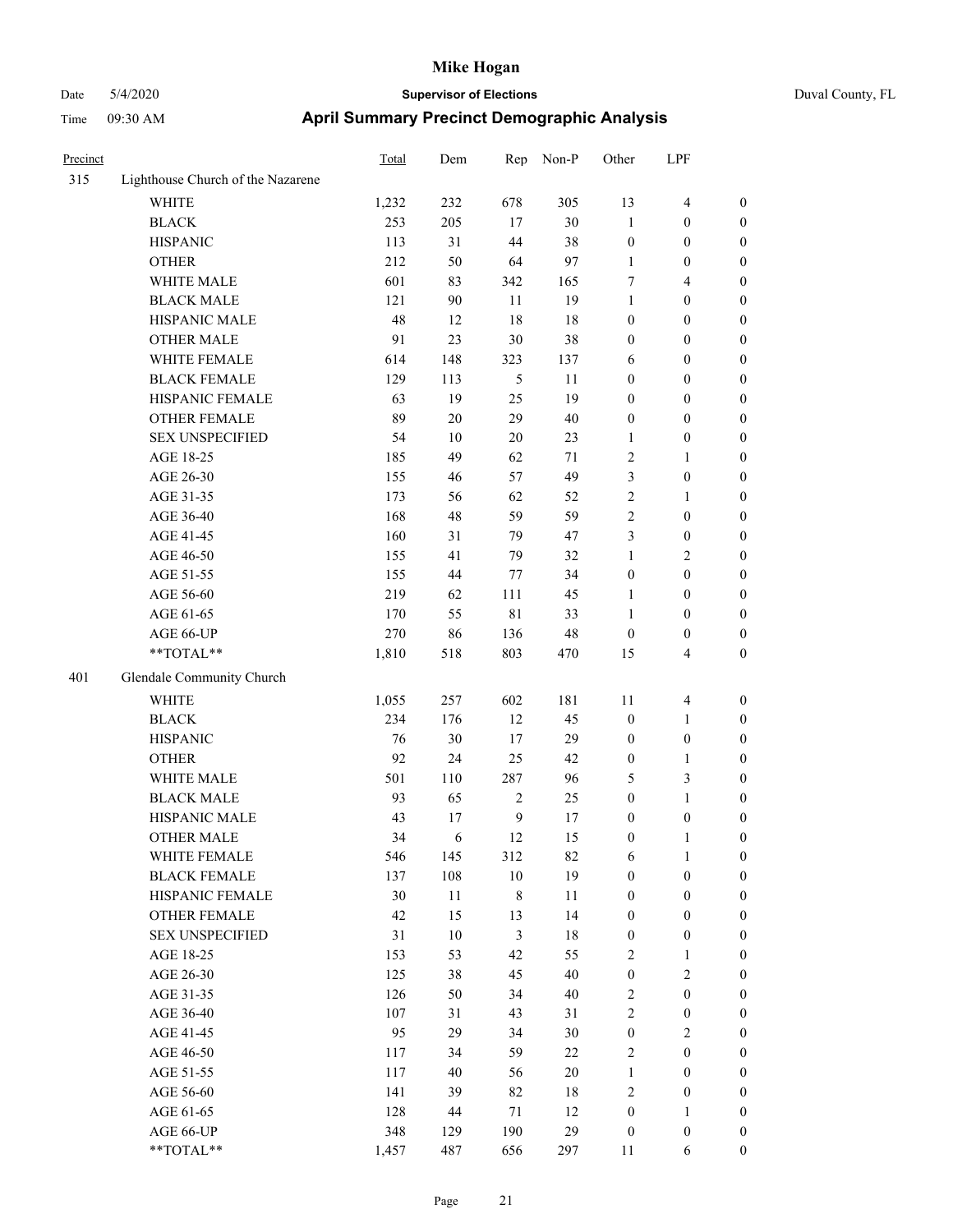# Mike Hogan

Date 5/4/2020 **Supervisor of Elections** Duval County, FL

Time 09:30 AM **April Summary Precinct Demographic Analysis**

| Precinct | | Total | Dem | Rep | Non-P | Other | LPF | |
|---|---|---|---|---|---|---|---|---|
| 315 | Lighthouse Church of the Nazarene | | | | | | | |
| | WHITE | 1,232 | 232 | 678 | 305 | 13 | 4 | 0 |
| | BLACK | 253 | 205 | 17 | 30 | 1 | 0 | 0 |
| | HISPANIC | 113 | 31 | 44 | 38 | 0 | 0 | 0 |
| | OTHER | 212 | 50 | 64 | 97 | 1 | 0 | 0 |
| | WHITE MALE | 601 | 83 | 342 | 165 | 7 | 4 | 0 |
| | BLACK MALE | 121 | 90 | 11 | 19 | 1 | 0 | 0 |
| | HISPANIC MALE | 48 | 12 | 18 | 18 | 0 | 0 | 0 |
| | OTHER MALE | 91 | 23 | 30 | 38 | 0 | 0 | 0 |
| | WHITE FEMALE | 614 | 148 | 323 | 137 | 6 | 0 | 0 |
| | BLACK FEMALE | 129 | 113 | 5 | 11 | 0 | 0 | 0 |
| | HISPANIC FEMALE | 63 | 19 | 25 | 19 | 0 | 0 | 0 |
| | OTHER FEMALE | 89 | 20 | 29 | 40 | 0 | 0 | 0 |
| | SEX UNSPECIFIED | 54 | 10 | 20 | 23 | 1 | 0 | 0 |
| | AGE 18-25 | 185 | 49 | 62 | 71 | 2 | 1 | 0 |
| | AGE 26-30 | 155 | 46 | 57 | 49 | 3 | 0 | 0 |
| | AGE 31-35 | 173 | 56 | 62 | 52 | 2 | 1 | 0 |
| | AGE 36-40 | 168 | 48 | 59 | 59 | 2 | 0 | 0 |
| | AGE 41-45 | 160 | 31 | 79 | 47 | 3 | 0 | 0 |
| | AGE 46-50 | 155 | 41 | 79 | 32 | 1 | 2 | 0 |
| | AGE 51-55 | 155 | 44 | 77 | 34 | 0 | 0 | 0 |
| | AGE 56-60 | 219 | 62 | 111 | 45 | 1 | 0 | 0 |
| | AGE 61-65 | 170 | 55 | 81 | 33 | 1 | 0 | 0 |
| | AGE 66-UP | 270 | 86 | 136 | 48 | 0 | 0 | 0 |
| | **TOTAL** | 1,810 | 518 | 803 | 470 | 15 | 4 | 0 |
| 401 | Glendale Community Church | | | | | | | |
| | WHITE | 1,055 | 257 | 602 | 181 | 11 | 4 | 0 |
| | BLACK | 234 | 176 | 12 | 45 | 0 | 1 | 0 |
| | HISPANIC | 76 | 30 | 17 | 29 | 0 | 0 | 0 |
| | OTHER | 92 | 24 | 25 | 42 | 0 | 1 | 0 |
| | WHITE MALE | 501 | 110 | 287 | 96 | 5 | 3 | 0 |
| | BLACK MALE | 93 | 65 | 2 | 25 | 0 | 1 | 0 |
| | HISPANIC MALE | 43 | 17 | 9 | 17 | 0 | 0 | 0 |
| | OTHER MALE | 34 | 6 | 12 | 15 | 0 | 1 | 0 |
| | WHITE FEMALE | 546 | 145 | 312 | 82 | 6 | 1 | 0 |
| | BLACK FEMALE | 137 | 108 | 10 | 19 | 0 | 0 | 0 |
| | HISPANIC FEMALE | 30 | 11 | 8 | 11 | 0 | 0 | 0 |
| | OTHER FEMALE | 42 | 15 | 13 | 14 | 0 | 0 | 0 |
| | SEX UNSPECIFIED | 31 | 10 | 3 | 18 | 0 | 0 | 0 |
| | AGE 18-25 | 153 | 53 | 42 | 55 | 2 | 1 | 0 |
| | AGE 26-30 | 125 | 38 | 45 | 40 | 0 | 2 | 0 |
| | AGE 31-35 | 126 | 50 | 34 | 40 | 2 | 0 | 0 |
| | AGE 36-40 | 107 | 31 | 43 | 31 | 2 | 0 | 0 |
| | AGE 41-45 | 95 | 29 | 34 | 30 | 0 | 2 | 0 |
| | AGE 46-50 | 117 | 34 | 59 | 22 | 2 | 0 | 0 |
| | AGE 51-55 | 117 | 40 | 56 | 20 | 1 | 0 | 0 |
| | AGE 56-60 | 141 | 39 | 82 | 18 | 2 | 0 | 0 |
| | AGE 61-65 | 128 | 44 | 71 | 12 | 0 | 1 | 0 |
| | AGE 66-UP | 348 | 129 | 190 | 29 | 0 | 0 | 0 |
| | **TOTAL** | 1,457 | 487 | 656 | 297 | 11 | 6 | 0 |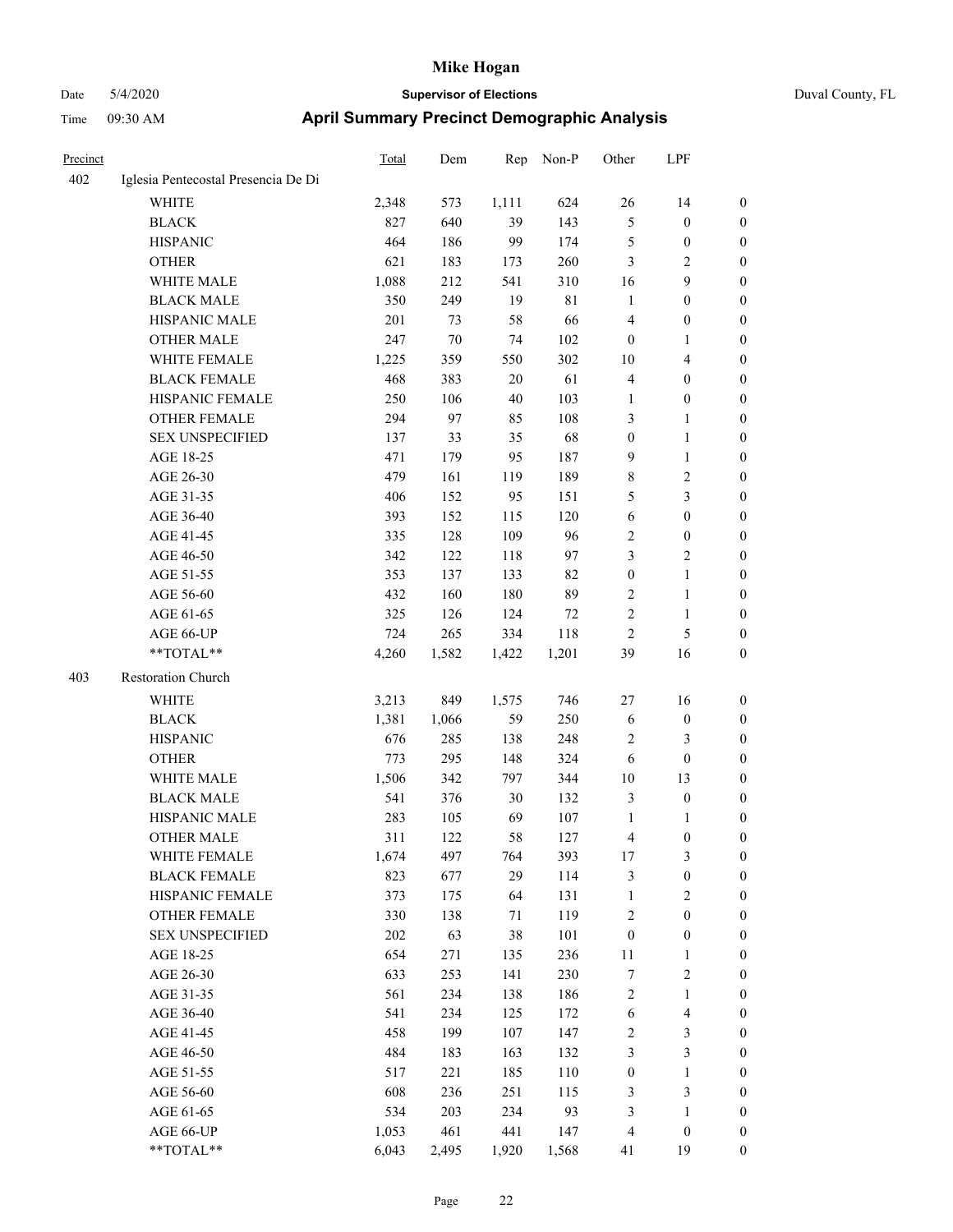# Mike Hogan

Date 5/4/2020 **Supervisor of Elections** Duval County, FL

Time 09:30 AM **April Summary Precinct Demographic Analysis**

| Precinct | | Total | Dem | Rep | Non-P | Other | LPF | |
|---|---|---|---|---|---|---|---|---|
| 402 | Iglesia Pentecostal Presencia De Di | | | | | | | |
| | WHITE | 2,348 | 573 | 1,111 | 624 | 26 | 14 | 0 |
| | BLACK | 827 | 640 | 39 | 143 | 5 | 0 | 0 |
| | HISPANIC | 464 | 186 | 99 | 174 | 5 | 0 | 0 |
| | OTHER | 621 | 183 | 173 | 260 | 3 | 2 | 0 |
| | WHITE MALE | 1,088 | 212 | 541 | 310 | 16 | 9 | 0 |
| | BLACK MALE | 350 | 249 | 19 | 81 | 1 | 0 | 0 |
| | HISPANIC MALE | 201 | 73 | 58 | 66 | 4 | 0 | 0 |
| | OTHER MALE | 247 | 70 | 74 | 102 | 0 | 1 | 0 |
| | WHITE FEMALE | 1,225 | 359 | 550 | 302 | 10 | 4 | 0 |
| | BLACK FEMALE | 468 | 383 | 20 | 61 | 4 | 0 | 0 |
| | HISPANIC FEMALE | 250 | 106 | 40 | 103 | 1 | 0 | 0 |
| | OTHER FEMALE | 294 | 97 | 85 | 108 | 3 | 1 | 0 |
| | SEX UNSPECIFIED | 137 | 33 | 35 | 68 | 0 | 1 | 0 |
| | AGE 18-25 | 471 | 179 | 95 | 187 | 9 | 1 | 0 |
| | AGE 26-30 | 479 | 161 | 119 | 189 | 8 | 2 | 0 |
| | AGE 31-35 | 406 | 152 | 95 | 151 | 5 | 3 | 0 |
| | AGE 36-40 | 393 | 152 | 115 | 120 | 6 | 0 | 0 |
| | AGE 41-45 | 335 | 128 | 109 | 96 | 2 | 0 | 0 |
| | AGE 46-50 | 342 | 122 | 118 | 97 | 3 | 2 | 0 |
| | AGE 51-55 | 353 | 137 | 133 | 82 | 0 | 1 | 0 |
| | AGE 56-60 | 432 | 160 | 180 | 89 | 2 | 1 | 0 |
| | AGE 61-65 | 325 | 126 | 124 | 72 | 2 | 1 | 0 |
| | AGE 66-UP | 724 | 265 | 334 | 118 | 2 | 5 | 0 |
| | **TOTAL** | 4,260 | 1,582 | 1,422 | 1,201 | 39 | 16 | 0 |
| 403 | Restoration Church | | | | | | | |
| | WHITE | 3,213 | 849 | 1,575 | 746 | 27 | 16 | 0 |
| | BLACK | 1,381 | 1,066 | 59 | 250 | 6 | 0 | 0 |
| | HISPANIC | 676 | 285 | 138 | 248 | 2 | 3 | 0 |
| | OTHER | 773 | 295 | 148 | 324 | 6 | 0 | 0 |
| | WHITE MALE | 1,506 | 342 | 797 | 344 | 10 | 13 | 0 |
| | BLACK MALE | 541 | 376 | 30 | 132 | 3 | 0 | 0 |
| | HISPANIC MALE | 283 | 105 | 69 | 107 | 1 | 1 | 0 |
| | OTHER MALE | 311 | 122 | 58 | 127 | 4 | 0 | 0 |
| | WHITE FEMALE | 1,674 | 497 | 764 | 393 | 17 | 3 | 0 |
| | BLACK FEMALE | 823 | 677 | 29 | 114 | 3 | 0 | 0 |
| | HISPANIC FEMALE | 373 | 175 | 64 | 131 | 1 | 2 | 0 |
| | OTHER FEMALE | 330 | 138 | 71 | 119 | 2 | 0 | 0 |
| | SEX UNSPECIFIED | 202 | 63 | 38 | 101 | 0 | 0 | 0 |
| | AGE 18-25 | 654 | 271 | 135 | 236 | 11 | 1 | 0 |
| | AGE 26-30 | 633 | 253 | 141 | 230 | 7 | 2 | 0 |
| | AGE 31-35 | 561 | 234 | 138 | 186 | 2 | 1 | 0 |
| | AGE 36-40 | 541 | 234 | 125 | 172 | 6 | 4 | 0 |
| | AGE 41-45 | 458 | 199 | 107 | 147 | 2 | 3 | 0 |
| | AGE 46-50 | 484 | 183 | 163 | 132 | 3 | 3 | 0 |
| | AGE 51-55 | 517 | 221 | 185 | 110 | 0 | 1 | 0 |
| | AGE 56-60 | 608 | 236 | 251 | 115 | 3 | 3 | 0 |
| | AGE 61-65 | 534 | 203 | 234 | 93 | 3 | 1 | 0 |
| | AGE 66-UP | 1,053 | 461 | 441 | 147 | 4 | 0 | 0 |
| | **TOTAL** | 6,043 | 2,495 | 1,920 | 1,568 | 41 | 19 | 0 |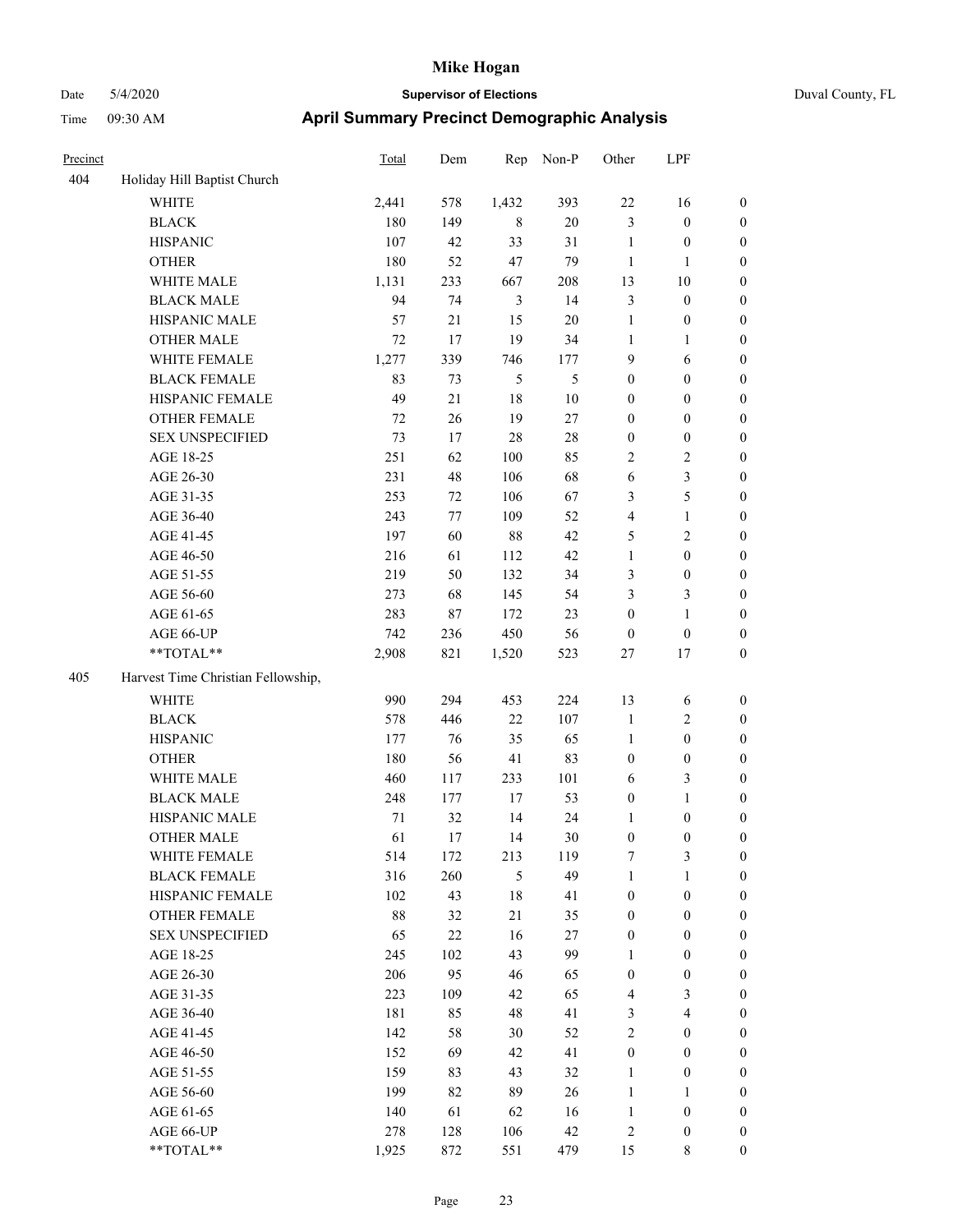# Mike Hogan

Date 5/4/2020 **Supervisor of Elections** Duval County, FL

Time 09:30 AM **April Summary Precinct Demographic Analysis**

| Precinct | | Total | Dem | Rep | Non-P | Other | LPF | |
|---|---|---|---|---|---|---|---|---|
| 404 | Holiday Hill Baptist Church | | | | | | | |
| | WHITE | 2,441 | 578 | 1,432 | 393 | 22 | 16 | 0 |
| | BLACK | 180 | 149 | 8 | 20 | 3 | 0 | 0 |
| | HISPANIC | 107 | 42 | 33 | 31 | 1 | 0 | 0 |
| | OTHER | 180 | 52 | 47 | 79 | 1 | 1 | 0 |
| | WHITE MALE | 1,131 | 233 | 667 | 208 | 13 | 10 | 0 |
| | BLACK MALE | 94 | 74 | 3 | 14 | 3 | 0 | 0 |
| | HISPANIC MALE | 57 | 21 | 15 | 20 | 1 | 0 | 0 |
| | OTHER MALE | 72 | 17 | 19 | 34 | 1 | 1 | 0 |
| | WHITE FEMALE | 1,277 | 339 | 746 | 177 | 9 | 6 | 0 |
| | BLACK FEMALE | 83 | 73 | 5 | 5 | 0 | 0 | 0 |
| | HISPANIC FEMALE | 49 | 21 | 18 | 10 | 0 | 0 | 0 |
| | OTHER FEMALE | 72 | 26 | 19 | 27 | 0 | 0 | 0 |
| | SEX UNSPECIFIED | 73 | 17 | 28 | 28 | 0 | 0 | 0 |
| | AGE 18-25 | 251 | 62 | 100 | 85 | 2 | 2 | 0 |
| | AGE 26-30 | 231 | 48 | 106 | 68 | 6 | 3 | 0 |
| | AGE 31-35 | 253 | 72 | 106 | 67 | 3 | 5 | 0 |
| | AGE 36-40 | 243 | 77 | 109 | 52 | 4 | 1 | 0 |
| | AGE 41-45 | 197 | 60 | 88 | 42 | 5 | 2 | 0 |
| | AGE 46-50 | 216 | 61 | 112 | 42 | 1 | 0 | 0 |
| | AGE 51-55 | 219 | 50 | 132 | 34 | 3 | 0 | 0 |
| | AGE 56-60 | 273 | 68 | 145 | 54 | 3 | 3 | 0 |
| | AGE 61-65 | 283 | 87 | 172 | 23 | 0 | 1 | 0 |
| | AGE 66-UP | 742 | 236 | 450 | 56 | 0 | 0 | 0 |
| | **TOTAL** | 2,908 | 821 | 1,520 | 523 | 27 | 17 | 0 |
| 405 | Harvest Time Christian Fellowship, | | | | | | | |
| | WHITE | 990 | 294 | 453 | 224 | 13 | 6 | 0 |
| | BLACK | 578 | 446 | 22 | 107 | 1 | 2 | 0 |
| | HISPANIC | 177 | 76 | 35 | 65 | 1 | 0 | 0 |
| | OTHER | 180 | 56 | 41 | 83 | 0 | 0 | 0 |
| | WHITE MALE | 460 | 117 | 233 | 101 | 6 | 3 | 0 |
| | BLACK MALE | 248 | 177 | 17 | 53 | 0 | 1 | 0 |
| | HISPANIC MALE | 71 | 32 | 14 | 24 | 1 | 0 | 0 |
| | OTHER MALE | 61 | 17 | 14 | 30 | 0 | 0 | 0 |
| | WHITE FEMALE | 514 | 172 | 213 | 119 | 7 | 3 | 0 |
| | BLACK FEMALE | 316 | 260 | 5 | 49 | 1 | 1 | 0 |
| | HISPANIC FEMALE | 102 | 43 | 18 | 41 | 0 | 0 | 0 |
| | OTHER FEMALE | 88 | 32 | 21 | 35 | 0 | 0 | 0 |
| | SEX UNSPECIFIED | 65 | 22 | 16 | 27 | 0 | 0 | 0 |
| | AGE 18-25 | 245 | 102 | 43 | 99 | 1 | 0 | 0 |
| | AGE 26-30 | 206 | 95 | 46 | 65 | 0 | 0 | 0 |
| | AGE 31-35 | 223 | 109 | 42 | 65 | 4 | 3 | 0 |
| | AGE 36-40 | 181 | 85 | 48 | 41 | 3 | 4 | 0 |
| | AGE 41-45 | 142 | 58 | 30 | 52 | 2 | 0 | 0 |
| | AGE 46-50 | 152 | 69 | 42 | 41 | 0 | 0 | 0 |
| | AGE 51-55 | 159 | 83 | 43 | 32 | 1 | 0 | 0 |
| | AGE 56-60 | 199 | 82 | 89 | 26 | 1 | 1 | 0 |
| | AGE 61-65 | 140 | 61 | 62 | 16 | 1 | 0 | 0 |
| | AGE 66-UP | 278 | 128 | 106 | 42 | 2 | 0 | 0 |
| | **TOTAL** | 1,925 | 872 | 551 | 479 | 15 | 8 | 0 |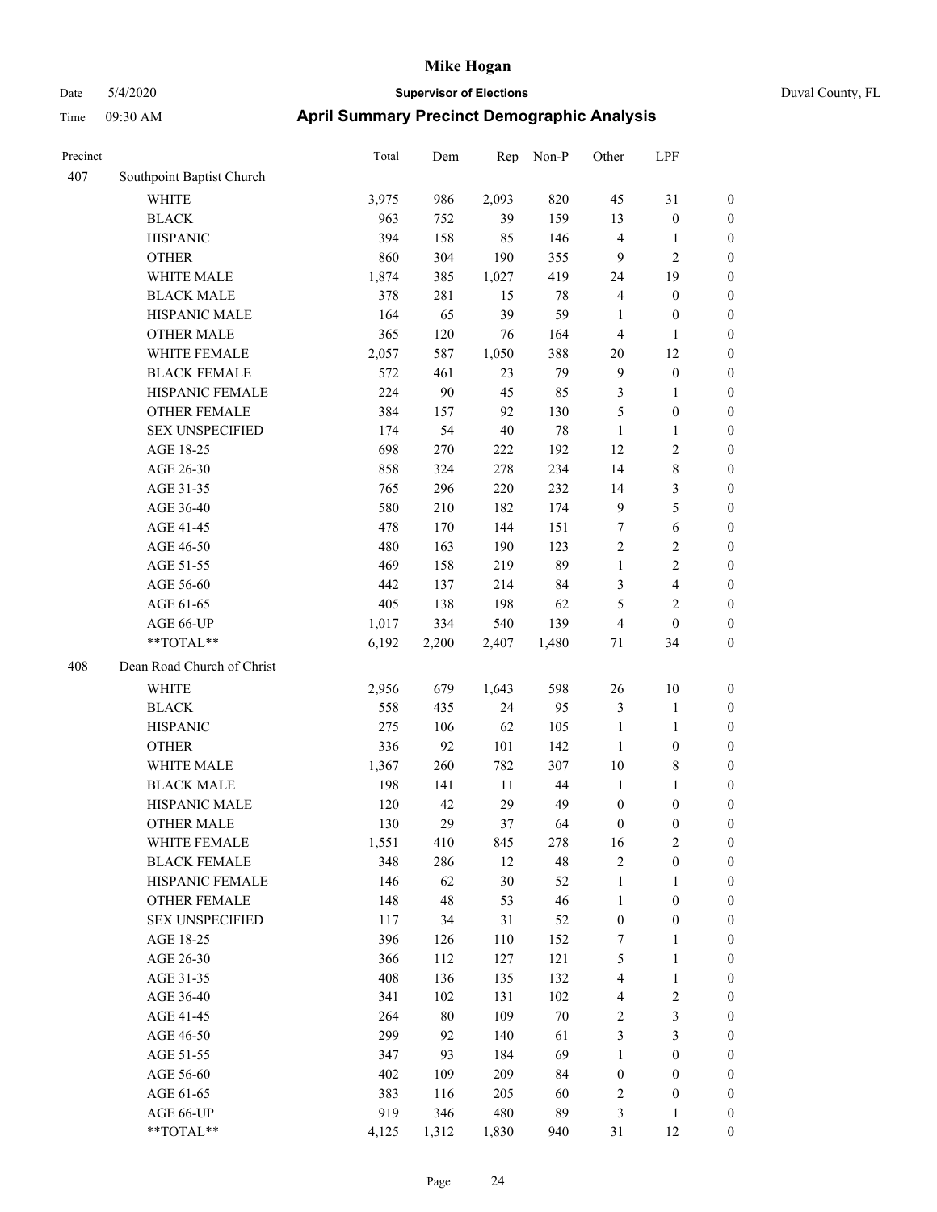# Mike Hogan

Date 5/4/2020 **Supervisor of Elections** Duval County, FL

Time 09:30 AM **April Summary Precinct Demographic Analysis**

| Precinct | | Total | Dem | Rep | Non-P | Other | LPF | |
|---|---|---|---|---|---|---|---|---|
| 407 | Southpoint Baptist Church | | | | | | | |
| | WHITE | 3,975 | 986 | 2,093 | 820 | 45 | 31 | 0 |
| | BLACK | 963 | 752 | 39 | 159 | 13 | 0 | 0 |
| | HISPANIC | 394 | 158 | 85 | 146 | 4 | 1 | 0 |
| | OTHER | 860 | 304 | 190 | 355 | 9 | 2 | 0 |
| | WHITE MALE | 1,874 | 385 | 1,027 | 419 | 24 | 19 | 0 |
| | BLACK MALE | 378 | 281 | 15 | 78 | 4 | 0 | 0 |
| | HISPANIC MALE | 164 | 65 | 39 | 59 | 1 | 0 | 0 |
| | OTHER MALE | 365 | 120 | 76 | 164 | 4 | 1 | 0 |
| | WHITE FEMALE | 2,057 | 587 | 1,050 | 388 | 20 | 12 | 0 |
| | BLACK FEMALE | 572 | 461 | 23 | 79 | 9 | 0 | 0 |
| | HISPANIC FEMALE | 224 | 90 | 45 | 85 | 3 | 1 | 0 |
| | OTHER FEMALE | 384 | 157 | 92 | 130 | 5 | 0 | 0 |
| | SEX UNSPECIFIED | 174 | 54 | 40 | 78 | 1 | 1 | 0 |
| | AGE 18-25 | 698 | 270 | 222 | 192 | 12 | 2 | 0 |
| | AGE 26-30 | 858 | 324 | 278 | 234 | 14 | 8 | 0 |
| | AGE 31-35 | 765 | 296 | 220 | 232 | 14 | 3 | 0 |
| | AGE 36-40 | 580 | 210 | 182 | 174 | 9 | 5 | 0 |
| | AGE 41-45 | 478 | 170 | 144 | 151 | 7 | 6 | 0 |
| | AGE 46-50 | 480 | 163 | 190 | 123 | 2 | 2 | 0 |
| | AGE 51-55 | 469 | 158 | 219 | 89 | 1 | 2 | 0 |
| | AGE 56-60 | 442 | 137 | 214 | 84 | 3 | 4 | 0 |
| | AGE 61-65 | 405 | 138 | 198 | 62 | 5 | 2 | 0 |
| | AGE 66-UP | 1,017 | 334 | 540 | 139 | 4 | 0 | 0 |
| | **TOTAL** | 6,192 | 2,200 | 2,407 | 1,480 | 71 | 34 | 0 |
| 408 | Dean Road Church of Christ | | | | | | | |
| | WHITE | 2,956 | 679 | 1,643 | 598 | 26 | 10 | 0 |
| | BLACK | 558 | 435 | 24 | 95 | 3 | 1 | 0 |
| | HISPANIC | 275 | 106 | 62 | 105 | 1 | 1 | 0 |
| | OTHER | 336 | 92 | 101 | 142 | 1 | 0 | 0 |
| | WHITE MALE | 1,367 | 260 | 782 | 307 | 10 | 8 | 0 |
| | BLACK MALE | 198 | 141 | 11 | 44 | 1 | 1 | 0 |
| | HISPANIC MALE | 120 | 42 | 29 | 49 | 0 | 0 | 0 |
| | OTHER MALE | 130 | 29 | 37 | 64 | 0 | 0 | 0 |
| | WHITE FEMALE | 1,551 | 410 | 845 | 278 | 16 | 2 | 0 |
| | BLACK FEMALE | 348 | 286 | 12 | 48 | 2 | 0 | 0 |
| | HISPANIC FEMALE | 146 | 62 | 30 | 52 | 1 | 1 | 0 |
| | OTHER FEMALE | 148 | 48 | 53 | 46 | 1 | 0 | 0 |
| | SEX UNSPECIFIED | 117 | 34 | 31 | 52 | 0 | 0 | 0 |
| | AGE 18-25 | 396 | 126 | 110 | 152 | 7 | 1 | 0 |
| | AGE 26-30 | 366 | 112 | 127 | 121 | 5 | 1 | 0 |
| | AGE 31-35 | 408 | 136 | 135 | 132 | 4 | 1 | 0 |
| | AGE 36-40 | 341 | 102 | 131 | 102 | 4 | 2 | 0 |
| | AGE 41-45 | 264 | 80 | 109 | 70 | 2 | 3 | 0 |
| | AGE 46-50 | 299 | 92 | 140 | 61 | 3 | 3 | 0 |
| | AGE 51-55 | 347 | 93 | 184 | 69 | 1 | 0 | 0 |
| | AGE 56-60 | 402 | 109 | 209 | 84 | 0 | 0 | 0 |
| | AGE 61-65 | 383 | 116 | 205 | 60 | 2 | 0 | 0 |
| | AGE 66-UP | 919 | 346 | 480 | 89 | 3 | 1 | 0 |
| | **TOTAL** | 4,125 | 1,312 | 1,830 | 940 | 31 | 12 | 0 |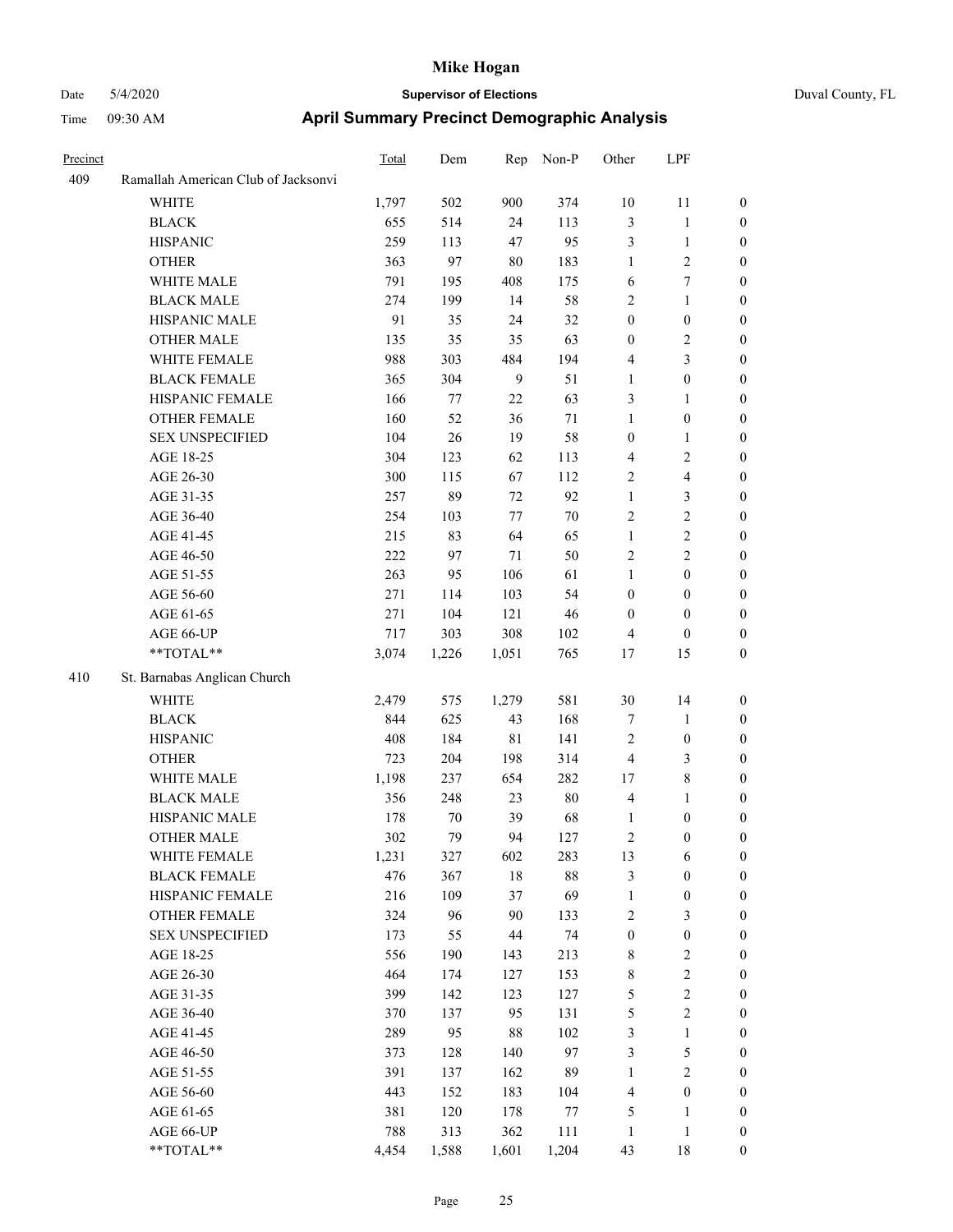# Mike Hogan

Date 5/4/2020 **Supervisor of Elections** Duval County, FL

Time 09:30 AM **April Summary Precinct Demographic Analysis**

| Precinct | | Total | Dem | Rep | Non-P | Other | LPF | |
|---|---|---|---|---|---|---|---|---|
| 409 | Ramallah American Club of Jacksonvi | | | | | | | |
| | WHITE | 1,797 | 502 | 900 | 374 | 10 | 11 | 0 |
| | BLACK | 655 | 514 | 24 | 113 | 3 | 1 | 0 |
| | HISPANIC | 259 | 113 | 47 | 95 | 3 | 1 | 0 |
| | OTHER | 363 | 97 | 80 | 183 | 1 | 2 | 0 |
| | WHITE MALE | 791 | 195 | 408 | 175 | 6 | 7 | 0 |
| | BLACK MALE | 274 | 199 | 14 | 58 | 2 | 1 | 0 |
| | HISPANIC MALE | 91 | 35 | 24 | 32 | 0 | 0 | 0 |
| | OTHER MALE | 135 | 35 | 35 | 63 | 0 | 2 | 0 |
| | WHITE FEMALE | 988 | 303 | 484 | 194 | 4 | 3 | 0 |
| | BLACK FEMALE | 365 | 304 | 9 | 51 | 1 | 0 | 0 |
| | HISPANIC FEMALE | 166 | 77 | 22 | 63 | 3 | 1 | 0 |
| | OTHER FEMALE | 160 | 52 | 36 | 71 | 1 | 0 | 0 |
| | SEX UNSPECIFIED | 104 | 26 | 19 | 58 | 0 | 1 | 0 |
| | AGE 18-25 | 304 | 123 | 62 | 113 | 4 | 2 | 0 |
| | AGE 26-30 | 300 | 115 | 67 | 112 | 2 | 4 | 0 |
| | AGE 31-35 | 257 | 89 | 72 | 92 | 1 | 3 | 0 |
| | AGE 36-40 | 254 | 103 | 77 | 70 | 2 | 2 | 0 |
| | AGE 41-45 | 215 | 83 | 64 | 65 | 1 | 2 | 0 |
| | AGE 46-50 | 222 | 97 | 71 | 50 | 2 | 2 | 0 |
| | AGE 51-55 | 263 | 95 | 106 | 61 | 1 | 0 | 0 |
| | AGE 56-60 | 271 | 114 | 103 | 54 | 0 | 0 | 0 |
| | AGE 61-65 | 271 | 104 | 121 | 46 | 0 | 0 | 0 |
| | AGE 66-UP | 717 | 303 | 308 | 102 | 4 | 0 | 0 |
| | **TOTAL** | 3,074 | 1,226 | 1,051 | 765 | 17 | 15 | 0 |
| 410 | St. Barnabas Anglican Church | | | | | | | |
| | WHITE | 2,479 | 575 | 1,279 | 581 | 30 | 14 | 0 |
| | BLACK | 844 | 625 | 43 | 168 | 7 | 1 | 0 |
| | HISPANIC | 408 | 184 | 81 | 141 | 2 | 0 | 0 |
| | OTHER | 723 | 204 | 198 | 314 | 4 | 3 | 0 |
| | WHITE MALE | 1,198 | 237 | 654 | 282 | 17 | 8 | 0 |
| | BLACK MALE | 356 | 248 | 23 | 80 | 4 | 1 | 0 |
| | HISPANIC MALE | 178 | 70 | 39 | 68 | 1 | 0 | 0 |
| | OTHER MALE | 302 | 79 | 94 | 127 | 2 | 0 | 0 |
| | WHITE FEMALE | 1,231 | 327 | 602 | 283 | 13 | 6 | 0 |
| | BLACK FEMALE | 476 | 367 | 18 | 88 | 3 | 0 | 0 |
| | HISPANIC FEMALE | 216 | 109 | 37 | 69 | 1 | 0 | 0 |
| | OTHER FEMALE | 324 | 96 | 90 | 133 | 2 | 3 | 0 |
| | SEX UNSPECIFIED | 173 | 55 | 44 | 74 | 0 | 0 | 0 |
| | AGE 18-25 | 556 | 190 | 143 | 213 | 8 | 2 | 0 |
| | AGE 26-30 | 464 | 174 | 127 | 153 | 8 | 2 | 0 |
| | AGE 31-35 | 399 | 142 | 123 | 127 | 5 | 2 | 0 |
| | AGE 36-40 | 370 | 137 | 95 | 131 | 5 | 2 | 0 |
| | AGE 41-45 | 289 | 95 | 88 | 102 | 3 | 1 | 0 |
| | AGE 46-50 | 373 | 128 | 140 | 97 | 3 | 5 | 0 |
| | AGE 51-55 | 391 | 137 | 162 | 89 | 1 | 2 | 0 |
| | AGE 56-60 | 443 | 152 | 183 | 104 | 4 | 0 | 0 |
| | AGE 61-65 | 381 | 120 | 178 | 77 | 5 | 1 | 0 |
| | AGE 66-UP | 788 | 313 | 362 | 111 | 1 | 1 | 0 |
| | **TOTAL** | 4,454 | 1,588 | 1,601 | 1,204 | 43 | 18 | 0 |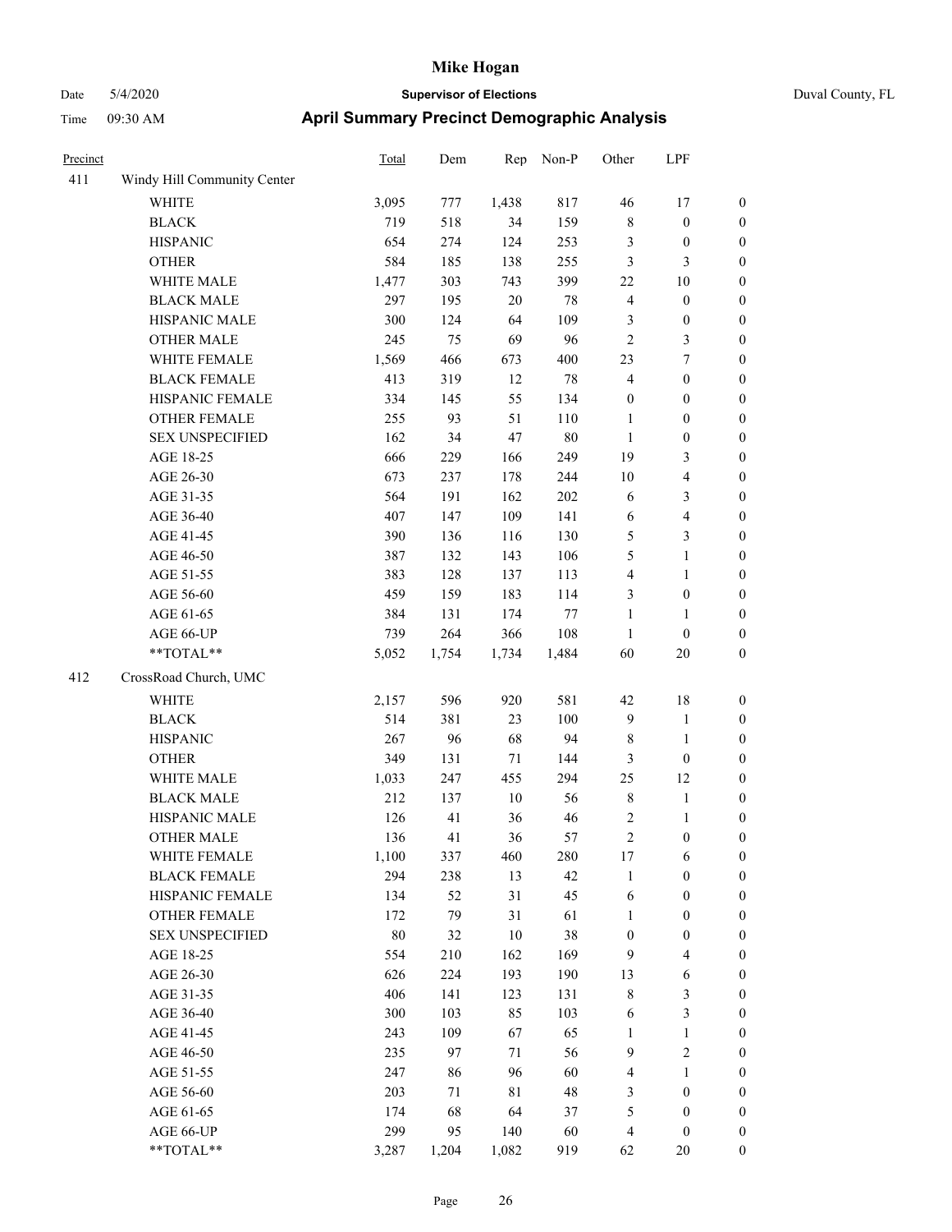# Mike Hogan

Date 5/4/2020 **Supervisor of Elections** Duval County, FL

Time 09:30 AM **April Summary Precinct Demographic Analysis**

| Precinct | | Total | Dem | Rep | Non-P | Other | LPF | |
|---|---|---|---|---|---|---|---|---|
| 411 | Windy Hill Community Center | | | | | | | |
| | WHITE | 3,095 | 777 | 1,438 | 817 | 46 | 17 | 0 |
| | BLACK | 719 | 518 | 34 | 159 | 8 | 0 | 0 |
| | HISPANIC | 654 | 274 | 124 | 253 | 3 | 0 | 0 |
| | OTHER | 584 | 185 | 138 | 255 | 3 | 3 | 0 |
| | WHITE MALE | 1,477 | 303 | 743 | 399 | 22 | 10 | 0 |
| | BLACK MALE | 297 | 195 | 20 | 78 | 4 | 0 | 0 |
| | HISPANIC MALE | 300 | 124 | 64 | 109 | 3 | 0 | 0 |
| | OTHER MALE | 245 | 75 | 69 | 96 | 2 | 3 | 0 |
| | WHITE FEMALE | 1,569 | 466 | 673 | 400 | 23 | 7 | 0 |
| | BLACK FEMALE | 413 | 319 | 12 | 78 | 4 | 0 | 0 |
| | HISPANIC FEMALE | 334 | 145 | 55 | 134 | 0 | 0 | 0 |
| | OTHER FEMALE | 255 | 93 | 51 | 110 | 1 | 0 | 0 |
| | SEX UNSPECIFIED | 162 | 34 | 47 | 80 | 1 | 0 | 0 |
| | AGE 18-25 | 666 | 229 | 166 | 249 | 19 | 3 | 0 |
| | AGE 26-30 | 673 | 237 | 178 | 244 | 10 | 4 | 0 |
| | AGE 31-35 | 564 | 191 | 162 | 202 | 6 | 3 | 0 |
| | AGE 36-40 | 407 | 147 | 109 | 141 | 6 | 4 | 0 |
| | AGE 41-45 | 390 | 136 | 116 | 130 | 5 | 3 | 0 |
| | AGE 46-50 | 387 | 132 | 143 | 106 | 5 | 1 | 0 |
| | AGE 51-55 | 383 | 128 | 137 | 113 | 4 | 1 | 0 |
| | AGE 56-60 | 459 | 159 | 183 | 114 | 3 | 0 | 0 |
| | AGE 61-65 | 384 | 131 | 174 | 77 | 1 | 1 | 0 |
| | AGE 66-UP | 739 | 264 | 366 | 108 | 1 | 0 | 0 |
| | **TOTAL** | 5,052 | 1,754 | 1,734 | 1,484 | 60 | 20 | 0 |
| 412 | CrossRoad Church, UMC | | | | | | | |
| | WHITE | 2,157 | 596 | 920 | 581 | 42 | 18 | 0 |
| | BLACK | 514 | 381 | 23 | 100 | 9 | 1 | 0 |
| | HISPANIC | 267 | 96 | 68 | 94 | 8 | 1 | 0 |
| | OTHER | 349 | 131 | 71 | 144 | 3 | 0 | 0 |
| | WHITE MALE | 1,033 | 247 | 455 | 294 | 25 | 12 | 0 |
| | BLACK MALE | 212 | 137 | 10 | 56 | 8 | 1 | 0 |
| | HISPANIC MALE | 126 | 41 | 36 | 46 | 2 | 1 | 0 |
| | OTHER MALE | 136 | 41 | 36 | 57 | 2 | 0 | 0 |
| | WHITE FEMALE | 1,100 | 337 | 460 | 280 | 17 | 6 | 0 |
| | BLACK FEMALE | 294 | 238 | 13 | 42 | 1 | 0 | 0 |
| | HISPANIC FEMALE | 134 | 52 | 31 | 45 | 6 | 0 | 0 |
| | OTHER FEMALE | 172 | 79 | 31 | 61 | 1 | 0 | 0 |
| | SEX UNSPECIFIED | 80 | 32 | 10 | 38 | 0 | 0 | 0 |
| | AGE 18-25 | 554 | 210 | 162 | 169 | 9 | 4 | 0 |
| | AGE 26-30 | 626 | 224 | 193 | 190 | 13 | 6 | 0 |
| | AGE 31-35 | 406 | 141 | 123 | 131 | 8 | 3 | 0 |
| | AGE 36-40 | 300 | 103 | 85 | 103 | 6 | 3 | 0 |
| | AGE 41-45 | 243 | 109 | 67 | 65 | 1 | 1 | 0 |
| | AGE 46-50 | 235 | 97 | 71 | 56 | 9 | 2 | 0 |
| | AGE 51-55 | 247 | 86 | 96 | 60 | 4 | 1 | 0 |
| | AGE 56-60 | 203 | 71 | 81 | 48 | 3 | 0 | 0 |
| | AGE 61-65 | 174 | 68 | 64 | 37 | 5 | 0 | 0 |
| | AGE 66-UP | 299 | 95 | 140 | 60 | 4 | 0 | 0 |
| | **TOTAL** | 3,287 | 1,204 | 1,082 | 919 | 62 | 20 | 0 |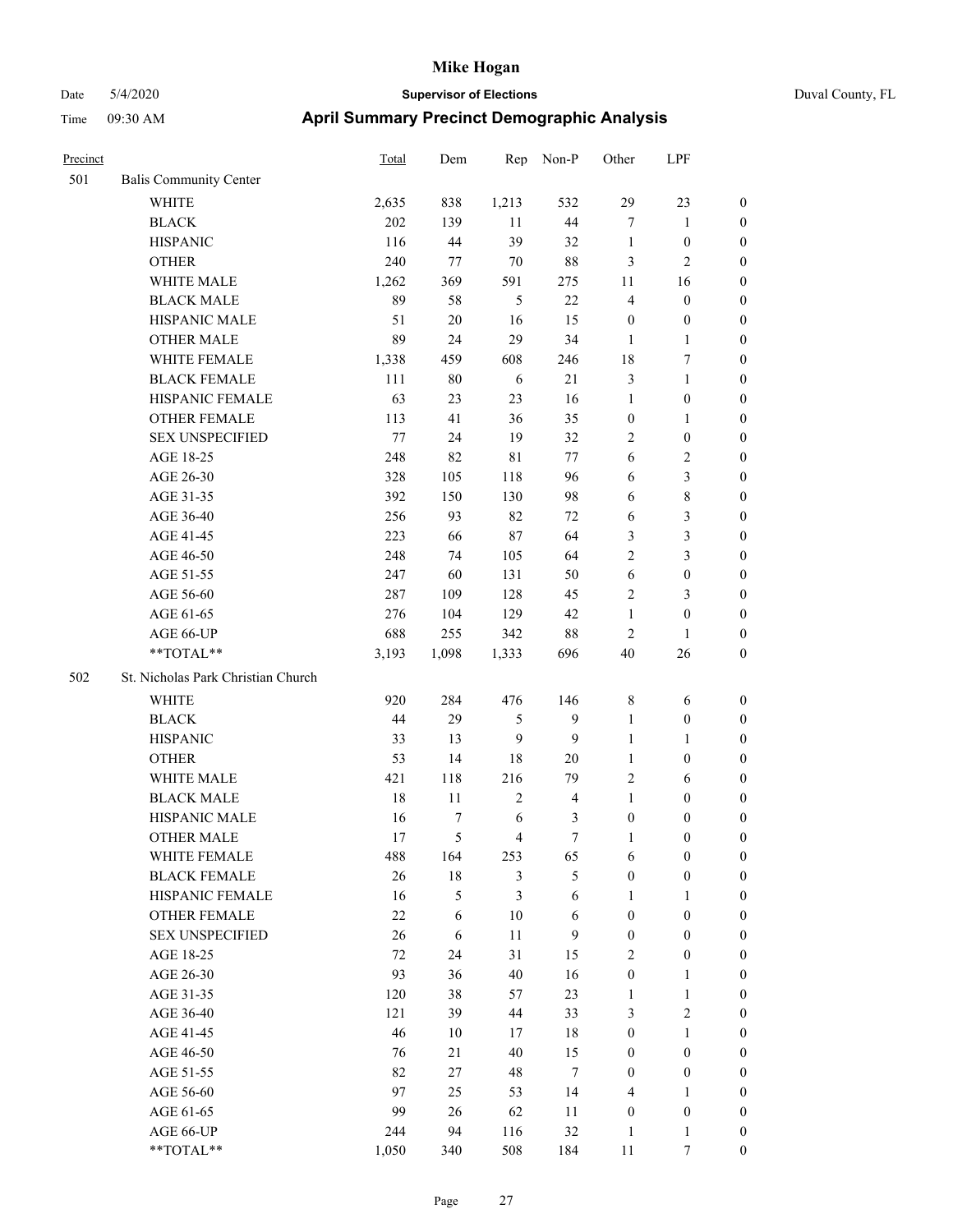# Mike Hogan

Date 5/4/2020 **Supervisor of Elections** Duval County, FL

Time 09:30 AM **April Summary Precinct Demographic Analysis**

| Precinct | | Total | Dem | Rep | Non-P | Other | LPF | |
|---|---|---|---|---|---|---|---|---|
| 501 | Balis Community Center | | | | | | | |
| | WHITE | 2,635 | 838 | 1,213 | 532 | 29 | 23 | 0 |
| | BLACK | 202 | 139 | 11 | 44 | 7 | 1 | 0 |
| | HISPANIC | 116 | 44 | 39 | 32 | 1 | 0 | 0 |
| | OTHER | 240 | 77 | 70 | 88 | 3 | 2 | 0 |
| | WHITE MALE | 1,262 | 369 | 591 | 275 | 11 | 16 | 0 |
| | BLACK MALE | 89 | 58 | 5 | 22 | 4 | 0 | 0 |
| | HISPANIC MALE | 51 | 20 | 16 | 15 | 0 | 0 | 0 |
| | OTHER MALE | 89 | 24 | 29 | 34 | 1 | 1 | 0 |
| | WHITE FEMALE | 1,338 | 459 | 608 | 246 | 18 | 7 | 0 |
| | BLACK FEMALE | 111 | 80 | 6 | 21 | 3 | 1 | 0 |
| | HISPANIC FEMALE | 63 | 23 | 23 | 16 | 1 | 0 | 0 |
| | OTHER FEMALE | 113 | 41 | 36 | 35 | 0 | 1 | 0 |
| | SEX UNSPECIFIED | 77 | 24 | 19 | 32 | 2 | 0 | 0 |
| | AGE 18-25 | 248 | 82 | 81 | 77 | 6 | 2 | 0 |
| | AGE 26-30 | 328 | 105 | 118 | 96 | 6 | 3 | 0 |
| | AGE 31-35 | 392 | 150 | 130 | 98 | 6 | 8 | 0 |
| | AGE 36-40 | 256 | 93 | 82 | 72 | 6 | 3 | 0 |
| | AGE 41-45 | 223 | 66 | 87 | 64 | 3 | 3 | 0 |
| | AGE 46-50 | 248 | 74 | 105 | 64 | 2 | 3 | 0 |
| | AGE 51-55 | 247 | 60 | 131 | 50 | 6 | 0 | 0 |
| | AGE 56-60 | 287 | 109 | 128 | 45 | 2 | 3 | 0 |
| | AGE 61-65 | 276 | 104 | 129 | 42 | 1 | 0 | 0 |
| | AGE 66-UP | 688 | 255 | 342 | 88 | 2 | 1 | 0 |
| | **TOTAL** | 3,193 | 1,098 | 1,333 | 696 | 40 | 26 | 0 |
| 502 | St. Nicholas Park Christian Church | | | | | | | |
| | WHITE | 920 | 284 | 476 | 146 | 8 | 6 | 0 |
| | BLACK | 44 | 29 | 5 | 9 | 1 | 0 | 0 |
| | HISPANIC | 33 | 13 | 9 | 9 | 1 | 1 | 0 |
| | OTHER | 53 | 14 | 18 | 20 | 1 | 0 | 0 |
| | WHITE MALE | 421 | 118 | 216 | 79 | 2 | 6 | 0 |
| | BLACK MALE | 18 | 11 | 2 | 4 | 1 | 0 | 0 |
| | HISPANIC MALE | 16 | 7 | 6 | 3 | 0 | 0 | 0 |
| | OTHER MALE | 17 | 5 | 4 | 7 | 1 | 0 | 0 |
| | WHITE FEMALE | 488 | 164 | 253 | 65 | 6 | 0 | 0 |
| | BLACK FEMALE | 26 | 18 | 3 | 5 | 0 | 0 | 0 |
| | HISPANIC FEMALE | 16 | 5 | 3 | 6 | 1 | 1 | 0 |
| | OTHER FEMALE | 22 | 6 | 10 | 6 | 0 | 0 | 0 |
| | SEX UNSPECIFIED | 26 | 6 | 11 | 9 | 0 | 0 | 0 |
| | AGE 18-25 | 72 | 24 | 31 | 15 | 2 | 0 | 0 |
| | AGE 26-30 | 93 | 36 | 40 | 16 | 0 | 1 | 0 |
| | AGE 31-35 | 120 | 38 | 57 | 23 | 1 | 1 | 0 |
| | AGE 36-40 | 121 | 39 | 44 | 33 | 3 | 2 | 0 |
| | AGE 41-45 | 46 | 10 | 17 | 18 | 0 | 1 | 0 |
| | AGE 46-50 | 76 | 21 | 40 | 15 | 0 | 0 | 0 |
| | AGE 51-55 | 82 | 27 | 48 | 7 | 0 | 0 | 0 |
| | AGE 56-60 | 97 | 25 | 53 | 14 | 4 | 1 | 0 |
| | AGE 61-65 | 99 | 26 | 62 | 11 | 0 | 0 | 0 |
| | AGE 66-UP | 244 | 94 | 116 | 32 | 1 | 1 | 0 |
| | **TOTAL** | 1,050 | 340 | 508 | 184 | 11 | 7 | 0 |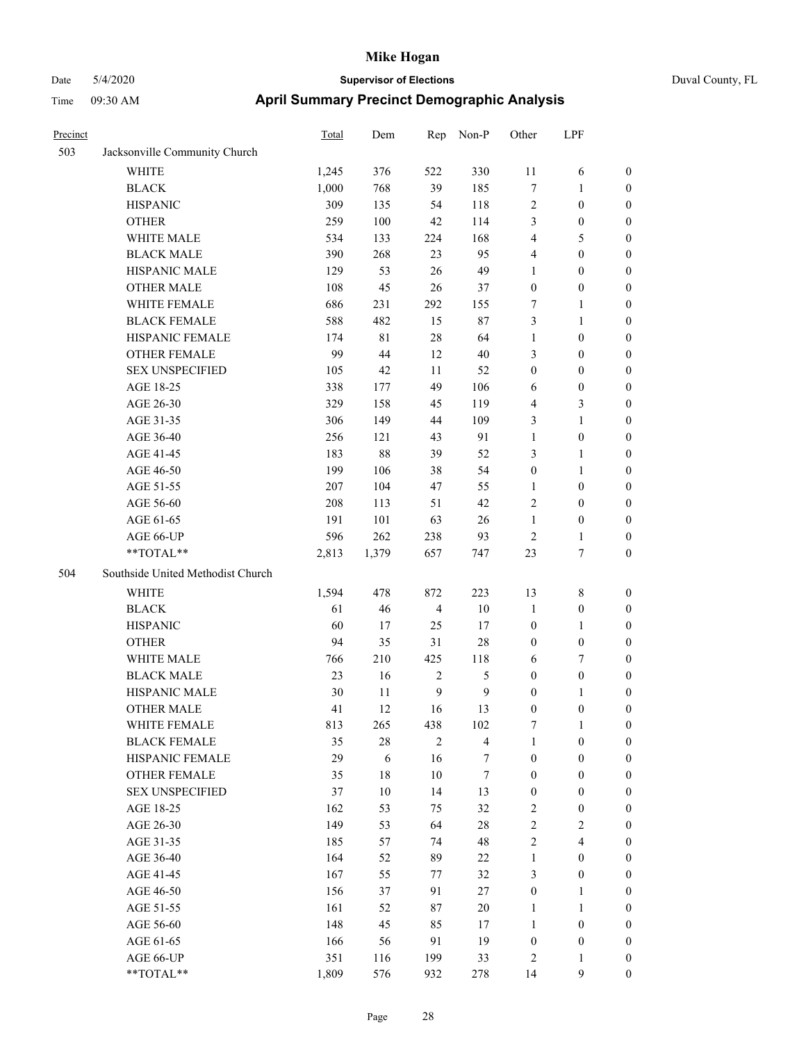# Mike Hogan

Date 5/4/2020 **Supervisor of Elections** Duval County, FL

Time 09:30 AM **April Summary Precinct Demographic Analysis**

| Precinct | | Total | Dem | Rep | Non-P | Other | LPF | |
|---|---|---|---|---|---|---|---|---|
| 503 | Jacksonville Community Church | | | | | | | |
| | WHITE | 1,245 | 376 | 522 | 330 | 11 | 6 | 0 |
| | BLACK | 1,000 | 768 | 39 | 185 | 7 | 1 | 0 |
| | HISPANIC | 309 | 135 | 54 | 118 | 2 | 0 | 0 |
| | OTHER | 259 | 100 | 42 | 114 | 3 | 0 | 0 |
| | WHITE MALE | 534 | 133 | 224 | 168 | 4 | 5 | 0 |
| | BLACK MALE | 390 | 268 | 23 | 95 | 4 | 0 | 0 |
| | HISPANIC MALE | 129 | 53 | 26 | 49 | 1 | 0 | 0 |
| | OTHER MALE | 108 | 45 | 26 | 37 | 0 | 0 | 0 |
| | WHITE FEMALE | 686 | 231 | 292 | 155 | 7 | 1 | 0 |
| | BLACK FEMALE | 588 | 482 | 15 | 87 | 3 | 1 | 0 |
| | HISPANIC FEMALE | 174 | 81 | 28 | 64 | 1 | 0 | 0 |
| | OTHER FEMALE | 99 | 44 | 12 | 40 | 3 | 0 | 0 |
| | SEX UNSPECIFIED | 105 | 42 | 11 | 52 | 0 | 0 | 0 |
| | AGE 18-25 | 338 | 177 | 49 | 106 | 6 | 0 | 0 |
| | AGE 26-30 | 329 | 158 | 45 | 119 | 4 | 3 | 0 |
| | AGE 31-35 | 306 | 149 | 44 | 109 | 3 | 1 | 0 |
| | AGE 36-40 | 256 | 121 | 43 | 91 | 1 | 0 | 0 |
| | AGE 41-45 | 183 | 88 | 39 | 52 | 3 | 1 | 0 |
| | AGE 46-50 | 199 | 106 | 38 | 54 | 0 | 1 | 0 |
| | AGE 51-55 | 207 | 104 | 47 | 55 | 1 | 0 | 0 |
| | AGE 56-60 | 208 | 113 | 51 | 42 | 2 | 0 | 0 |
| | AGE 61-65 | 191 | 101 | 63 | 26 | 1 | 0 | 0 |
| | AGE 66-UP | 596 | 262 | 238 | 93 | 2 | 1 | 0 |
| | **TOTAL** | 2,813 | 1,379 | 657 | 747 | 23 | 7 | 0 |
| 504 | Southside United Methodist Church | | | | | | | |
| | WHITE | 1,594 | 478 | 872 | 223 | 13 | 8 | 0 |
| | BLACK | 61 | 46 | 4 | 10 | 1 | 0 | 0 |
| | HISPANIC | 60 | 17 | 25 | 17 | 0 | 1 | 0 |
| | OTHER | 94 | 35 | 31 | 28 | 0 | 0 | 0 |
| | WHITE MALE | 766 | 210 | 425 | 118 | 6 | 7 | 0 |
| | BLACK MALE | 23 | 16 | 2 | 5 | 0 | 0 | 0 |
| | HISPANIC MALE | 30 | 11 | 9 | 9 | 0 | 1 | 0 |
| | OTHER MALE | 41 | 12 | 16 | 13 | 0 | 0 | 0 |
| | WHITE FEMALE | 813 | 265 | 438 | 102 | 7 | 1 | 0 |
| | BLACK FEMALE | 35 | 28 | 2 | 4 | 1 | 0 | 0 |
| | HISPANIC FEMALE | 29 | 6 | 16 | 7 | 0 | 0 | 0 |
| | OTHER FEMALE | 35 | 18 | 10 | 7 | 0 | 0 | 0 |
| | SEX UNSPECIFIED | 37 | 10 | 14 | 13 | 0 | 0 | 0 |
| | AGE 18-25 | 162 | 53 | 75 | 32 | 2 | 0 | 0 |
| | AGE 26-30 | 149 | 53 | 64 | 28 | 2 | 2 | 0 |
| | AGE 31-35 | 185 | 57 | 74 | 48 | 2 | 4 | 0 |
| | AGE 36-40 | 164 | 52 | 89 | 22 | 1 | 0 | 0 |
| | AGE 41-45 | 167 | 55 | 77 | 32 | 3 | 0 | 0 |
| | AGE 46-50 | 156 | 37 | 91 | 27 | 0 | 1 | 0 |
| | AGE 51-55 | 161 | 52 | 87 | 20 | 1 | 1 | 0 |
| | AGE 56-60 | 148 | 45 | 85 | 17 | 1 | 0 | 0 |
| | AGE 61-65 | 166 | 56 | 91 | 19 | 0 | 0 | 0 |
| | AGE 66-UP | 351 | 116 | 199 | 33 | 2 | 1 | 0 |
| | **TOTAL** | 1,809 | 576 | 932 | 278 | 14 | 9 | 0 |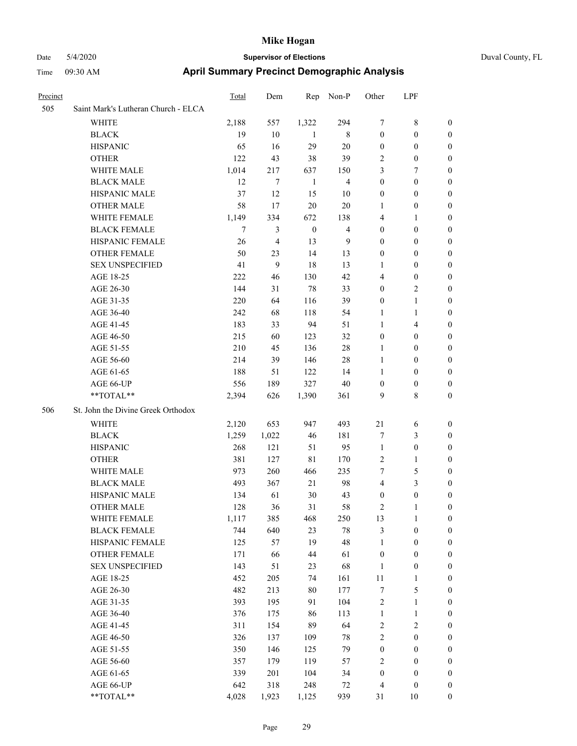# Mike Hogan

Date 5/4/2020 **Supervisor of Elections** Duval County, FL

Time 09:30 AM **April Summary Precinct Demographic Analysis**

| Precinct | | Total | Dem | Rep | Non-P | Other | LPF | |
|---|---|---|---|---|---|---|---|---|
| 505 | Saint Mark's Lutheran Church - ELCA | | | | | | | |
| | WHITE | 2,188 | 557 | 1,322 | 294 | 7 | 8 | 0 |
| | BLACK | 19 | 10 | 1 | 8 | 0 | 0 | 0 |
| | HISPANIC | 65 | 16 | 29 | 20 | 0 | 0 | 0 |
| | OTHER | 122 | 43 | 38 | 39 | 2 | 0 | 0 |
| | WHITE MALE | 1,014 | 217 | 637 | 150 | 3 | 7 | 0 |
| | BLACK MALE | 12 | 7 | 1 | 4 | 0 | 0 | 0 |
| | HISPANIC MALE | 37 | 12 | 15 | 10 | 0 | 0 | 0 |
| | OTHER MALE | 58 | 17 | 20 | 20 | 1 | 0 | 0 |
| | WHITE FEMALE | 1,149 | 334 | 672 | 138 | 4 | 1 | 0 |
| | BLACK FEMALE | 7 | 3 | 0 | 4 | 0 | 0 | 0 |
| | HISPANIC FEMALE | 26 | 4 | 13 | 9 | 0 | 0 | 0 |
| | OTHER FEMALE | 50 | 23 | 14 | 13 | 0 | 0 | 0 |
| | SEX UNSPECIFIED | 41 | 9 | 18 | 13 | 1 | 0 | 0 |
| | AGE 18-25 | 222 | 46 | 130 | 42 | 4 | 0 | 0 |
| | AGE 26-30 | 144 | 31 | 78 | 33 | 0 | 2 | 0 |
| | AGE 31-35 | 220 | 64 | 116 | 39 | 0 | 1 | 0 |
| | AGE 36-40 | 242 | 68 | 118 | 54 | 1 | 1 | 0 |
| | AGE 41-45 | 183 | 33 | 94 | 51 | 1 | 4 | 0 |
| | AGE 46-50 | 215 | 60 | 123 | 32 | 0 | 0 | 0 |
| | AGE 51-55 | 210 | 45 | 136 | 28 | 1 | 0 | 0 |
| | AGE 56-60 | 214 | 39 | 146 | 28 | 1 | 0 | 0 |
| | AGE 61-65 | 188 | 51 | 122 | 14 | 1 | 0 | 0 |
| | AGE 66-UP | 556 | 189 | 327 | 40 | 0 | 0 | 0 |
| | **TOTAL** | 2,394 | 626 | 1,390 | 361 | 9 | 8 | 0 |
| 506 | St. John the Divine Greek Orthodox | | | | | | | |
| | WHITE | 2,120 | 653 | 947 | 493 | 21 | 6 | 0 |
| | BLACK | 1,259 | 1,022 | 46 | 181 | 7 | 3 | 0 |
| | HISPANIC | 268 | 121 | 51 | 95 | 1 | 0 | 0 |
| | OTHER | 381 | 127 | 81 | 170 | 2 | 1 | 0 |
| | WHITE MALE | 973 | 260 | 466 | 235 | 7 | 5 | 0 |
| | BLACK MALE | 493 | 367 | 21 | 98 | 4 | 3 | 0 |
| | HISPANIC MALE | 134 | 61 | 30 | 43 | 0 | 0 | 0 |
| | OTHER MALE | 128 | 36 | 31 | 58 | 2 | 1 | 0 |
| | WHITE FEMALE | 1,117 | 385 | 468 | 250 | 13 | 1 | 0 |
| | BLACK FEMALE | 744 | 640 | 23 | 78 | 3 | 0 | 0 |
| | HISPANIC FEMALE | 125 | 57 | 19 | 48 | 1 | 0 | 0 |
| | OTHER FEMALE | 171 | 66 | 44 | 61 | 0 | 0 | 0 |
| | SEX UNSPECIFIED | 143 | 51 | 23 | 68 | 1 | 0 | 0 |
| | AGE 18-25 | 452 | 205 | 74 | 161 | 11 | 1 | 0 |
| | AGE 26-30 | 482 | 213 | 80 | 177 | 7 | 5 | 0 |
| | AGE 31-35 | 393 | 195 | 91 | 104 | 2 | 1 | 0 |
| | AGE 36-40 | 376 | 175 | 86 | 113 | 1 | 1 | 0 |
| | AGE 41-45 | 311 | 154 | 89 | 64 | 2 | 2 | 0 |
| | AGE 46-50 | 326 | 137 | 109 | 78 | 2 | 0 | 0 |
| | AGE 51-55 | 350 | 146 | 125 | 79 | 0 | 0 | 0 |
| | AGE 56-60 | 357 | 179 | 119 | 57 | 2 | 0 | 0 |
| | AGE 61-65 | 339 | 201 | 104 | 34 | 0 | 0 | 0 |
| | AGE 66-UP | 642 | 318 | 248 | 72 | 4 | 0 | 0 |
| | **TOTAL** | 4,028 | 1,923 | 1,125 | 939 | 31 | 10 | 0 |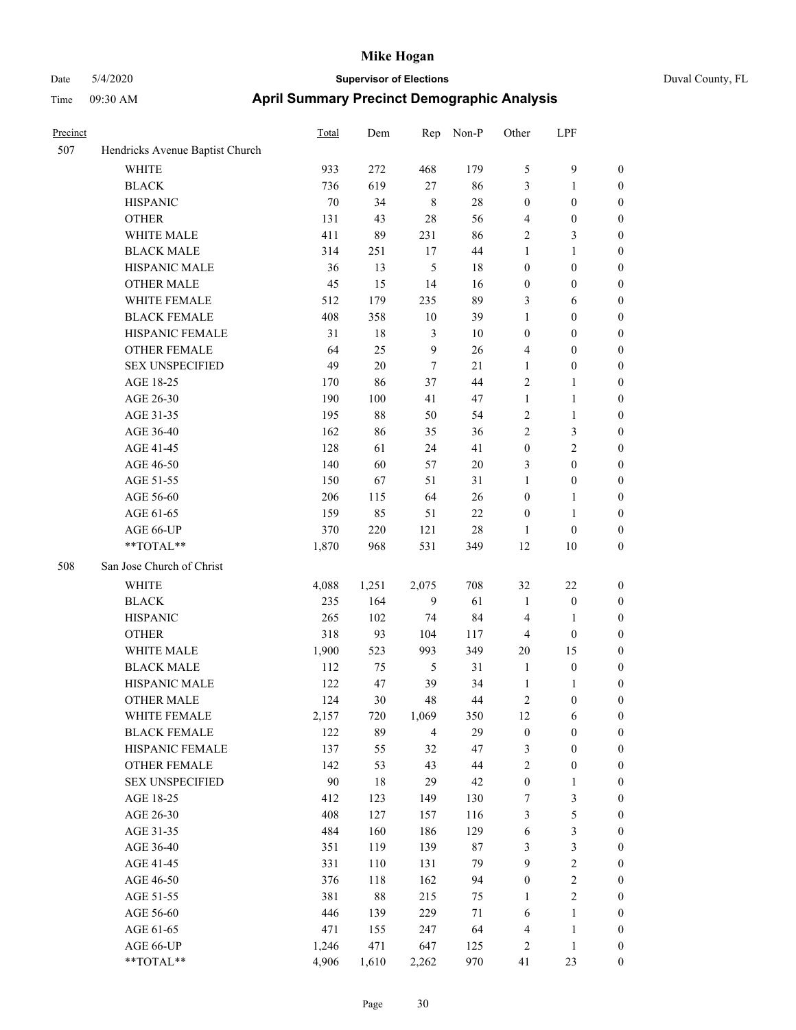# Mike Hogan

Date 5/4/2020 **Supervisor of Elections** Duval County, FL

Time 09:30 AM **April Summary Precinct Demographic Analysis**

| Precinct | | Total | Dem | Rep | Non-P | Other | LPF | |
|---|---|---|---|---|---|---|---|---|
| 507 | Hendricks Avenue Baptist Church | | | | | | | |
| | WHITE | 933 | 272 | 468 | 179 | 5 | 9 | 0 |
| | BLACK | 736 | 619 | 27 | 86 | 3 | 1 | 0 |
| | HISPANIC | 70 | 34 | 8 | 28 | 0 | 0 | 0 |
| | OTHER | 131 | 43 | 28 | 56 | 4 | 0 | 0 |
| | WHITE MALE | 411 | 89 | 231 | 86 | 2 | 3 | 0 |
| | BLACK MALE | 314 | 251 | 17 | 44 | 1 | 1 | 0 |
| | HISPANIC MALE | 36 | 13 | 5 | 18 | 0 | 0 | 0 |
| | OTHER MALE | 45 | 15 | 14 | 16 | 0 | 0 | 0 |
| | WHITE FEMALE | 512 | 179 | 235 | 89 | 3 | 6 | 0 |
| | BLACK FEMALE | 408 | 358 | 10 | 39 | 1 | 0 | 0 |
| | HISPANIC FEMALE | 31 | 18 | 3 | 10 | 0 | 0 | 0 |
| | OTHER FEMALE | 64 | 25 | 9 | 26 | 4 | 0 | 0 |
| | SEX UNSPECIFIED | 49 | 20 | 7 | 21 | 1 | 0 | 0 |
| | AGE 18-25 | 170 | 86 | 37 | 44 | 2 | 1 | 0 |
| | AGE 26-30 | 190 | 100 | 41 | 47 | 1 | 1 | 0 |
| | AGE 31-35 | 195 | 88 | 50 | 54 | 2 | 1 | 0 |
| | AGE 36-40 | 162 | 86 | 35 | 36 | 2 | 3 | 0 |
| | AGE 41-45 | 128 | 61 | 24 | 41 | 0 | 2 | 0 |
| | AGE 46-50 | 140 | 60 | 57 | 20 | 3 | 0 | 0 |
| | AGE 51-55 | 150 | 67 | 51 | 31 | 1 | 0 | 0 |
| | AGE 56-60 | 206 | 115 | 64 | 26 | 0 | 1 | 0 |
| | AGE 61-65 | 159 | 85 | 51 | 22 | 0 | 1 | 0 |
| | AGE 66-UP | 370 | 220 | 121 | 28 | 1 | 0 | 0 |
| | **TOTAL** | 1,870 | 968 | 531 | 349 | 12 | 10 | 0 |
| 508 | San Jose Church of Christ | | | | | | | |
| | WHITE | 4,088 | 1,251 | 2,075 | 708 | 32 | 22 | 0 |
| | BLACK | 235 | 164 | 9 | 61 | 1 | 0 | 0 |
| | HISPANIC | 265 | 102 | 74 | 84 | 4 | 1 | 0 |
| | OTHER | 318 | 93 | 104 | 117 | 4 | 0 | 0 |
| | WHITE MALE | 1,900 | 523 | 993 | 349 | 20 | 15 | 0 |
| | BLACK MALE | 112 | 75 | 5 | 31 | 1 | 0 | 0 |
| | HISPANIC MALE | 122 | 47 | 39 | 34 | 1 | 1 | 0 |
| | OTHER MALE | 124 | 30 | 48 | 44 | 2 | 0 | 0 |
| | WHITE FEMALE | 2,157 | 720 | 1,069 | 350 | 12 | 6 | 0 |
| | BLACK FEMALE | 122 | 89 | 4 | 29 | 0 | 0 | 0 |
| | HISPANIC FEMALE | 137 | 55 | 32 | 47 | 3 | 0 | 0 |
| | OTHER FEMALE | 142 | 53 | 43 | 44 | 2 | 0 | 0 |
| | SEX UNSPECIFIED | 90 | 18 | 29 | 42 | 0 | 1 | 0 |
| | AGE 18-25 | 412 | 123 | 149 | 130 | 7 | 3 | 0 |
| | AGE 26-30 | 408 | 127 | 157 | 116 | 3 | 5 | 0 |
| | AGE 31-35 | 484 | 160 | 186 | 129 | 6 | 3 | 0 |
| | AGE 36-40 | 351 | 119 | 139 | 87 | 3 | 3 | 0 |
| | AGE 41-45 | 331 | 110 | 131 | 79 | 9 | 2 | 0 |
| | AGE 46-50 | 376 | 118 | 162 | 94 | 0 | 2 | 0 |
| | AGE 51-55 | 381 | 88 | 215 | 75 | 1 | 2 | 0 |
| | AGE 56-60 | 446 | 139 | 229 | 71 | 6 | 1 | 0 |
| | AGE 61-65 | 471 | 155 | 247 | 64 | 4 | 1 | 0 |
| | AGE 66-UP | 1,246 | 471 | 647 | 125 | 2 | 1 | 0 |
| | **TOTAL** | 4,906 | 1,610 | 2,262 | 970 | 41 | 23 | 0 |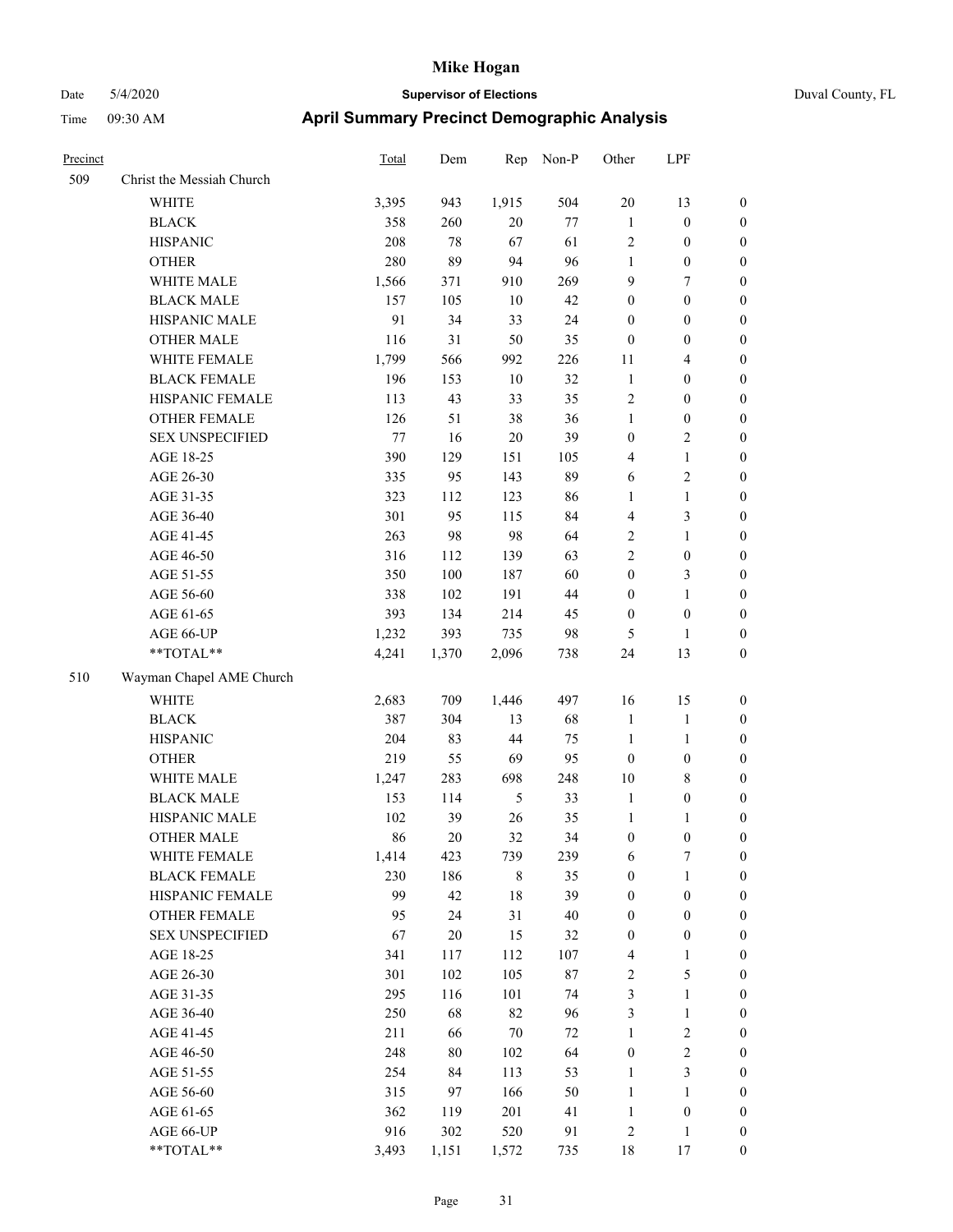# Mike Hogan

Date 5/4/2020 **Supervisor of Elections** Duval County, FL

Time 09:30 AM **April Summary Precinct Demographic Analysis**

| Precinct | | Total | Dem | Rep | Non-P | Other | LPF | |
|---|---|---|---|---|---|---|---|---|
| 509 | Christ the Messiah Church | | | | | | | |
| | WHITE | 3,395 | 943 | 1,915 | 504 | 20 | 13 | 0 |
| | BLACK | 358 | 260 | 20 | 77 | 1 | 0 | 0 |
| | HISPANIC | 208 | 78 | 67 | 61 | 2 | 0 | 0 |
| | OTHER | 280 | 89 | 94 | 96 | 1 | 0 | 0 |
| | WHITE MALE | 1,566 | 371 | 910 | 269 | 9 | 7 | 0 |
| | BLACK MALE | 157 | 105 | 10 | 42 | 0 | 0 | 0 |
| | HISPANIC MALE | 91 | 34 | 33 | 24 | 0 | 0 | 0 |
| | OTHER MALE | 116 | 31 | 50 | 35 | 0 | 0 | 0 |
| | WHITE FEMALE | 1,799 | 566 | 992 | 226 | 11 | 4 | 0 |
| | BLACK FEMALE | 196 | 153 | 10 | 32 | 1 | 0 | 0 |
| | HISPANIC FEMALE | 113 | 43 | 33 | 35 | 2 | 0 | 0 |
| | OTHER FEMALE | 126 | 51 | 38 | 36 | 1 | 0 | 0 |
| | SEX UNSPECIFIED | 77 | 16 | 20 | 39 | 0 | 2 | 0 |
| | AGE 18-25 | 390 | 129 | 151 | 105 | 4 | 1 | 0 |
| | AGE 26-30 | 335 | 95 | 143 | 89 | 6 | 2 | 0 |
| | AGE 31-35 | 323 | 112 | 123 | 86 | 1 | 1 | 0 |
| | AGE 36-40 | 301 | 95 | 115 | 84 | 4 | 3 | 0 |
| | AGE 41-45 | 263 | 98 | 98 | 64 | 2 | 1 | 0 |
| | AGE 46-50 | 316 | 112 | 139 | 63 | 2 | 0 | 0 |
| | AGE 51-55 | 350 | 100 | 187 | 60 | 0 | 3 | 0 |
| | AGE 56-60 | 338 | 102 | 191 | 44 | 0 | 1 | 0 |
| | AGE 61-65 | 393 | 134 | 214 | 45 | 0 | 0 | 0 |
| | AGE 66-UP | 1,232 | 393 | 735 | 98 | 5 | 1 | 0 |
| | **TOTAL** | 4,241 | 1,370 | 2,096 | 738 | 24 | 13 | 0 |
| 510 | Wayman Chapel AME Church | | | | | | | |
| | WHITE | 2,683 | 709 | 1,446 | 497 | 16 | 15 | 0 |
| | BLACK | 387 | 304 | 13 | 68 | 1 | 1 | 0 |
| | HISPANIC | 204 | 83 | 44 | 75 | 1 | 1 | 0 |
| | OTHER | 219 | 55 | 69 | 95 | 0 | 0 | 0 |
| | WHITE MALE | 1,247 | 283 | 698 | 248 | 10 | 8 | 0 |
| | BLACK MALE | 153 | 114 | 5 | 33 | 1 | 0 | 0 |
| | HISPANIC MALE | 102 | 39 | 26 | 35 | 1 | 1 | 0 |
| | OTHER MALE | 86 | 20 | 32 | 34 | 0 | 0 | 0 |
| | WHITE FEMALE | 1,414 | 423 | 739 | 239 | 6 | 7 | 0 |
| | BLACK FEMALE | 230 | 186 | 8 | 35 | 0 | 1 | 0 |
| | HISPANIC FEMALE | 99 | 42 | 18 | 39 | 0 | 0 | 0 |
| | OTHER FEMALE | 95 | 24 | 31 | 40 | 0 | 0 | 0 |
| | SEX UNSPECIFIED | 67 | 20 | 15 | 32 | 0 | 0 | 0 |
| | AGE 18-25 | 341 | 117 | 112 | 107 | 4 | 1 | 0 |
| | AGE 26-30 | 301 | 102 | 105 | 87 | 2 | 5 | 0 |
| | AGE 31-35 | 295 | 116 | 101 | 74 | 3 | 1 | 0 |
| | AGE 36-40 | 250 | 68 | 82 | 96 | 3 | 1 | 0 |
| | AGE 41-45 | 211 | 66 | 70 | 72 | 1 | 2 | 0 |
| | AGE 46-50 | 248 | 80 | 102 | 64 | 0 | 2 | 0 |
| | AGE 51-55 | 254 | 84 | 113 | 53 | 1 | 3 | 0 |
| | AGE 56-60 | 315 | 97 | 166 | 50 | 1 | 1 | 0 |
| | AGE 61-65 | 362 | 119 | 201 | 41 | 1 | 0 | 0 |
| | AGE 66-UP | 916 | 302 | 520 | 91 | 2 | 1 | 0 |
| | **TOTAL** | 3,493 | 1,151 | 1,572 | 735 | 18 | 17 | 0 |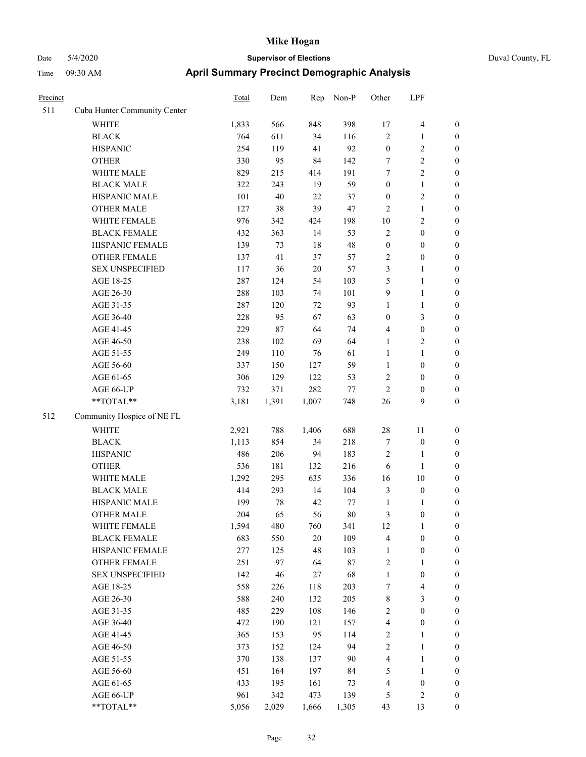# Mike Hogan

Date 5/4/2020 **Supervisor of Elections** Duval County, FL

Time 09:30 AM **April Summary Precinct Demographic Analysis**

| Precinct | | Total | Dem | Rep | Non-P | Other | LPF | |
|---|---|---|---|---|---|---|---|---|
| 511 | Cuba Hunter Community Center | | | | | | | |
| | WHITE | 1,833 | 566 | 848 | 398 | 17 | 4 | 0 |
| | BLACK | 764 | 611 | 34 | 116 | 2 | 1 | 0 |
| | HISPANIC | 254 | 119 | 41 | 92 | 0 | 2 | 0 |
| | OTHER | 330 | 95 | 84 | 142 | 7 | 2 | 0 |
| | WHITE MALE | 829 | 215 | 414 | 191 | 7 | 2 | 0 |
| | BLACK MALE | 322 | 243 | 19 | 59 | 0 | 1 | 0 |
| | HISPANIC MALE | 101 | 40 | 22 | 37 | 0 | 2 | 0 |
| | OTHER MALE | 127 | 38 | 39 | 47 | 2 | 1 | 0 |
| | WHITE FEMALE | 976 | 342 | 424 | 198 | 10 | 2 | 0 |
| | BLACK FEMALE | 432 | 363 | 14 | 53 | 2 | 0 | 0 |
| | HISPANIC FEMALE | 139 | 73 | 18 | 48 | 0 | 0 | 0 |
| | OTHER FEMALE | 137 | 41 | 37 | 57 | 2 | 0 | 0 |
| | SEX UNSPECIFIED | 117 | 36 | 20 | 57 | 3 | 1 | 0 |
| | AGE 18-25 | 287 | 124 | 54 | 103 | 5 | 1 | 0 |
| | AGE 26-30 | 288 | 103 | 74 | 101 | 9 | 1 | 0 |
| | AGE 31-35 | 287 | 120 | 72 | 93 | 1 | 1 | 0 |
| | AGE 36-40 | 228 | 95 | 67 | 63 | 0 | 3 | 0 |
| | AGE 41-45 | 229 | 87 | 64 | 74 | 4 | 0 | 0 |
| | AGE 46-50 | 238 | 102 | 69 | 64 | 1 | 2 | 0 |
| | AGE 51-55 | 249 | 110 | 76 | 61 | 1 | 1 | 0 |
| | AGE 56-60 | 337 | 150 | 127 | 59 | 1 | 0 | 0 |
| | AGE 61-65 | 306 | 129 | 122 | 53 | 2 | 0 | 0 |
| | AGE 66-UP | 732 | 371 | 282 | 77 | 2 | 0 | 0 |
| | **TOTAL** | 3,181 | 1,391 | 1,007 | 748 | 26 | 9 | 0 |
| 512 | Community Hospice of NE FL | | | | | | | |
| | WHITE | 2,921 | 788 | 1,406 | 688 | 28 | 11 | 0 |
| | BLACK | 1,113 | 854 | 34 | 218 | 7 | 0 | 0 |
| | HISPANIC | 486 | 206 | 94 | 183 | 2 | 1 | 0 |
| | OTHER | 536 | 181 | 132 | 216 | 6 | 1 | 0 |
| | WHITE MALE | 1,292 | 295 | 635 | 336 | 16 | 10 | 0 |
| | BLACK MALE | 414 | 293 | 14 | 104 | 3 | 0 | 0 |
| | HISPANIC MALE | 199 | 78 | 42 | 77 | 1 | 1 | 0 |
| | OTHER MALE | 204 | 65 | 56 | 80 | 3 | 0 | 0 |
| | WHITE FEMALE | 1,594 | 480 | 760 | 341 | 12 | 1 | 0 |
| | BLACK FEMALE | 683 | 550 | 20 | 109 | 4 | 0 | 0 |
| | HISPANIC FEMALE | 277 | 125 | 48 | 103 | 1 | 0 | 0 |
| | OTHER FEMALE | 251 | 97 | 64 | 87 | 2 | 1 | 0 |
| | SEX UNSPECIFIED | 142 | 46 | 27 | 68 | 1 | 0 | 0 |
| | AGE 18-25 | 558 | 226 | 118 | 203 | 7 | 4 | 0 |
| | AGE 26-30 | 588 | 240 | 132 | 205 | 8 | 3 | 0 |
| | AGE 31-35 | 485 | 229 | 108 | 146 | 2 | 0 | 0 |
| | AGE 36-40 | 472 | 190 | 121 | 157 | 4 | 0 | 0 |
| | AGE 41-45 | 365 | 153 | 95 | 114 | 2 | 1 | 0 |
| | AGE 46-50 | 373 | 152 | 124 | 94 | 2 | 1 | 0 |
| | AGE 51-55 | 370 | 138 | 137 | 90 | 4 | 1 | 0 |
| | AGE 56-60 | 451 | 164 | 197 | 84 | 5 | 1 | 0 |
| | AGE 61-65 | 433 | 195 | 161 | 73 | 4 | 0 | 0 |
| | AGE 66-UP | 961 | 342 | 473 | 139 | 5 | 2 | 0 |
| | **TOTAL** | 5,056 | 2,029 | 1,666 | 1,305 | 43 | 13 | 0 |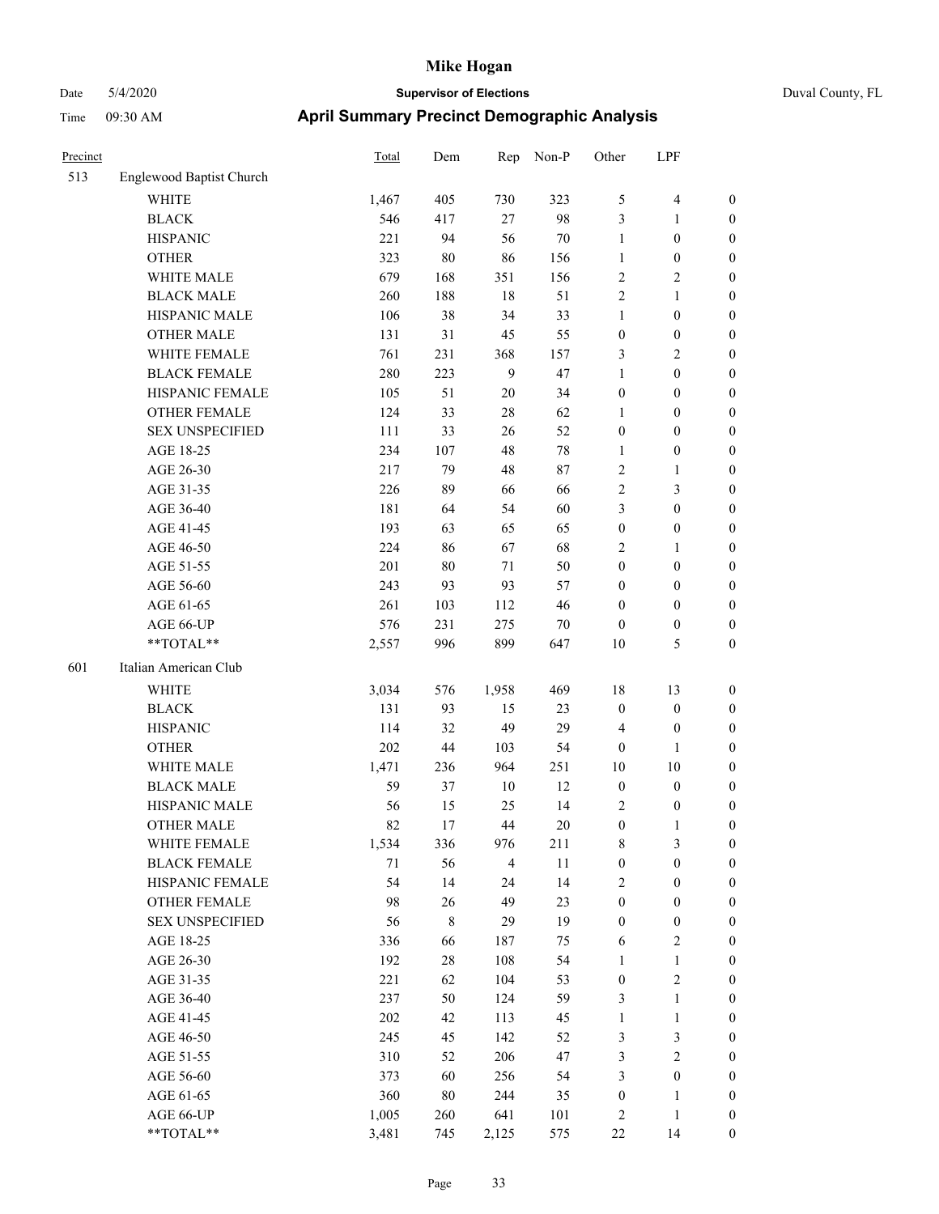# Mike Hogan

Date 5/4/2020 — **Supervisor of Elections** — Duval County, FL

Time 09:30 AM — **April Summary Precinct Demographic Analysis**

| Precinct | | Total | Dem | Rep | Non-P | Other | LPF | |
|---|---|---|---|---|---|---|---|---|
| 513 | Englewood Baptist Church | | | | | | | |
| | WHITE | 1,467 | 405 | 730 | 323 | 5 | 4 | 0 |
| | BLACK | 546 | 417 | 27 | 98 | 3 | 1 | 0 |
| | HISPANIC | 221 | 94 | 56 | 70 | 1 | 0 | 0 |
| | OTHER | 323 | 80 | 86 | 156 | 1 | 0 | 0 |
| | WHITE MALE | 679 | 168 | 351 | 156 | 2 | 2 | 0 |
| | BLACK MALE | 260 | 188 | 18 | 51 | 2 | 1 | 0 |
| | HISPANIC MALE | 106 | 38 | 34 | 33 | 1 | 0 | 0 |
| | OTHER MALE | 131 | 31 | 45 | 55 | 0 | 0 | 0 |
| | WHITE FEMALE | 761 | 231 | 368 | 157 | 3 | 2 | 0 |
| | BLACK FEMALE | 280 | 223 | 9 | 47 | 1 | 0 | 0 |
| | HISPANIC FEMALE | 105 | 51 | 20 | 34 | 0 | 0 | 0 |
| | OTHER FEMALE | 124 | 33 | 28 | 62 | 1 | 0 | 0 |
| | SEX UNSPECIFIED | 111 | 33 | 26 | 52 | 0 | 0 | 0 |
| | AGE 18-25 | 234 | 107 | 48 | 78 | 1 | 0 | 0 |
| | AGE 26-30 | 217 | 79 | 48 | 87 | 2 | 1 | 0 |
| | AGE 31-35 | 226 | 89 | 66 | 66 | 2 | 3 | 0 |
| | AGE 36-40 | 181 | 64 | 54 | 60 | 3 | 0 | 0 |
| | AGE 41-45 | 193 | 63 | 65 | 65 | 0 | 0 | 0 |
| | AGE 46-50 | 224 | 86 | 67 | 68 | 2 | 1 | 0 |
| | AGE 51-55 | 201 | 80 | 71 | 50 | 0 | 0 | 0 |
| | AGE 56-60 | 243 | 93 | 93 | 57 | 0 | 0 | 0 |
| | AGE 61-65 | 261 | 103 | 112 | 46 | 0 | 0 | 0 |
| | AGE 66-UP | 576 | 231 | 275 | 70 | 0 | 0 | 0 |
| | **TOTAL** | 2,557 | 996 | 899 | 647 | 10 | 5 | 0 |
| 601 | Italian American Club | | | | | | | |
| | WHITE | 3,034 | 576 | 1,958 | 469 | 18 | 13 | 0 |
| | BLACK | 131 | 93 | 15 | 23 | 0 | 0 | 0 |
| | HISPANIC | 114 | 32 | 49 | 29 | 4 | 0 | 0 |
| | OTHER | 202 | 44 | 103 | 54 | 0 | 1 | 0 |
| | WHITE MALE | 1,471 | 236 | 964 | 251 | 10 | 10 | 0 |
| | BLACK MALE | 59 | 37 | 10 | 12 | 0 | 0 | 0 |
| | HISPANIC MALE | 56 | 15 | 25 | 14 | 2 | 0 | 0 |
| | OTHER MALE | 82 | 17 | 44 | 20 | 0 | 1 | 0 |
| | WHITE FEMALE | 1,534 | 336 | 976 | 211 | 8 | 3 | 0 |
| | BLACK FEMALE | 71 | 56 | 4 | 11 | 0 | 0 | 0 |
| | HISPANIC FEMALE | 54 | 14 | 24 | 14 | 2 | 0 | 0 |
| | OTHER FEMALE | 98 | 26 | 49 | 23 | 0 | 0 | 0 |
| | SEX UNSPECIFIED | 56 | 8 | 29 | 19 | 0 | 0 | 0 |
| | AGE 18-25 | 336 | 66 | 187 | 75 | 6 | 2 | 0 |
| | AGE 26-30 | 192 | 28 | 108 | 54 | 1 | 1 | 0 |
| | AGE 31-35 | 221 | 62 | 104 | 53 | 0 | 2 | 0 |
| | AGE 36-40 | 237 | 50 | 124 | 59 | 3 | 1 | 0 |
| | AGE 41-45 | 202 | 42 | 113 | 45 | 1 | 1 | 0 |
| | AGE 46-50 | 245 | 45 | 142 | 52 | 3 | 3 | 0 |
| | AGE 51-55 | 310 | 52 | 206 | 47 | 3 | 2 | 0 |
| | AGE 56-60 | 373 | 60 | 256 | 54 | 3 | 0 | 0 |
| | AGE 61-65 | 360 | 80 | 244 | 35 | 0 | 1 | 0 |
| | AGE 66-UP | 1,005 | 260 | 641 | 101 | 2 | 1 | 0 |
| | **TOTAL** | 3,481 | 745 | 2,125 | 575 | 22 | 14 | 0 |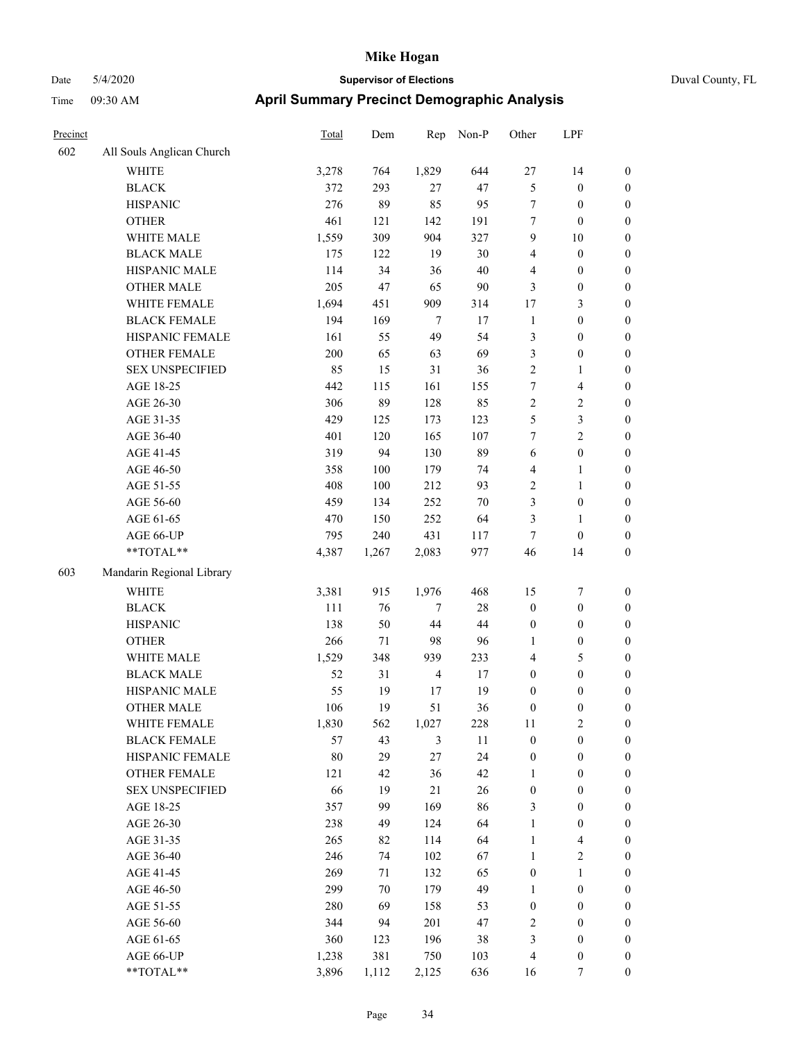# Mike Hogan

Date 5/4/2020 **Supervisor of Elections** Duval County, FL

Time 09:30 AM **April Summary Precinct Demographic Analysis**

| Precinct | | Total | Dem | Rep | Non-P | Other | LPF | |
|---|---|---|---|---|---|---|---|---|
| 602 | All Souls Anglican Church | | | | | | | |
| | WHITE | 3,278 | 764 | 1,829 | 644 | 27 | 14 | 0 |
| | BLACK | 372 | 293 | 27 | 47 | 5 | 0 | 0 |
| | HISPANIC | 276 | 89 | 85 | 95 | 7 | 0 | 0 |
| | OTHER | 461 | 121 | 142 | 191 | 7 | 0 | 0 |
| | WHITE MALE | 1,559 | 309 | 904 | 327 | 9 | 10 | 0 |
| | BLACK MALE | 175 | 122 | 19 | 30 | 4 | 0 | 0 |
| | HISPANIC MALE | 114 | 34 | 36 | 40 | 4 | 0 | 0 |
| | OTHER MALE | 205 | 47 | 65 | 90 | 3 | 0 | 0 |
| | WHITE FEMALE | 1,694 | 451 | 909 | 314 | 17 | 3 | 0 |
| | BLACK FEMALE | 194 | 169 | 7 | 17 | 1 | 0 | 0 |
| | HISPANIC FEMALE | 161 | 55 | 49 | 54 | 3 | 0 | 0 |
| | OTHER FEMALE | 200 | 65 | 63 | 69 | 3 | 0 | 0 |
| | SEX UNSPECIFIED | 85 | 15 | 31 | 36 | 2 | 1 | 0 |
| | AGE 18-25 | 442 | 115 | 161 | 155 | 7 | 4 | 0 |
| | AGE 26-30 | 306 | 89 | 128 | 85 | 2 | 2 | 0 |
| | AGE 31-35 | 429 | 125 | 173 | 123 | 5 | 3 | 0 |
| | AGE 36-40 | 401 | 120 | 165 | 107 | 7 | 2 | 0 |
| | AGE 41-45 | 319 | 94 | 130 | 89 | 6 | 0 | 0 |
| | AGE 46-50 | 358 | 100 | 179 | 74 | 4 | 1 | 0 |
| | AGE 51-55 | 408 | 100 | 212 | 93 | 2 | 1 | 0 |
| | AGE 56-60 | 459 | 134 | 252 | 70 | 3 | 0 | 0 |
| | AGE 61-65 | 470 | 150 | 252 | 64 | 3 | 1 | 0 |
| | AGE 66-UP | 795 | 240 | 431 | 117 | 7 | 0 | 0 |
| | **TOTAL** | 4,387 | 1,267 | 2,083 | 977 | 46 | 14 | 0 |
| 603 | Mandarin Regional Library | | | | | | | |
| | WHITE | 3,381 | 915 | 1,976 | 468 | 15 | 7 | 0 |
| | BLACK | 111 | 76 | 7 | 28 | 0 | 0 | 0 |
| | HISPANIC | 138 | 50 | 44 | 44 | 0 | 0 | 0 |
| | OTHER | 266 | 71 | 98 | 96 | 1 | 0 | 0 |
| | WHITE MALE | 1,529 | 348 | 939 | 233 | 4 | 5 | 0 |
| | BLACK MALE | 52 | 31 | 4 | 17 | 0 | 0 | 0 |
| | HISPANIC MALE | 55 | 19 | 17 | 19 | 0 | 0 | 0 |
| | OTHER MALE | 106 | 19 | 51 | 36 | 0 | 0 | 0 |
| | WHITE FEMALE | 1,830 | 562 | 1,027 | 228 | 11 | 2 | 0 |
| | BLACK FEMALE | 57 | 43 | 3 | 11 | 0 | 0 | 0 |
| | HISPANIC FEMALE | 80 | 29 | 27 | 24 | 0 | 0 | 0 |
| | OTHER FEMALE | 121 | 42 | 36 | 42 | 1 | 0 | 0 |
| | SEX UNSPECIFIED | 66 | 19 | 21 | 26 | 0 | 0 | 0 |
| | AGE 18-25 | 357 | 99 | 169 | 86 | 3 | 0 | 0 |
| | AGE 26-30 | 238 | 49 | 124 | 64 | 1 | 0 | 0 |
| | AGE 31-35 | 265 | 82 | 114 | 64 | 1 | 4 | 0 |
| | AGE 36-40 | 246 | 74 | 102 | 67 | 1 | 2 | 0 |
| | AGE 41-45 | 269 | 71 | 132 | 65 | 0 | 1 | 0 |
| | AGE 46-50 | 299 | 70 | 179 | 49 | 1 | 0 | 0 |
| | AGE 51-55 | 280 | 69 | 158 | 53 | 0 | 0 | 0 |
| | AGE 56-60 | 344 | 94 | 201 | 47 | 2 | 0 | 0 |
| | AGE 61-65 | 360 | 123 | 196 | 38 | 3 | 0 | 0 |
| | AGE 66-UP | 1,238 | 381 | 750 | 103 | 4 | 0 | 0 |
| | **TOTAL** | 3,896 | 1,112 | 2,125 | 636 | 16 | 7 | 0 |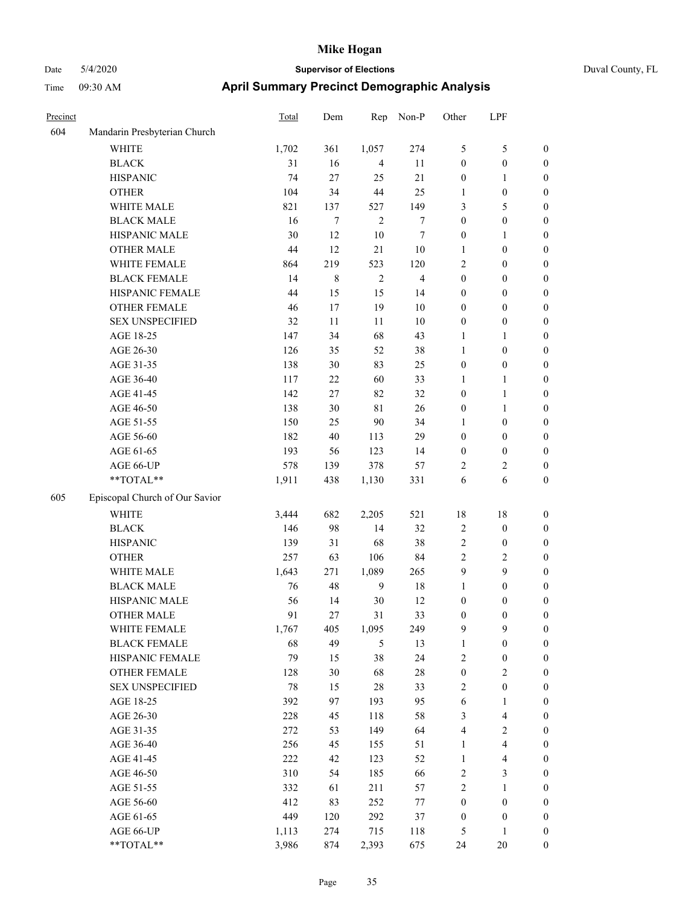| Precinct | | Total | Dem | Rep | Non-P | Other | LPF | |
|---|---|---|---|---|---|---|---|---|
| 604 | Mandarin Presbyterian Church | | | | | | | |
| | WHITE | 1,702 | 361 | 1,057 | 274 | 5 | 5 | 0 |
| | BLACK | 31 | 16 | 4 | 11 | 0 | 0 | 0 |
| | HISPANIC | 74 | 27 | 25 | 21 | 0 | 1 | 0 |
| | OTHER | 104 | 34 | 44 | 25 | 1 | 0 | 0 |
| | WHITE MALE | 821 | 137 | 527 | 149 | 3 | 5 | 0 |
| | BLACK MALE | 16 | 7 | 2 | 7 | 0 | 0 | 0 |
| | HISPANIC MALE | 30 | 12 | 10 | 7 | 0 | 1 | 0 |
| | OTHER MALE | 44 | 12 | 21 | 10 | 1 | 0 | 0 |
| | WHITE FEMALE | 864 | 219 | 523 | 120 | 2 | 0 | 0 |
| | BLACK FEMALE | 14 | 8 | 2 | 4 | 0 | 0 | 0 |
| | HISPANIC FEMALE | 44 | 15 | 15 | 14 | 0 | 0 | 0 |
| | OTHER FEMALE | 46 | 17 | 19 | 10 | 0 | 0 | 0 |
| | SEX UNSPECIFIED | 32 | 11 | 11 | 10 | 0 | 0 | 0 |
| | AGE 18-25 | 147 | 34 | 68 | 43 | 1 | 1 | 0 |
| | AGE 26-30 | 126 | 35 | 52 | 38 | 1 | 0 | 0 |
| | AGE 31-35 | 138 | 30 | 83 | 25 | 0 | 0 | 0 |
| | AGE 36-40 | 117 | 22 | 60 | 33 | 1 | 1 | 0 |
| | AGE 41-45 | 142 | 27 | 82 | 32 | 0 | 1 | 0 |
| | AGE 46-50 | 138 | 30 | 81 | 26 | 0 | 1 | 0 |
| | AGE 51-55 | 150 | 25 | 90 | 34 | 1 | 0 | 0 |
| | AGE 56-60 | 182 | 40 | 113 | 29 | 0 | 0 | 0 |
| | AGE 61-65 | 193 | 56 | 123 | 14 | 0 | 0 | 0 |
| | AGE 66-UP | 578 | 139 | 378 | 57 | 2 | 2 | 0 |
| | **TOTAL** | 1,911 | 438 | 1,130 | 331 | 6 | 6 | 0 |
| 605 | Episcopal Church of Our Savior | | | | | | | |
| | WHITE | 3,444 | 682 | 2,205 | 521 | 18 | 18 | 0 |
| | BLACK | 146 | 98 | 14 | 32 | 2 | 0 | 0 |
| | HISPANIC | 139 | 31 | 68 | 38 | 2 | 0 | 0 |
| | OTHER | 257 | 63 | 106 | 84 | 2 | 2 | 0 |
| | WHITE MALE | 1,643 | 271 | 1,089 | 265 | 9 | 9 | 0 |
| | BLACK MALE | 76 | 48 | 9 | 18 | 1 | 0 | 0 |
| | HISPANIC MALE | 56 | 14 | 30 | 12 | 0 | 0 | 0 |
| | OTHER MALE | 91 | 27 | 31 | 33 | 0 | 0 | 0 |
| | WHITE FEMALE | 1,767 | 405 | 1,095 | 249 | 9 | 9 | 0 |
| | BLACK FEMALE | 68 | 49 | 5 | 13 | 1 | 0 | 0 |
| | HISPANIC FEMALE | 79 | 15 | 38 | 24 | 2 | 0 | 0 |
| | OTHER FEMALE | 128 | 30 | 68 | 28 | 0 | 2 | 0 |
| | SEX UNSPECIFIED | 78 | 15 | 28 | 33 | 2 | 0 | 0 |
| | AGE 18-25 | 392 | 97 | 193 | 95 | 6 | 1 | 0 |
| | AGE 26-30 | 228 | 45 | 118 | 58 | 3 | 4 | 0 |
| | AGE 31-35 | 272 | 53 | 149 | 64 | 4 | 2 | 0 |
| | AGE 36-40 | 256 | 45 | 155 | 51 | 1 | 4 | 0 |
| | AGE 41-45 | 222 | 42 | 123 | 52 | 1 | 4 | 0 |
| | AGE 46-50 | 310 | 54 | 185 | 66 | 2 | 3 | 0 |
| | AGE 51-55 | 332 | 61 | 211 | 57 | 2 | 1 | 0 |
| | AGE 56-60 | 412 | 83 | 252 | 77 | 0 | 0 | 0 |
| | AGE 61-65 | 449 | 120 | 292 | 37 | 0 | 0 | 0 |
| | AGE 66-UP | 1,113 | 274 | 715 | 118 | 5 | 1 | 0 |
| | **TOTAL** | 3,986 | 874 | 2,393 | 675 | 24 | 20 | 0 |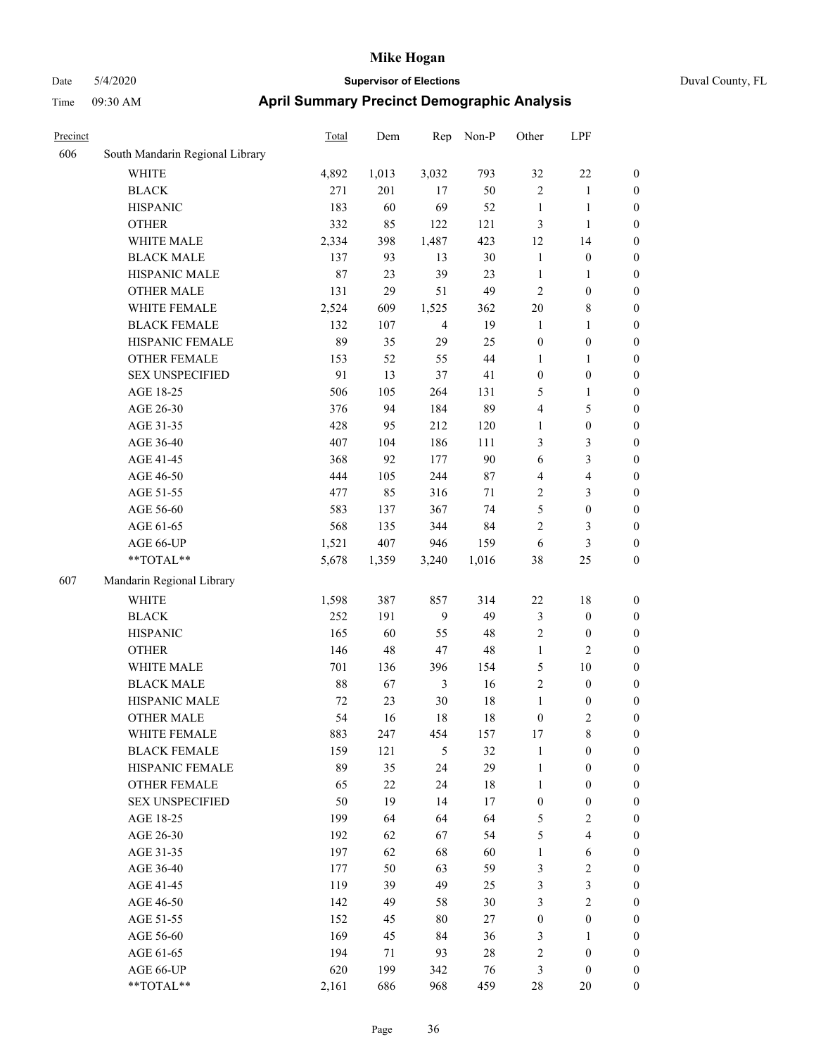# Mike Hogan

Date 5/4/2020 **Supervisor of Elections** Duval County, FL

Time 09:30 AM **April Summary Precinct Demographic Analysis**

| Precinct | | Total | Dem | Rep | Non-P | Other | LPF | |
|---|---|---|---|---|---|---|---|---|
| 606 | South Mandarin Regional Library | | | | | | | |
| | WHITE | 4,892 | 1,013 | 3,032 | 793 | 32 | 22 | 0 |
| | BLACK | 271 | 201 | 17 | 50 | 2 | 1 | 0 |
| | HISPANIC | 183 | 60 | 69 | 52 | 1 | 1 | 0 |
| | OTHER | 332 | 85 | 122 | 121 | 3 | 1 | 0 |
| | WHITE MALE | 2,334 | 398 | 1,487 | 423 | 12 | 14 | 0 |
| | BLACK MALE | 137 | 93 | 13 | 30 | 1 | 0 | 0 |
| | HISPANIC MALE | 87 | 23 | 39 | 23 | 1 | 1 | 0 |
| | OTHER MALE | 131 | 29 | 51 | 49 | 2 | 0 | 0 |
| | WHITE FEMALE | 2,524 | 609 | 1,525 | 362 | 20 | 8 | 0 |
| | BLACK FEMALE | 132 | 107 | 4 | 19 | 1 | 1 | 0 |
| | HISPANIC FEMALE | 89 | 35 | 29 | 25 | 0 | 0 | 0 |
| | OTHER FEMALE | 153 | 52 | 55 | 44 | 1 | 1 | 0 |
| | SEX UNSPECIFIED | 91 | 13 | 37 | 41 | 0 | 0 | 0 |
| | AGE 18-25 | 506 | 105 | 264 | 131 | 5 | 1 | 0 |
| | AGE 26-30 | 376 | 94 | 184 | 89 | 4 | 5 | 0 |
| | AGE 31-35 | 428 | 95 | 212 | 120 | 1 | 0 | 0 |
| | AGE 36-40 | 407 | 104 | 186 | 111 | 3 | 3 | 0 |
| | AGE 41-45 | 368 | 92 | 177 | 90 | 6 | 3 | 0 |
| | AGE 46-50 | 444 | 105 | 244 | 87 | 4 | 4 | 0 |
| | AGE 51-55 | 477 | 85 | 316 | 71 | 2 | 3 | 0 |
| | AGE 56-60 | 583 | 137 | 367 | 74 | 5 | 0 | 0 |
| | AGE 61-65 | 568 | 135 | 344 | 84 | 2 | 3 | 0 |
| | AGE 66-UP | 1,521 | 407 | 946 | 159 | 6 | 3 | 0 |
| | **TOTAL** | 5,678 | 1,359 | 3,240 | 1,016 | 38 | 25 | 0 |
| 607 | Mandarin Regional Library | | | | | | | |
| | WHITE | 1,598 | 387 | 857 | 314 | 22 | 18 | 0 |
| | BLACK | 252 | 191 | 9 | 49 | 3 | 0 | 0 |
| | HISPANIC | 165 | 60 | 55 | 48 | 2 | 0 | 0 |
| | OTHER | 146 | 48 | 47 | 48 | 1 | 2 | 0 |
| | WHITE MALE | 701 | 136 | 396 | 154 | 5 | 10 | 0 |
| | BLACK MALE | 88 | 67 | 3 | 16 | 2 | 0 | 0 |
| | HISPANIC MALE | 72 | 23 | 30 | 18 | 1 | 0 | 0 |
| | OTHER MALE | 54 | 16 | 18 | 18 | 0 | 2 | 0 |
| | WHITE FEMALE | 883 | 247 | 454 | 157 | 17 | 8 | 0 |
| | BLACK FEMALE | 159 | 121 | 5 | 32 | 1 | 0 | 0 |
| | HISPANIC FEMALE | 89 | 35 | 24 | 29 | 1 | 0 | 0 |
| | OTHER FEMALE | 65 | 22 | 24 | 18 | 1 | 0 | 0 |
| | SEX UNSPECIFIED | 50 | 19 | 14 | 17 | 0 | 0 | 0 |
| | AGE 18-25 | 199 | 64 | 64 | 64 | 5 | 2 | 0 |
| | AGE 26-30 | 192 | 62 | 67 | 54 | 5 | 4 | 0 |
| | AGE 31-35 | 197 | 62 | 68 | 60 | 1 | 6 | 0 |
| | AGE 36-40 | 177 | 50 | 63 | 59 | 3 | 2 | 0 |
| | AGE 41-45 | 119 | 39 | 49 | 25 | 3 | 3 | 0 |
| | AGE 46-50 | 142 | 49 | 58 | 30 | 3 | 2 | 0 |
| | AGE 51-55 | 152 | 45 | 80 | 27 | 0 | 0 | 0 |
| | AGE 56-60 | 169 | 45 | 84 | 36 | 3 | 1 | 0 |
| | AGE 61-65 | 194 | 71 | 93 | 28 | 2 | 0 | 0 |
| | AGE 66-UP | 620 | 199 | 342 | 76 | 3 | 0 | 0 |
| | **TOTAL** | 2,161 | 686 | 968 | 459 | 28 | 20 | 0 |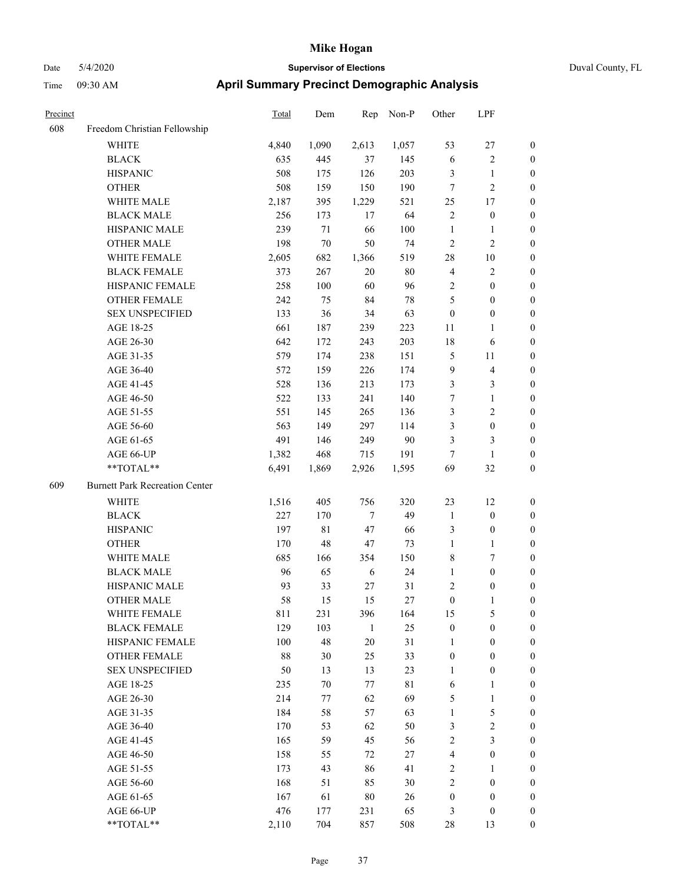# Mike Hogan

Date 5/4/2020 **Supervisor of Elections** Duval County, FL

Time 09:30 AM **April Summary Precinct Demographic Analysis**

| Precinct | | Total | Dem | Rep | Non-P | Other | LPF | |
|---|---|---|---|---|---|---|---|---|
| 608 | Freedom Christian Fellowship | | | | | | | |
| | WHITE | 4,840 | 1,090 | 2,613 | 1,057 | 53 | 27 | 0 |
| | BLACK | 635 | 445 | 37 | 145 | 6 | 2 | 0 |
| | HISPANIC | 508 | 175 | 126 | 203 | 3 | 1 | 0 |
| | OTHER | 508 | 159 | 150 | 190 | 7 | 2 | 0 |
| | WHITE MALE | 2,187 | 395 | 1,229 | 521 | 25 | 17 | 0 |
| | BLACK MALE | 256 | 173 | 17 | 64 | 2 | 0 | 0 |
| | HISPANIC MALE | 239 | 71 | 66 | 100 | 1 | 1 | 0 |
| | OTHER MALE | 198 | 70 | 50 | 74 | 2 | 2 | 0 |
| | WHITE FEMALE | 2,605 | 682 | 1,366 | 519 | 28 | 10 | 0 |
| | BLACK FEMALE | 373 | 267 | 20 | 80 | 4 | 2 | 0 |
| | HISPANIC FEMALE | 258 | 100 | 60 | 96 | 2 | 0 | 0 |
| | OTHER FEMALE | 242 | 75 | 84 | 78 | 5 | 0 | 0 |
| | SEX UNSPECIFIED | 133 | 36 | 34 | 63 | 0 | 0 | 0 |
| | AGE 18-25 | 661 | 187 | 239 | 223 | 11 | 1 | 0 |
| | AGE 26-30 | 642 | 172 | 243 | 203 | 18 | 6 | 0 |
| | AGE 31-35 | 579 | 174 | 238 | 151 | 5 | 11 | 0 |
| | AGE 36-40 | 572 | 159 | 226 | 174 | 9 | 4 | 0 |
| | AGE 41-45 | 528 | 136 | 213 | 173 | 3 | 3 | 0 |
| | AGE 46-50 | 522 | 133 | 241 | 140 | 7 | 1 | 0 |
| | AGE 51-55 | 551 | 145 | 265 | 136 | 3 | 2 | 0 |
| | AGE 56-60 | 563 | 149 | 297 | 114 | 3 | 0 | 0 |
| | AGE 61-65 | 491 | 146 | 249 | 90 | 3 | 3 | 0 |
| | AGE 66-UP | 1,382 | 468 | 715 | 191 | 7 | 1 | 0 |
| | **TOTAL** | 6,491 | 1,869 | 2,926 | 1,595 | 69 | 32 | 0 |
| 609 | Burnett Park Recreation Center | | | | | | | |
| | WHITE | 1,516 | 405 | 756 | 320 | 23 | 12 | 0 |
| | BLACK | 227 | 170 | 7 | 49 | 1 | 0 | 0 |
| | HISPANIC | 197 | 81 | 47 | 66 | 3 | 0 | 0 |
| | OTHER | 170 | 48 | 47 | 73 | 1 | 1 | 0 |
| | WHITE MALE | 685 | 166 | 354 | 150 | 8 | 7 | 0 |
| | BLACK MALE | 96 | 65 | 6 | 24 | 1 | 0 | 0 |
| | HISPANIC MALE | 93 | 33 | 27 | 31 | 2 | 0 | 0 |
| | OTHER MALE | 58 | 15 | 15 | 27 | 0 | 1 | 0 |
| | WHITE FEMALE | 811 | 231 | 396 | 164 | 15 | 5 | 0 |
| | BLACK FEMALE | 129 | 103 | 1 | 25 | 0 | 0 | 0 |
| | HISPANIC FEMALE | 100 | 48 | 20 | 31 | 1 | 0 | 0 |
| | OTHER FEMALE | 88 | 30 | 25 | 33 | 0 | 0 | 0 |
| | SEX UNSPECIFIED | 50 | 13 | 13 | 23 | 1 | 0 | 0 |
| | AGE 18-25 | 235 | 70 | 77 | 81 | 6 | 1 | 0 |
| | AGE 26-30 | 214 | 77 | 62 | 69 | 5 | 1 | 0 |
| | AGE 31-35 | 184 | 58 | 57 | 63 | 1 | 5 | 0 |
| | AGE 36-40 | 170 | 53 | 62 | 50 | 3 | 2 | 0 |
| | AGE 41-45 | 165 | 59 | 45 | 56 | 2 | 3 | 0 |
| | AGE 46-50 | 158 | 55 | 72 | 27 | 4 | 0 | 0 |
| | AGE 51-55 | 173 | 43 | 86 | 41 | 2 | 1 | 0 |
| | AGE 56-60 | 168 | 51 | 85 | 30 | 2 | 0 | 0 |
| | AGE 61-65 | 167 | 61 | 80 | 26 | 0 | 0 | 0 |
| | AGE 66-UP | 476 | 177 | 231 | 65 | 3 | 0 | 0 |
| | **TOTAL** | 2,110 | 704 | 857 | 508 | 28 | 13 | 0 |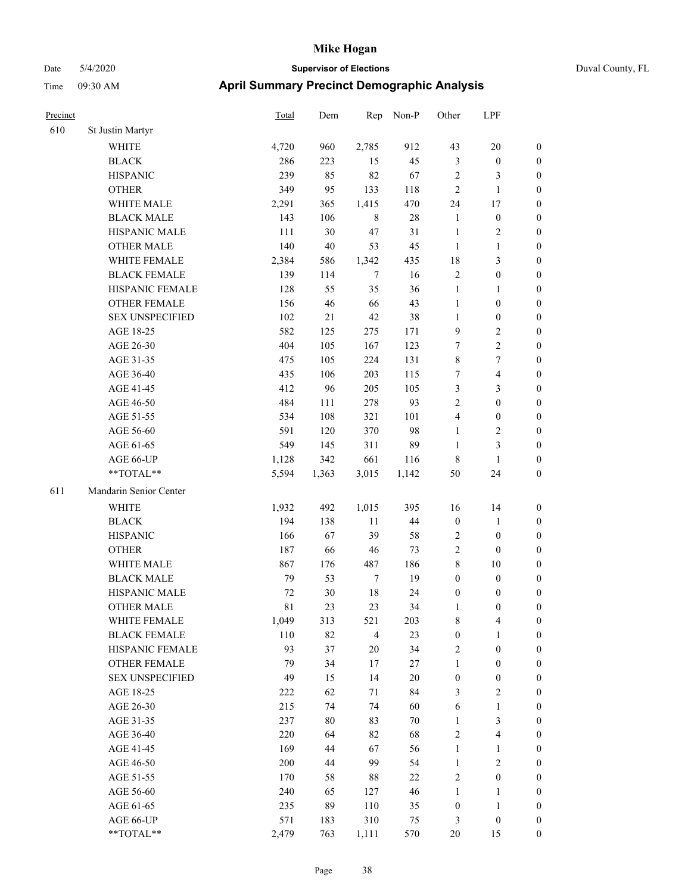# Mike Hogan

Date 5/4/2020 **Supervisor of Elections** Duval County, FL

Time 09:30 AM **April Summary Precinct Demographic Analysis**

| Precinct | | Total | Dem | Rep | Non-P | Other | LPF | |
|---|---|---|---|---|---|---|---|---|
| 610 | St Justin Martyr | | | | | | | |
| | WHITE | 4,720 | 960 | 2,785 | 912 | 43 | 20 | 0 |
| | BLACK | 286 | 223 | 15 | 45 | 3 | 0 | 0 |
| | HISPANIC | 239 | 85 | 82 | 67 | 2 | 3 | 0 |
| | OTHER | 349 | 95 | 133 | 118 | 2 | 1 | 0 |
| | WHITE MALE | 2,291 | 365 | 1,415 | 470 | 24 | 17 | 0 |
| | BLACK MALE | 143 | 106 | 8 | 28 | 1 | 0 | 0 |
| | HISPANIC MALE | 111 | 30 | 47 | 31 | 1 | 2 | 0 |
| | OTHER MALE | 140 | 40 | 53 | 45 | 1 | 1 | 0 |
| | WHITE FEMALE | 2,384 | 586 | 1,342 | 435 | 18 | 3 | 0 |
| | BLACK FEMALE | 139 | 114 | 7 | 16 | 2 | 0 | 0 |
| | HISPANIC FEMALE | 128 | 55 | 35 | 36 | 1 | 1 | 0 |
| | OTHER FEMALE | 156 | 46 | 66 | 43 | 1 | 0 | 0 |
| | SEX UNSPECIFIED | 102 | 21 | 42 | 38 | 1 | 0 | 0 |
| | AGE 18-25 | 582 | 125 | 275 | 171 | 9 | 2 | 0 |
| | AGE 26-30 | 404 | 105 | 167 | 123 | 7 | 2 | 0 |
| | AGE 31-35 | 475 | 105 | 224 | 131 | 8 | 7 | 0 |
| | AGE 36-40 | 435 | 106 | 203 | 115 | 7 | 4 | 0 |
| | AGE 41-45 | 412 | 96 | 205 | 105 | 3 | 3 | 0 |
| | AGE 46-50 | 484 | 111 | 278 | 93 | 2 | 0 | 0 |
| | AGE 51-55 | 534 | 108 | 321 | 101 | 4 | 0 | 0 |
| | AGE 56-60 | 591 | 120 | 370 | 98 | 1 | 2 | 0 |
| | AGE 61-65 | 549 | 145 | 311 | 89 | 1 | 3 | 0 |
| | AGE 66-UP | 1,128 | 342 | 661 | 116 | 8 | 1 | 0 |
| | **TOTAL** | 5,594 | 1,363 | 3,015 | 1,142 | 50 | 24 | 0 |
| 611 | Mandarin Senior Center | | | | | | | |
| | WHITE | 1,932 | 492 | 1,015 | 395 | 16 | 14 | 0 |
| | BLACK | 194 | 138 | 11 | 44 | 0 | 1 | 0 |
| | HISPANIC | 166 | 67 | 39 | 58 | 2 | 0 | 0 |
| | OTHER | 187 | 66 | 46 | 73 | 2 | 0 | 0 |
| | WHITE MALE | 867 | 176 | 487 | 186 | 8 | 10 | 0 |
| | BLACK MALE | 79 | 53 | 7 | 19 | 0 | 0 | 0 |
| | HISPANIC MALE | 72 | 30 | 18 | 24 | 0 | 0 | 0 |
| | OTHER MALE | 81 | 23 | 23 | 34 | 1 | 0 | 0 |
| | WHITE FEMALE | 1,049 | 313 | 521 | 203 | 8 | 4 | 0 |
| | BLACK FEMALE | 110 | 82 | 4 | 23 | 0 | 1 | 0 |
| | HISPANIC FEMALE | 93 | 37 | 20 | 34 | 2 | 0 | 0 |
| | OTHER FEMALE | 79 | 34 | 17 | 27 | 1 | 0 | 0 |
| | SEX UNSPECIFIED | 49 | 15 | 14 | 20 | 0 | 0 | 0 |
| | AGE 18-25 | 222 | 62 | 71 | 84 | 3 | 2 | 0 |
| | AGE 26-30 | 215 | 74 | 74 | 60 | 6 | 1 | 0 |
| | AGE 31-35 | 237 | 80 | 83 | 70 | 1 | 3 | 0 |
| | AGE 36-40 | 220 | 64 | 82 | 68 | 2 | 4 | 0 |
| | AGE 41-45 | 169 | 44 | 67 | 56 | 1 | 1 | 0 |
| | AGE 46-50 | 200 | 44 | 99 | 54 | 1 | 2 | 0 |
| | AGE 51-55 | 170 | 58 | 88 | 22 | 2 | 0 | 0 |
| | AGE 56-60 | 240 | 65 | 127 | 46 | 1 | 1 | 0 |
| | AGE 61-65 | 235 | 89 | 110 | 35 | 0 | 1 | 0 |
| | AGE 66-UP | 571 | 183 | 310 | 75 | 3 | 0 | 0 |
| | **TOTAL** | 2,479 | 763 | 1,111 | 570 | 20 | 15 | 0 |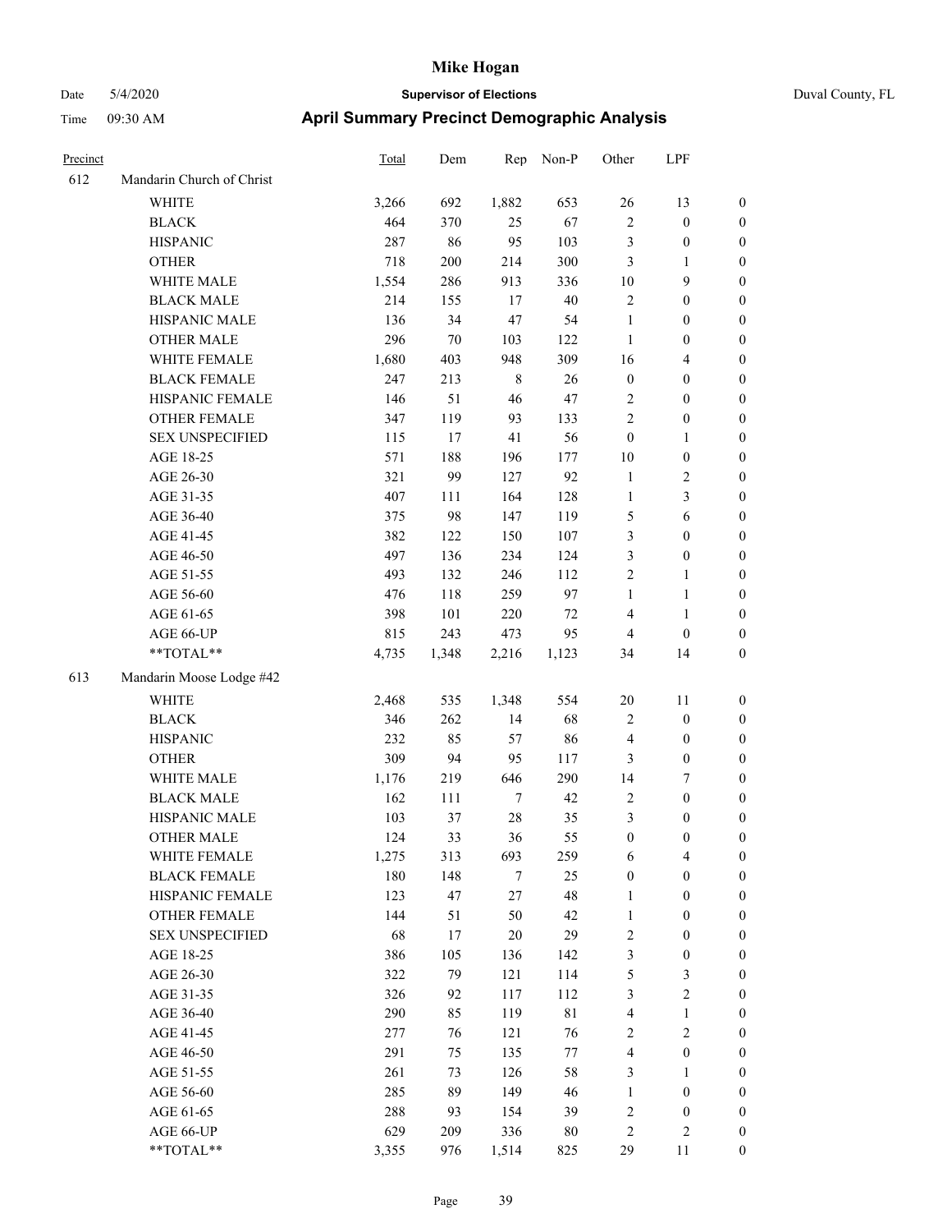| Precinct | | Total | Dem | Rep | Non-P | Other | LPF | |
|---|---|---|---|---|---|---|---|---|
| 612 | Mandarin Church of Christ | | | | | | | |
| | WHITE | 3,266 | 692 | 1,882 | 653 | 26 | 13 | 0 |
| | BLACK | 464 | 370 | 25 | 67 | 2 | 0 | 0 |
| | HISPANIC | 287 | 86 | 95 | 103 | 3 | 0 | 0 |
| | OTHER | 718 | 200 | 214 | 300 | 3 | 1 | 0 |
| | WHITE MALE | 1,554 | 286 | 913 | 336 | 10 | 9 | 0 |
| | BLACK MALE | 214 | 155 | 17 | 40 | 2 | 0 | 0 |
| | HISPANIC MALE | 136 | 34 | 47 | 54 | 1 | 0 | 0 |
| | OTHER MALE | 296 | 70 | 103 | 122 | 1 | 0 | 0 |
| | WHITE FEMALE | 1,680 | 403 | 948 | 309 | 16 | 4 | 0 |
| | BLACK FEMALE | 247 | 213 | 8 | 26 | 0 | 0 | 0 |
| | HISPANIC FEMALE | 146 | 51 | 46 | 47 | 2 | 0 | 0 |
| | OTHER FEMALE | 347 | 119 | 93 | 133 | 2 | 0 | 0 |
| | SEX UNSPECIFIED | 115 | 17 | 41 | 56 | 0 | 1 | 0 |
| | AGE 18-25 | 571 | 188 | 196 | 177 | 10 | 0 | 0 |
| | AGE 26-30 | 321 | 99 | 127 | 92 | 1 | 2 | 0 |
| | AGE 31-35 | 407 | 111 | 164 | 128 | 1 | 3 | 0 |
| | AGE 36-40 | 375 | 98 | 147 | 119 | 5 | 6 | 0 |
| | AGE 41-45 | 382 | 122 | 150 | 107 | 3 | 0 | 0 |
| | AGE 46-50 | 497 | 136 | 234 | 124 | 3 | 0 | 0 |
| | AGE 51-55 | 493 | 132 | 246 | 112 | 2 | 1 | 0 |
| | AGE 56-60 | 476 | 118 | 259 | 97 | 1 | 1 | 0 |
| | AGE 61-65 | 398 | 101 | 220 | 72 | 4 | 1 | 0 |
| | AGE 66-UP | 815 | 243 | 473 | 95 | 4 | 0 | 0 |
| | **TOTAL** | 4,735 | 1,348 | 2,216 | 1,123 | 34 | 14 | 0 |
| 613 | Mandarin Moose Lodge #42 | | | | | | | |
| | WHITE | 2,468 | 535 | 1,348 | 554 | 20 | 11 | 0 |
| | BLACK | 346 | 262 | 14 | 68 | 2 | 0 | 0 |
| | HISPANIC | 232 | 85 | 57 | 86 | 4 | 0 | 0 |
| | OTHER | 309 | 94 | 95 | 117 | 3 | 0 | 0 |
| | WHITE MALE | 1,176 | 219 | 646 | 290 | 14 | 7 | 0 |
| | BLACK MALE | 162 | 111 | 7 | 42 | 2 | 0 | 0 |
| | HISPANIC MALE | 103 | 37 | 28 | 35 | 3 | 0 | 0 |
| | OTHER MALE | 124 | 33 | 36 | 55 | 0 | 0 | 0 |
| | WHITE FEMALE | 1,275 | 313 | 693 | 259 | 6 | 4 | 0 |
| | BLACK FEMALE | 180 | 148 | 7 | 25 | 0 | 0 | 0 |
| | HISPANIC FEMALE | 123 | 47 | 27 | 48 | 1 | 0 | 0 |
| | OTHER FEMALE | 144 | 51 | 50 | 42 | 1 | 0 | 0 |
| | SEX UNSPECIFIED | 68 | 17 | 20 | 29 | 2 | 0 | 0 |
| | AGE 18-25 | 386 | 105 | 136 | 142 | 3 | 0 | 0 |
| | AGE 26-30 | 322 | 79 | 121 | 114 | 5 | 3 | 0 |
| | AGE 31-35 | 326 | 92 | 117 | 112 | 3 | 2 | 0 |
| | AGE 36-40 | 290 | 85 | 119 | 81 | 4 | 1 | 0 |
| | AGE 41-45 | 277 | 76 | 121 | 76 | 2 | 2 | 0 |
| | AGE 46-50 | 291 | 75 | 135 | 77 | 4 | 0 | 0 |
| | AGE 51-55 | 261 | 73 | 126 | 58 | 3 | 1 | 0 |
| | AGE 56-60 | 285 | 89 | 149 | 46 | 1 | 0 | 0 |
| | AGE 61-65 | 288 | 93 | 154 | 39 | 2 | 0 | 0 |
| | AGE 66-UP | 629 | 209 | 336 | 80 | 2 | 2 | 0 |
| | **TOTAL** | 3,355 | 976 | 1,514 | 825 | 29 | 11 | 0 |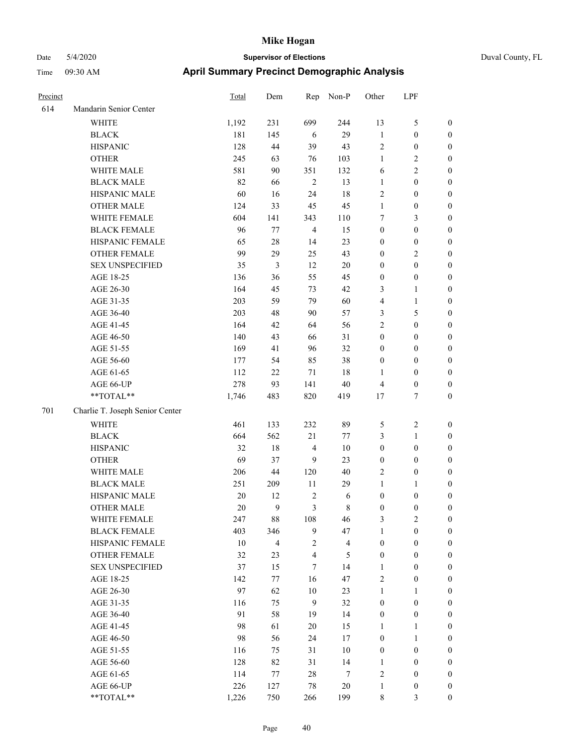# Mike Hogan

Date 5/4/2020 **Supervisor of Elections** Duval County, FL

Time 09:30 AM **April Summary Precinct Demographic Analysis**

| Precinct | | Total | Dem | Rep | Non-P | Other | LPF | |
|---|---|---|---|---|---|---|---|---|
| 614 | Mandarin Senior Center | | | | | | | |
| | WHITE | 1,192 | 231 | 699 | 244 | 13 | 5 | 0 |
| | BLACK | 181 | 145 | 6 | 29 | 1 | 0 | 0 |
| | HISPANIC | 128 | 44 | 39 | 43 | 2 | 0 | 0 |
| | OTHER | 245 | 63 | 76 | 103 | 1 | 2 | 0 |
| | WHITE MALE | 581 | 90 | 351 | 132 | 6 | 2 | 0 |
| | BLACK MALE | 82 | 66 | 2 | 13 | 1 | 0 | 0 |
| | HISPANIC MALE | 60 | 16 | 24 | 18 | 2 | 0 | 0 |
| | OTHER MALE | 124 | 33 | 45 | 45 | 1 | 0 | 0 |
| | WHITE FEMALE | 604 | 141 | 343 | 110 | 7 | 3 | 0 |
| | BLACK FEMALE | 96 | 77 | 4 | 15 | 0 | 0 | 0 |
| | HISPANIC FEMALE | 65 | 28 | 14 | 23 | 0 | 0 | 0 |
| | OTHER FEMALE | 99 | 29 | 25 | 43 | 0 | 2 | 0 |
| | SEX UNSPECIFIED | 35 | 3 | 12 | 20 | 0 | 0 | 0 |
| | AGE 18-25 | 136 | 36 | 55 | 45 | 0 | 0 | 0 |
| | AGE 26-30 | 164 | 45 | 73 | 42 | 3 | 1 | 0 |
| | AGE 31-35 | 203 | 59 | 79 | 60 | 4 | 1 | 0 |
| | AGE 36-40 | 203 | 48 | 90 | 57 | 3 | 5 | 0 |
| | AGE 41-45 | 164 | 42 | 64 | 56 | 2 | 0 | 0 |
| | AGE 46-50 | 140 | 43 | 66 | 31 | 0 | 0 | 0 |
| | AGE 51-55 | 169 | 41 | 96 | 32 | 0 | 0 | 0 |
| | AGE 56-60 | 177 | 54 | 85 | 38 | 0 | 0 | 0 |
| | AGE 61-65 | 112 | 22 | 71 | 18 | 1 | 0 | 0 |
| | AGE 66-UP | 278 | 93 | 141 | 40 | 4 | 0 | 0 |
| | **TOTAL** | 1,746 | 483 | 820 | 419 | 17 | 7 | 0 |
| 701 | Charlie T. Joseph Senior Center | | | | | | | |
| | WHITE | 461 | 133 | 232 | 89 | 5 | 2 | 0 |
| | BLACK | 664 | 562 | 21 | 77 | 3 | 1 | 0 |
| | HISPANIC | 32 | 18 | 4 | 10 | 0 | 0 | 0 |
| | OTHER | 69 | 37 | 9 | 23 | 0 | 0 | 0 |
| | WHITE MALE | 206 | 44 | 120 | 40 | 2 | 0 | 0 |
| | BLACK MALE | 251 | 209 | 11 | 29 | 1 | 1 | 0 |
| | HISPANIC MALE | 20 | 12 | 2 | 6 | 0 | 0 | 0 |
| | OTHER MALE | 20 | 9 | 3 | 8 | 0 | 0 | 0 |
| | WHITE FEMALE | 247 | 88 | 108 | 46 | 3 | 2 | 0 |
| | BLACK FEMALE | 403 | 346 | 9 | 47 | 1 | 0 | 0 |
| | HISPANIC FEMALE | 10 | 4 | 2 | 4 | 0 | 0 | 0 |
| | OTHER FEMALE | 32 | 23 | 4 | 5 | 0 | 0 | 0 |
| | SEX UNSPECIFIED | 37 | 15 | 7 | 14 | 1 | 0 | 0 |
| | AGE 18-25 | 142 | 77 | 16 | 47 | 2 | 0 | 0 |
| | AGE 26-30 | 97 | 62 | 10 | 23 | 1 | 1 | 0 |
| | AGE 31-35 | 116 | 75 | 9 | 32 | 0 | 0 | 0 |
| | AGE 36-40 | 91 | 58 | 19 | 14 | 0 | 0 | 0 |
| | AGE 41-45 | 98 | 61 | 20 | 15 | 1 | 1 | 0 |
| | AGE 46-50 | 98 | 56 | 24 | 17 | 0 | 1 | 0 |
| | AGE 51-55 | 116 | 75 | 31 | 10 | 0 | 0 | 0 |
| | AGE 56-60 | 128 | 82 | 31 | 14 | 1 | 0 | 0 |
| | AGE 61-65 | 114 | 77 | 28 | 7 | 2 | 0 | 0 |
| | AGE 66-UP | 226 | 127 | 78 | 20 | 1 | 0 | 0 |
| | **TOTAL** | 1,226 | 750 | 266 | 199 | 8 | 3 | 0 |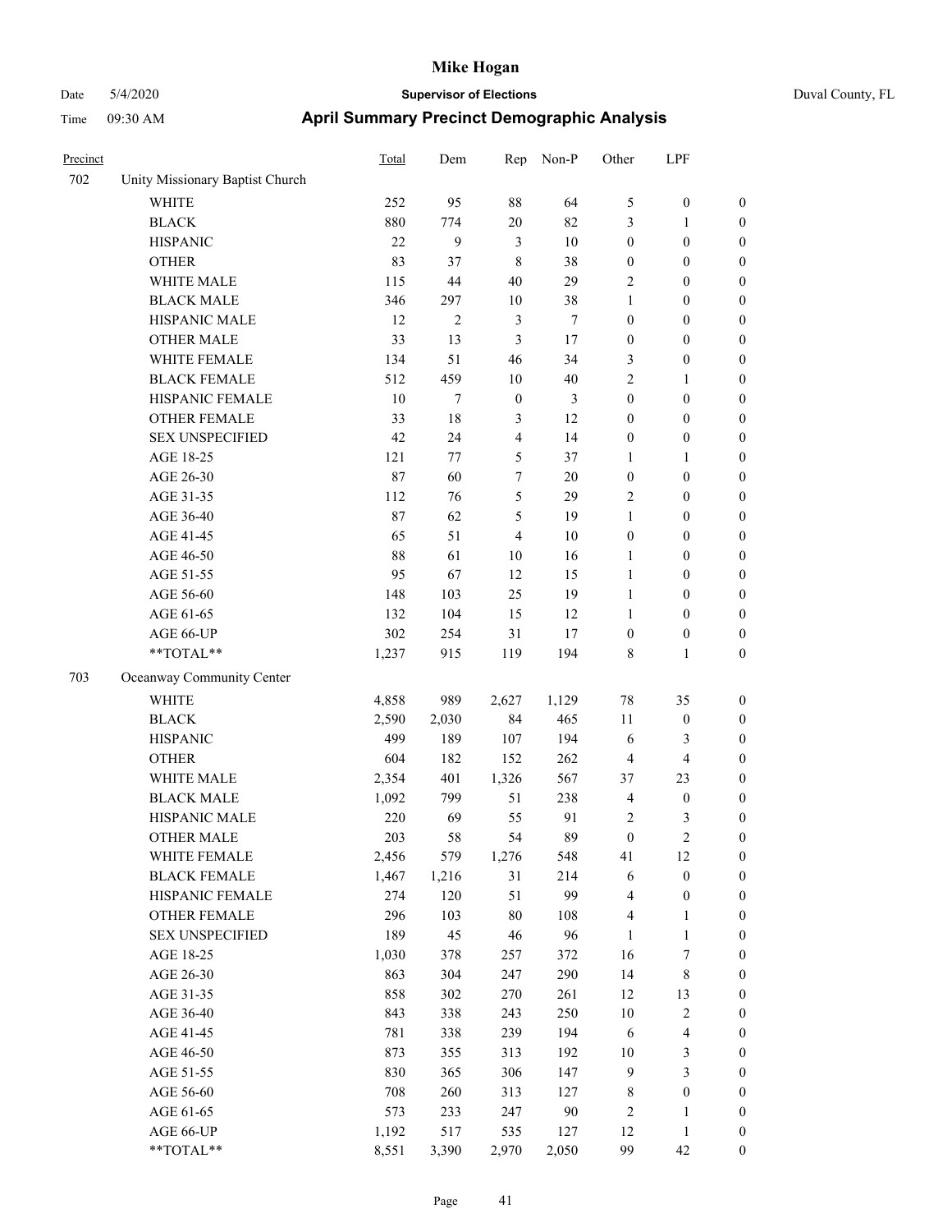# Mike Hogan

Date 5/4/2020 **Supervisor of Elections** Duval County, FL

Time 09:30 AM **April Summary Precinct Demographic Analysis**

| Precinct | | Total | Dem | Rep | Non-P | Other | LPF | |
|---|---|---|---|---|---|---|---|---|
| 702 | Unity Missionary Baptist Church | | | | | | | |
| | WHITE | 252 | 95 | 88 | 64 | 5 | 0 | 0 |
| | BLACK | 880 | 774 | 20 | 82 | 3 | 1 | 0 |
| | HISPANIC | 22 | 9 | 3 | 10 | 0 | 0 | 0 |
| | OTHER | 83 | 37 | 8 | 38 | 0 | 0 | 0 |
| | WHITE MALE | 115 | 44 | 40 | 29 | 2 | 0 | 0 |
| | BLACK MALE | 346 | 297 | 10 | 38 | 1 | 0 | 0 |
| | HISPANIC MALE | 12 | 2 | 3 | 7 | 0 | 0 | 0 |
| | OTHER MALE | 33 | 13 | 3 | 17 | 0 | 0 | 0 |
| | WHITE FEMALE | 134 | 51 | 46 | 34 | 3 | 0 | 0 |
| | BLACK FEMALE | 512 | 459 | 10 | 40 | 2 | 1 | 0 |
| | HISPANIC FEMALE | 10 | 7 | 0 | 3 | 0 | 0 | 0 |
| | OTHER FEMALE | 33 | 18 | 3 | 12 | 0 | 0 | 0 |
| | SEX UNSPECIFIED | 42 | 24 | 4 | 14 | 0 | 0 | 0 |
| | AGE 18-25 | 121 | 77 | 5 | 37 | 1 | 1 | 0 |
| | AGE 26-30 | 87 | 60 | 7 | 20 | 0 | 0 | 0 |
| | AGE 31-35 | 112 | 76 | 5 | 29 | 2 | 0 | 0 |
| | AGE 36-40 | 87 | 62 | 5 | 19 | 1 | 0 | 0 |
| | AGE 41-45 | 65 | 51 | 4 | 10 | 0 | 0 | 0 |
| | AGE 46-50 | 88 | 61 | 10 | 16 | 1 | 0 | 0 |
| | AGE 51-55 | 95 | 67 | 12 | 15 | 1 | 0 | 0 |
| | AGE 56-60 | 148 | 103 | 25 | 19 | 1 | 0 | 0 |
| | AGE 61-65 | 132 | 104 | 15 | 12 | 1 | 0 | 0 |
| | AGE 66-UP | 302 | 254 | 31 | 17 | 0 | 0 | 0 |
| | **TOTAL** | 1,237 | 915 | 119 | 194 | 8 | 1 | 0 |
| 703 | Oceanway Community Center | | | | | | | |
| | WHITE | 4,858 | 989 | 2,627 | 1,129 | 78 | 35 | 0 |
| | BLACK | 2,590 | 2,030 | 84 | 465 | 11 | 0 | 0 |
| | HISPANIC | 499 | 189 | 107 | 194 | 6 | 3 | 0 |
| | OTHER | 604 | 182 | 152 | 262 | 4 | 4 | 0 |
| | WHITE MALE | 2,354 | 401 | 1,326 | 567 | 37 | 23 | 0 |
| | BLACK MALE | 1,092 | 799 | 51 | 238 | 4 | 0 | 0 |
| | HISPANIC MALE | 220 | 69 | 55 | 91 | 2 | 3 | 0 |
| | OTHER MALE | 203 | 58 | 54 | 89 | 0 | 2 | 0 |
| | WHITE FEMALE | 2,456 | 579 | 1,276 | 548 | 41 | 12 | 0 |
| | BLACK FEMALE | 1,467 | 1,216 | 31 | 214 | 6 | 0 | 0 |
| | HISPANIC FEMALE | 274 | 120 | 51 | 99 | 4 | 0 | 0 |
| | OTHER FEMALE | 296 | 103 | 80 | 108 | 4 | 1 | 0 |
| | SEX UNSPECIFIED | 189 | 45 | 46 | 96 | 1 | 1 | 0 |
| | AGE 18-25 | 1,030 | 378 | 257 | 372 | 16 | 7 | 0 |
| | AGE 26-30 | 863 | 304 | 247 | 290 | 14 | 8 | 0 |
| | AGE 31-35 | 858 | 302 | 270 | 261 | 12 | 13 | 0 |
| | AGE 36-40 | 843 | 338 | 243 | 250 | 10 | 2 | 0 |
| | AGE 41-45 | 781 | 338 | 239 | 194 | 6 | 4 | 0 |
| | AGE 46-50 | 873 | 355 | 313 | 192 | 10 | 3 | 0 |
| | AGE 51-55 | 830 | 365 | 306 | 147 | 9 | 3 | 0 |
| | AGE 56-60 | 708 | 260 | 313 | 127 | 8 | 0 | 0 |
| | AGE 61-65 | 573 | 233 | 247 | 90 | 2 | 1 | 0 |
| | AGE 66-UP | 1,192 | 517 | 535 | 127 | 12 | 1 | 0 |
| | **TOTAL** | 8,551 | 3,390 | 2,970 | 2,050 | 99 | 42 | 0 |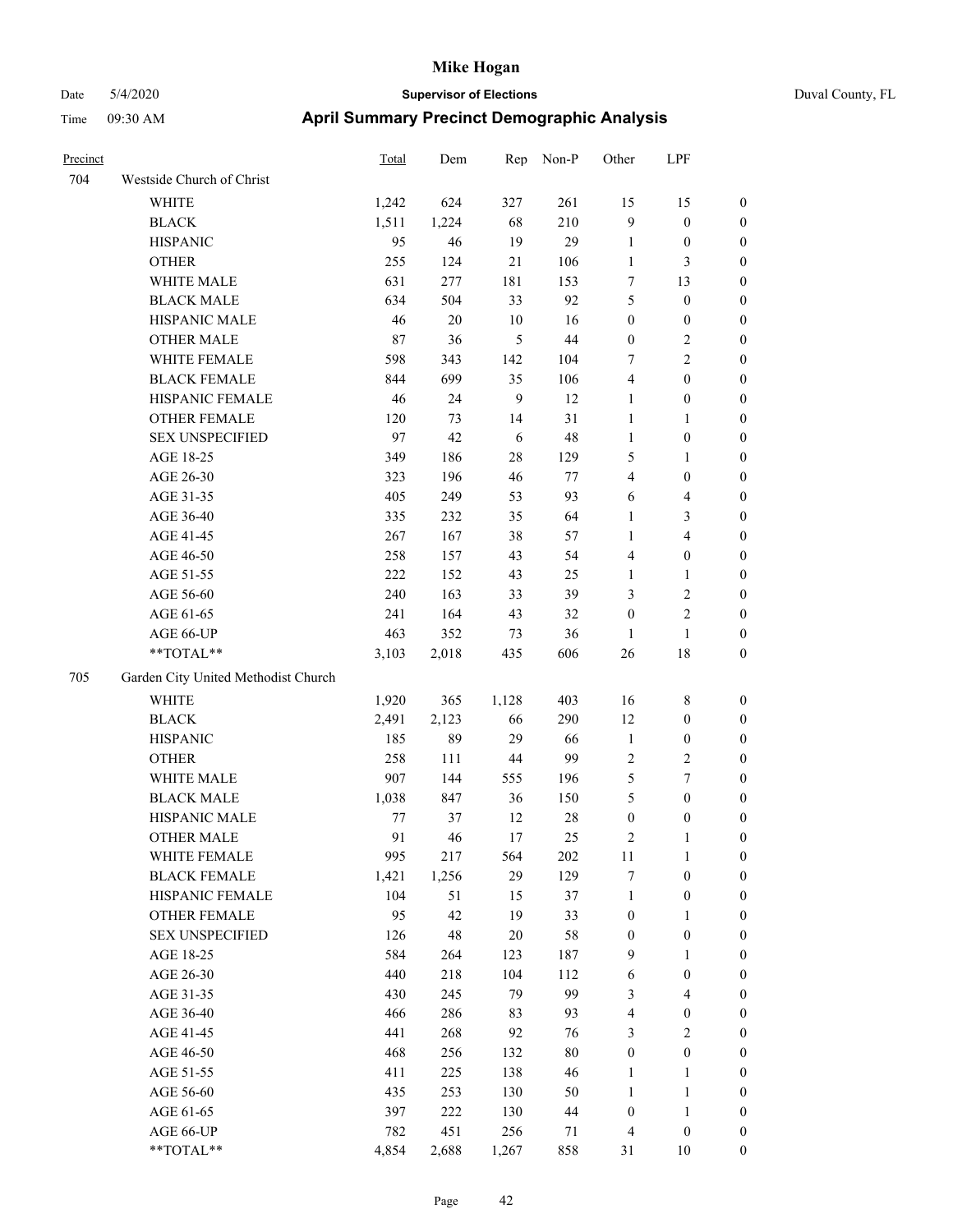# Mike Hogan

Date 5/4/2020 **Supervisor of Elections** Duval County, FL

Time 09:30 AM **April Summary Precinct Demographic Analysis**

| Precinct | | Total | Dem | Rep | Non-P | Other | LPF | |
|---|---|---|---|---|---|---|---|---|
| 704 | Westside Church of Christ | | | | | | | |
| | WHITE | 1,242 | 624 | 327 | 261 | 15 | 15 | 0 |
| | BLACK | 1,511 | 1,224 | 68 | 210 | 9 | 0 | 0 |
| | HISPANIC | 95 | 46 | 19 | 29 | 1 | 0 | 0 |
| | OTHER | 255 | 124 | 21 | 106 | 1 | 3 | 0 |
| | WHITE MALE | 631 | 277 | 181 | 153 | 7 | 13 | 0 |
| | BLACK MALE | 634 | 504 | 33 | 92 | 5 | 0 | 0 |
| | HISPANIC MALE | 46 | 20 | 10 | 16 | 0 | 0 | 0 |
| | OTHER MALE | 87 | 36 | 5 | 44 | 0 | 2 | 0 |
| | WHITE FEMALE | 598 | 343 | 142 | 104 | 7 | 2 | 0 |
| | BLACK FEMALE | 844 | 699 | 35 | 106 | 4 | 0 | 0 |
| | HISPANIC FEMALE | 46 | 24 | 9 | 12 | 1 | 0 | 0 |
| | OTHER FEMALE | 120 | 73 | 14 | 31 | 1 | 1 | 0 |
| | SEX UNSPECIFIED | 97 | 42 | 6 | 48 | 1 | 0 | 0 |
| | AGE 18-25 | 349 | 186 | 28 | 129 | 5 | 1 | 0 |
| | AGE 26-30 | 323 | 196 | 46 | 77 | 4 | 0 | 0 |
| | AGE 31-35 | 405 | 249 | 53 | 93 | 6 | 4 | 0 |
| | AGE 36-40 | 335 | 232 | 35 | 64 | 1 | 3 | 0 |
| | AGE 41-45 | 267 | 167 | 38 | 57 | 1 | 4 | 0 |
| | AGE 46-50 | 258 | 157 | 43 | 54 | 4 | 0 | 0 |
| | AGE 51-55 | 222 | 152 | 43 | 25 | 1 | 1 | 0 |
| | AGE 56-60 | 240 | 163 | 33 | 39 | 3 | 2 | 0 |
| | AGE 61-65 | 241 | 164 | 43 | 32 | 0 | 2 | 0 |
| | AGE 66-UP | 463 | 352 | 73 | 36 | 1 | 1 | 0 |
| | **TOTAL** | 3,103 | 2,018 | 435 | 606 | 26 | 18 | 0 |
| 705 | Garden City United Methodist Church | | | | | | | |
| | WHITE | 1,920 | 365 | 1,128 | 403 | 16 | 8 | 0 |
| | BLACK | 2,491 | 2,123 | 66 | 290 | 12 | 0 | 0 |
| | HISPANIC | 185 | 89 | 29 | 66 | 1 | 0 | 0 |
| | OTHER | 258 | 111 | 44 | 99 | 2 | 2 | 0 |
| | WHITE MALE | 907 | 144 | 555 | 196 | 5 | 7 | 0 |
| | BLACK MALE | 1,038 | 847 | 36 | 150 | 5 | 0 | 0 |
| | HISPANIC MALE | 77 | 37 | 12 | 28 | 0 | 0 | 0 |
| | OTHER MALE | 91 | 46 | 17 | 25 | 2 | 1 | 0 |
| | WHITE FEMALE | 995 | 217 | 564 | 202 | 11 | 1 | 0 |
| | BLACK FEMALE | 1,421 | 1,256 | 29 | 129 | 7 | 0 | 0 |
| | HISPANIC FEMALE | 104 | 51 | 15 | 37 | 1 | 0 | 0 |
| | OTHER FEMALE | 95 | 42 | 19 | 33 | 0 | 1 | 0 |
| | SEX UNSPECIFIED | 126 | 48 | 20 | 58 | 0 | 0 | 0 |
| | AGE 18-25 | 584 | 264 | 123 | 187 | 9 | 1 | 0 |
| | AGE 26-30 | 440 | 218 | 104 | 112 | 6 | 0 | 0 |
| | AGE 31-35 | 430 | 245 | 79 | 99 | 3 | 4 | 0 |
| | AGE 36-40 | 466 | 286 | 83 | 93 | 4 | 0 | 0 |
| | AGE 41-45 | 441 | 268 | 92 | 76 | 3 | 2 | 0 |
| | AGE 46-50 | 468 | 256 | 132 | 80 | 0 | 0 | 0 |
| | AGE 51-55 | 411 | 225 | 138 | 46 | 1 | 1 | 0 |
| | AGE 56-60 | 435 | 253 | 130 | 50 | 1 | 1 | 0 |
| | AGE 61-65 | 397 | 222 | 130 | 44 | 0 | 1 | 0 |
| | AGE 66-UP | 782 | 451 | 256 | 71 | 4 | 0 | 0 |
| | **TOTAL** | 4,854 | 2,688 | 1,267 | 858 | 31 | 10 | 0 |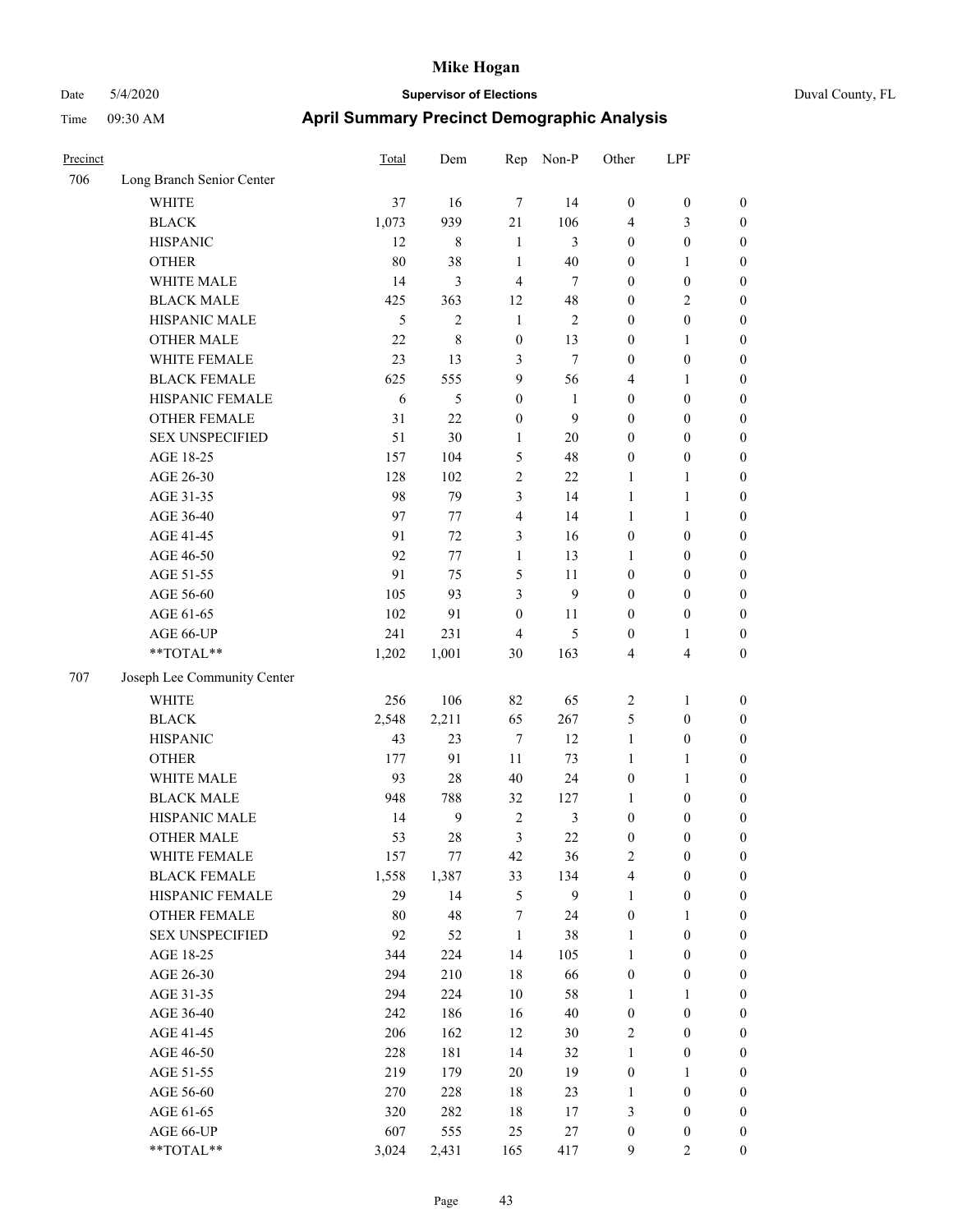# Mike Hogan

Date 5/4/2020 **Supervisor of Elections** Duval County, FL

Time 09:30 AM **April Summary Precinct Demographic Analysis**

| Precinct | | Total | Dem | Rep | Non-P | Other | LPF | |
|---|---|---|---|---|---|---|---|---|
| 706 | Long Branch Senior Center | | | | | | | |
| | WHITE | 37 | 16 | 7 | 14 | 0 | 0 | 0 |
| | BLACK | 1,073 | 939 | 21 | 106 | 4 | 3 | 0 |
| | HISPANIC | 12 | 8 | 1 | 3 | 0 | 0 | 0 |
| | OTHER | 80 | 38 | 1 | 40 | 0 | 1 | 0 |
| | WHITE MALE | 14 | 3 | 4 | 7 | 0 | 0 | 0 |
| | BLACK MALE | 425 | 363 | 12 | 48 | 0 | 2 | 0 |
| | HISPANIC MALE | 5 | 2 | 1 | 2 | 0 | 0 | 0 |
| | OTHER MALE | 22 | 8 | 0 | 13 | 0 | 1 | 0 |
| | WHITE FEMALE | 23 | 13 | 3 | 7 | 0 | 0 | 0 |
| | BLACK FEMALE | 625 | 555 | 9 | 56 | 4 | 1 | 0 |
| | HISPANIC FEMALE | 6 | 5 | 0 | 1 | 0 | 0 | 0 |
| | OTHER FEMALE | 31 | 22 | 0 | 9 | 0 | 0 | 0 |
| | SEX UNSPECIFIED | 51 | 30 | 1 | 20 | 0 | 0 | 0 |
| | AGE 18-25 | 157 | 104 | 5 | 48 | 0 | 0 | 0 |
| | AGE 26-30 | 128 | 102 | 2 | 22 | 1 | 1 | 0 |
| | AGE 31-35 | 98 | 79 | 3 | 14 | 1 | 1 | 0 |
| | AGE 36-40 | 97 | 77 | 4 | 14 | 1 | 1 | 0 |
| | AGE 41-45 | 91 | 72 | 3 | 16 | 0 | 0 | 0 |
| | AGE 46-50 | 92 | 77 | 1 | 13 | 1 | 0 | 0 |
| | AGE 51-55 | 91 | 75 | 5 | 11 | 0 | 0 | 0 |
| | AGE 56-60 | 105 | 93 | 3 | 9 | 0 | 0 | 0 |
| | AGE 61-65 | 102 | 91 | 0 | 11 | 0 | 0 | 0 |
| | AGE 66-UP | 241 | 231 | 4 | 5 | 0 | 1 | 0 |
| | **TOTAL** | 1,202 | 1,001 | 30 | 163 | 4 | 4 | 0 |
| 707 | Joseph Lee Community Center | | | | | | | |
| | WHITE | 256 | 106 | 82 | 65 | 2 | 1 | 0 |
| | BLACK | 2,548 | 2,211 | 65 | 267 | 5 | 0 | 0 |
| | HISPANIC | 43 | 23 | 7 | 12 | 1 | 0 | 0 |
| | OTHER | 177 | 91 | 11 | 73 | 1 | 1 | 0 |
| | WHITE MALE | 93 | 28 | 40 | 24 | 0 | 1 | 0 |
| | BLACK MALE | 948 | 788 | 32 | 127 | 1 | 0 | 0 |
| | HISPANIC MALE | 14 | 9 | 2 | 3 | 0 | 0 | 0 |
| | OTHER MALE | 53 | 28 | 3 | 22 | 0 | 0 | 0 |
| | WHITE FEMALE | 157 | 77 | 42 | 36 | 2 | 0 | 0 |
| | BLACK FEMALE | 1,558 | 1,387 | 33 | 134 | 4 | 0 | 0 |
| | HISPANIC FEMALE | 29 | 14 | 5 | 9 | 1 | 0 | 0 |
| | OTHER FEMALE | 80 | 48 | 7 | 24 | 0 | 1 | 0 |
| | SEX UNSPECIFIED | 92 | 52 | 1 | 38 | 1 | 0 | 0 |
| | AGE 18-25 | 344 | 224 | 14 | 105 | 1 | 0 | 0 |
| | AGE 26-30 | 294 | 210 | 18 | 66 | 0 | 0 | 0 |
| | AGE 31-35 | 294 | 224 | 10 | 58 | 1 | 1 | 0 |
| | AGE 36-40 | 242 | 186 | 16 | 40 | 0 | 0 | 0 |
| | AGE 41-45 | 206 | 162 | 12 | 30 | 2 | 0 | 0 |
| | AGE 46-50 | 228 | 181 | 14 | 32 | 1 | 0 | 0 |
| | AGE 51-55 | 219 | 179 | 20 | 19 | 0 | 1 | 0 |
| | AGE 56-60 | 270 | 228 | 18 | 23 | 1 | 0 | 0 |
| | AGE 61-65 | 320 | 282 | 18 | 17 | 3 | 0 | 0 |
| | AGE 66-UP | 607 | 555 | 25 | 27 | 0 | 0 | 0 |
| | **TOTAL** | 3,024 | 2,431 | 165 | 417 | 9 | 2 | 0 |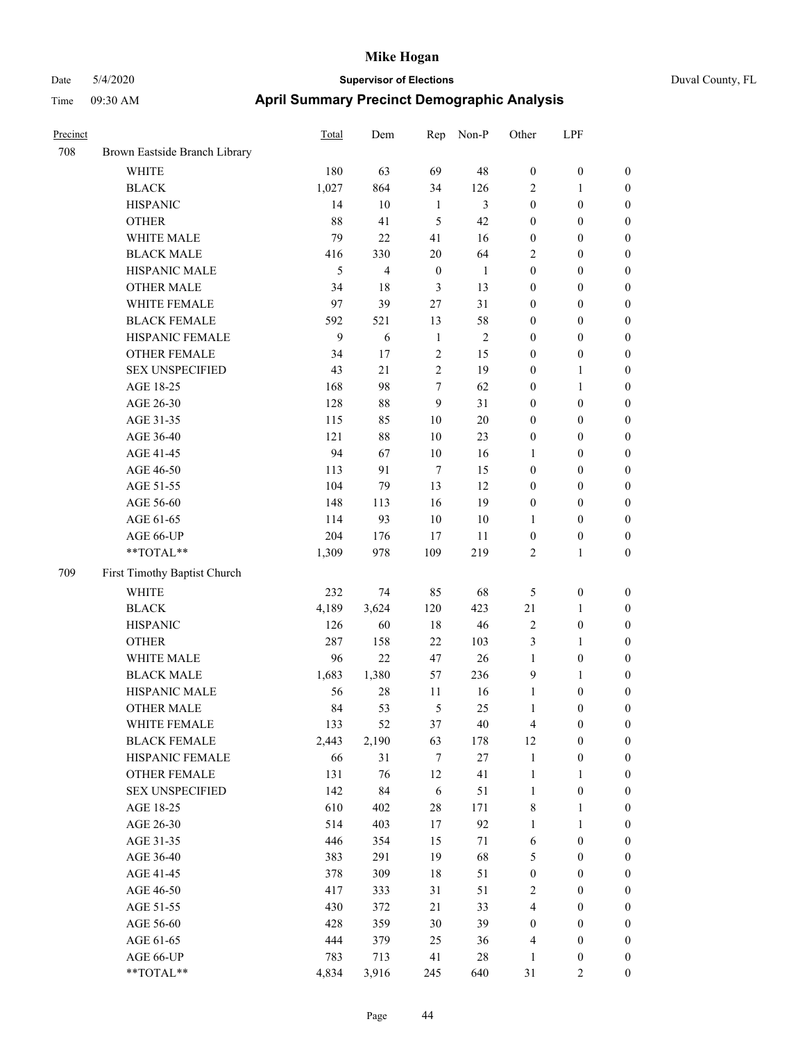# Mike Hogan

Date 5/4/2020 **Supervisor of Elections** Duval County, FL

Time 09:30 AM **April Summary Precinct Demographic Analysis**

| Precinct | | Total | Dem | Rep | Non-P | Other | LPF | |
|---|---|---|---|---|---|---|---|---|
| 708 | Brown Eastside Branch Library | | | | | | | |
| | WHITE | 180 | 63 | 69 | 48 | 0 | 0 | 0 |
| | BLACK | 1,027 | 864 | 34 | 126 | 2 | 1 | 0 |
| | HISPANIC | 14 | 10 | 1 | 3 | 0 | 0 | 0 |
| | OTHER | 88 | 41 | 5 | 42 | 0 | 0 | 0 |
| | WHITE MALE | 79 | 22 | 41 | 16 | 0 | 0 | 0 |
| | BLACK MALE | 416 | 330 | 20 | 64 | 2 | 0 | 0 |
| | HISPANIC MALE | 5 | 4 | 0 | 1 | 0 | 0 | 0 |
| | OTHER MALE | 34 | 18 | 3 | 13 | 0 | 0 | 0 |
| | WHITE FEMALE | 97 | 39 | 27 | 31 | 0 | 0 | 0 |
| | BLACK FEMALE | 592 | 521 | 13 | 58 | 0 | 0 | 0 |
| | HISPANIC FEMALE | 9 | 6 | 1 | 2 | 0 | 0 | 0 |
| | OTHER FEMALE | 34 | 17 | 2 | 15 | 0 | 0 | 0 |
| | SEX UNSPECIFIED | 43 | 21 | 2 | 19 | 0 | 1 | 0 |
| | AGE 18-25 | 168 | 98 | 7 | 62 | 0 | 1 | 0 |
| | AGE 26-30 | 128 | 88 | 9 | 31 | 0 | 0 | 0 |
| | AGE 31-35 | 115 | 85 | 10 | 20 | 0 | 0 | 0 |
| | AGE 36-40 | 121 | 88 | 10 | 23 | 0 | 0 | 0 |
| | AGE 41-45 | 94 | 67 | 10 | 16 | 1 | 0 | 0 |
| | AGE 46-50 | 113 | 91 | 7 | 15 | 0 | 0 | 0 |
| | AGE 51-55 | 104 | 79 | 13 | 12 | 0 | 0 | 0 |
| | AGE 56-60 | 148 | 113 | 16 | 19 | 0 | 0 | 0 |
| | AGE 61-65 | 114 | 93 | 10 | 10 | 1 | 0 | 0 |
| | AGE 66-UP | 204 | 176 | 17 | 11 | 0 | 0 | 0 |
| | **TOTAL** | 1,309 | 978 | 109 | 219 | 2 | 1 | 0 |
| 709 | First Timothy Baptist Church | | | | | | | |
| | WHITE | 232 | 74 | 85 | 68 | 5 | 0 | 0 |
| | BLACK | 4,189 | 3,624 | 120 | 423 | 21 | 1 | 0 |
| | HISPANIC | 126 | 60 | 18 | 46 | 2 | 0 | 0 |
| | OTHER | 287 | 158 | 22 | 103 | 3 | 1 | 0 |
| | WHITE MALE | 96 | 22 | 47 | 26 | 1 | 0 | 0 |
| | BLACK MALE | 1,683 | 1,380 | 57 | 236 | 9 | 1 | 0 |
| | HISPANIC MALE | 56 | 28 | 11 | 16 | 1 | 0 | 0 |
| | OTHER MALE | 84 | 53 | 5 | 25 | 1 | 0 | 0 |
| | WHITE FEMALE | 133 | 52 | 37 | 40 | 4 | 0 | 0 |
| | BLACK FEMALE | 2,443 | 2,190 | 63 | 178 | 12 | 0 | 0 |
| | HISPANIC FEMALE | 66 | 31 | 7 | 27 | 1 | 0 | 0 |
| | OTHER FEMALE | 131 | 76 | 12 | 41 | 1 | 1 | 0 |
| | SEX UNSPECIFIED | 142 | 84 | 6 | 51 | 1 | 0 | 0 |
| | AGE 18-25 | 610 | 402 | 28 | 171 | 8 | 1 | 0 |
| | AGE 26-30 | 514 | 403 | 17 | 92 | 1 | 1 | 0 |
| | AGE 31-35 | 446 | 354 | 15 | 71 | 6 | 0 | 0 |
| | AGE 36-40 | 383 | 291 | 19 | 68 | 5 | 0 | 0 |
| | AGE 41-45 | 378 | 309 | 18 | 51 | 0 | 0 | 0 |
| | AGE 46-50 | 417 | 333 | 31 | 51 | 2 | 0 | 0 |
| | AGE 51-55 | 430 | 372 | 21 | 33 | 4 | 0 | 0 |
| | AGE 56-60 | 428 | 359 | 30 | 39 | 0 | 0 | 0 |
| | AGE 61-65 | 444 | 379 | 25 | 36 | 4 | 0 | 0 |
| | AGE 66-UP | 783 | 713 | 41 | 28 | 1 | 0 | 0 |
| | **TOTAL** | 4,834 | 3,916 | 245 | 640 | 31 | 2 | 0 |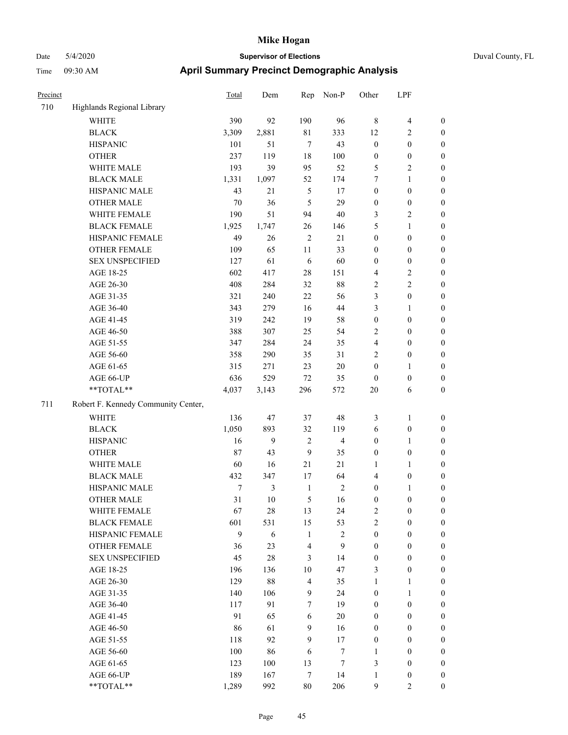# Mike Hogan

Date 5/4/2020 **Supervisor of Elections** Duval County, FL

Time 09:30 AM **April Summary Precinct Demographic Analysis**

| Precinct | | Total | Dem | Rep | Non-P | Other | LPF | |
|---|---|---|---|---|---|---|---|---|
| 710 | Highlands Regional Library | | | | | | | |
| | WHITE | 390 | 92 | 190 | 96 | 8 | 4 | 0 |
| | BLACK | 3,309 | 2,881 | 81 | 333 | 12 | 2 | 0 |
| | HISPANIC | 101 | 51 | 7 | 43 | 0 | 0 | 0 |
| | OTHER | 237 | 119 | 18 | 100 | 0 | 0 | 0 |
| | WHITE MALE | 193 | 39 | 95 | 52 | 5 | 2 | 0 |
| | BLACK MALE | 1,331 | 1,097 | 52 | 174 | 7 | 1 | 0 |
| | HISPANIC MALE | 43 | 21 | 5 | 17 | 0 | 0 | 0 |
| | OTHER MALE | 70 | 36 | 5 | 29 | 0 | 0 | 0 |
| | WHITE FEMALE | 190 | 51 | 94 | 40 | 3 | 2 | 0 |
| | BLACK FEMALE | 1,925 | 1,747 | 26 | 146 | 5 | 1 | 0 |
| | HISPANIC FEMALE | 49 | 26 | 2 | 21 | 0 | 0 | 0 |
| | OTHER FEMALE | 109 | 65 | 11 | 33 | 0 | 0 | 0 |
| | SEX UNSPECIFIED | 127 | 61 | 6 | 60 | 0 | 0 | 0 |
| | AGE 18-25 | 602 | 417 | 28 | 151 | 4 | 2 | 0 |
| | AGE 26-30 | 408 | 284 | 32 | 88 | 2 | 2 | 0 |
| | AGE 31-35 | 321 | 240 | 22 | 56 | 3 | 0 | 0 |
| | AGE 36-40 | 343 | 279 | 16 | 44 | 3 | 1 | 0 |
| | AGE 41-45 | 319 | 242 | 19 | 58 | 0 | 0 | 0 |
| | AGE 46-50 | 388 | 307 | 25 | 54 | 2 | 0 | 0 |
| | AGE 51-55 | 347 | 284 | 24 | 35 | 4 | 0 | 0 |
| | AGE 56-60 | 358 | 290 | 35 | 31 | 2 | 0 | 0 |
| | AGE 61-65 | 315 | 271 | 23 | 20 | 0 | 1 | 0 |
| | AGE 66-UP | 636 | 529 | 72 | 35 | 0 | 0 | 0 |
| | **TOTAL** | 4,037 | 3,143 | 296 | 572 | 20 | 6 | 0 |
| 711 | Robert F. Kennedy Community Center, | | | | | | | |
| | WHITE | 136 | 47 | 37 | 48 | 3 | 1 | 0 |
| | BLACK | 1,050 | 893 | 32 | 119 | 6 | 0 | 0 |
| | HISPANIC | 16 | 9 | 2 | 4 | 0 | 1 | 0 |
| | OTHER | 87 | 43 | 9 | 35 | 0 | 0 | 0 |
| | WHITE MALE | 60 | 16 | 21 | 21 | 1 | 1 | 0 |
| | BLACK MALE | 432 | 347 | 17 | 64 | 4 | 0 | 0 |
| | HISPANIC MALE | 7 | 3 | 1 | 2 | 0 | 1 | 0 |
| | OTHER MALE | 31 | 10 | 5 | 16 | 0 | 0 | 0 |
| | WHITE FEMALE | 67 | 28 | 13 | 24 | 2 | 0 | 0 |
| | BLACK FEMALE | 601 | 531 | 15 | 53 | 2 | 0 | 0 |
| | HISPANIC FEMALE | 9 | 6 | 1 | 2 | 0 | 0 | 0 |
| | OTHER FEMALE | 36 | 23 | 4 | 9 | 0 | 0 | 0 |
| | SEX UNSPECIFIED | 45 | 28 | 3 | 14 | 0 | 0 | 0 |
| | AGE 18-25 | 196 | 136 | 10 | 47 | 3 | 0 | 0 |
| | AGE 26-30 | 129 | 88 | 4 | 35 | 1 | 1 | 0 |
| | AGE 31-35 | 140 | 106 | 9 | 24 | 0 | 1 | 0 |
| | AGE 36-40 | 117 | 91 | 7 | 19 | 0 | 0 | 0 |
| | AGE 41-45 | 91 | 65 | 6 | 20 | 0 | 0 | 0 |
| | AGE 46-50 | 86 | 61 | 9 | 16 | 0 | 0 | 0 |
| | AGE 51-55 | 118 | 92 | 9 | 17 | 0 | 0 | 0 |
| | AGE 56-60 | 100 | 86 | 6 | 7 | 1 | 0 | 0 |
| | AGE 61-65 | 123 | 100 | 13 | 7 | 3 | 0 | 0 |
| | AGE 66-UP | 189 | 167 | 7 | 14 | 1 | 0 | 0 |
| | **TOTAL** | 1,289 | 992 | 80 | 206 | 9 | 2 | 0 |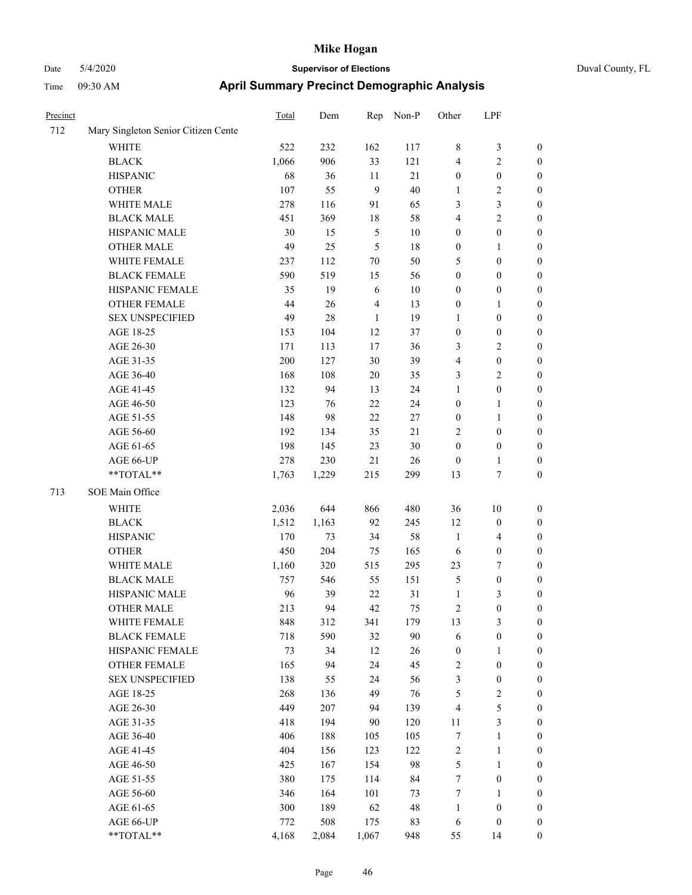# Mike Hogan

Date 5/4/2020 **Supervisor of Elections** Duval County, FL

Time 09:30 AM **April Summary Precinct Demographic Analysis**

| Precinct | | Total | Dem | Rep | Non-P | Other | LPF | |
|---|---|---|---|---|---|---|---|---|
| 712 | Mary Singleton Senior Citizen Cente | | | | | | | |
| | WHITE | 522 | 232 | 162 | 117 | 8 | 3 | 0 |
| | BLACK | 1,066 | 906 | 33 | 121 | 4 | 2 | 0 |
| | HISPANIC | 68 | 36 | 11 | 21 | 0 | 0 | 0 |
| | OTHER | 107 | 55 | 9 | 40 | 1 | 2 | 0 |
| | WHITE MALE | 278 | 116 | 91 | 65 | 3 | 3 | 0 |
| | BLACK MALE | 451 | 369 | 18 | 58 | 4 | 2 | 0 |
| | HISPANIC MALE | 30 | 15 | 5 | 10 | 0 | 0 | 0 |
| | OTHER MALE | 49 | 25 | 5 | 18 | 0 | 1 | 0 |
| | WHITE FEMALE | 237 | 112 | 70 | 50 | 5 | 0 | 0 |
| | BLACK FEMALE | 590 | 519 | 15 | 56 | 0 | 0 | 0 |
| | HISPANIC FEMALE | 35 | 19 | 6 | 10 | 0 | 0 | 0 |
| | OTHER FEMALE | 44 | 26 | 4 | 13 | 0 | 1 | 0 |
| | SEX UNSPECIFIED | 49 | 28 | 1 | 19 | 1 | 0 | 0 |
| | AGE 18-25 | 153 | 104 | 12 | 37 | 0 | 0 | 0 |
| | AGE 26-30 | 171 | 113 | 17 | 36 | 3 | 2 | 0 |
| | AGE 31-35 | 200 | 127 | 30 | 39 | 4 | 0 | 0 |
| | AGE 36-40 | 168 | 108 | 20 | 35 | 3 | 2 | 0 |
| | AGE 41-45 | 132 | 94 | 13 | 24 | 1 | 0 | 0 |
| | AGE 46-50 | 123 | 76 | 22 | 24 | 0 | 1 | 0 |
| | AGE 51-55 | 148 | 98 | 22 | 27 | 0 | 1 | 0 |
| | AGE 56-60 | 192 | 134 | 35 | 21 | 2 | 0 | 0 |
| | AGE 61-65 | 198 | 145 | 23 | 30 | 0 | 0 | 0 |
| | AGE 66-UP | 278 | 230 | 21 | 26 | 0 | 1 | 0 |
| | **TOTAL** | 1,763 | 1,229 | 215 | 299 | 13 | 7 | 0 |
| 713 | SOE Main Office | | | | | | | |
| | WHITE | 2,036 | 644 | 866 | 480 | 36 | 10 | 0 |
| | BLACK | 1,512 | 1,163 | 92 | 245 | 12 | 0 | 0 |
| | HISPANIC | 170 | 73 | 34 | 58 | 1 | 4 | 0 |
| | OTHER | 450 | 204 | 75 | 165 | 6 | 0 | 0 |
| | WHITE MALE | 1,160 | 320 | 515 | 295 | 23 | 7 | 0 |
| | BLACK MALE | 757 | 546 | 55 | 151 | 5 | 0 | 0 |
| | HISPANIC MALE | 96 | 39 | 22 | 31 | 1 | 3 | 0 |
| | OTHER MALE | 213 | 94 | 42 | 75 | 2 | 0 | 0 |
| | WHITE FEMALE | 848 | 312 | 341 | 179 | 13 | 3 | 0 |
| | BLACK FEMALE | 718 | 590 | 32 | 90 | 6 | 0 | 0 |
| | HISPANIC FEMALE | 73 | 34 | 12 | 26 | 0 | 1 | 0 |
| | OTHER FEMALE | 165 | 94 | 24 | 45 | 2 | 0 | 0 |
| | SEX UNSPECIFIED | 138 | 55 | 24 | 56 | 3 | 0 | 0 |
| | AGE 18-25 | 268 | 136 | 49 | 76 | 5 | 2 | 0 |
| | AGE 26-30 | 449 | 207 | 94 | 139 | 4 | 5 | 0 |
| | AGE 31-35 | 418 | 194 | 90 | 120 | 11 | 3 | 0 |
| | AGE 36-40 | 406 | 188 | 105 | 105 | 7 | 1 | 0 |
| | AGE 41-45 | 404 | 156 | 123 | 122 | 2 | 1 | 0 |
| | AGE 46-50 | 425 | 167 | 154 | 98 | 5 | 1 | 0 |
| | AGE 51-55 | 380 | 175 | 114 | 84 | 7 | 0 | 0 |
| | AGE 56-60 | 346 | 164 | 101 | 73 | 7 | 1 | 0 |
| | AGE 61-65 | 300 | 189 | 62 | 48 | 1 | 0 | 0 |
| | AGE 66-UP | 772 | 508 | 175 | 83 | 6 | 0 | 0 |
| | **TOTAL** | 4,168 | 2,084 | 1,067 | 948 | 55 | 14 | 0 |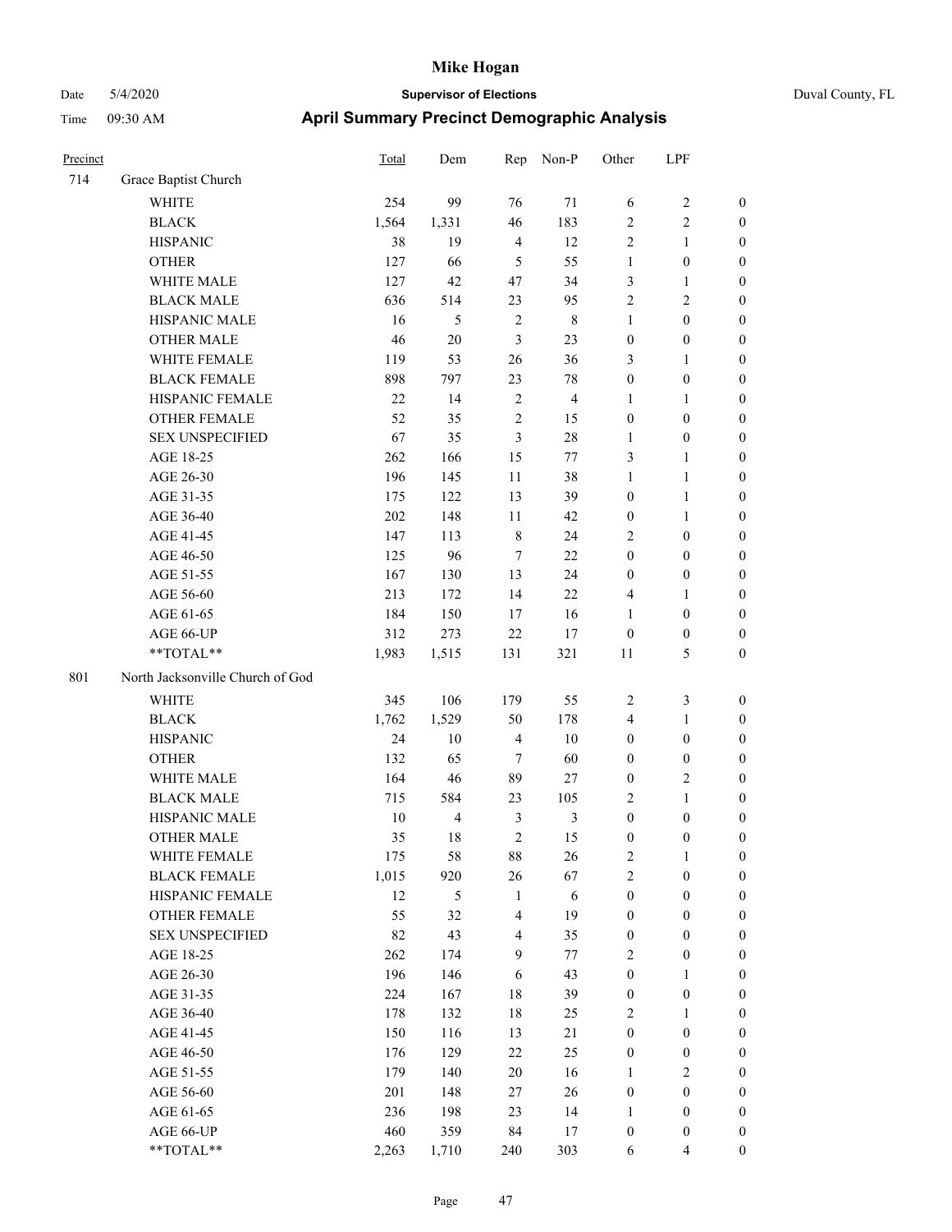| Precinct | | Total | Dem | Rep | Non-P | Other | LPF | |
|---|---|---|---|---|---|---|---|---|
| 714 | Grace Baptist Church | | | | | | | |
| | WHITE | 254 | 99 | 76 | 71 | 6 | 2 | 0 |
| | BLACK | 1,564 | 1,331 | 46 | 183 | 2 | 2 | 0 |
| | HISPANIC | 38 | 19 | 4 | 12 | 2 | 1 | 0 |
| | OTHER | 127 | 66 | 5 | 55 | 1 | 0 | 0 |
| | WHITE MALE | 127 | 42 | 47 | 34 | 3 | 1 | 0 |
| | BLACK MALE | 636 | 514 | 23 | 95 | 2 | 2 | 0 |
| | HISPANIC MALE | 16 | 5 | 2 | 8 | 1 | 0 | 0 |
| | OTHER MALE | 46 | 20 | 3 | 23 | 0 | 0 | 0 |
| | WHITE FEMALE | 119 | 53 | 26 | 36 | 3 | 1 | 0 |
| | BLACK FEMALE | 898 | 797 | 23 | 78 | 0 | 0 | 0 |
| | HISPANIC FEMALE | 22 | 14 | 2 | 4 | 1 | 1 | 0 |
| | OTHER FEMALE | 52 | 35 | 2 | 15 | 0 | 0 | 0 |
| | SEX UNSPECIFIED | 67 | 35 | 3 | 28 | 1 | 0 | 0 |
| | AGE 18-25 | 262 | 166 | 15 | 77 | 3 | 1 | 0 |
| | AGE 26-30 | 196 | 145 | 11 | 38 | 1 | 1 | 0 |
| | AGE 31-35 | 175 | 122 | 13 | 39 | 0 | 1 | 0 |
| | AGE 36-40 | 202 | 148 | 11 | 42 | 0 | 1 | 0 |
| | AGE 41-45 | 147 | 113 | 8 | 24 | 2 | 0 | 0 |
| | AGE 46-50 | 125 | 96 | 7 | 22 | 0 | 0 | 0 |
| | AGE 51-55 | 167 | 130 | 13 | 24 | 0 | 0 | 0 |
| | AGE 56-60 | 213 | 172 | 14 | 22 | 4 | 1 | 0 |
| | AGE 61-65 | 184 | 150 | 17 | 16 | 1 | 0 | 0 |
| | AGE 66-UP | 312 | 273 | 22 | 17 | 0 | 0 | 0 |
| | **TOTAL** | 1,983 | 1,515 | 131 | 321 | 11 | 5 | 0 |
| 801 | North Jacksonville Church of God | | | | | | | |
| | WHITE | 345 | 106 | 179 | 55 | 2 | 3 | 0 |
| | BLACK | 1,762 | 1,529 | 50 | 178 | 4 | 1 | 0 |
| | HISPANIC | 24 | 10 | 4 | 10 | 0 | 0 | 0 |
| | OTHER | 132 | 65 | 7 | 60 | 0 | 0 | 0 |
| | WHITE MALE | 164 | 46 | 89 | 27 | 0 | 2 | 0 |
| | BLACK MALE | 715 | 584 | 23 | 105 | 2 | 1 | 0 |
| | HISPANIC MALE | 10 | 4 | 3 | 3 | 0 | 0 | 0 |
| | OTHER MALE | 35 | 18 | 2 | 15 | 0 | 0 | 0 |
| | WHITE FEMALE | 175 | 58 | 88 | 26 | 2 | 1 | 0 |
| | BLACK FEMALE | 1,015 | 920 | 26 | 67 | 2 | 0 | 0 |
| | HISPANIC FEMALE | 12 | 5 | 1 | 6 | 0 | 0 | 0 |
| | OTHER FEMALE | 55 | 32 | 4 | 19 | 0 | 0 | 0 |
| | SEX UNSPECIFIED | 82 | 43 | 4 | 35 | 0 | 0 | 0 |
| | AGE 18-25 | 262 | 174 | 9 | 77 | 2 | 0 | 0 |
| | AGE 26-30 | 196 | 146 | 6 | 43 | 0 | 1 | 0 |
| | AGE 31-35 | 224 | 167 | 18 | 39 | 0 | 0 | 0 |
| | AGE 36-40 | 178 | 132 | 18 | 25 | 2 | 1 | 0 |
| | AGE 41-45 | 150 | 116 | 13 | 21 | 0 | 0 | 0 |
| | AGE 46-50 | 176 | 129 | 22 | 25 | 0 | 0 | 0 |
| | AGE 51-55 | 179 | 140 | 20 | 16 | 1 | 2 | 0 |
| | AGE 56-60 | 201 | 148 | 27 | 26 | 0 | 0 | 0 |
| | AGE 61-65 | 236 | 198 | 23 | 14 | 1 | 0 | 0 |
| | AGE 66-UP | 460 | 359 | 84 | 17 | 0 | 0 | 0 |
| | **TOTAL** | 2,263 | 1,710 | 240 | 303 | 6 | 4 | 0 |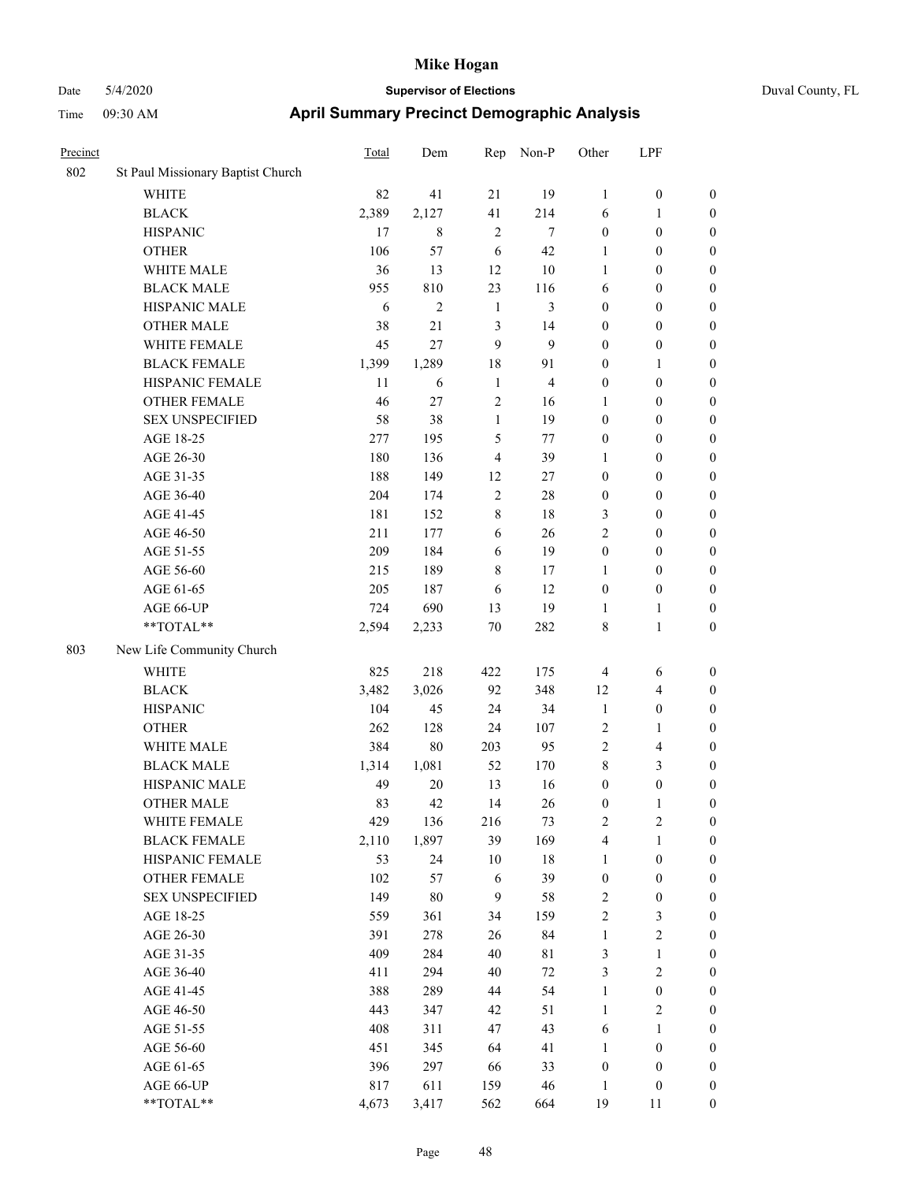# Mike Hogan

Date 5/4/2020 **Supervisor of Elections** Duval County, FL

Time 09:30 AM **April Summary Precinct Demographic Analysis**

| Precinct | | Total | Dem | Rep | Non-P | Other | LPF | |
|---|---|---|---|---|---|---|---|---|
| 802 | St Paul Missionary Baptist Church | | | | | | | |
| | WHITE | 82 | 41 | 21 | 19 | 1 | 0 | 0 |
| | BLACK | 2,389 | 2,127 | 41 | 214 | 6 | 1 | 0 |
| | HISPANIC | 17 | 8 | 2 | 7 | 0 | 0 | 0 |
| | OTHER | 106 | 57 | 6 | 42 | 1 | 0 | 0 |
| | WHITE MALE | 36 | 13 | 12 | 10 | 1 | 0 | 0 |
| | BLACK MALE | 955 | 810 | 23 | 116 | 6 | 0 | 0 |
| | HISPANIC MALE | 6 | 2 | 1 | 3 | 0 | 0 | 0 |
| | OTHER MALE | 38 | 21 | 3 | 14 | 0 | 0 | 0 |
| | WHITE FEMALE | 45 | 27 | 9 | 9 | 0 | 0 | 0 |
| | BLACK FEMALE | 1,399 | 1,289 | 18 | 91 | 0 | 1 | 0 |
| | HISPANIC FEMALE | 11 | 6 | 1 | 4 | 0 | 0 | 0 |
| | OTHER FEMALE | 46 | 27 | 2 | 16 | 1 | 0 | 0 |
| | SEX UNSPECIFIED | 58 | 38 | 1 | 19 | 0 | 0 | 0 |
| | AGE 18-25 | 277 | 195 | 5 | 77 | 0 | 0 | 0 |
| | AGE 26-30 | 180 | 136 | 4 | 39 | 1 | 0 | 0 |
| | AGE 31-35 | 188 | 149 | 12 | 27 | 0 | 0 | 0 |
| | AGE 36-40 | 204 | 174 | 2 | 28 | 0 | 0 | 0 |
| | AGE 41-45 | 181 | 152 | 8 | 18 | 3 | 0 | 0 |
| | AGE 46-50 | 211 | 177 | 6 | 26 | 2 | 0 | 0 |
| | AGE 51-55 | 209 | 184 | 6 | 19 | 0 | 0 | 0 |
| | AGE 56-60 | 215 | 189 | 8 | 17 | 1 | 0 | 0 |
| | AGE 61-65 | 205 | 187 | 6 | 12 | 0 | 0 | 0 |
| | AGE 66-UP | 724 | 690 | 13 | 19 | 1 | 1 | 0 |
| | **TOTAL** | 2,594 | 2,233 | 70 | 282 | 8 | 1 | 0 |
| 803 | New Life Community Church | | | | | | | |
| | WHITE | 825 | 218 | 422 | 175 | 4 | 6 | 0 |
| | BLACK | 3,482 | 3,026 | 92 | 348 | 12 | 4 | 0 |
| | HISPANIC | 104 | 45 | 24 | 34 | 1 | 0 | 0 |
| | OTHER | 262 | 128 | 24 | 107 | 2 | 1 | 0 |
| | WHITE MALE | 384 | 80 | 203 | 95 | 2 | 4 | 0 |
| | BLACK MALE | 1,314 | 1,081 | 52 | 170 | 8 | 3 | 0 |
| | HISPANIC MALE | 49 | 20 | 13 | 16 | 0 | 0 | 0 |
| | OTHER MALE | 83 | 42 | 14 | 26 | 0 | 1 | 0 |
| | WHITE FEMALE | 429 | 136 | 216 | 73 | 2 | 2 | 0 |
| | BLACK FEMALE | 2,110 | 1,897 | 39 | 169 | 4 | 1 | 0 |
| | HISPANIC FEMALE | 53 | 24 | 10 | 18 | 1 | 0 | 0 |
| | OTHER FEMALE | 102 | 57 | 6 | 39 | 0 | 0 | 0 |
| | SEX UNSPECIFIED | 149 | 80 | 9 | 58 | 2 | 0 | 0 |
| | AGE 18-25 | 559 | 361 | 34 | 159 | 2 | 3 | 0 |
| | AGE 26-30 | 391 | 278 | 26 | 84 | 1 | 2 | 0 |
| | AGE 31-35 | 409 | 284 | 40 | 81 | 3 | 1 | 0 |
| | AGE 36-40 | 411 | 294 | 40 | 72 | 3 | 2 | 0 |
| | AGE 41-45 | 388 | 289 | 44 | 54 | 1 | 0 | 0 |
| | AGE 46-50 | 443 | 347 | 42 | 51 | 1 | 2 | 0 |
| | AGE 51-55 | 408 | 311 | 47 | 43 | 6 | 1 | 0 |
| | AGE 56-60 | 451 | 345 | 64 | 41 | 1 | 0 | 0 |
| | AGE 61-65 | 396 | 297 | 66 | 33 | 0 | 0 | 0 |
| | AGE 66-UP | 817 | 611 | 159 | 46 | 1 | 0 | 0 |
| | **TOTAL** | 4,673 | 3,417 | 562 | 664 | 19 | 11 | 0 |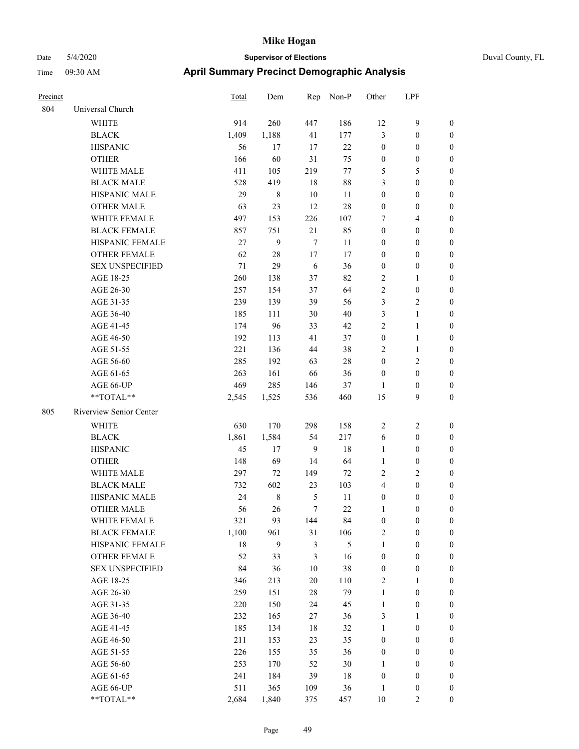| Precinct | | Total | Dem | Rep | Non-P | Other | LPF | |
|---|---|---|---|---|---|---|---|---|
| 804 | Universal Church | | | | | | | |
| | WHITE | 914 | 260 | 447 | 186 | 12 | 9 | 0 |
| | BLACK | 1,409 | 1,188 | 41 | 177 | 3 | 0 | 0 |
| | HISPANIC | 56 | 17 | 17 | 22 | 0 | 0 | 0 |
| | OTHER | 166 | 60 | 31 | 75 | 0 | 0 | 0 |
| | WHITE MALE | 411 | 105 | 219 | 77 | 5 | 5 | 0 |
| | BLACK MALE | 528 | 419 | 18 | 88 | 3 | 0 | 0 |
| | HISPANIC MALE | 29 | 8 | 10 | 11 | 0 | 0 | 0 |
| | OTHER MALE | 63 | 23 | 12 | 28 | 0 | 0 | 0 |
| | WHITE FEMALE | 497 | 153 | 226 | 107 | 7 | 4 | 0 |
| | BLACK FEMALE | 857 | 751 | 21 | 85 | 0 | 0 | 0 |
| | HISPANIC FEMALE | 27 | 9 | 7 | 11 | 0 | 0 | 0 |
| | OTHER FEMALE | 62 | 28 | 17 | 17 | 0 | 0 | 0 |
| | SEX UNSPECIFIED | 71 | 29 | 6 | 36 | 0 | 0 | 0 |
| | AGE 18-25 | 260 | 138 | 37 | 82 | 2 | 1 | 0 |
| | AGE 26-30 | 257 | 154 | 37 | 64 | 2 | 0 | 0 |
| | AGE 31-35 | 239 | 139 | 39 | 56 | 3 | 2 | 0 |
| | AGE 36-40 | 185 | 111 | 30 | 40 | 3 | 1 | 0 |
| | AGE 41-45 | 174 | 96 | 33 | 42 | 2 | 1 | 0 |
| | AGE 46-50 | 192 | 113 | 41 | 37 | 0 | 1 | 0 |
| | AGE 51-55 | 221 | 136 | 44 | 38 | 2 | 1 | 0 |
| | AGE 56-60 | 285 | 192 | 63 | 28 | 0 | 2 | 0 |
| | AGE 61-65 | 263 | 161 | 66 | 36 | 0 | 0 | 0 |
| | AGE 66-UP | 469 | 285 | 146 | 37 | 1 | 0 | 0 |
| | **TOTAL** | 2,545 | 1,525 | 536 | 460 | 15 | 9 | 0 |
| 805 | Riverview Senior Center | | | | | | | |
| | WHITE | 630 | 170 | 298 | 158 | 2 | 2 | 0 |
| | BLACK | 1,861 | 1,584 | 54 | 217 | 6 | 0 | 0 |
| | HISPANIC | 45 | 17 | 9 | 18 | 1 | 0 | 0 |
| | OTHER | 148 | 69 | 14 | 64 | 1 | 0 | 0 |
| | WHITE MALE | 297 | 72 | 149 | 72 | 2 | 2 | 0 |
| | BLACK MALE | 732 | 602 | 23 | 103 | 4 | 0 | 0 |
| | HISPANIC MALE | 24 | 8 | 5 | 11 | 0 | 0 | 0 |
| | OTHER MALE | 56 | 26 | 7 | 22 | 1 | 0 | 0 |
| | WHITE FEMALE | 321 | 93 | 144 | 84 | 0 | 0 | 0 |
| | BLACK FEMALE | 1,100 | 961 | 31 | 106 | 2 | 0 | 0 |
| | HISPANIC FEMALE | 18 | 9 | 3 | 5 | 1 | 0 | 0 |
| | OTHER FEMALE | 52 | 33 | 3 | 16 | 0 | 0 | 0 |
| | SEX UNSPECIFIED | 84 | 36 | 10 | 38 | 0 | 0 | 0 |
| | AGE 18-25 | 346 | 213 | 20 | 110 | 2 | 1 | 0 |
| | AGE 26-30 | 259 | 151 | 28 | 79 | 1 | 0 | 0 |
| | AGE 31-35 | 220 | 150 | 24 | 45 | 1 | 0 | 0 |
| | AGE 36-40 | 232 | 165 | 27 | 36 | 3 | 1 | 0 |
| | AGE 41-45 | 185 | 134 | 18 | 32 | 1 | 0 | 0 |
| | AGE 46-50 | 211 | 153 | 23 | 35 | 0 | 0 | 0 |
| | AGE 51-55 | 226 | 155 | 35 | 36 | 0 | 0 | 0 |
| | AGE 56-60 | 253 | 170 | 52 | 30 | 1 | 0 | 0 |
| | AGE 61-65 | 241 | 184 | 39 | 18 | 0 | 0 | 0 |
| | AGE 66-UP | 511 | 365 | 109 | 36 | 1 | 0 | 0 |
| | **TOTAL** | 2,684 | 1,840 | 375 | 457 | 10 | 2 | 0 |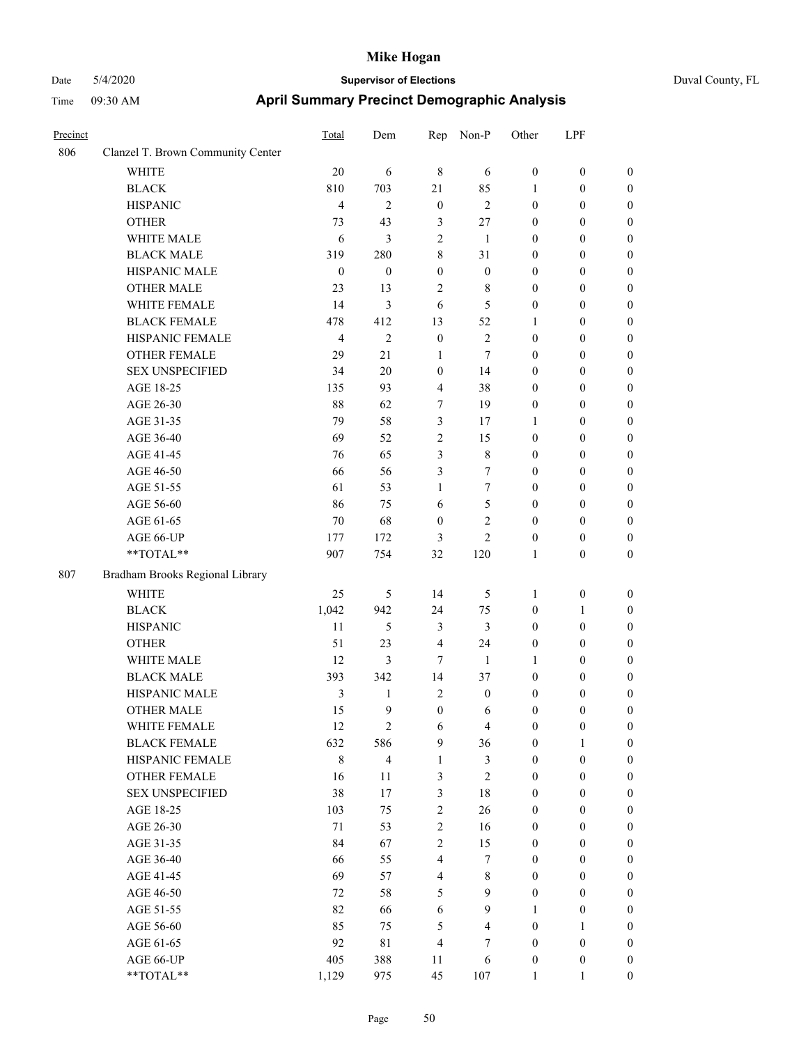# Mike Hogan

Date 5/4/2020 **Supervisor of Elections** Duval County, FL

Time 09:30 AM **April Summary Precinct Demographic Analysis**

| Precinct | | Total | Dem | Rep | Non-P | Other | LPF | |
|---|---|---|---|---|---|---|---|---|
| 806 | Clanzel T. Brown Community Center | | | | | | | |
| | WHITE | 20 | 6 | 8 | 6 | 0 | 0 | 0 |
| | BLACK | 810 | 703 | 21 | 85 | 1 | 0 | 0 |
| | HISPANIC | 4 | 2 | 0 | 2 | 0 | 0 | 0 |
| | OTHER | 73 | 43 | 3 | 27 | 0 | 0 | 0 |
| | WHITE MALE | 6 | 3 | 2 | 1 | 0 | 0 | 0 |
| | BLACK MALE | 319 | 280 | 8 | 31 | 0 | 0 | 0 |
| | HISPANIC MALE | 0 | 0 | 0 | 0 | 0 | 0 | 0 |
| | OTHER MALE | 23 | 13 | 2 | 8 | 0 | 0 | 0 |
| | WHITE FEMALE | 14 | 3 | 6 | 5 | 0 | 0 | 0 |
| | BLACK FEMALE | 478 | 412 | 13 | 52 | 1 | 0 | 0 |
| | HISPANIC FEMALE | 4 | 2 | 0 | 2 | 0 | 0 | 0 |
| | OTHER FEMALE | 29 | 21 | 1 | 7 | 0 | 0 | 0 |
| | SEX UNSPECIFIED | 34 | 20 | 0 | 14 | 0 | 0 | 0 |
| | AGE 18-25 | 135 | 93 | 4 | 38 | 0 | 0 | 0 |
| | AGE 26-30 | 88 | 62 | 7 | 19 | 0 | 0 | 0 |
| | AGE 31-35 | 79 | 58 | 3 | 17 | 1 | 0 | 0 |
| | AGE 36-40 | 69 | 52 | 2 | 15 | 0 | 0 | 0 |
| | AGE 41-45 | 76 | 65 | 3 | 8 | 0 | 0 | 0 |
| | AGE 46-50 | 66 | 56 | 3 | 7 | 0 | 0 | 0 |
| | AGE 51-55 | 61 | 53 | 1 | 7 | 0 | 0 | 0 |
| | AGE 56-60 | 86 | 75 | 6 | 5 | 0 | 0 | 0 |
| | AGE 61-65 | 70 | 68 | 0 | 2 | 0 | 0 | 0 |
| | AGE 66-UP | 177 | 172 | 3 | 2 | 0 | 0 | 0 |
| | **TOTAL** | 907 | 754 | 32 | 120 | 1 | 0 | 0 |
| 807 | Bradham Brooks Regional Library | | | | | | | |
| | WHITE | 25 | 5 | 14 | 5 | 1 | 0 | 0 |
| | BLACK | 1,042 | 942 | 24 | 75 | 0 | 1 | 0 |
| | HISPANIC | 11 | 5 | 3 | 3 | 0 | 0 | 0 |
| | OTHER | 51 | 23 | 4 | 24 | 0 | 0 | 0 |
| | WHITE MALE | 12 | 3 | 7 | 1 | 1 | 0 | 0 |
| | BLACK MALE | 393 | 342 | 14 | 37 | 0 | 0 | 0 |
| | HISPANIC MALE | 3 | 1 | 2 | 0 | 0 | 0 | 0 |
| | OTHER MALE | 15 | 9 | 0 | 6 | 0 | 0 | 0 |
| | WHITE FEMALE | 12 | 2 | 6 | 4 | 0 | 0 | 0 |
| | BLACK FEMALE | 632 | 586 | 9 | 36 | 0 | 1 | 0 |
| | HISPANIC FEMALE | 8 | 4 | 1 | 3 | 0 | 0 | 0 |
| | OTHER FEMALE | 16 | 11 | 3 | 2 | 0 | 0 | 0 |
| | SEX UNSPECIFIED | 38 | 17 | 3 | 18 | 0 | 0 | 0 |
| | AGE 18-25 | 103 | 75 | 2 | 26 | 0 | 0 | 0 |
| | AGE 26-30 | 71 | 53 | 2 | 16 | 0 | 0 | 0 |
| | AGE 31-35 | 84 | 67 | 2 | 15 | 0 | 0 | 0 |
| | AGE 36-40 | 66 | 55 | 4 | 7 | 0 | 0 | 0 |
| | AGE 41-45 | 69 | 57 | 4 | 8 | 0 | 0 | 0 |
| | AGE 46-50 | 72 | 58 | 5 | 9 | 0 | 0 | 0 |
| | AGE 51-55 | 82 | 66 | 6 | 9 | 1 | 0 | 0 |
| | AGE 56-60 | 85 | 75 | 5 | 4 | 0 | 1 | 0 |
| | AGE 61-65 | 92 | 81 | 4 | 7 | 0 | 0 | 0 |
| | AGE 66-UP | 405 | 388 | 11 | 6 | 0 | 0 | 0 |
| | **TOTAL** | 1,129 | 975 | 45 | 107 | 1 | 1 | 0 |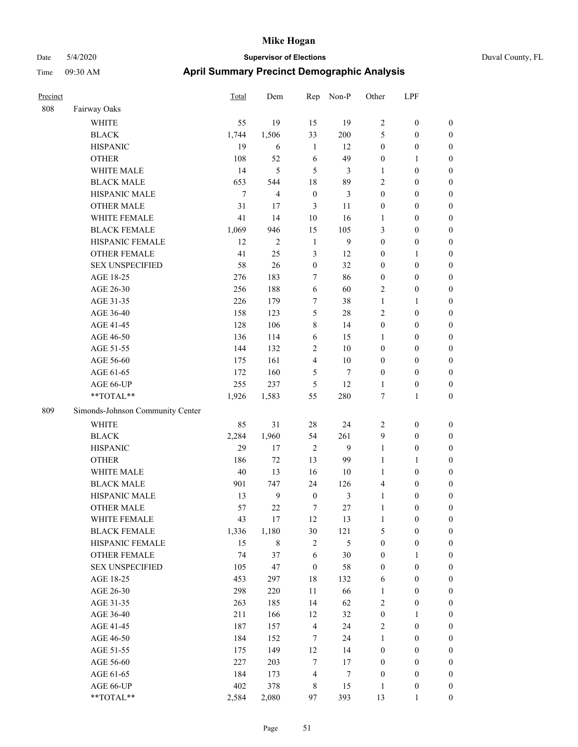# Mike Hogan

Date 5/4/2020 **Supervisor of Elections** Duval County, FL

Time 09:30 AM **April Summary Precinct Demographic Analysis**

| Precinct | | Total | Dem | Rep | Non-P | Other | LPF | |
|---|---|---|---|---|---|---|---|---|
| 808 | Fairway Oaks | | | | | | | |
| | WHITE | 55 | 19 | 15 | 19 | 2 | 0 | 0 |
| | BLACK | 1,744 | 1,506 | 33 | 200 | 5 | 0 | 0 |
| | HISPANIC | 19 | 6 | 1 | 12 | 0 | 0 | 0 |
| | OTHER | 108 | 52 | 6 | 49 | 0 | 1 | 0 |
| | WHITE MALE | 14 | 5 | 5 | 3 | 1 | 0 | 0 |
| | BLACK MALE | 653 | 544 | 18 | 89 | 2 | 0 | 0 |
| | HISPANIC MALE | 7 | 4 | 0 | 3 | 0 | 0 | 0 |
| | OTHER MALE | 31 | 17 | 3 | 11 | 0 | 0 | 0 |
| | WHITE FEMALE | 41 | 14 | 10 | 16 | 1 | 0 | 0 |
| | BLACK FEMALE | 1,069 | 946 | 15 | 105 | 3 | 0 | 0 |
| | HISPANIC FEMALE | 12 | 2 | 1 | 9 | 0 | 0 | 0 |
| | OTHER FEMALE | 41 | 25 | 3 | 12 | 0 | 1 | 0 |
| | SEX UNSPECIFIED | 58 | 26 | 0 | 32 | 0 | 0 | 0 |
| | AGE 18-25 | 276 | 183 | 7 | 86 | 0 | 0 | 0 |
| | AGE 26-30 | 256 | 188 | 6 | 60 | 2 | 0 | 0 |
| | AGE 31-35 | 226 | 179 | 7 | 38 | 1 | 1 | 0 |
| | AGE 36-40 | 158 | 123 | 5 | 28 | 2 | 0 | 0 |
| | AGE 41-45 | 128 | 106 | 8 | 14 | 0 | 0 | 0 |
| | AGE 46-50 | 136 | 114 | 6 | 15 | 1 | 0 | 0 |
| | AGE 51-55 | 144 | 132 | 2 | 10 | 0 | 0 | 0 |
| | AGE 56-60 | 175 | 161 | 4 | 10 | 0 | 0 | 0 |
| | AGE 61-65 | 172 | 160 | 5 | 7 | 0 | 0 | 0 |
| | AGE 66-UP | 255 | 237 | 5 | 12 | 1 | 0 | 0 |
| | **TOTAL** | 1,926 | 1,583 | 55 | 280 | 7 | 1 | 0 |
| 809 | Simonds-Johnson Community Center | | | | | | | |
| | WHITE | 85 | 31 | 28 | 24 | 2 | 0 | 0 |
| | BLACK | 2,284 | 1,960 | 54 | 261 | 9 | 0 | 0 |
| | HISPANIC | 29 | 17 | 2 | 9 | 1 | 0 | 0 |
| | OTHER | 186 | 72 | 13 | 99 | 1 | 1 | 0 |
| | WHITE MALE | 40 | 13 | 16 | 10 | 1 | 0 | 0 |
| | BLACK MALE | 901 | 747 | 24 | 126 | 4 | 0 | 0 |
| | HISPANIC MALE | 13 | 9 | 0 | 3 | 1 | 0 | 0 |
| | OTHER MALE | 57 | 22 | 7 | 27 | 1 | 0 | 0 |
| | WHITE FEMALE | 43 | 17 | 12 | 13 | 1 | 0 | 0 |
| | BLACK FEMALE | 1,336 | 1,180 | 30 | 121 | 5 | 0 | 0 |
| | HISPANIC FEMALE | 15 | 8 | 2 | 5 | 0 | 0 | 0 |
| | OTHER FEMALE | 74 | 37 | 6 | 30 | 0 | 1 | 0 |
| | SEX UNSPECIFIED | 105 | 47 | 0 | 58 | 0 | 0 | 0 |
| | AGE 18-25 | 453 | 297 | 18 | 132 | 6 | 0 | 0 |
| | AGE 26-30 | 298 | 220 | 11 | 66 | 1 | 0 | 0 |
| | AGE 31-35 | 263 | 185 | 14 | 62 | 2 | 0 | 0 |
| | AGE 36-40 | 211 | 166 | 12 | 32 | 0 | 1 | 0 |
| | AGE 41-45 | 187 | 157 | 4 | 24 | 2 | 0 | 0 |
| | AGE 46-50 | 184 | 152 | 7 | 24 | 1 | 0 | 0 |
| | AGE 51-55 | 175 | 149 | 12 | 14 | 0 | 0 | 0 |
| | AGE 56-60 | 227 | 203 | 7 | 17 | 0 | 0 | 0 |
| | AGE 61-65 | 184 | 173 | 4 | 7 | 0 | 0 | 0 |
| | AGE 66-UP | 402 | 378 | 8 | 15 | 1 | 0 | 0 |
| | **TOTAL** | 2,584 | 2,080 | 97 | 393 | 13 | 1 | 0 |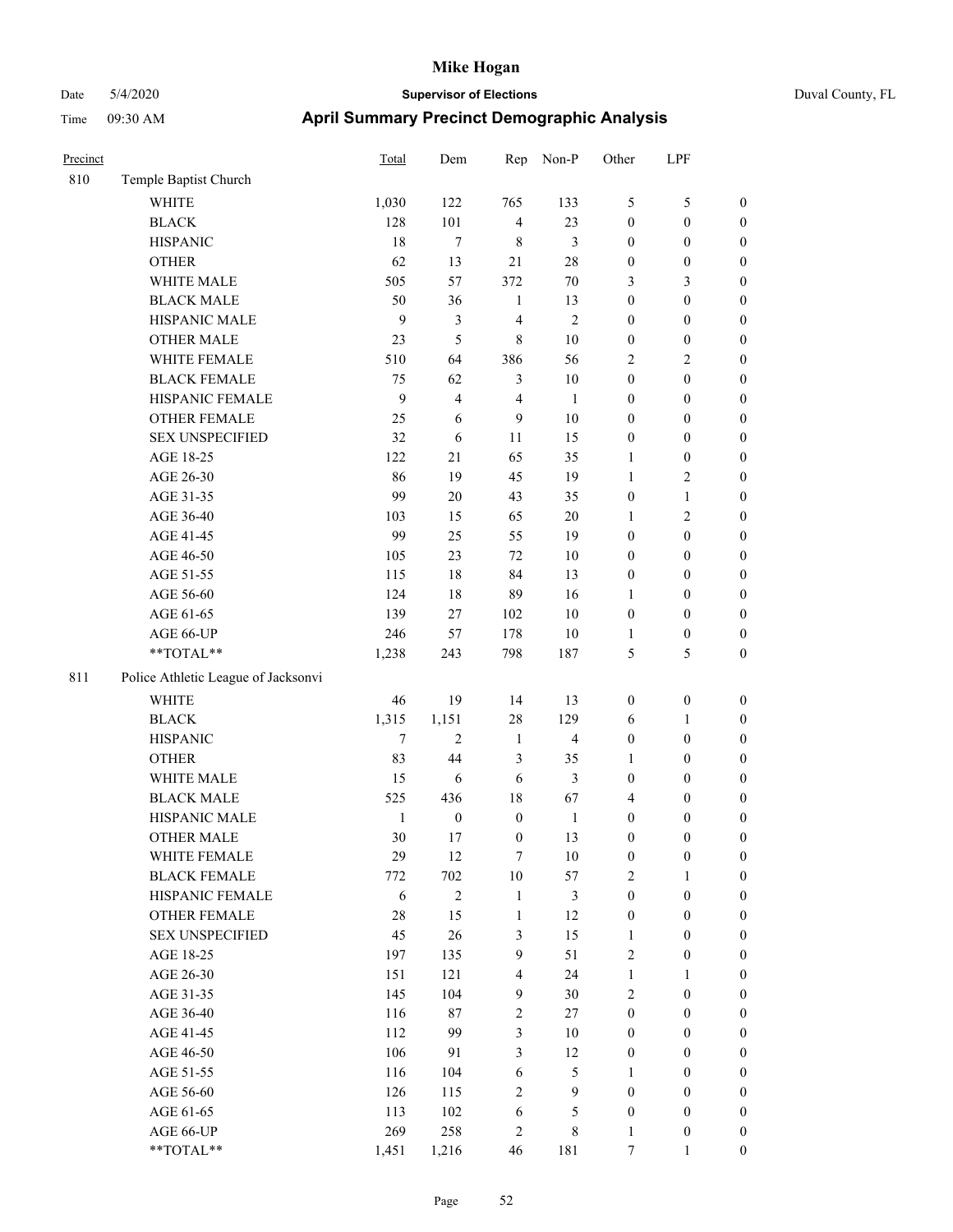# Mike Hogan

Date 5/4/2020 **Supervisor of Elections** Duval County, FL

Time 09:30 AM **April Summary Precinct Demographic Analysis**

| Precinct | | Total | Dem | Rep | Non-P | Other | LPF | |
|---|---|---|---|---|---|---|---|---|
| 810 | Temple Baptist Church | | | | | | | |
| | WHITE | 1,030 | 122 | 765 | 133 | 5 | 5 | 0 |
| | BLACK | 128 | 101 | 4 | 23 | 0 | 0 | 0 |
| | HISPANIC | 18 | 7 | 8 | 3 | 0 | 0 | 0 |
| | OTHER | 62 | 13 | 21 | 28 | 0 | 0 | 0 |
| | WHITE MALE | 505 | 57 | 372 | 70 | 3 | 3 | 0 |
| | BLACK MALE | 50 | 36 | 1 | 13 | 0 | 0 | 0 |
| | HISPANIC MALE | 9 | 3 | 4 | 2 | 0 | 0 | 0 |
| | OTHER MALE | 23 | 5 | 8 | 10 | 0 | 0 | 0 |
| | WHITE FEMALE | 510 | 64 | 386 | 56 | 2 | 2 | 0 |
| | BLACK FEMALE | 75 | 62 | 3 | 10 | 0 | 0 | 0 |
| | HISPANIC FEMALE | 9 | 4 | 4 | 1 | 0 | 0 | 0 |
| | OTHER FEMALE | 25 | 6 | 9 | 10 | 0 | 0 | 0 |
| | SEX UNSPECIFIED | 32 | 6 | 11 | 15 | 0 | 0 | 0 |
| | AGE 18-25 | 122 | 21 | 65 | 35 | 1 | 0 | 0 |
| | AGE 26-30 | 86 | 19 | 45 | 19 | 1 | 2 | 0 |
| | AGE 31-35 | 99 | 20 | 43 | 35 | 0 | 1 | 0 |
| | AGE 36-40 | 103 | 15 | 65 | 20 | 1 | 2 | 0 |
| | AGE 41-45 | 99 | 25 | 55 | 19 | 0 | 0 | 0 |
| | AGE 46-50 | 105 | 23 | 72 | 10 | 0 | 0 | 0 |
| | AGE 51-55 | 115 | 18 | 84 | 13 | 0 | 0 | 0 |
| | AGE 56-60 | 124 | 18 | 89 | 16 | 1 | 0 | 0 |
| | AGE 61-65 | 139 | 27 | 102 | 10 | 0 | 0 | 0 |
| | AGE 66-UP | 246 | 57 | 178 | 10 | 1 | 0 | 0 |
| | **TOTAL** | 1,238 | 243 | 798 | 187 | 5 | 5 | 0 |
| 811 | Police Athletic League of Jacksonvi | | | | | | | |
| | WHITE | 46 | 19 | 14 | 13 | 0 | 0 | 0 |
| | BLACK | 1,315 | 1,151 | 28 | 129 | 6 | 1 | 0 |
| | HISPANIC | 7 | 2 | 1 | 4 | 0 | 0 | 0 |
| | OTHER | 83 | 44 | 3 | 35 | 1 | 0 | 0 |
| | WHITE MALE | 15 | 6 | 6 | 3 | 0 | 0 | 0 |
| | BLACK MALE | 525 | 436 | 18 | 67 | 4 | 0 | 0 |
| | HISPANIC MALE | 1 | 0 | 0 | 1 | 0 | 0 | 0 |
| | OTHER MALE | 30 | 17 | 0 | 13 | 0 | 0 | 0 |
| | WHITE FEMALE | 29 | 12 | 7 | 10 | 0 | 0 | 0 |
| | BLACK FEMALE | 772 | 702 | 10 | 57 | 2 | 1 | 0 |
| | HISPANIC FEMALE | 6 | 2 | 1 | 3 | 0 | 0 | 0 |
| | OTHER FEMALE | 28 | 15 | 1 | 12 | 0 | 0 | 0 |
| | SEX UNSPECIFIED | 45 | 26 | 3 | 15 | 1 | 0 | 0 |
| | AGE 18-25 | 197 | 135 | 9 | 51 | 2 | 0 | 0 |
| | AGE 26-30 | 151 | 121 | 4 | 24 | 1 | 1 | 0 |
| | AGE 31-35 | 145 | 104 | 9 | 30 | 2 | 0 | 0 |
| | AGE 36-40 | 116 | 87 | 2 | 27 | 0 | 0 | 0 |
| | AGE 41-45 | 112 | 99 | 3 | 10 | 0 | 0 | 0 |
| | AGE 46-50 | 106 | 91 | 3 | 12 | 0 | 0 | 0 |
| | AGE 51-55 | 116 | 104 | 6 | 5 | 1 | 0 | 0 |
| | AGE 56-60 | 126 | 115 | 2 | 9 | 0 | 0 | 0 |
| | AGE 61-65 | 113 | 102 | 6 | 5 | 0 | 0 | 0 |
| | AGE 66-UP | 269 | 258 | 2 | 8 | 1 | 0 | 0 |
| | **TOTAL** | 1,451 | 1,216 | 46 | 181 | 7 | 1 | 0 |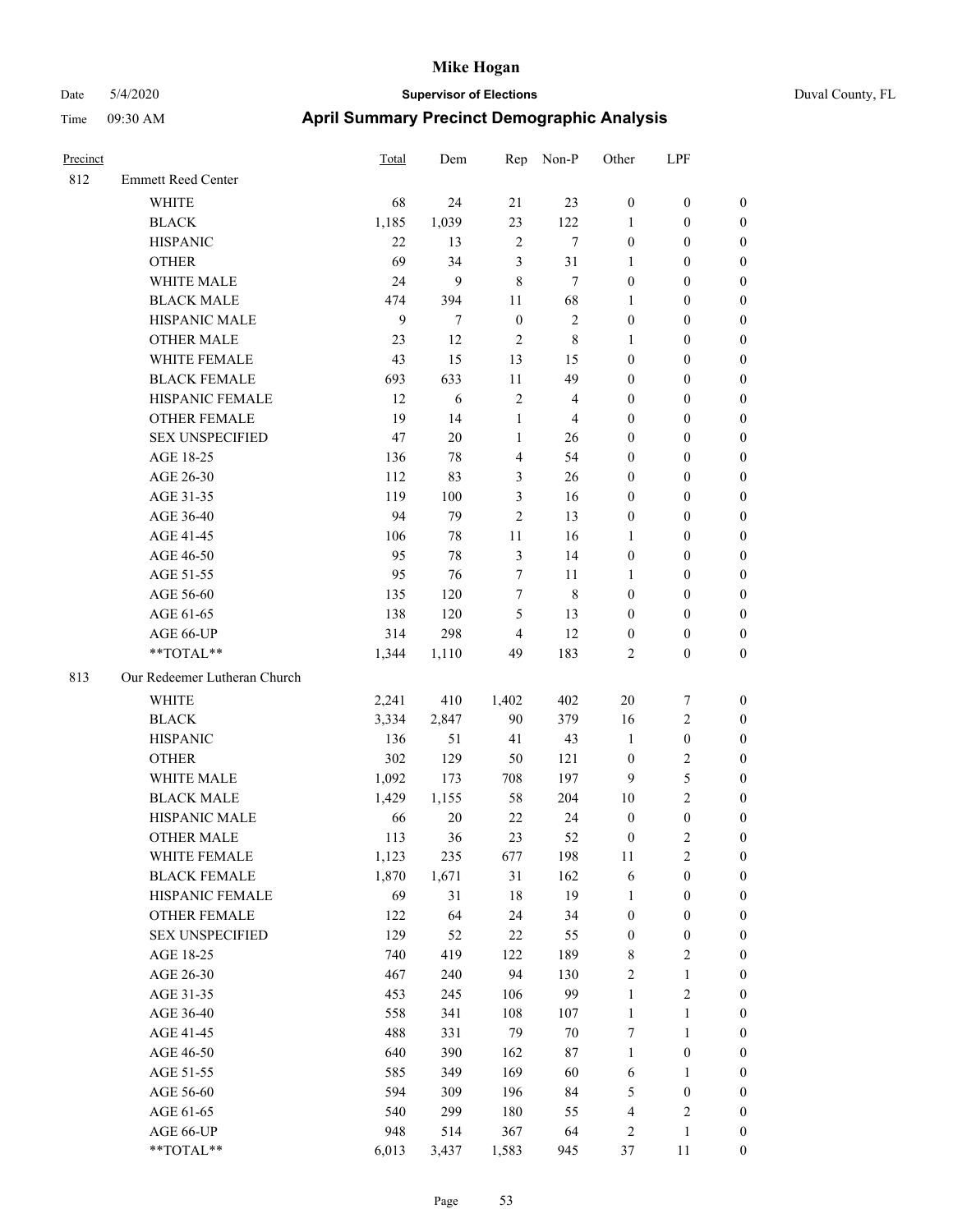# Mike Hogan

Date 5/4/2020 **Supervisor of Elections** Duval County, FL

Time 09:30 AM **April Summary Precinct Demographic Analysis**

| Precinct | | Total | Dem | Rep | Non-P | Other | LPF | |
|---|---|---|---|---|---|---|---|---|
| 812 | Emmett Reed Center | | | | | | | |
| | WHITE | 68 | 24 | 21 | 23 | 0 | 0 | 0 |
| | BLACK | 1,185 | 1,039 | 23 | 122 | 1 | 0 | 0 |
| | HISPANIC | 22 | 13 | 2 | 7 | 0 | 0 | 0 |
| | OTHER | 69 | 34 | 3 | 31 | 1 | 0 | 0 |
| | WHITE MALE | 24 | 9 | 8 | 7 | 0 | 0 | 0 |
| | BLACK MALE | 474 | 394 | 11 | 68 | 1 | 0 | 0 |
| | HISPANIC MALE | 9 | 7 | 0 | 2 | 0 | 0 | 0 |
| | OTHER MALE | 23 | 12 | 2 | 8 | 1 | 0 | 0 |
| | WHITE FEMALE | 43 | 15 | 13 | 15 | 0 | 0 | 0 |
| | BLACK FEMALE | 693 | 633 | 11 | 49 | 0 | 0 | 0 |
| | HISPANIC FEMALE | 12 | 6 | 2 | 4 | 0 | 0 | 0 |
| | OTHER FEMALE | 19 | 14 | 1 | 4 | 0 | 0 | 0 |
| | SEX UNSPECIFIED | 47 | 20 | 1 | 26 | 0 | 0 | 0 |
| | AGE 18-25 | 136 | 78 | 4 | 54 | 0 | 0 | 0 |
| | AGE 26-30 | 112 | 83 | 3 | 26 | 0 | 0 | 0 |
| | AGE 31-35 | 119 | 100 | 3 | 16 | 0 | 0 | 0 |
| | AGE 36-40 | 94 | 79 | 2 | 13 | 0 | 0 | 0 |
| | AGE 41-45 | 106 | 78 | 11 | 16 | 1 | 0 | 0 |
| | AGE 46-50 | 95 | 78 | 3 | 14 | 0 | 0 | 0 |
| | AGE 51-55 | 95 | 76 | 7 | 11 | 1 | 0 | 0 |
| | AGE 56-60 | 135 | 120 | 7 | 8 | 0 | 0 | 0 |
| | AGE 61-65 | 138 | 120 | 5 | 13 | 0 | 0 | 0 |
| | AGE 66-UP | 314 | 298 | 4 | 12 | 0 | 0 | 0 |
| | **TOTAL** | 1,344 | 1,110 | 49 | 183 | 2 | 0 | 0 |
| 813 | Our Redeemer Lutheran Church | | | | | | | |
| | WHITE | 2,241 | 410 | 1,402 | 402 | 20 | 7 | 0 |
| | BLACK | 3,334 | 2,847 | 90 | 379 | 16 | 2 | 0 |
| | HISPANIC | 136 | 51 | 41 | 43 | 1 | 0 | 0 |
| | OTHER | 302 | 129 | 50 | 121 | 0 | 2 | 0 |
| | WHITE MALE | 1,092 | 173 | 708 | 197 | 9 | 5 | 0 |
| | BLACK MALE | 1,429 | 1,155 | 58 | 204 | 10 | 2 | 0 |
| | HISPANIC MALE | 66 | 20 | 22 | 24 | 0 | 0 | 0 |
| | OTHER MALE | 113 | 36 | 23 | 52 | 0 | 2 | 0 |
| | WHITE FEMALE | 1,123 | 235 | 677 | 198 | 11 | 2 | 0 |
| | BLACK FEMALE | 1,870 | 1,671 | 31 | 162 | 6 | 0 | 0 |
| | HISPANIC FEMALE | 69 | 31 | 18 | 19 | 1 | 0 | 0 |
| | OTHER FEMALE | 122 | 64 | 24 | 34 | 0 | 0 | 0 |
| | SEX UNSPECIFIED | 129 | 52 | 22 | 55 | 0 | 0 | 0 |
| | AGE 18-25 | 740 | 419 | 122 | 189 | 8 | 2 | 0 |
| | AGE 26-30 | 467 | 240 | 94 | 130 | 2 | 1 | 0 |
| | AGE 31-35 | 453 | 245 | 106 | 99 | 1 | 2 | 0 |
| | AGE 36-40 | 558 | 341 | 108 | 107 | 1 | 1 | 0 |
| | AGE 41-45 | 488 | 331 | 79 | 70 | 7 | 1 | 0 |
| | AGE 46-50 | 640 | 390 | 162 | 87 | 1 | 0 | 0 |
| | AGE 51-55 | 585 | 349 | 169 | 60 | 6 | 1 | 0 |
| | AGE 56-60 | 594 | 309 | 196 | 84 | 5 | 0 | 0 |
| | AGE 61-65 | 540 | 299 | 180 | 55 | 4 | 2 | 0 |
| | AGE 66-UP | 948 | 514 | 367 | 64 | 2 | 1 | 0 |
| | **TOTAL** | 6,013 | 3,437 | 1,583 | 945 | 37 | 11 | 0 |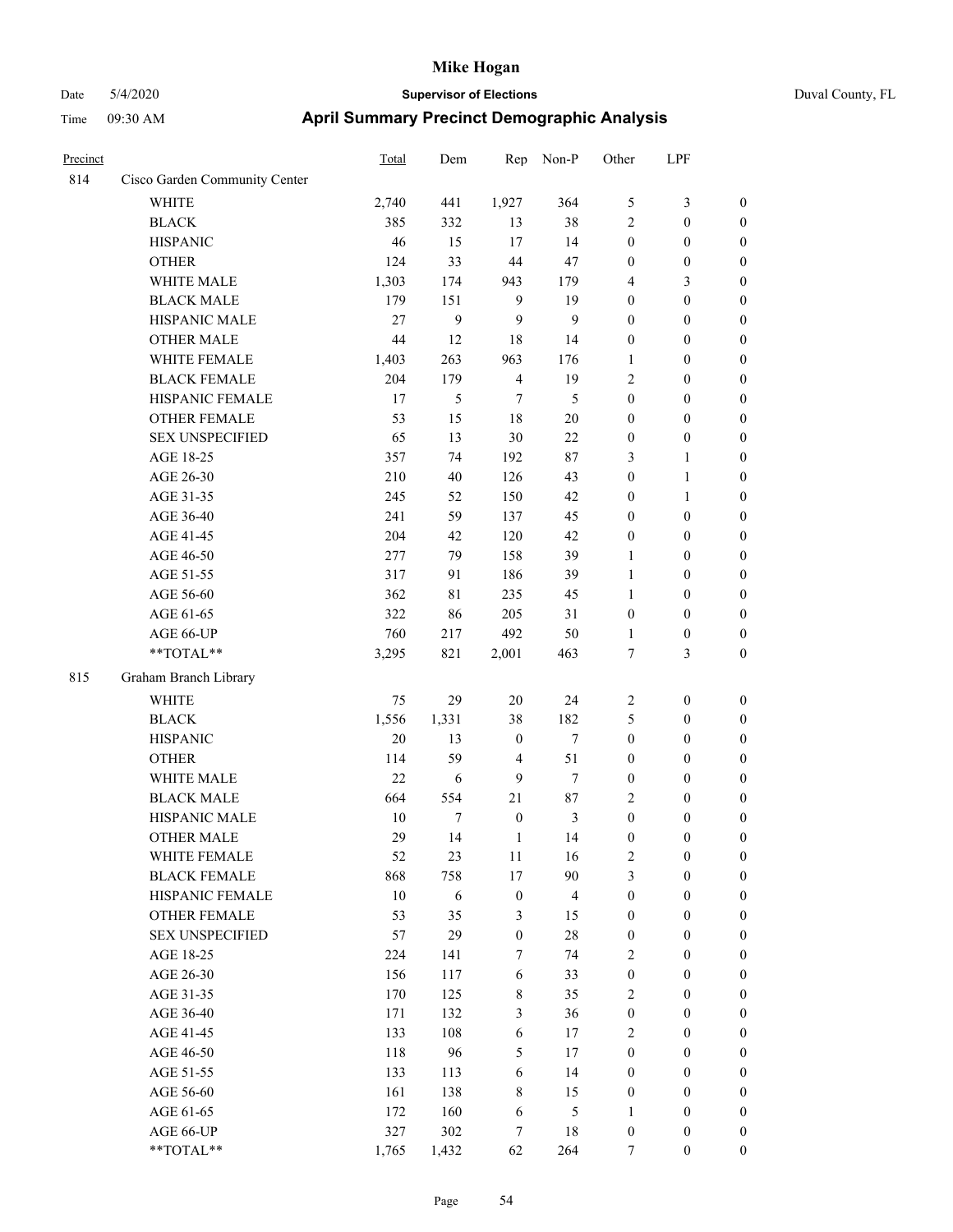# Mike Hogan

Date 5/4/2020 **Supervisor of Elections** Duval County, FL

Time 09:30 AM **April Summary Precinct Demographic Analysis**

| Precinct | | Total | Dem | Rep | Non-P | Other | LPF | |
|---|---|---|---|---|---|---|---|---|
| 814 | Cisco Garden Community Center | | | | | | | |
| | WHITE | 2,740 | 441 | 1,927 | 364 | 5 | 3 | 0 |
| | BLACK | 385 | 332 | 13 | 38 | 2 | 0 | 0 |
| | HISPANIC | 46 | 15 | 17 | 14 | 0 | 0 | 0 |
| | OTHER | 124 | 33 | 44 | 47 | 0 | 0 | 0 |
| | WHITE MALE | 1,303 | 174 | 943 | 179 | 4 | 3 | 0 |
| | BLACK MALE | 179 | 151 | 9 | 19 | 0 | 0 | 0 |
| | HISPANIC MALE | 27 | 9 | 9 | 9 | 0 | 0 | 0 |
| | OTHER MALE | 44 | 12 | 18 | 14 | 0 | 0 | 0 |
| | WHITE FEMALE | 1,403 | 263 | 963 | 176 | 1 | 0 | 0 |
| | BLACK FEMALE | 204 | 179 | 4 | 19 | 2 | 0 | 0 |
| | HISPANIC FEMALE | 17 | 5 | 7 | 5 | 0 | 0 | 0 |
| | OTHER FEMALE | 53 | 15 | 18 | 20 | 0 | 0 | 0 |
| | SEX UNSPECIFIED | 65 | 13 | 30 | 22 | 0 | 0 | 0 |
| | AGE 18-25 | 357 | 74 | 192 | 87 | 3 | 1 | 0 |
| | AGE 26-30 | 210 | 40 | 126 | 43 | 0 | 1 | 0 |
| | AGE 31-35 | 245 | 52 | 150 | 42 | 0 | 1 | 0 |
| | AGE 36-40 | 241 | 59 | 137 | 45 | 0 | 0 | 0 |
| | AGE 41-45 | 204 | 42 | 120 | 42 | 0 | 0 | 0 |
| | AGE 46-50 | 277 | 79 | 158 | 39 | 1 | 0 | 0 |
| | AGE 51-55 | 317 | 91 | 186 | 39 | 1 | 0 | 0 |
| | AGE 56-60 | 362 | 81 | 235 | 45 | 1 | 0 | 0 |
| | AGE 61-65 | 322 | 86 | 205 | 31 | 0 | 0 | 0 |
| | AGE 66-UP | 760 | 217 | 492 | 50 | 1 | 0 | 0 |
| | **TOTAL** | 3,295 | 821 | 2,001 | 463 | 7 | 3 | 0 |
| 815 | Graham Branch Library | | | | | | | |
| | WHITE | 75 | 29 | 20 | 24 | 2 | 0 | 0 |
| | BLACK | 1,556 | 1,331 | 38 | 182 | 5 | 0 | 0 |
| | HISPANIC | 20 | 13 | 0 | 7 | 0 | 0 | 0 |
| | OTHER | 114 | 59 | 4 | 51 | 0 | 0 | 0 |
| | WHITE MALE | 22 | 6 | 9 | 7 | 0 | 0 | 0 |
| | BLACK MALE | 664 | 554 | 21 | 87 | 2 | 0 | 0 |
| | HISPANIC MALE | 10 | 7 | 0 | 3 | 0 | 0 | 0 |
| | OTHER MALE | 29 | 14 | 1 | 14 | 0 | 0 | 0 |
| | WHITE FEMALE | 52 | 23 | 11 | 16 | 2 | 0 | 0 |
| | BLACK FEMALE | 868 | 758 | 17 | 90 | 3 | 0 | 0 |
| | HISPANIC FEMALE | 10 | 6 | 0 | 4 | 0 | 0 | 0 |
| | OTHER FEMALE | 53 | 35 | 3 | 15 | 0 | 0 | 0 |
| | SEX UNSPECIFIED | 57 | 29 | 0 | 28 | 0 | 0 | 0 |
| | AGE 18-25 | 224 | 141 | 7 | 74 | 2 | 0 | 0 |
| | AGE 26-30 | 156 | 117 | 6 | 33 | 0 | 0 | 0 |
| | AGE 31-35 | 170 | 125 | 8 | 35 | 2 | 0 | 0 |
| | AGE 36-40 | 171 | 132 | 3 | 36 | 0 | 0 | 0 |
| | AGE 41-45 | 133 | 108 | 6 | 17 | 2 | 0 | 0 |
| | AGE 46-50 | 118 | 96 | 5 | 17 | 0 | 0 | 0 |
| | AGE 51-55 | 133 | 113 | 6 | 14 | 0 | 0 | 0 |
| | AGE 56-60 | 161 | 138 | 8 | 15 | 0 | 0 | 0 |
| | AGE 61-65 | 172 | 160 | 6 | 5 | 1 | 0 | 0 |
| | AGE 66-UP | 327 | 302 | 7 | 18 | 0 | 0 | 0 |
| | **TOTAL** | 1,765 | 1,432 | 62 | 264 | 7 | 0 | 0 |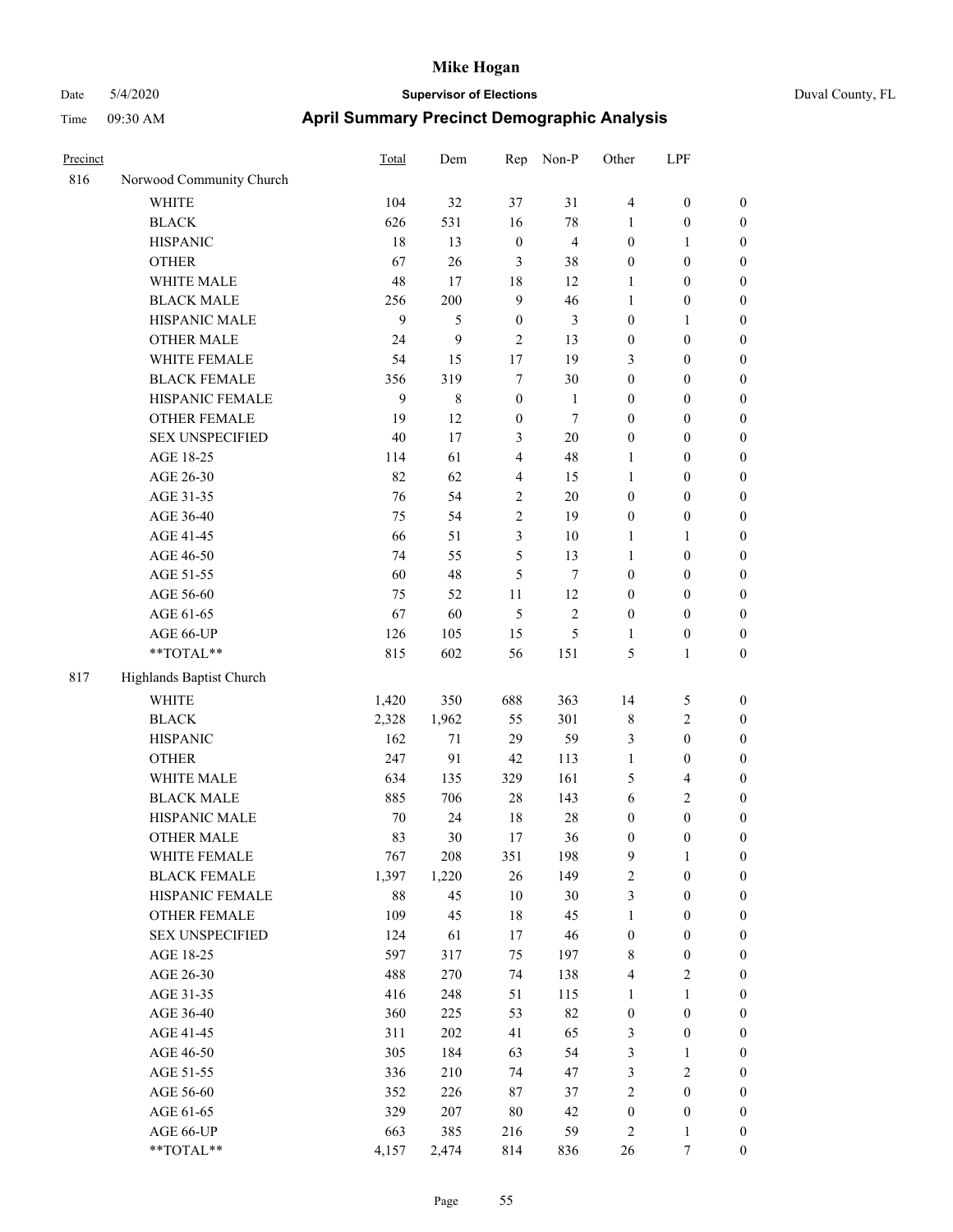# Mike Hogan

Date 5/4/2020 **Supervisor of Elections** Duval County, FL

Time 09:30 AM **April Summary Precinct Demographic Analysis**

| Precinct | | Total | Dem | Rep | Non-P | Other | LPF | |
|---|---|---|---|---|---|---|---|---|
| 816 | Norwood Community Church | | | | | | | |
| | WHITE | 104 | 32 | 37 | 31 | 4 | 0 | 0 |
| | BLACK | 626 | 531 | 16 | 78 | 1 | 0 | 0 |
| | HISPANIC | 18 | 13 | 0 | 4 | 0 | 1 | 0 |
| | OTHER | 67 | 26 | 3 | 38 | 0 | 0 | 0 |
| | WHITE MALE | 48 | 17 | 18 | 12 | 1 | 0 | 0 |
| | BLACK MALE | 256 | 200 | 9 | 46 | 1 | 0 | 0 |
| | HISPANIC MALE | 9 | 5 | 0 | 3 | 0 | 1 | 0 |
| | OTHER MALE | 24 | 9 | 2 | 13 | 0 | 0 | 0 |
| | WHITE FEMALE | 54 | 15 | 17 | 19 | 3 | 0 | 0 |
| | BLACK FEMALE | 356 | 319 | 7 | 30 | 0 | 0 | 0 |
| | HISPANIC FEMALE | 9 | 8 | 0 | 1 | 0 | 0 | 0 |
| | OTHER FEMALE | 19 | 12 | 0 | 7 | 0 | 0 | 0 |
| | SEX UNSPECIFIED | 40 | 17 | 3 | 20 | 0 | 0 | 0 |
| | AGE 18-25 | 114 | 61 | 4 | 48 | 1 | 0 | 0 |
| | AGE 26-30 | 82 | 62 | 4 | 15 | 1 | 0 | 0 |
| | AGE 31-35 | 76 | 54 | 2 | 20 | 0 | 0 | 0 |
| | AGE 36-40 | 75 | 54 | 2 | 19 | 0 | 0 | 0 |
| | AGE 41-45 | 66 | 51 | 3 | 10 | 1 | 1 | 0 |
| | AGE 46-50 | 74 | 55 | 5 | 13 | 1 | 0 | 0 |
| | AGE 51-55 | 60 | 48 | 5 | 7 | 0 | 0 | 0 |
| | AGE 56-60 | 75 | 52 | 11 | 12 | 0 | 0 | 0 |
| | AGE 61-65 | 67 | 60 | 5 | 2 | 0 | 0 | 0 |
| | AGE 66-UP | 126 | 105 | 15 | 5 | 1 | 0 | 0 |
| | **TOTAL** | 815 | 602 | 56 | 151 | 5 | 1 | 0 |
| 817 | Highlands Baptist Church | | | | | | | |
| | WHITE | 1,420 | 350 | 688 | 363 | 14 | 5 | 0 |
| | BLACK | 2,328 | 1,962 | 55 | 301 | 8 | 2 | 0 |
| | HISPANIC | 162 | 71 | 29 | 59 | 3 | 0 | 0 |
| | OTHER | 247 | 91 | 42 | 113 | 1 | 0 | 0 |
| | WHITE MALE | 634 | 135 | 329 | 161 | 5 | 4 | 0 |
| | BLACK MALE | 885 | 706 | 28 | 143 | 6 | 2 | 0 |
| | HISPANIC MALE | 70 | 24 | 18 | 28 | 0 | 0 | 0 |
| | OTHER MALE | 83 | 30 | 17 | 36 | 0 | 0 | 0 |
| | WHITE FEMALE | 767 | 208 | 351 | 198 | 9 | 1 | 0 |
| | BLACK FEMALE | 1,397 | 1,220 | 26 | 149 | 2 | 0 | 0 |
| | HISPANIC FEMALE | 88 | 45 | 10 | 30 | 3 | 0 | 0 |
| | OTHER FEMALE | 109 | 45 | 18 | 45 | 1 | 0 | 0 |
| | SEX UNSPECIFIED | 124 | 61 | 17 | 46 | 0 | 0 | 0 |
| | AGE 18-25 | 597 | 317 | 75 | 197 | 8 | 0 | 0 |
| | AGE 26-30 | 488 | 270 | 74 | 138 | 4 | 2 | 0 |
| | AGE 31-35 | 416 | 248 | 51 | 115 | 1 | 1 | 0 |
| | AGE 36-40 | 360 | 225 | 53 | 82 | 0 | 0 | 0 |
| | AGE 41-45 | 311 | 202 | 41 | 65 | 3 | 0 | 0 |
| | AGE 46-50 | 305 | 184 | 63 | 54 | 3 | 1 | 0 |
| | AGE 51-55 | 336 | 210 | 74 | 47 | 3 | 2 | 0 |
| | AGE 56-60 | 352 | 226 | 87 | 37 | 2 | 0 | 0 |
| | AGE 61-65 | 329 | 207 | 80 | 42 | 0 | 0 | 0 |
| | AGE 66-UP | 663 | 385 | 216 | 59 | 2 | 1 | 0 |
| | **TOTAL** | 4,157 | 2,474 | 814 | 836 | 26 | 7 | 0 |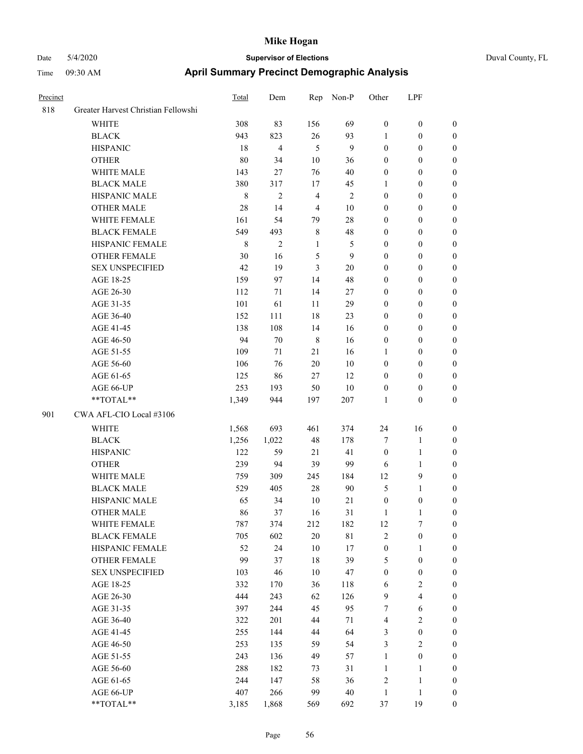# Mike Hogan

Date 5/4/2020 **Supervisor of Elections** Duval County, FL

Time 09:30 AM **April Summary Precinct Demographic Analysis**

| Precinct | | Total | Dem | Rep | Non-P | Other | LPF | |
|---|---|---|---|---|---|---|---|---|
| 818 | Greater Harvest Christian Fellowshi | | | | | | | |
| | WHITE | 308 | 83 | 156 | 69 | 0 | 0 | 0 |
| | BLACK | 943 | 823 | 26 | 93 | 1 | 0 | 0 |
| | HISPANIC | 18 | 4 | 5 | 9 | 0 | 0 | 0 |
| | OTHER | 80 | 34 | 10 | 36 | 0 | 0 | 0 |
| | WHITE MALE | 143 | 27 | 76 | 40 | 0 | 0 | 0 |
| | BLACK MALE | 380 | 317 | 17 | 45 | 1 | 0 | 0 |
| | HISPANIC MALE | 8 | 2 | 4 | 2 | 0 | 0 | 0 |
| | OTHER MALE | 28 | 14 | 4 | 10 | 0 | 0 | 0 |
| | WHITE FEMALE | 161 | 54 | 79 | 28 | 0 | 0 | 0 |
| | BLACK FEMALE | 549 | 493 | 8 | 48 | 0 | 0 | 0 |
| | HISPANIC FEMALE | 8 | 2 | 1 | 5 | 0 | 0 | 0 |
| | OTHER FEMALE | 30 | 16 | 5 | 9 | 0 | 0 | 0 |
| | SEX UNSPECIFIED | 42 | 19 | 3 | 20 | 0 | 0 | 0 |
| | AGE 18-25 | 159 | 97 | 14 | 48 | 0 | 0 | 0 |
| | AGE 26-30 | 112 | 71 | 14 | 27 | 0 | 0 | 0 |
| | AGE 31-35 | 101 | 61 | 11 | 29 | 0 | 0 | 0 |
| | AGE 36-40 | 152 | 111 | 18 | 23 | 0 | 0 | 0 |
| | AGE 41-45 | 138 | 108 | 14 | 16 | 0 | 0 | 0 |
| | AGE 46-50 | 94 | 70 | 8 | 16 | 0 | 0 | 0 |
| | AGE 51-55 | 109 | 71 | 21 | 16 | 1 | 0 | 0 |
| | AGE 56-60 | 106 | 76 | 20 | 10 | 0 | 0 | 0 |
| | AGE 61-65 | 125 | 86 | 27 | 12 | 0 | 0 | 0 |
| | AGE 66-UP | 253 | 193 | 50 | 10 | 0 | 0 | 0 |
| | **TOTAL** | 1,349 | 944 | 197 | 207 | 1 | 0 | 0 |
| 901 | CWA AFL-CIO Local #3106 | | | | | | | |
| | WHITE | 1,568 | 693 | 461 | 374 | 24 | 16 | 0 |
| | BLACK | 1,256 | 1,022 | 48 | 178 | 7 | 1 | 0 |
| | HISPANIC | 122 | 59 | 21 | 41 | 0 | 1 | 0 |
| | OTHER | 239 | 94 | 39 | 99 | 6 | 1 | 0 |
| | WHITE MALE | 759 | 309 | 245 | 184 | 12 | 9 | 0 |
| | BLACK MALE | 529 | 405 | 28 | 90 | 5 | 1 | 0 |
| | HISPANIC MALE | 65 | 34 | 10 | 21 | 0 | 0 | 0 |
| | OTHER MALE | 86 | 37 | 16 | 31 | 1 | 1 | 0 |
| | WHITE FEMALE | 787 | 374 | 212 | 182 | 12 | 7 | 0 |
| | BLACK FEMALE | 705 | 602 | 20 | 81 | 2 | 0 | 0 |
| | HISPANIC FEMALE | 52 | 24 | 10 | 17 | 0 | 1 | 0 |
| | OTHER FEMALE | 99 | 37 | 18 | 39 | 5 | 0 | 0 |
| | SEX UNSPECIFIED | 103 | 46 | 10 | 47 | 0 | 0 | 0 |
| | AGE 18-25 | 332 | 170 | 36 | 118 | 6 | 2 | 0 |
| | AGE 26-30 | 444 | 243 | 62 | 126 | 9 | 4 | 0 |
| | AGE 31-35 | 397 | 244 | 45 | 95 | 7 | 6 | 0 |
| | AGE 36-40 | 322 | 201 | 44 | 71 | 4 | 2 | 0 |
| | AGE 41-45 | 255 | 144 | 44 | 64 | 3 | 0 | 0 |
| | AGE 46-50 | 253 | 135 | 59 | 54 | 3 | 2 | 0 |
| | AGE 51-55 | 243 | 136 | 49 | 57 | 1 | 0 | 0 |
| | AGE 56-60 | 288 | 182 | 73 | 31 | 1 | 1 | 0 |
| | AGE 61-65 | 244 | 147 | 58 | 36 | 2 | 1 | 0 |
| | AGE 66-UP | 407 | 266 | 99 | 40 | 1 | 1 | 0 |
| | **TOTAL** | 3,185 | 1,868 | 569 | 692 | 37 | 19 | 0 |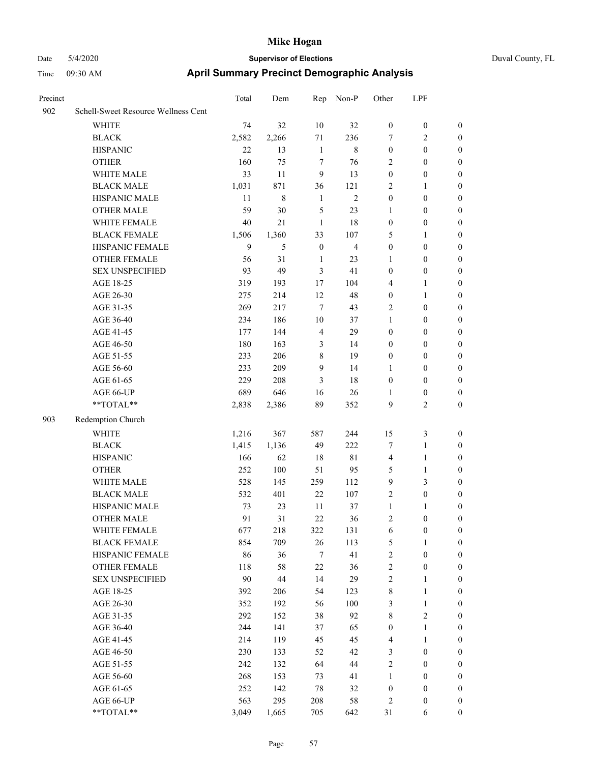# Mike Hogan

Date 5/4/2020 **Supervisor of Elections** Duval County, FL

Time 09:30 AM **April Summary Precinct Demographic Analysis**

| Precinct | | Total | Dem | Rep | Non-P | Other | LPF | |
|---|---|---|---|---|---|---|---|---|
| 902 | Schell-Sweet Resource Wellness Cent | | | | | | | |
| | WHITE | 74 | 32 | 10 | 32 | 0 | 0 | 0 |
| | BLACK | 2,582 | 2,266 | 71 | 236 | 7 | 2 | 0 |
| | HISPANIC | 22 | 13 | 1 | 8 | 0 | 0 | 0 |
| | OTHER | 160 | 75 | 7 | 76 | 2 | 0 | 0 |
| | WHITE MALE | 33 | 11 | 9 | 13 | 0 | 0 | 0 |
| | BLACK MALE | 1,031 | 871 | 36 | 121 | 2 | 1 | 0 |
| | HISPANIC MALE | 11 | 8 | 1 | 2 | 0 | 0 | 0 |
| | OTHER MALE | 59 | 30 | 5 | 23 | 1 | 0 | 0 |
| | WHITE FEMALE | 40 | 21 | 1 | 18 | 0 | 0 | 0 |
| | BLACK FEMALE | 1,506 | 1,360 | 33 | 107 | 5 | 1 | 0 |
| | HISPANIC FEMALE | 9 | 5 | 0 | 4 | 0 | 0 | 0 |
| | OTHER FEMALE | 56 | 31 | 1 | 23 | 1 | 0 | 0 |
| | SEX UNSPECIFIED | 93 | 49 | 3 | 41 | 0 | 0 | 0 |
| | AGE 18-25 | 319 | 193 | 17 | 104 | 4 | 1 | 0 |
| | AGE 26-30 | 275 | 214 | 12 | 48 | 0 | 1 | 0 |
| | AGE 31-35 | 269 | 217 | 7 | 43 | 2 | 0 | 0 |
| | AGE 36-40 | 234 | 186 | 10 | 37 | 1 | 0 | 0 |
| | AGE 41-45 | 177 | 144 | 4 | 29 | 0 | 0 | 0 |
| | AGE 46-50 | 180 | 163 | 3 | 14 | 0 | 0 | 0 |
| | AGE 51-55 | 233 | 206 | 8 | 19 | 0 | 0 | 0 |
| | AGE 56-60 | 233 | 209 | 9 | 14 | 1 | 0 | 0 |
| | AGE 61-65 | 229 | 208 | 3 | 18 | 0 | 0 | 0 |
| | AGE 66-UP | 689 | 646 | 16 | 26 | 1 | 0 | 0 |
| | **TOTAL** | 2,838 | 2,386 | 89 | 352 | 9 | 2 | 0 |
| 903 | Redemption Church | | | | | | | |
| | WHITE | 1,216 | 367 | 587 | 244 | 15 | 3 | 0 |
| | BLACK | 1,415 | 1,136 | 49 | 222 | 7 | 1 | 0 |
| | HISPANIC | 166 | 62 | 18 | 81 | 4 | 1 | 0 |
| | OTHER | 252 | 100 | 51 | 95 | 5 | 1 | 0 |
| | WHITE MALE | 528 | 145 | 259 | 112 | 9 | 3 | 0 |
| | BLACK MALE | 532 | 401 | 22 | 107 | 2 | 0 | 0 |
| | HISPANIC MALE | 73 | 23 | 11 | 37 | 1 | 1 | 0 |
| | OTHER MALE | 91 | 31 | 22 | 36 | 2 | 0 | 0 |
| | WHITE FEMALE | 677 | 218 | 322 | 131 | 6 | 0 | 0 |
| | BLACK FEMALE | 854 | 709 | 26 | 113 | 5 | 1 | 0 |
| | HISPANIC FEMALE | 86 | 36 | 7 | 41 | 2 | 0 | 0 |
| | OTHER FEMALE | 118 | 58 | 22 | 36 | 2 | 0 | 0 |
| | SEX UNSPECIFIED | 90 | 44 | 14 | 29 | 2 | 1 | 0 |
| | AGE 18-25 | 392 | 206 | 54 | 123 | 8 | 1 | 0 |
| | AGE 26-30 | 352 | 192 | 56 | 100 | 3 | 1 | 0 |
| | AGE 31-35 | 292 | 152 | 38 | 92 | 8 | 2 | 0 |
| | AGE 36-40 | 244 | 141 | 37 | 65 | 0 | 1 | 0 |
| | AGE 41-45 | 214 | 119 | 45 | 45 | 4 | 1 | 0 |
| | AGE 46-50 | 230 | 133 | 52 | 42 | 3 | 0 | 0 |
| | AGE 51-55 | 242 | 132 | 64 | 44 | 2 | 0 | 0 |
| | AGE 56-60 | 268 | 153 | 73 | 41 | 1 | 0 | 0 |
| | AGE 61-65 | 252 | 142 | 78 | 32 | 0 | 0 | 0 |
| | AGE 66-UP | 563 | 295 | 208 | 58 | 2 | 0 | 0 |
| | **TOTAL** | 3,049 | 1,665 | 705 | 642 | 31 | 6 | 0 |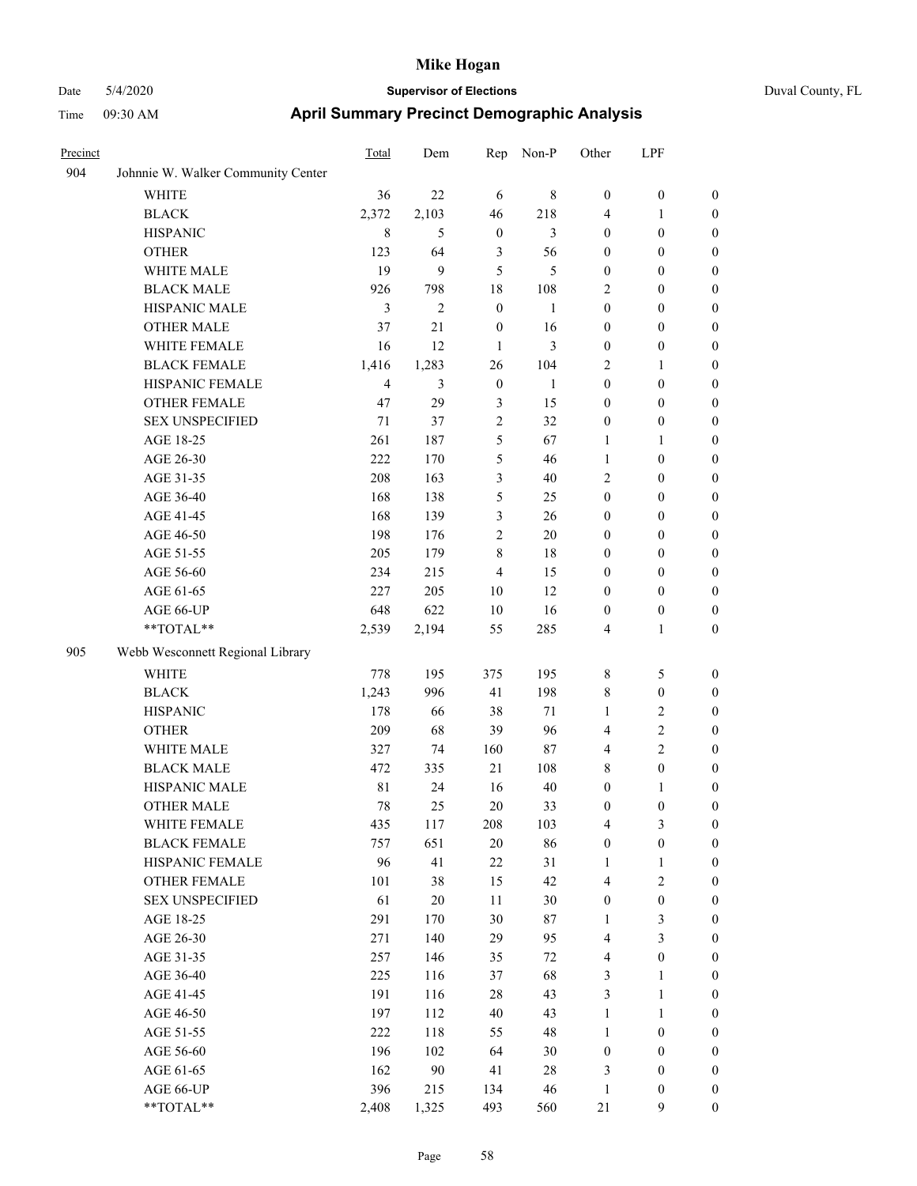# Mike Hogan

Date 5/4/2020 **Supervisor of Elections** Duval County, FL

Time 09:30 AM **April Summary Precinct Demographic Analysis**

| Precinct | | Total | Dem | Rep | Non-P | Other | LPF | |
|---|---|---|---|---|---|---|---|---|
| 904 | Johnnie W. Walker Community Center | | | | | | | |
| | WHITE | 36 | 22 | 6 | 8 | 0 | 0 | 0 |
| | BLACK | 2,372 | 2,103 | 46 | 218 | 4 | 1 | 0 |
| | HISPANIC | 8 | 5 | 0 | 3 | 0 | 0 | 0 |
| | OTHER | 123 | 64 | 3 | 56 | 0 | 0 | 0 |
| | WHITE MALE | 19 | 9 | 5 | 5 | 0 | 0 | 0 |
| | BLACK MALE | 926 | 798 | 18 | 108 | 2 | 0 | 0 |
| | HISPANIC MALE | 3 | 2 | 0 | 1 | 0 | 0 | 0 |
| | OTHER MALE | 37 | 21 | 0 | 16 | 0 | 0 | 0 |
| | WHITE FEMALE | 16 | 12 | 1 | 3 | 0 | 0 | 0 |
| | BLACK FEMALE | 1,416 | 1,283 | 26 | 104 | 2 | 1 | 0 |
| | HISPANIC FEMALE | 4 | 3 | 0 | 1 | 0 | 0 | 0 |
| | OTHER FEMALE | 47 | 29 | 3 | 15 | 0 | 0 | 0 |
| | SEX UNSPECIFIED | 71 | 37 | 2 | 32 | 0 | 0 | 0 |
| | AGE 18-25 | 261 | 187 | 5 | 67 | 1 | 1 | 0 |
| | AGE 26-30 | 222 | 170 | 5 | 46 | 1 | 0 | 0 |
| | AGE 31-35 | 208 | 163 | 3 | 40 | 2 | 0 | 0 |
| | AGE 36-40 | 168 | 138 | 5 | 25 | 0 | 0 | 0 |
| | AGE 41-45 | 168 | 139 | 3 | 26 | 0 | 0 | 0 |
| | AGE 46-50 | 198 | 176 | 2 | 20 | 0 | 0 | 0 |
| | AGE 51-55 | 205 | 179 | 8 | 18 | 0 | 0 | 0 |
| | AGE 56-60 | 234 | 215 | 4 | 15 | 0 | 0 | 0 |
| | AGE 61-65 | 227 | 205 | 10 | 12 | 0 | 0 | 0 |
| | AGE 66-UP | 648 | 622 | 10 | 16 | 0 | 0 | 0 |
| | **TOTAL** | 2,539 | 2,194 | 55 | 285 | 4 | 1 | 0 |
| 905 | Webb Wesconnett Regional Library | | | | | | | |
| | WHITE | 778 | 195 | 375 | 195 | 8 | 5 | 0 |
| | BLACK | 1,243 | 996 | 41 | 198 | 8 | 0 | 0 |
| | HISPANIC | 178 | 66 | 38 | 71 | 1 | 2 | 0 |
| | OTHER | 209 | 68 | 39 | 96 | 4 | 2 | 0 |
| | WHITE MALE | 327 | 74 | 160 | 87 | 4 | 2 | 0 |
| | BLACK MALE | 472 | 335 | 21 | 108 | 8 | 0 | 0 |
| | HISPANIC MALE | 81 | 24 | 16 | 40 | 0 | 1 | 0 |
| | OTHER MALE | 78 | 25 | 20 | 33 | 0 | 0 | 0 |
| | WHITE FEMALE | 435 | 117 | 208 | 103 | 4 | 3 | 0 |
| | BLACK FEMALE | 757 | 651 | 20 | 86 | 0 | 0 | 0 |
| | HISPANIC FEMALE | 96 | 41 | 22 | 31 | 1 | 1 | 0 |
| | OTHER FEMALE | 101 | 38 | 15 | 42 | 4 | 2 | 0 |
| | SEX UNSPECIFIED | 61 | 20 | 11 | 30 | 0 | 0 | 0 |
| | AGE 18-25 | 291 | 170 | 30 | 87 | 1 | 3 | 0 |
| | AGE 26-30 | 271 | 140 | 29 | 95 | 4 | 3 | 0 |
| | AGE 31-35 | 257 | 146 | 35 | 72 | 4 | 0 | 0 |
| | AGE 36-40 | 225 | 116 | 37 | 68 | 3 | 1 | 0 |
| | AGE 41-45 | 191 | 116 | 28 | 43 | 3 | 1 | 0 |
| | AGE 46-50 | 197 | 112 | 40 | 43 | 1 | 1 | 0 |
| | AGE 51-55 | 222 | 118 | 55 | 48 | 1 | 0 | 0 |
| | AGE 56-60 | 196 | 102 | 64 | 30 | 0 | 0 | 0 |
| | AGE 61-65 | 162 | 90 | 41 | 28 | 3 | 0 | 0 |
| | AGE 66-UP | 396 | 215 | 134 | 46 | 1 | 0 | 0 |
| | **TOTAL** | 2,408 | 1,325 | 493 | 560 | 21 | 9 | 0 |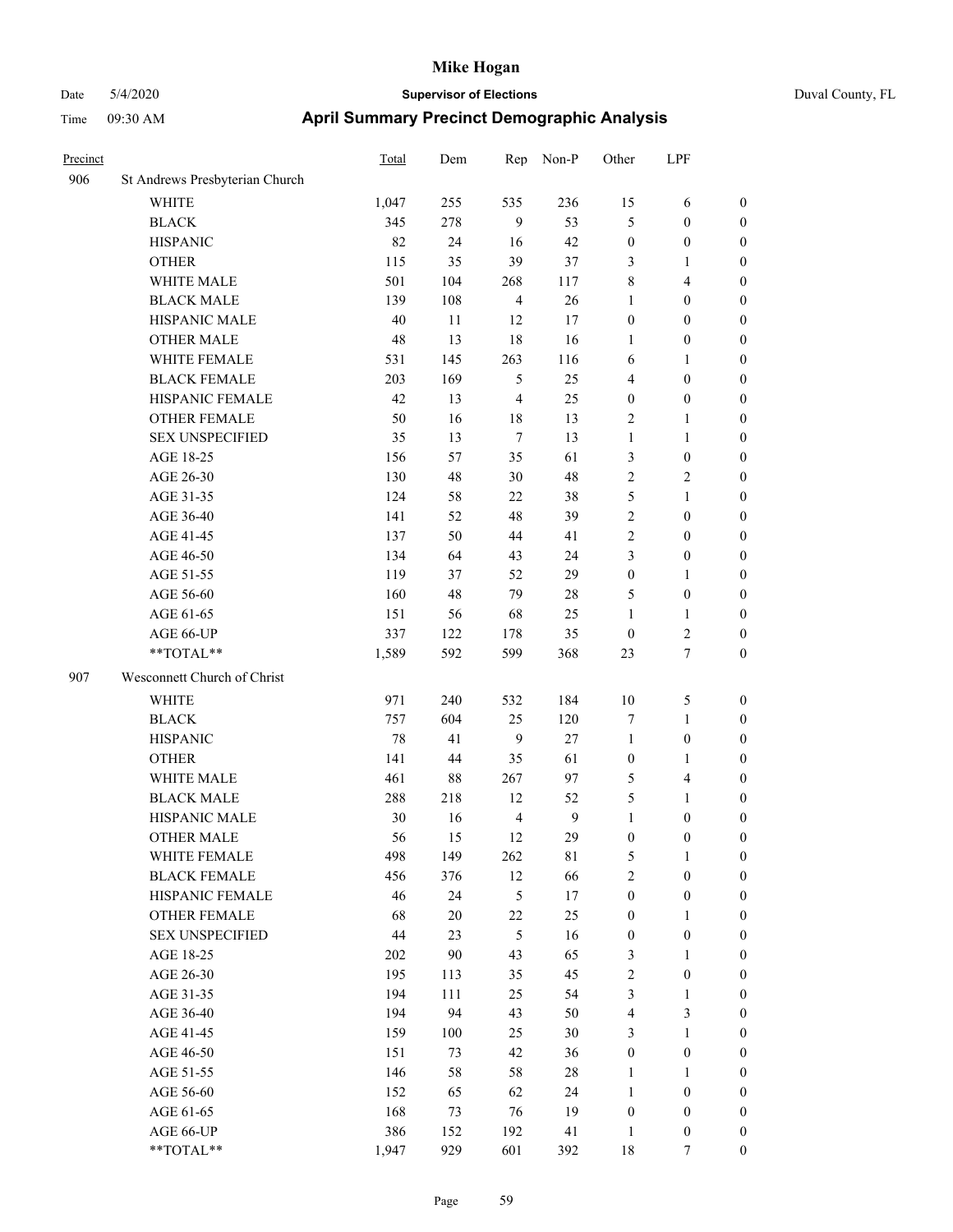# Mike Hogan

Date 5/4/2020 **Supervisor of Elections** Duval County, FL

Time 09:30 AM **April Summary Precinct Demographic Analysis**

| Precinct | | Total | Dem | Rep | Non-P | Other | LPF | |
|---|---|---|---|---|---|---|---|---|
| 906 | St Andrews Presbyterian Church | | | | | | | |
| | WHITE | 1,047 | 255 | 535 | 236 | 15 | 6 | 0 |
| | BLACK | 345 | 278 | 9 | 53 | 5 | 0 | 0 |
| | HISPANIC | 82 | 24 | 16 | 42 | 0 | 0 | 0 |
| | OTHER | 115 | 35 | 39 | 37 | 3 | 1 | 0 |
| | WHITE MALE | 501 | 104 | 268 | 117 | 8 | 4 | 0 |
| | BLACK MALE | 139 | 108 | 4 | 26 | 1 | 0 | 0 |
| | HISPANIC MALE | 40 | 11 | 12 | 17 | 0 | 0 | 0 |
| | OTHER MALE | 48 | 13 | 18 | 16 | 1 | 0 | 0 |
| | WHITE FEMALE | 531 | 145 | 263 | 116 | 6 | 1 | 0 |
| | BLACK FEMALE | 203 | 169 | 5 | 25 | 4 | 0 | 0 |
| | HISPANIC FEMALE | 42 | 13 | 4 | 25 | 0 | 0 | 0 |
| | OTHER FEMALE | 50 | 16 | 18 | 13 | 2 | 1 | 0 |
| | SEX UNSPECIFIED | 35 | 13 | 7 | 13 | 1 | 1 | 0 |
| | AGE 18-25 | 156 | 57 | 35 | 61 | 3 | 0 | 0 |
| | AGE 26-30 | 130 | 48 | 30 | 48 | 2 | 2 | 0 |
| | AGE 31-35 | 124 | 58 | 22 | 38 | 5 | 1 | 0 |
| | AGE 36-40 | 141 | 52 | 48 | 39 | 2 | 0 | 0 |
| | AGE 41-45 | 137 | 50 | 44 | 41 | 2 | 0 | 0 |
| | AGE 46-50 | 134 | 64 | 43 | 24 | 3 | 0 | 0 |
| | AGE 51-55 | 119 | 37 | 52 | 29 | 0 | 1 | 0 |
| | AGE 56-60 | 160 | 48 | 79 | 28 | 5 | 0 | 0 |
| | AGE 61-65 | 151 | 56 | 68 | 25 | 1 | 1 | 0 |
| | AGE 66-UP | 337 | 122 | 178 | 35 | 0 | 2 | 0 |
| | **TOTAL** | 1,589 | 592 | 599 | 368 | 23 | 7 | 0 |
| 907 | Wesconnett Church of Christ | | | | | | | |
| | WHITE | 971 | 240 | 532 | 184 | 10 | 5 | 0 |
| | BLACK | 757 | 604 | 25 | 120 | 7 | 1 | 0 |
| | HISPANIC | 78 | 41 | 9 | 27 | 1 | 0 | 0 |
| | OTHER | 141 | 44 | 35 | 61 | 0 | 1 | 0 |
| | WHITE MALE | 461 | 88 | 267 | 97 | 5 | 4 | 0 |
| | BLACK MALE | 288 | 218 | 12 | 52 | 5 | 1 | 0 |
| | HISPANIC MALE | 30 | 16 | 4 | 9 | 1 | 0 | 0 |
| | OTHER MALE | 56 | 15 | 12 | 29 | 0 | 0 | 0 |
| | WHITE FEMALE | 498 | 149 | 262 | 81 | 5 | 1 | 0 |
| | BLACK FEMALE | 456 | 376 | 12 | 66 | 2 | 0 | 0 |
| | HISPANIC FEMALE | 46 | 24 | 5 | 17 | 0 | 0 | 0 |
| | OTHER FEMALE | 68 | 20 | 22 | 25 | 0 | 1 | 0 |
| | SEX UNSPECIFIED | 44 | 23 | 5 | 16 | 0 | 0 | 0 |
| | AGE 18-25 | 202 | 90 | 43 | 65 | 3 | 1 | 0 |
| | AGE 26-30 | 195 | 113 | 35 | 45 | 2 | 0 | 0 |
| | AGE 31-35 | 194 | 111 | 25 | 54 | 3 | 1 | 0 |
| | AGE 36-40 | 194 | 94 | 43 | 50 | 4 | 3 | 0 |
| | AGE 41-45 | 159 | 100 | 25 | 30 | 3 | 1 | 0 |
| | AGE 46-50 | 151 | 73 | 42 | 36 | 0 | 0 | 0 |
| | AGE 51-55 | 146 | 58 | 58 | 28 | 1 | 1 | 0 |
| | AGE 56-60 | 152 | 65 | 62 | 24 | 1 | 0 | 0 |
| | AGE 61-65 | 168 | 73 | 76 | 19 | 0 | 0 | 0 |
| | AGE 66-UP | 386 | 152 | 192 | 41 | 1 | 0 | 0 |
| | **TOTAL** | 1,947 | 929 | 601 | 392 | 18 | 7 | 0 |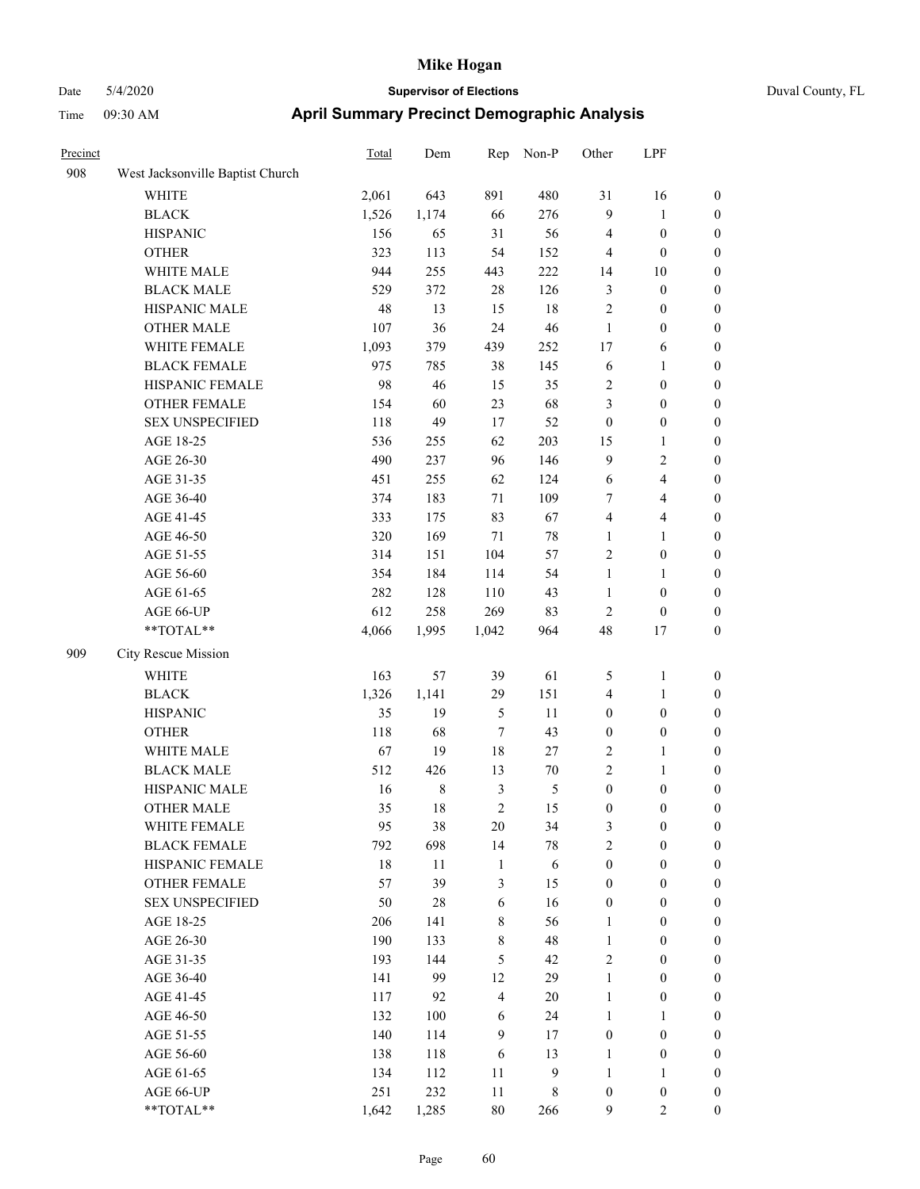# Mike Hogan

Date 5/4/2020 **Supervisor of Elections** Duval County, FL

Time 09:30 AM **April Summary Precinct Demographic Analysis**

| Precinct | | Total | Dem | Rep | Non-P | Other | LPF | |
|---|---|---|---|---|---|---|---|---|
| 908 | West Jacksonville Baptist Church | | | | | | | |
| | WHITE | 2,061 | 643 | 891 | 480 | 31 | 16 | 0 |
| | BLACK | 1,526 | 1,174 | 66 | 276 | 9 | 1 | 0 |
| | HISPANIC | 156 | 65 | 31 | 56 | 4 | 0 | 0 |
| | OTHER | 323 | 113 | 54 | 152 | 4 | 0 | 0 |
| | WHITE MALE | 944 | 255 | 443 | 222 | 14 | 10 | 0 |
| | BLACK MALE | 529 | 372 | 28 | 126 | 3 | 0 | 0 |
| | HISPANIC MALE | 48 | 13 | 15 | 18 | 2 | 0 | 0 |
| | OTHER MALE | 107 | 36 | 24 | 46 | 1 | 0 | 0 |
| | WHITE FEMALE | 1,093 | 379 | 439 | 252 | 17 | 6 | 0 |
| | BLACK FEMALE | 975 | 785 | 38 | 145 | 6 | 1 | 0 |
| | HISPANIC FEMALE | 98 | 46 | 15 | 35 | 2 | 0 | 0 |
| | OTHER FEMALE | 154 | 60 | 23 | 68 | 3 | 0 | 0 |
| | SEX UNSPECIFIED | 118 | 49 | 17 | 52 | 0 | 0 | 0 |
| | AGE 18-25 | 536 | 255 | 62 | 203 | 15 | 1 | 0 |
| | AGE 26-30 | 490 | 237 | 96 | 146 | 9 | 2 | 0 |
| | AGE 31-35 | 451 | 255 | 62 | 124 | 6 | 4 | 0 |
| | AGE 36-40 | 374 | 183 | 71 | 109 | 7 | 4 | 0 |
| | AGE 41-45 | 333 | 175 | 83 | 67 | 4 | 4 | 0 |
| | AGE 46-50 | 320 | 169 | 71 | 78 | 1 | 1 | 0 |
| | AGE 51-55 | 314 | 151 | 104 | 57 | 2 | 0 | 0 |
| | AGE 56-60 | 354 | 184 | 114 | 54 | 1 | 1 | 0 |
| | AGE 61-65 | 282 | 128 | 110 | 43 | 1 | 0 | 0 |
| | AGE 66-UP | 612 | 258 | 269 | 83 | 2 | 0 | 0 |
| | **TOTAL** | 4,066 | 1,995 | 1,042 | 964 | 48 | 17 | 0 |
| 909 | City Rescue Mission | | | | | | | |
| | WHITE | 163 | 57 | 39 | 61 | 5 | 1 | 0 |
| | BLACK | 1,326 | 1,141 | 29 | 151 | 4 | 1 | 0 |
| | HISPANIC | 35 | 19 | 5 | 11 | 0 | 0 | 0 |
| | OTHER | 118 | 68 | 7 | 43 | 0 | 0 | 0 |
| | WHITE MALE | 67 | 19 | 18 | 27 | 2 | 1 | 0 |
| | BLACK MALE | 512 | 426 | 13 | 70 | 2 | 1 | 0 |
| | HISPANIC MALE | 16 | 8 | 3 | 5 | 0 | 0 | 0 |
| | OTHER MALE | 35 | 18 | 2 | 15 | 0 | 0 | 0 |
| | WHITE FEMALE | 95 | 38 | 20 | 34 | 3 | 0 | 0 |
| | BLACK FEMALE | 792 | 698 | 14 | 78 | 2 | 0 | 0 |
| | HISPANIC FEMALE | 18 | 11 | 1 | 6 | 0 | 0 | 0 |
| | OTHER FEMALE | 57 | 39 | 3 | 15 | 0 | 0 | 0 |
| | SEX UNSPECIFIED | 50 | 28 | 6 | 16 | 0 | 0 | 0 |
| | AGE 18-25 | 206 | 141 | 8 | 56 | 1 | 0 | 0 |
| | AGE 26-30 | 190 | 133 | 8 | 48 | 1 | 0 | 0 |
| | AGE 31-35 | 193 | 144 | 5 | 42 | 2 | 0 | 0 |
| | AGE 36-40 | 141 | 99 | 12 | 29 | 1 | 0 | 0 |
| | AGE 41-45 | 117 | 92 | 4 | 20 | 1 | 0 | 0 |
| | AGE 46-50 | 132 | 100 | 6 | 24 | 1 | 1 | 0 |
| | AGE 51-55 | 140 | 114 | 9 | 17 | 0 | 0 | 0 |
| | AGE 56-60 | 138 | 118 | 6 | 13 | 1 | 0 | 0 |
| | AGE 61-65 | 134 | 112 | 11 | 9 | 1 | 1 | 0 |
| | AGE 66-UP | 251 | 232 | 11 | 8 | 0 | 0 | 0 |
| | **TOTAL** | 1,642 | 1,285 | 80 | 266 | 9 | 2 | 0 |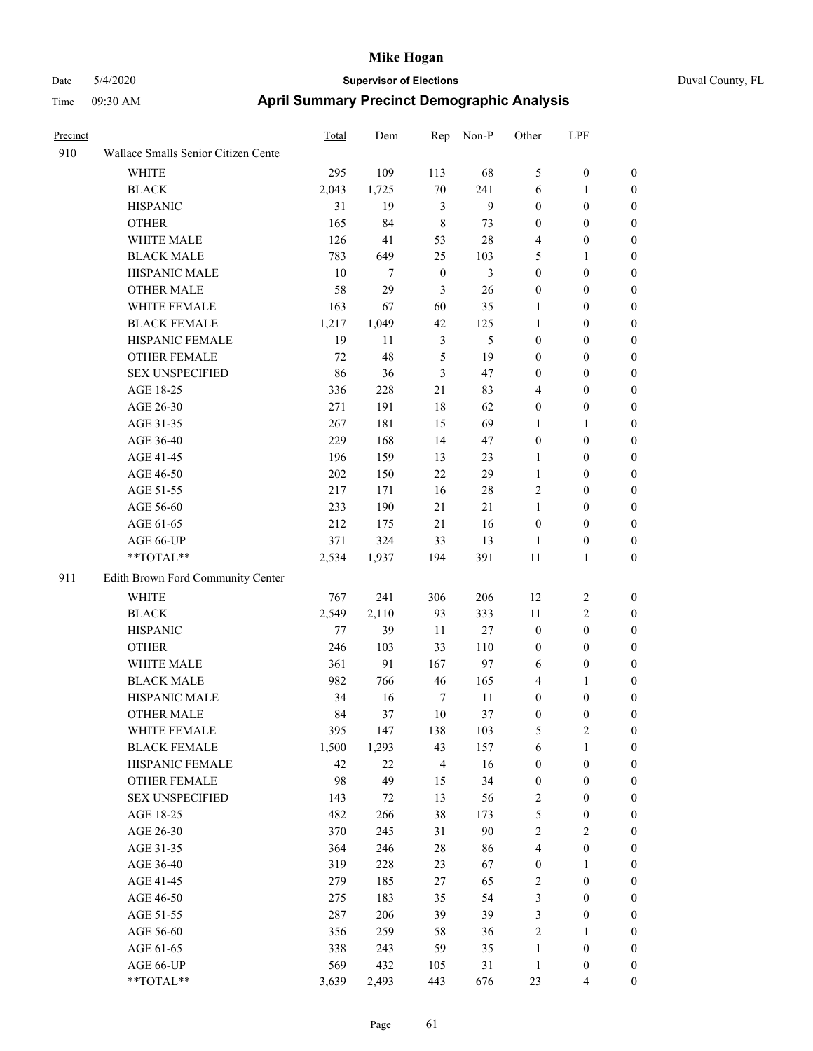# Mike Hogan

Date 5/4/2020 **Supervisor of Elections** Duval County, FL

Time 09:30 AM **April Summary Precinct Demographic Analysis**

| Precinct | | Total | Dem | Rep | Non-P | Other | LPF | |
|---|---|---|---|---|---|---|---|---|
| 910 | Wallace Smalls Senior Citizen Cente | | | | | | | |
| | WHITE | 295 | 109 | 113 | 68 | 5 | 0 | 0 |
| | BLACK | 2,043 | 1,725 | 70 | 241 | 6 | 1 | 0 |
| | HISPANIC | 31 | 19 | 3 | 9 | 0 | 0 | 0 |
| | OTHER | 165 | 84 | 8 | 73 | 0 | 0 | 0 |
| | WHITE MALE | 126 | 41 | 53 | 28 | 4 | 0 | 0 |
| | BLACK MALE | 783 | 649 | 25 | 103 | 5 | 1 | 0 |
| | HISPANIC MALE | 10 | 7 | 0 | 3 | 0 | 0 | 0 |
| | OTHER MALE | 58 | 29 | 3 | 26 | 0 | 0 | 0 |
| | WHITE FEMALE | 163 | 67 | 60 | 35 | 1 | 0 | 0 |
| | BLACK FEMALE | 1,217 | 1,049 | 42 | 125 | 1 | 0 | 0 |
| | HISPANIC FEMALE | 19 | 11 | 3 | 5 | 0 | 0 | 0 |
| | OTHER FEMALE | 72 | 48 | 5 | 19 | 0 | 0 | 0 |
| | SEX UNSPECIFIED | 86 | 36 | 3 | 47 | 0 | 0 | 0 |
| | AGE 18-25 | 336 | 228 | 21 | 83 | 4 | 0 | 0 |
| | AGE 26-30 | 271 | 191 | 18 | 62 | 0 | 0 | 0 |
| | AGE 31-35 | 267 | 181 | 15 | 69 | 1 | 1 | 0 |
| | AGE 36-40 | 229 | 168 | 14 | 47 | 0 | 0 | 0 |
| | AGE 41-45 | 196 | 159 | 13 | 23 | 1 | 0 | 0 |
| | AGE 46-50 | 202 | 150 | 22 | 29 | 1 | 0 | 0 |
| | AGE 51-55 | 217 | 171 | 16 | 28 | 2 | 0 | 0 |
| | AGE 56-60 | 233 | 190 | 21 | 21 | 1 | 0 | 0 |
| | AGE 61-65 | 212 | 175 | 21 | 16 | 0 | 0 | 0 |
| | AGE 66-UP | 371 | 324 | 33 | 13 | 1 | 0 | 0 |
| | **TOTAL** | 2,534 | 1,937 | 194 | 391 | 11 | 1 | 0 |
| 911 | Edith Brown Ford Community Center | | | | | | | |
| | WHITE | 767 | 241 | 306 | 206 | 12 | 2 | 0 |
| | BLACK | 2,549 | 2,110 | 93 | 333 | 11 | 2 | 0 |
| | HISPANIC | 77 | 39 | 11 | 27 | 0 | 0 | 0 |
| | OTHER | 246 | 103 | 33 | 110 | 0 | 0 | 0 |
| | WHITE MALE | 361 | 91 | 167 | 97 | 6 | 0 | 0 |
| | BLACK MALE | 982 | 766 | 46 | 165 | 4 | 1 | 0 |
| | HISPANIC MALE | 34 | 16 | 7 | 11 | 0 | 0 | 0 |
| | OTHER MALE | 84 | 37 | 10 | 37 | 0 | 0 | 0 |
| | WHITE FEMALE | 395 | 147 | 138 | 103 | 5 | 2 | 0 |
| | BLACK FEMALE | 1,500 | 1,293 | 43 | 157 | 6 | 1 | 0 |
| | HISPANIC FEMALE | 42 | 22 | 4 | 16 | 0 | 0 | 0 |
| | OTHER FEMALE | 98 | 49 | 15 | 34 | 0 | 0 | 0 |
| | SEX UNSPECIFIED | 143 | 72 | 13 | 56 | 2 | 0 | 0 |
| | AGE 18-25 | 482 | 266 | 38 | 173 | 5 | 0 | 0 |
| | AGE 26-30 | 370 | 245 | 31 | 90 | 2 | 2 | 0 |
| | AGE 31-35 | 364 | 246 | 28 | 86 | 4 | 0 | 0 |
| | AGE 36-40 | 319 | 228 | 23 | 67 | 0 | 1 | 0 |
| | AGE 41-45 | 279 | 185 | 27 | 65 | 2 | 0 | 0 |
| | AGE 46-50 | 275 | 183 | 35 | 54 | 3 | 0 | 0 |
| | AGE 51-55 | 287 | 206 | 39 | 39 | 3 | 0 | 0 |
| | AGE 56-60 | 356 | 259 | 58 | 36 | 2 | 1 | 0 |
| | AGE 61-65 | 338 | 243 | 59 | 35 | 1 | 0 | 0 |
| | AGE 66-UP | 569 | 432 | 105 | 31 | 1 | 0 | 0 |
| | **TOTAL** | 3,639 | 2,493 | 443 | 676 | 23 | 4 | 0 |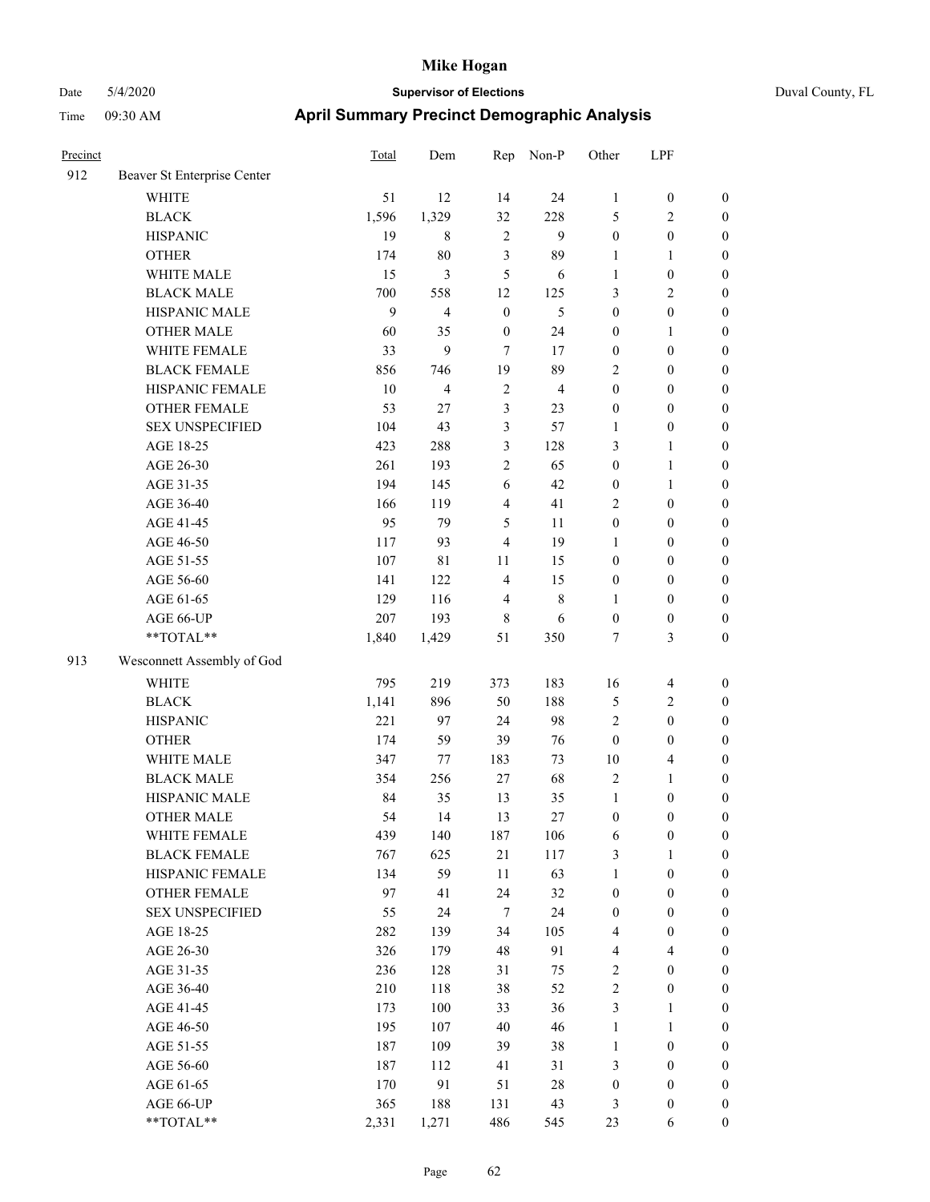# Mike Hogan

Date 5/4/2020 **Supervisor of Elections** Duval County, FL

Time 09:30 AM **April Summary Precinct Demographic Analysis**

| Precinct | | Total | Dem | Rep | Non-P | Other | LPF | |
|---|---|---|---|---|---|---|---|---|
| 912 | Beaver St Enterprise Center | | | | | | | |
| | WHITE | 51 | 12 | 14 | 24 | 1 | 0 | 0 |
| | BLACK | 1,596 | 1,329 | 32 | 228 | 5 | 2 | 0 |
| | HISPANIC | 19 | 8 | 2 | 9 | 0 | 0 | 0 |
| | OTHER | 174 | 80 | 3 | 89 | 1 | 1 | 0 |
| | WHITE MALE | 15 | 3 | 5 | 6 | 1 | 0 | 0 |
| | BLACK MALE | 700 | 558 | 12 | 125 | 3 | 2 | 0 |
| | HISPANIC MALE | 9 | 4 | 0 | 5 | 0 | 0 | 0 |
| | OTHER MALE | 60 | 35 | 0 | 24 | 0 | 1 | 0 |
| | WHITE FEMALE | 33 | 9 | 7 | 17 | 0 | 0 | 0 |
| | BLACK FEMALE | 856 | 746 | 19 | 89 | 2 | 0 | 0 |
| | HISPANIC FEMALE | 10 | 4 | 2 | 4 | 0 | 0 | 0 |
| | OTHER FEMALE | 53 | 27 | 3 | 23 | 0 | 0 | 0 |
| | SEX UNSPECIFIED | 104 | 43 | 3 | 57 | 1 | 0 | 0 |
| | AGE 18-25 | 423 | 288 | 3 | 128 | 3 | 1 | 0 |
| | AGE 26-30 | 261 | 193 | 2 | 65 | 0 | 1 | 0 |
| | AGE 31-35 | 194 | 145 | 6 | 42 | 0 | 1 | 0 |
| | AGE 36-40 | 166 | 119 | 4 | 41 | 2 | 0 | 0 |
| | AGE 41-45 | 95 | 79 | 5 | 11 | 0 | 0 | 0 |
| | AGE 46-50 | 117 | 93 | 4 | 19 | 1 | 0 | 0 |
| | AGE 51-55 | 107 | 81 | 11 | 15 | 0 | 0 | 0 |
| | AGE 56-60 | 141 | 122 | 4 | 15 | 0 | 0 | 0 |
| | AGE 61-65 | 129 | 116 | 4 | 8 | 1 | 0 | 0 |
| | AGE 66-UP | 207 | 193 | 8 | 6 | 0 | 0 | 0 |
| | **TOTAL** | 1,840 | 1,429 | 51 | 350 | 7 | 3 | 0 |
| 913 | Wesconnett Assembly of God | | | | | | | |
| | WHITE | 795 | 219 | 373 | 183 | 16 | 4 | 0 |
| | BLACK | 1,141 | 896 | 50 | 188 | 5 | 2 | 0 |
| | HISPANIC | 221 | 97 | 24 | 98 | 2 | 0 | 0 |
| | OTHER | 174 | 59 | 39 | 76 | 0 | 0 | 0 |
| | WHITE MALE | 347 | 77 | 183 | 73 | 10 | 4 | 0 |
| | BLACK MALE | 354 | 256 | 27 | 68 | 2 | 1 | 0 |
| | HISPANIC MALE | 84 | 35 | 13 | 35 | 1 | 0 | 0 |
| | OTHER MALE | 54 | 14 | 13 | 27 | 0 | 0 | 0 |
| | WHITE FEMALE | 439 | 140 | 187 | 106 | 6 | 0 | 0 |
| | BLACK FEMALE | 767 | 625 | 21 | 117 | 3 | 1 | 0 |
| | HISPANIC FEMALE | 134 | 59 | 11 | 63 | 1 | 0 | 0 |
| | OTHER FEMALE | 97 | 41 | 24 | 32 | 0 | 0 | 0 |
| | SEX UNSPECIFIED | 55 | 24 | 7 | 24 | 0 | 0 | 0 |
| | AGE 18-25 | 282 | 139 | 34 | 105 | 4 | 0 | 0 |
| | AGE 26-30 | 326 | 179 | 48 | 91 | 4 | 4 | 0 |
| | AGE 31-35 | 236 | 128 | 31 | 75 | 2 | 0 | 0 |
| | AGE 36-40 | 210 | 118 | 38 | 52 | 2 | 0 | 0 |
| | AGE 41-45 | 173 | 100 | 33 | 36 | 3 | 1 | 0 |
| | AGE 46-50 | 195 | 107 | 40 | 46 | 1 | 1 | 0 |
| | AGE 51-55 | 187 | 109 | 39 | 38 | 1 | 0 | 0 |
| | AGE 56-60 | 187 | 112 | 41 | 31 | 3 | 0 | 0 |
| | AGE 61-65 | 170 | 91 | 51 | 28 | 0 | 0 | 0 |
| | AGE 66-UP | 365 | 188 | 131 | 43 | 3 | 0 | 0 |
| | **TOTAL** | 2,331 | 1,271 | 486 | 545 | 23 | 6 | 0 |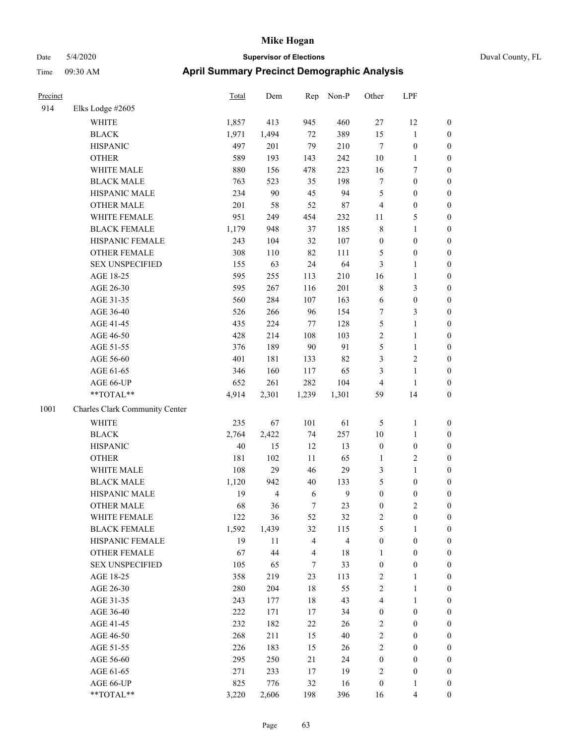# Mike Hogan

Date 5/4/2020 **Supervisor of Elections** Duval County, FL

Time 09:30 AM **April Summary Precinct Demographic Analysis**

| Precinct | | Total | Dem | Rep | Non-P | Other | LPF | |
|---|---|---|---|---|---|---|---|---|
| 914 | Elks Lodge #2605 | | | | | | | |
| | WHITE | 1,857 | 413 | 945 | 460 | 27 | 12 | 0 |
| | BLACK | 1,971 | 1,494 | 72 | 389 | 15 | 1 | 0 |
| | HISPANIC | 497 | 201 | 79 | 210 | 7 | 0 | 0 |
| | OTHER | 589 | 193 | 143 | 242 | 10 | 1 | 0 |
| | WHITE MALE | 880 | 156 | 478 | 223 | 16 | 7 | 0 |
| | BLACK MALE | 763 | 523 | 35 | 198 | 7 | 0 | 0 |
| | HISPANIC MALE | 234 | 90 | 45 | 94 | 5 | 0 | 0 |
| | OTHER MALE | 201 | 58 | 52 | 87 | 4 | 0 | 0 |
| | WHITE FEMALE | 951 | 249 | 454 | 232 | 11 | 5 | 0 |
| | BLACK FEMALE | 1,179 | 948 | 37 | 185 | 8 | 1 | 0 |
| | HISPANIC FEMALE | 243 | 104 | 32 | 107 | 0 | 0 | 0 |
| | OTHER FEMALE | 308 | 110 | 82 | 111 | 5 | 0 | 0 |
| | SEX UNSPECIFIED | 155 | 63 | 24 | 64 | 3 | 1 | 0 |
| | AGE 18-25 | 595 | 255 | 113 | 210 | 16 | 1 | 0 |
| | AGE 26-30 | 595 | 267 | 116 | 201 | 8 | 3 | 0 |
| | AGE 31-35 | 560 | 284 | 107 | 163 | 6 | 0 | 0 |
| | AGE 36-40 | 526 | 266 | 96 | 154 | 7 | 3 | 0 |
| | AGE 41-45 | 435 | 224 | 77 | 128 | 5 | 1 | 0 |
| | AGE 46-50 | 428 | 214 | 108 | 103 | 2 | 1 | 0 |
| | AGE 51-55 | 376 | 189 | 90 | 91 | 5 | 1 | 0 |
| | AGE 56-60 | 401 | 181 | 133 | 82 | 3 | 2 | 0 |
| | AGE 61-65 | 346 | 160 | 117 | 65 | 3 | 1 | 0 |
| | AGE 66-UP | 652 | 261 | 282 | 104 | 4 | 1 | 0 |
| | **TOTAL** | 4,914 | 2,301 | 1,239 | 1,301 | 59 | 14 | 0 |
| 1001 | Charles Clark Community Center | | | | | | | |
| | WHITE | 235 | 67 | 101 | 61 | 5 | 1 | 0 |
| | BLACK | 2,764 | 2,422 | 74 | 257 | 10 | 1 | 0 |
| | HISPANIC | 40 | 15 | 12 | 13 | 0 | 0 | 0 |
| | OTHER | 181 | 102 | 11 | 65 | 1 | 2 | 0 |
| | WHITE MALE | 108 | 29 | 46 | 29 | 3 | 1 | 0 |
| | BLACK MALE | 1,120 | 942 | 40 | 133 | 5 | 0 | 0 |
| | HISPANIC MALE | 19 | 4 | 6 | 9 | 0 | 0 | 0 |
| | OTHER MALE | 68 | 36 | 7 | 23 | 0 | 2 | 0 |
| | WHITE FEMALE | 122 | 36 | 52 | 32 | 2 | 0 | 0 |
| | BLACK FEMALE | 1,592 | 1,439 | 32 | 115 | 5 | 1 | 0 |
| | HISPANIC FEMALE | 19 | 11 | 4 | 4 | 0 | 0 | 0 |
| | OTHER FEMALE | 67 | 44 | 4 | 18 | 1 | 0 | 0 |
| | SEX UNSPECIFIED | 105 | 65 | 7 | 33 | 0 | 0 | 0 |
| | AGE 18-25 | 358 | 219 | 23 | 113 | 2 | 1 | 0 |
| | AGE 26-30 | 280 | 204 | 18 | 55 | 2 | 1 | 0 |
| | AGE 31-35 | 243 | 177 | 18 | 43 | 4 | 1 | 0 |
| | AGE 36-40 | 222 | 171 | 17 | 34 | 0 | 0 | 0 |
| | AGE 41-45 | 232 | 182 | 22 | 26 | 2 | 0 | 0 |
| | AGE 46-50 | 268 | 211 | 15 | 40 | 2 | 0 | 0 |
| | AGE 51-55 | 226 | 183 | 15 | 26 | 2 | 0 | 0 |
| | AGE 56-60 | 295 | 250 | 21 | 24 | 0 | 0 | 0 |
| | AGE 61-65 | 271 | 233 | 17 | 19 | 2 | 0 | 0 |
| | AGE 66-UP | 825 | 776 | 32 | 16 | 0 | 1 | 0 |
| | **TOTAL** | 3,220 | 2,606 | 198 | 396 | 16 | 4 | 0 |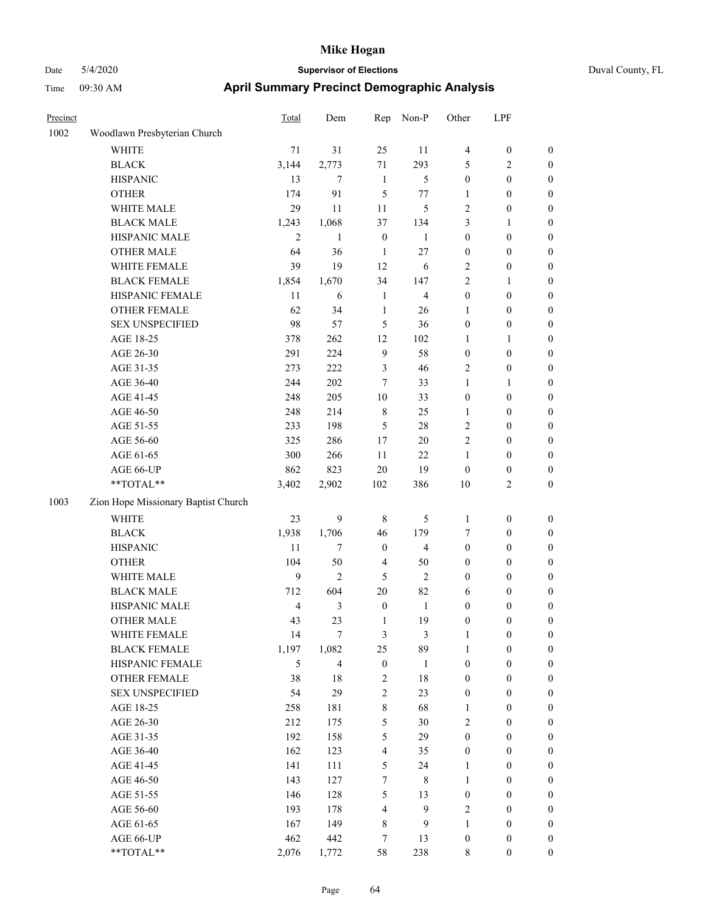# Mike Hogan

Date 5/4/2020 **Supervisor of Elections** Duval County, FL

Time 09:30 AM **April Summary Precinct Demographic Analysis**

| Precinct | | Total | Dem | Rep | Non-P | Other | LPF | |
|---|---|---|---|---|---|---|---|---|
| 1002 | Woodlawn Presbyterian Church | | | | | | | |
| | WHITE | 71 | 31 | 25 | 11 | 4 | 0 | 0 |
| | BLACK | 3,144 | 2,773 | 71 | 293 | 5 | 2 | 0 |
| | HISPANIC | 13 | 7 | 1 | 5 | 0 | 0 | 0 |
| | OTHER | 174 | 91 | 5 | 77 | 1 | 0 | 0 |
| | WHITE MALE | 29 | 11 | 11 | 5 | 2 | 0 | 0 |
| | BLACK MALE | 1,243 | 1,068 | 37 | 134 | 3 | 1 | 0 |
| | HISPANIC MALE | 2 | 1 | 0 | 1 | 0 | 0 | 0 |
| | OTHER MALE | 64 | 36 | 1 | 27 | 0 | 0 | 0 |
| | WHITE FEMALE | 39 | 19 | 12 | 6 | 2 | 0 | 0 |
| | BLACK FEMALE | 1,854 | 1,670 | 34 | 147 | 2 | 1 | 0 |
| | HISPANIC FEMALE | 11 | 6 | 1 | 4 | 0 | 0 | 0 |
| | OTHER FEMALE | 62 | 34 | 1 | 26 | 1 | 0 | 0 |
| | SEX UNSPECIFIED | 98 | 57 | 5 | 36 | 0 | 0 | 0 |
| | AGE 18-25 | 378 | 262 | 12 | 102 | 1 | 1 | 0 |
| | AGE 26-30 | 291 | 224 | 9 | 58 | 0 | 0 | 0 |
| | AGE 31-35 | 273 | 222 | 3 | 46 | 2 | 0 | 0 |
| | AGE 36-40 | 244 | 202 | 7 | 33 | 1 | 1 | 0 |
| | AGE 41-45 | 248 | 205 | 10 | 33 | 0 | 0 | 0 |
| | AGE 46-50 | 248 | 214 | 8 | 25 | 1 | 0 | 0 |
| | AGE 51-55 | 233 | 198 | 5 | 28 | 2 | 0 | 0 |
| | AGE 56-60 | 325 | 286 | 17 | 20 | 2 | 0 | 0 |
| | AGE 61-65 | 300 | 266 | 11 | 22 | 1 | 0 | 0 |
| | AGE 66-UP | 862 | 823 | 20 | 19 | 0 | 0 | 0 |
| | **TOTAL** | 3,402 | 2,902 | 102 | 386 | 10 | 2 | 0 |
| 1003 | Zion Hope Missionary Baptist Church | | | | | | | |
| | WHITE | 23 | 9 | 8 | 5 | 1 | 0 | 0 |
| | BLACK | 1,938 | 1,706 | 46 | 179 | 7 | 0 | 0 |
| | HISPANIC | 11 | 7 | 0 | 4 | 0 | 0 | 0 |
| | OTHER | 104 | 50 | 4 | 50 | 0 | 0 | 0 |
| | WHITE MALE | 9 | 2 | 5 | 2 | 0 | 0 | 0 |
| | BLACK MALE | 712 | 604 | 20 | 82 | 6 | 0 | 0 |
| | HISPANIC MALE | 4 | 3 | 0 | 1 | 0 | 0 | 0 |
| | OTHER MALE | 43 | 23 | 1 | 19 | 0 | 0 | 0 |
| | WHITE FEMALE | 14 | 7 | 3 | 3 | 1 | 0 | 0 |
| | BLACK FEMALE | 1,197 | 1,082 | 25 | 89 | 1 | 0 | 0 |
| | HISPANIC FEMALE | 5 | 4 | 0 | 1 | 0 | 0 | 0 |
| | OTHER FEMALE | 38 | 18 | 2 | 18 | 0 | 0 | 0 |
| | SEX UNSPECIFIED | 54 | 29 | 2 | 23 | 0 | 0 | 0 |
| | AGE 18-25 | 258 | 181 | 8 | 68 | 1 | 0 | 0 |
| | AGE 26-30 | 212 | 175 | 5 | 30 | 2 | 0 | 0 |
| | AGE 31-35 | 192 | 158 | 5 | 29 | 0 | 0 | 0 |
| | AGE 36-40 | 162 | 123 | 4 | 35 | 0 | 0 | 0 |
| | AGE 41-45 | 141 | 111 | 5 | 24 | 1 | 0 | 0 |
| | AGE 46-50 | 143 | 127 | 7 | 8 | 1 | 0 | 0 |
| | AGE 51-55 | 146 | 128 | 5 | 13 | 0 | 0 | 0 |
| | AGE 56-60 | 193 | 178 | 4 | 9 | 2 | 0 | 0 |
| | AGE 61-65 | 167 | 149 | 8 | 9 | 1 | 0 | 0 |
| | AGE 66-UP | 462 | 442 | 7 | 13 | 0 | 0 | 0 |
| | **TOTAL** | 2,076 | 1,772 | 58 | 238 | 8 | 0 | 0 |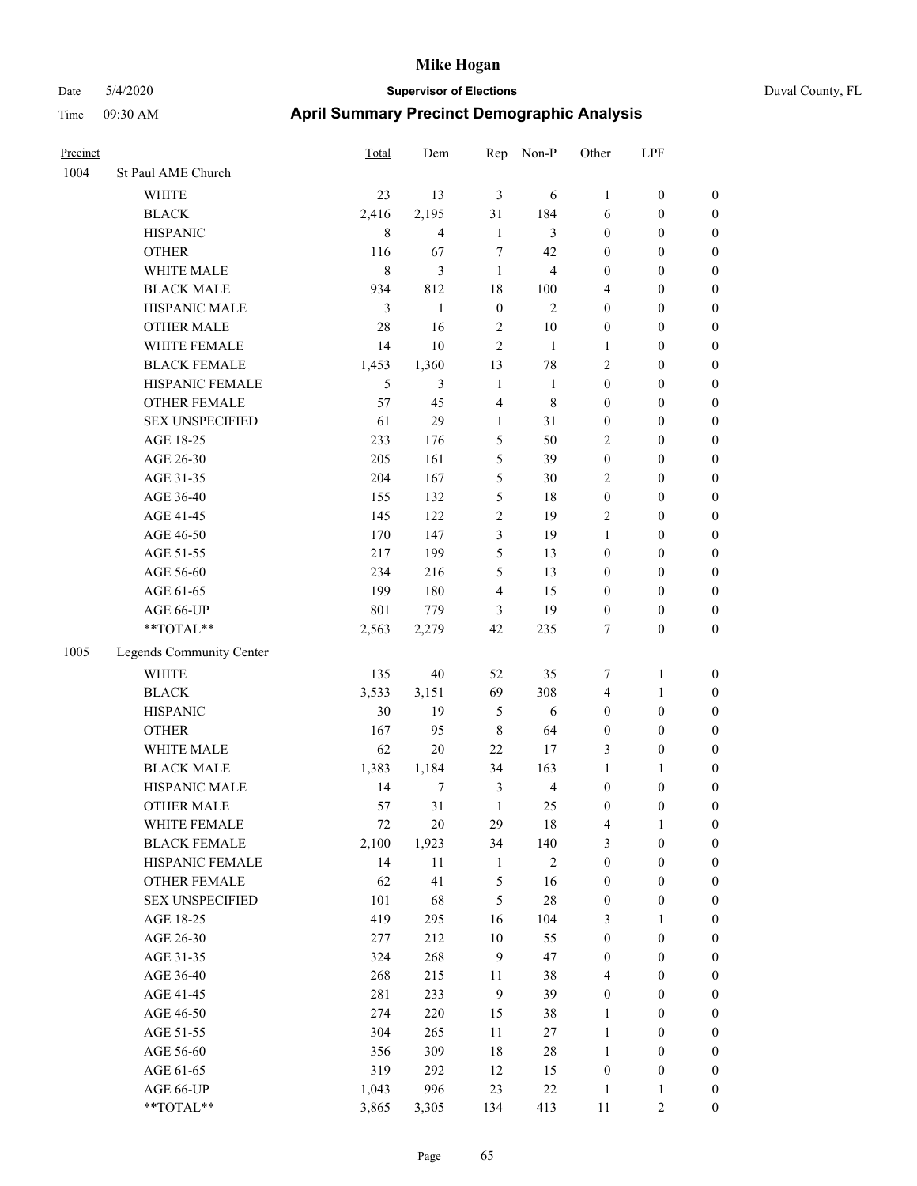# Mike Hogan

Date 5/4/2020 **Supervisor of Elections** Duval County, FL

Time 09:30 AM **April Summary Precinct Demographic Analysis**

| Precinct | | Total | Dem | Rep | Non-P | Other | LPF | |
|---|---|---|---|---|---|---|---|---|
| 1004 | St Paul AME Church | | | | | | | |
| | WHITE | 23 | 13 | 3 | 6 | 1 | 0 | 0 |
| | BLACK | 2,416 | 2,195 | 31 | 184 | 6 | 0 | 0 |
| | HISPANIC | 8 | 4 | 1 | 3 | 0 | 0 | 0 |
| | OTHER | 116 | 67 | 7 | 42 | 0 | 0 | 0 |
| | WHITE MALE | 8 | 3 | 1 | 4 | 0 | 0 | 0 |
| | BLACK MALE | 934 | 812 | 18 | 100 | 4 | 0 | 0 |
| | HISPANIC MALE | 3 | 1 | 0 | 2 | 0 | 0 | 0 |
| | OTHER MALE | 28 | 16 | 2 | 10 | 0 | 0 | 0 |
| | WHITE FEMALE | 14 | 10 | 2 | 1 | 1 | 0 | 0 |
| | BLACK FEMALE | 1,453 | 1,360 | 13 | 78 | 2 | 0 | 0 |
| | HISPANIC FEMALE | 5 | 3 | 1 | 1 | 0 | 0 | 0 |
| | OTHER FEMALE | 57 | 45 | 4 | 8 | 0 | 0 | 0 |
| | SEX UNSPECIFIED | 61 | 29 | 1 | 31 | 0 | 0 | 0 |
| | AGE 18-25 | 233 | 176 | 5 | 50 | 2 | 0 | 0 |
| | AGE 26-30 | 205 | 161 | 5 | 39 | 0 | 0 | 0 |
| | AGE 31-35 | 204 | 167 | 5 | 30 | 2 | 0 | 0 |
| | AGE 36-40 | 155 | 132 | 5 | 18 | 0 | 0 | 0 |
| | AGE 41-45 | 145 | 122 | 2 | 19 | 2 | 0 | 0 |
| | AGE 46-50 | 170 | 147 | 3 | 19 | 1 | 0 | 0 |
| | AGE 51-55 | 217 | 199 | 5 | 13 | 0 | 0 | 0 |
| | AGE 56-60 | 234 | 216 | 5 | 13 | 0 | 0 | 0 |
| | AGE 61-65 | 199 | 180 | 4 | 15 | 0 | 0 | 0 |
| | AGE 66-UP | 801 | 779 | 3 | 19 | 0 | 0 | 0 |
| | **TOTAL** | 2,563 | 2,279 | 42 | 235 | 7 | 0 | 0 |
| 1005 | Legends Community Center | | | | | | | |
| | WHITE | 135 | 40 | 52 | 35 | 7 | 1 | 0 |
| | BLACK | 3,533 | 3,151 | 69 | 308 | 4 | 1 | 0 |
| | HISPANIC | 30 | 19 | 5 | 6 | 0 | 0 | 0 |
| | OTHER | 167 | 95 | 8 | 64 | 0 | 0 | 0 |
| | WHITE MALE | 62 | 20 | 22 | 17 | 3 | 0 | 0 |
| | BLACK MALE | 1,383 | 1,184 | 34 | 163 | 1 | 1 | 0 |
| | HISPANIC MALE | 14 | 7 | 3 | 4 | 0 | 0 | 0 |
| | OTHER MALE | 57 | 31 | 1 | 25 | 0 | 0 | 0 |
| | WHITE FEMALE | 72 | 20 | 29 | 18 | 4 | 1 | 0 |
| | BLACK FEMALE | 2,100 | 1,923 | 34 | 140 | 3 | 0 | 0 |
| | HISPANIC FEMALE | 14 | 11 | 1 | 2 | 0 | 0 | 0 |
| | OTHER FEMALE | 62 | 41 | 5 | 16 | 0 | 0 | 0 |
| | SEX UNSPECIFIED | 101 | 68 | 5 | 28 | 0 | 0 | 0 |
| | AGE 18-25 | 419 | 295 | 16 | 104 | 3 | 1 | 0 |
| | AGE 26-30 | 277 | 212 | 10 | 55 | 0 | 0 | 0 |
| | AGE 31-35 | 324 | 268 | 9 | 47 | 0 | 0 | 0 |
| | AGE 36-40 | 268 | 215 | 11 | 38 | 4 | 0 | 0 |
| | AGE 41-45 | 281 | 233 | 9 | 39 | 0 | 0 | 0 |
| | AGE 46-50 | 274 | 220 | 15 | 38 | 1 | 0 | 0 |
| | AGE 51-55 | 304 | 265 | 11 | 27 | 1 | 0 | 0 |
| | AGE 56-60 | 356 | 309 | 18 | 28 | 1 | 0 | 0 |
| | AGE 61-65 | 319 | 292 | 12 | 15 | 0 | 0 | 0 |
| | AGE 66-UP | 1,043 | 996 | 23 | 22 | 1 | 1 | 0 |
| | **TOTAL** | 3,865 | 3,305 | 134 | 413 | 11 | 2 | 0 |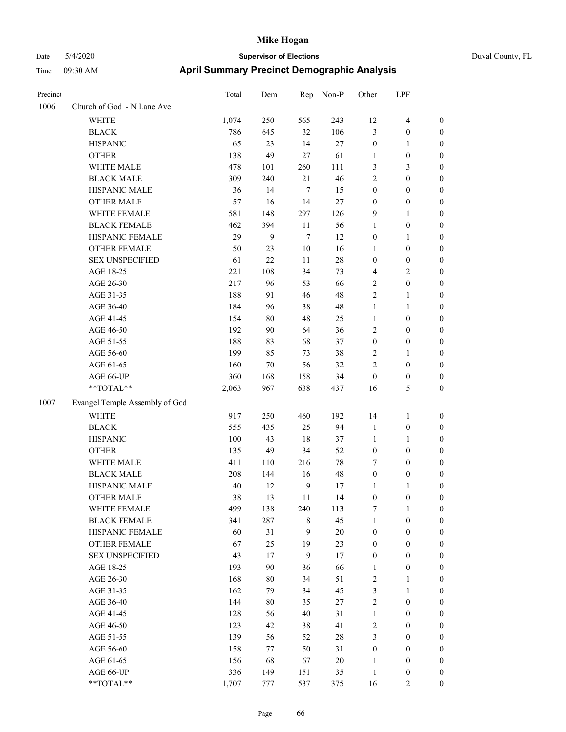# Mike Hogan

Date 5/4/2020 **Supervisor of Elections** Duval County, FL

Time 09:30 AM **April Summary Precinct Demographic Analysis**

| Precinct | | Total | Dem | Rep | Non-P | Other | LPF | |
|---|---|---|---|---|---|---|---|---|
| 1006 | Church of God - N Lane Ave | | | | | | | |
| | WHITE | 1,074 | 250 | 565 | 243 | 12 | 4 | 0 |
| | BLACK | 786 | 645 | 32 | 106 | 3 | 0 | 0 |
| | HISPANIC | 65 | 23 | 14 | 27 | 0 | 1 | 0 |
| | OTHER | 138 | 49 | 27 | 61 | 1 | 0 | 0 |
| | WHITE MALE | 478 | 101 | 260 | 111 | 3 | 3 | 0 |
| | BLACK MALE | 309 | 240 | 21 | 46 | 2 | 0 | 0 |
| | HISPANIC MALE | 36 | 14 | 7 | 15 | 0 | 0 | 0 |
| | OTHER MALE | 57 | 16 | 14 | 27 | 0 | 0 | 0 |
| | WHITE FEMALE | 581 | 148 | 297 | 126 | 9 | 1 | 0 |
| | BLACK FEMALE | 462 | 394 | 11 | 56 | 1 | 0 | 0 |
| | HISPANIC FEMALE | 29 | 9 | 7 | 12 | 0 | 1 | 0 |
| | OTHER FEMALE | 50 | 23 | 10 | 16 | 1 | 0 | 0 |
| | SEX UNSPECIFIED | 61 | 22 | 11 | 28 | 0 | 0 | 0 |
| | AGE 18-25 | 221 | 108 | 34 | 73 | 4 | 2 | 0 |
| | AGE 26-30 | 217 | 96 | 53 | 66 | 2 | 0 | 0 |
| | AGE 31-35 | 188 | 91 | 46 | 48 | 2 | 1 | 0 |
| | AGE 36-40 | 184 | 96 | 38 | 48 | 1 | 1 | 0 |
| | AGE 41-45 | 154 | 80 | 48 | 25 | 1 | 0 | 0 |
| | AGE 46-50 | 192 | 90 | 64 | 36 | 2 | 0 | 0 |
| | AGE 51-55 | 188 | 83 | 68 | 37 | 0 | 0 | 0 |
| | AGE 56-60 | 199 | 85 | 73 | 38 | 2 | 1 | 0 |
| | AGE 61-65 | 160 | 70 | 56 | 32 | 2 | 0 | 0 |
| | AGE 66-UP | 360 | 168 | 158 | 34 | 0 | 0 | 0 |
| | **TOTAL** | 2,063 | 967 | 638 | 437 | 16 | 5 | 0 |
| 1007 | Evangel Temple Assembly of God | | | | | | | |
| | WHITE | 917 | 250 | 460 | 192 | 14 | 1 | 0 |
| | BLACK | 555 | 435 | 25 | 94 | 1 | 0 | 0 |
| | HISPANIC | 100 | 43 | 18 | 37 | 1 | 1 | 0 |
| | OTHER | 135 | 49 | 34 | 52 | 0 | 0 | 0 |
| | WHITE MALE | 411 | 110 | 216 | 78 | 7 | 0 | 0 |
| | BLACK MALE | 208 | 144 | 16 | 48 | 0 | 0 | 0 |
| | HISPANIC MALE | 40 | 12 | 9 | 17 | 1 | 1 | 0 |
| | OTHER MALE | 38 | 13 | 11 | 14 | 0 | 0 | 0 |
| | WHITE FEMALE | 499 | 138 | 240 | 113 | 7 | 1 | 0 |
| | BLACK FEMALE | 341 | 287 | 8 | 45 | 1 | 0 | 0 |
| | HISPANIC FEMALE | 60 | 31 | 9 | 20 | 0 | 0 | 0 |
| | OTHER FEMALE | 67 | 25 | 19 | 23 | 0 | 0 | 0 |
| | SEX UNSPECIFIED | 43 | 17 | 9 | 17 | 0 | 0 | 0 |
| | AGE 18-25 | 193 | 90 | 36 | 66 | 1 | 0 | 0 |
| | AGE 26-30 | 168 | 80 | 34 | 51 | 2 | 1 | 0 |
| | AGE 31-35 | 162 | 79 | 34 | 45 | 3 | 1 | 0 |
| | AGE 36-40 | 144 | 80 | 35 | 27 | 2 | 0 | 0 |
| | AGE 41-45 | 128 | 56 | 40 | 31 | 1 | 0 | 0 |
| | AGE 46-50 | 123 | 42 | 38 | 41 | 2 | 0 | 0 |
| | AGE 51-55 | 139 | 56 | 52 | 28 | 3 | 0 | 0 |
| | AGE 56-60 | 158 | 77 | 50 | 31 | 0 | 0 | 0 |
| | AGE 61-65 | 156 | 68 | 67 | 20 | 1 | 0 | 0 |
| | AGE 66-UP | 336 | 149 | 151 | 35 | 1 | 0 | 0 |
| | **TOTAL** | 1,707 | 777 | 537 | 375 | 16 | 2 | 0 |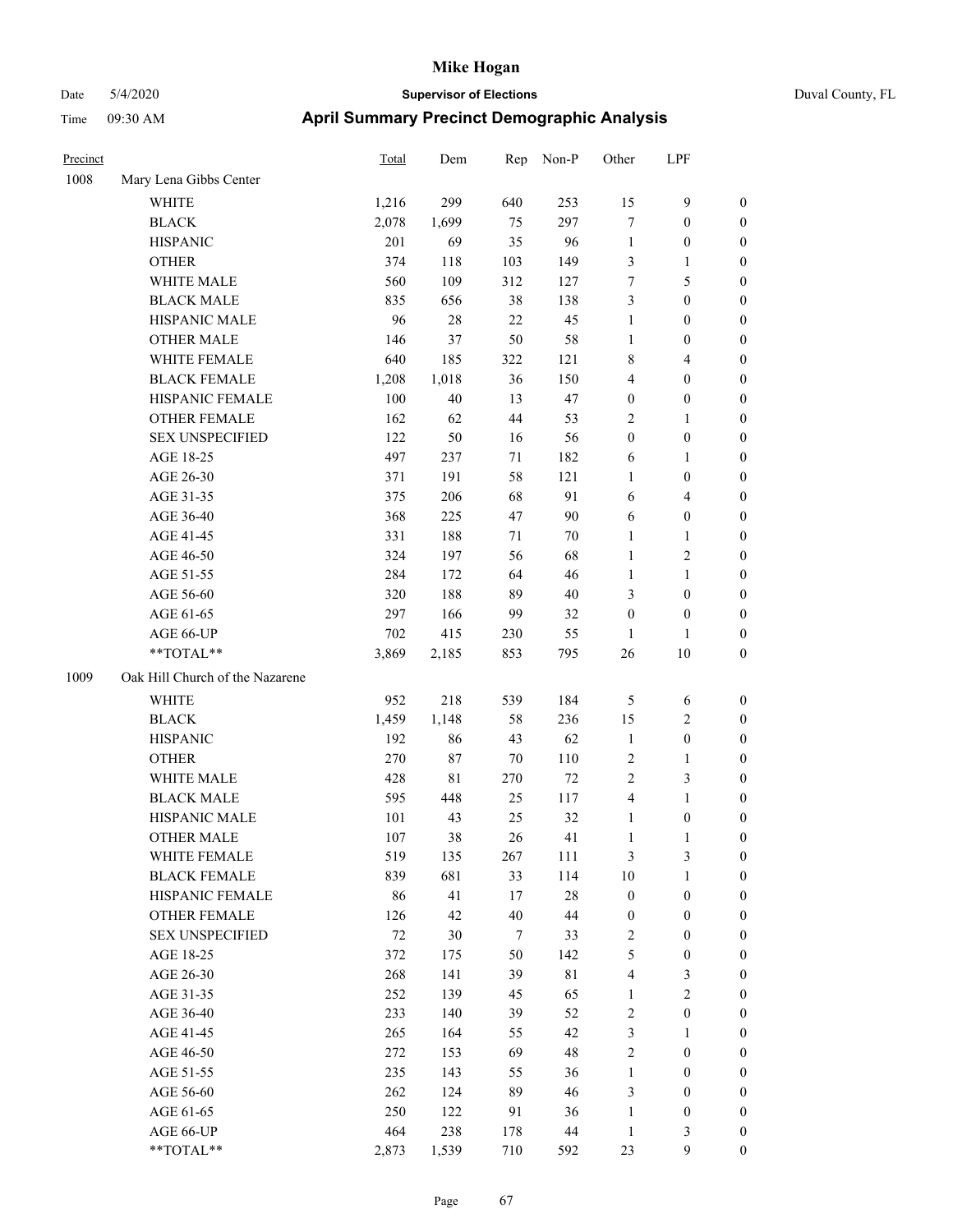# Mike Hogan

Date 5/4/2020 **Supervisor of Elections** Duval County, FL

Time 09:30 AM **April Summary Precinct Demographic Analysis**

| Precinct | | Total | Dem | Rep | Non-P | Other | LPF | |
|---|---|---|---|---|---|---|---|---|
| 1008 | Mary Lena Gibbs Center | | | | | | | |
| | WHITE | 1,216 | 299 | 640 | 253 | 15 | 9 | 0 |
| | BLACK | 2,078 | 1,699 | 75 | 297 | 7 | 0 | 0 |
| | HISPANIC | 201 | 69 | 35 | 96 | 1 | 0 | 0 |
| | OTHER | 374 | 118 | 103 | 149 | 3 | 1 | 0 |
| | WHITE MALE | 560 | 109 | 312 | 127 | 7 | 5 | 0 |
| | BLACK MALE | 835 | 656 | 38 | 138 | 3 | 0 | 0 |
| | HISPANIC MALE | 96 | 28 | 22 | 45 | 1 | 0 | 0 |
| | OTHER MALE | 146 | 37 | 50 | 58 | 1 | 0 | 0 |
| | WHITE FEMALE | 640 | 185 | 322 | 121 | 8 | 4 | 0 |
| | BLACK FEMALE | 1,208 | 1,018 | 36 | 150 | 4 | 0 | 0 |
| | HISPANIC FEMALE | 100 | 40 | 13 | 47 | 0 | 0 | 0 |
| | OTHER FEMALE | 162 | 62 | 44 | 53 | 2 | 1 | 0 |
| | SEX UNSPECIFIED | 122 | 50 | 16 | 56 | 0 | 0 | 0 |
| | AGE 18-25 | 497 | 237 | 71 | 182 | 6 | 1 | 0 |
| | AGE 26-30 | 371 | 191 | 58 | 121 | 1 | 0 | 0 |
| | AGE 31-35 | 375 | 206 | 68 | 91 | 6 | 4 | 0 |
| | AGE 36-40 | 368 | 225 | 47 | 90 | 6 | 0 | 0 |
| | AGE 41-45 | 331 | 188 | 71 | 70 | 1 | 1 | 0 |
| | AGE 46-50 | 324 | 197 | 56 | 68 | 1 | 2 | 0 |
| | AGE 51-55 | 284 | 172 | 64 | 46 | 1 | 1 | 0 |
| | AGE 56-60 | 320 | 188 | 89 | 40 | 3 | 0 | 0 |
| | AGE 61-65 | 297 | 166 | 99 | 32 | 0 | 0 | 0 |
| | AGE 66-UP | 702 | 415 | 230 | 55 | 1 | 1 | 0 |
| | **TOTAL** | 3,869 | 2,185 | 853 | 795 | 26 | 10 | 0 |
| 1009 | Oak Hill Church of the Nazarene | | | | | | | |
| | WHITE | 952 | 218 | 539 | 184 | 5 | 6 | 0 |
| | BLACK | 1,459 | 1,148 | 58 | 236 | 15 | 2 | 0 |
| | HISPANIC | 192 | 86 | 43 | 62 | 1 | 0 | 0 |
| | OTHER | 270 | 87 | 70 | 110 | 2 | 1 | 0 |
| | WHITE MALE | 428 | 81 | 270 | 72 | 2 | 3 | 0 |
| | BLACK MALE | 595 | 448 | 25 | 117 | 4 | 1 | 0 |
| | HISPANIC MALE | 101 | 43 | 25 | 32 | 1 | 0 | 0 |
| | OTHER MALE | 107 | 38 | 26 | 41 | 1 | 1 | 0 |
| | WHITE FEMALE | 519 | 135 | 267 | 111 | 3 | 3 | 0 |
| | BLACK FEMALE | 839 | 681 | 33 | 114 | 10 | 1 | 0 |
| | HISPANIC FEMALE | 86 | 41 | 17 | 28 | 0 | 0 | 0 |
| | OTHER FEMALE | 126 | 42 | 40 | 44 | 0 | 0 | 0 |
| | SEX UNSPECIFIED | 72 | 30 | 7 | 33 | 2 | 0 | 0 |
| | AGE 18-25 | 372 | 175 | 50 | 142 | 5 | 0 | 0 |
| | AGE 26-30 | 268 | 141 | 39 | 81 | 4 | 3 | 0 |
| | AGE 31-35 | 252 | 139 | 45 | 65 | 1 | 2 | 0 |
| | AGE 36-40 | 233 | 140 | 39 | 52 | 2 | 0 | 0 |
| | AGE 41-45 | 265 | 164 | 55 | 42 | 3 | 1 | 0 |
| | AGE 46-50 | 272 | 153 | 69 | 48 | 2 | 0 | 0 |
| | AGE 51-55 | 235 | 143 | 55 | 36 | 1 | 0 | 0 |
| | AGE 56-60 | 262 | 124 | 89 | 46 | 3 | 0 | 0 |
| | AGE 61-65 | 250 | 122 | 91 | 36 | 1 | 0 | 0 |
| | AGE 66-UP | 464 | 238 | 178 | 44 | 1 | 3 | 0 |
| | **TOTAL** | 2,873 | 1,539 | 710 | 592 | 23 | 9 | 0 |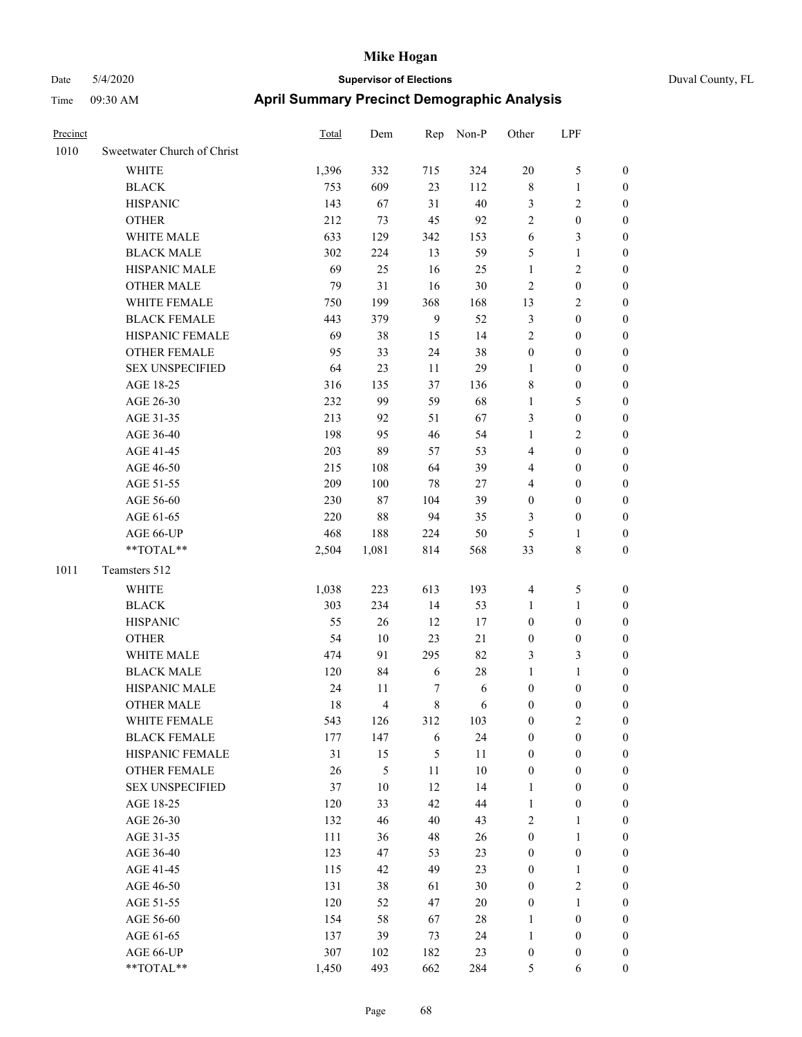# Mike Hogan

Date 5/4/2020 **Supervisor of Elections** Duval County, FL

Time 09:30 AM **April Summary Precinct Demographic Analysis**

| Precinct | | Total | Dem | Rep | Non-P | Other | LPF | |
|---|---|---|---|---|---|---|---|---|
| 1010 | Sweetwater Church of Christ | | | | | | | |
| | WHITE | 1,396 | 332 | 715 | 324 | 20 | 5 | 0 |
| | BLACK | 753 | 609 | 23 | 112 | 8 | 1 | 0 |
| | HISPANIC | 143 | 67 | 31 | 40 | 3 | 2 | 0 |
| | OTHER | 212 | 73 | 45 | 92 | 2 | 0 | 0 |
| | WHITE MALE | 633 | 129 | 342 | 153 | 6 | 3 | 0 |
| | BLACK MALE | 302 | 224 | 13 | 59 | 5 | 1 | 0 |
| | HISPANIC MALE | 69 | 25 | 16 | 25 | 1 | 2 | 0 |
| | OTHER MALE | 79 | 31 | 16 | 30 | 2 | 0 | 0 |
| | WHITE FEMALE | 750 | 199 | 368 | 168 | 13 | 2 | 0 |
| | BLACK FEMALE | 443 | 379 | 9 | 52 | 3 | 0 | 0 |
| | HISPANIC FEMALE | 69 | 38 | 15 | 14 | 2 | 0 | 0 |
| | OTHER FEMALE | 95 | 33 | 24 | 38 | 0 | 0 | 0 |
| | SEX UNSPECIFIED | 64 | 23 | 11 | 29 | 1 | 0 | 0 |
| | AGE 18-25 | 316 | 135 | 37 | 136 | 8 | 0 | 0 |
| | AGE 26-30 | 232 | 99 | 59 | 68 | 1 | 5 | 0 |
| | AGE 31-35 | 213 | 92 | 51 | 67 | 3 | 0 | 0 |
| | AGE 36-40 | 198 | 95 | 46 | 54 | 1 | 2 | 0 |
| | AGE 41-45 | 203 | 89 | 57 | 53 | 4 | 0 | 0 |
| | AGE 46-50 | 215 | 108 | 64 | 39 | 4 | 0 | 0 |
| | AGE 51-55 | 209 | 100 | 78 | 27 | 4 | 0 | 0 |
| | AGE 56-60 | 230 | 87 | 104 | 39 | 0 | 0 | 0 |
| | AGE 61-65 | 220 | 88 | 94 | 35 | 3 | 0 | 0 |
| | AGE 66-UP | 468 | 188 | 224 | 50 | 5 | 1 | 0 |
| | **TOTAL** | 2,504 | 1,081 | 814 | 568 | 33 | 8 | 0 |
| 1011 | Teamsters 512 | | | | | | | |
| | WHITE | 1,038 | 223 | 613 | 193 | 4 | 5 | 0 |
| | BLACK | 303 | 234 | 14 | 53 | 1 | 1 | 0 |
| | HISPANIC | 55 | 26 | 12 | 17 | 0 | 0 | 0 |
| | OTHER | 54 | 10 | 23 | 21 | 0 | 0 | 0 |
| | WHITE MALE | 474 | 91 | 295 | 82 | 3 | 3 | 0 |
| | BLACK MALE | 120 | 84 | 6 | 28 | 1 | 1 | 0 |
| | HISPANIC MALE | 24 | 11 | 7 | 6 | 0 | 0 | 0 |
| | OTHER MALE | 18 | 4 | 8 | 6 | 0 | 0 | 0 |
| | WHITE FEMALE | 543 | 126 | 312 | 103 | 0 | 2 | 0 |
| | BLACK FEMALE | 177 | 147 | 6 | 24 | 0 | 0 | 0 |
| | HISPANIC FEMALE | 31 | 15 | 5 | 11 | 0 | 0 | 0 |
| | OTHER FEMALE | 26 | 5 | 11 | 10 | 0 | 0 | 0 |
| | SEX UNSPECIFIED | 37 | 10 | 12 | 14 | 1 | 0 | 0 |
| | AGE 18-25 | 120 | 33 | 42 | 44 | 1 | 0 | 0 |
| | AGE 26-30 | 132 | 46 | 40 | 43 | 2 | 1 | 0 |
| | AGE 31-35 | 111 | 36 | 48 | 26 | 0 | 1 | 0 |
| | AGE 36-40 | 123 | 47 | 53 | 23 | 0 | 0 | 0 |
| | AGE 41-45 | 115 | 42 | 49 | 23 | 0 | 1 | 0 |
| | AGE 46-50 | 131 | 38 | 61 | 30 | 0 | 2 | 0 |
| | AGE 51-55 | 120 | 52 | 47 | 20 | 0 | 1 | 0 |
| | AGE 56-60 | 154 | 58 | 67 | 28 | 1 | 0 | 0 |
| | AGE 61-65 | 137 | 39 | 73 | 24 | 1 | 0 | 0 |
| | AGE 66-UP | 307 | 102 | 182 | 23 | 0 | 0 | 0 |
| | **TOTAL** | 1,450 | 493 | 662 | 284 | 5 | 6 | 0 |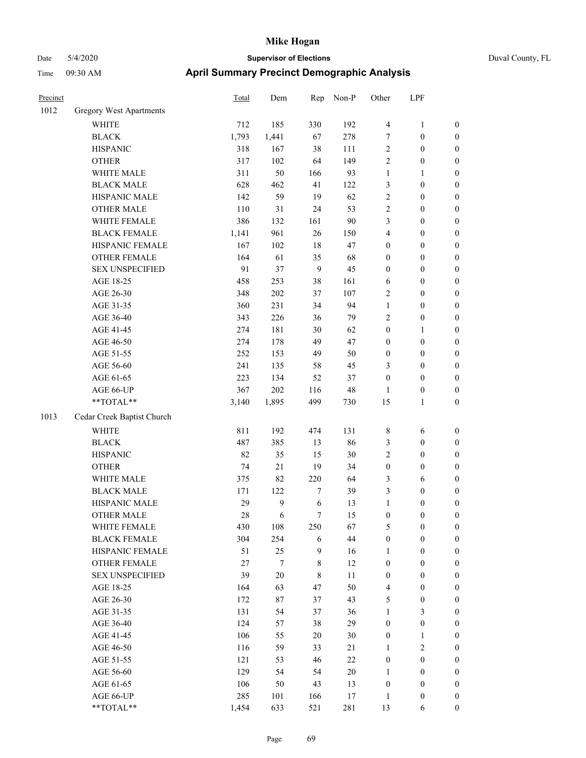# April Summary Precinct Demographic Analysis

| Precinct | | Total | Dem | Rep | Non-P | Other | LPF | |
|---|---|---|---|---|---|---|---|---|
| 1012 | Gregory West Apartments | | | | | | | |
| | WHITE | 712 | 185 | 330 | 192 | 4 | 1 | 0 |
| | BLACK | 1,793 | 1,441 | 67 | 278 | 7 | 0 | 0 |
| | HISPANIC | 318 | 167 | 38 | 111 | 2 | 0 | 0 |
| | OTHER | 317 | 102 | 64 | 149 | 2 | 0 | 0 |
| | WHITE MALE | 311 | 50 | 166 | 93 | 1 | 1 | 0 |
| | BLACK MALE | 628 | 462 | 41 | 122 | 3 | 0 | 0 |
| | HISPANIC MALE | 142 | 59 | 19 | 62 | 2 | 0 | 0 |
| | OTHER MALE | 110 | 31 | 24 | 53 | 2 | 0 | 0 |
| | WHITE FEMALE | 386 | 132 | 161 | 90 | 3 | 0 | 0 |
| | BLACK FEMALE | 1,141 | 961 | 26 | 150 | 4 | 0 | 0 |
| | HISPANIC FEMALE | 167 | 102 | 18 | 47 | 0 | 0 | 0 |
| | OTHER FEMALE | 164 | 61 | 35 | 68 | 0 | 0 | 0 |
| | SEX UNSPECIFIED | 91 | 37 | 9 | 45 | 0 | 0 | 0 |
| | AGE 18-25 | 458 | 253 | 38 | 161 | 6 | 0 | 0 |
| | AGE 26-30 | 348 | 202 | 37 | 107 | 2 | 0 | 0 |
| | AGE 31-35 | 360 | 231 | 34 | 94 | 1 | 0 | 0 |
| | AGE 36-40 | 343 | 226 | 36 | 79 | 2 | 0 | 0 |
| | AGE 41-45 | 274 | 181 | 30 | 62 | 0 | 1 | 0 |
| | AGE 46-50 | 274 | 178 | 49 | 47 | 0 | 0 | 0 |
| | AGE 51-55 | 252 | 153 | 49 | 50 | 0 | 0 | 0 |
| | AGE 56-60 | 241 | 135 | 58 | 45 | 3 | 0 | 0 |
| | AGE 61-65 | 223 | 134 | 52 | 37 | 0 | 0 | 0 |
| | AGE 66-UP | 367 | 202 | 116 | 48 | 1 | 0 | 0 |
| | **TOTAL** | 3,140 | 1,895 | 499 | 730 | 15 | 1 | 0 |
| 1013 | Cedar Creek Baptist Church | | | | | | | |
| | WHITE | 811 | 192 | 474 | 131 | 8 | 6 | 0 |
| | BLACK | 487 | 385 | 13 | 86 | 3 | 0 | 0 |
| | HISPANIC | 82 | 35 | 15 | 30 | 2 | 0 | 0 |
| | OTHER | 74 | 21 | 19 | 34 | 0 | 0 | 0 |
| | WHITE MALE | 375 | 82 | 220 | 64 | 3 | 6 | 0 |
| | BLACK MALE | 171 | 122 | 7 | 39 | 3 | 0 | 0 |
| | HISPANIC MALE | 29 | 9 | 6 | 13 | 1 | 0 | 0 |
| | OTHER MALE | 28 | 6 | 7 | 15 | 0 | 0 | 0 |
| | WHITE FEMALE | 430 | 108 | 250 | 67 | 5 | 0 | 0 |
| | BLACK FEMALE | 304 | 254 | 6 | 44 | 0 | 0 | 0 |
| | HISPANIC FEMALE | 51 | 25 | 9 | 16 | 1 | 0 | 0 |
| | OTHER FEMALE | 27 | 7 | 8 | 12 | 0 | 0 | 0 |
| | SEX UNSPECIFIED | 39 | 20 | 8 | 11 | 0 | 0 | 0 |
| | AGE 18-25 | 164 | 63 | 47 | 50 | 4 | 0 | 0 |
| | AGE 26-30 | 172 | 87 | 37 | 43 | 5 | 0 | 0 |
| | AGE 31-35 | 131 | 54 | 37 | 36 | 1 | 3 | 0 |
| | AGE 36-40 | 124 | 57 | 38 | 29 | 0 | 0 | 0 |
| | AGE 41-45 | 106 | 55 | 20 | 30 | 0 | 1 | 0 |
| | AGE 46-50 | 116 | 59 | 33 | 21 | 1 | 2 | 0 |
| | AGE 51-55 | 121 | 53 | 46 | 22 | 0 | 0 | 0 |
| | AGE 56-60 | 129 | 54 | 54 | 20 | 1 | 0 | 0 |
| | AGE 61-65 | 106 | 50 | 43 | 13 | 0 | 0 | 0 |
| | AGE 66-UP | 285 | 101 | 166 | 17 | 1 | 0 | 0 |
| | **TOTAL** | 1,454 | 633 | 521 | 281 | 13 | 6 | 0 |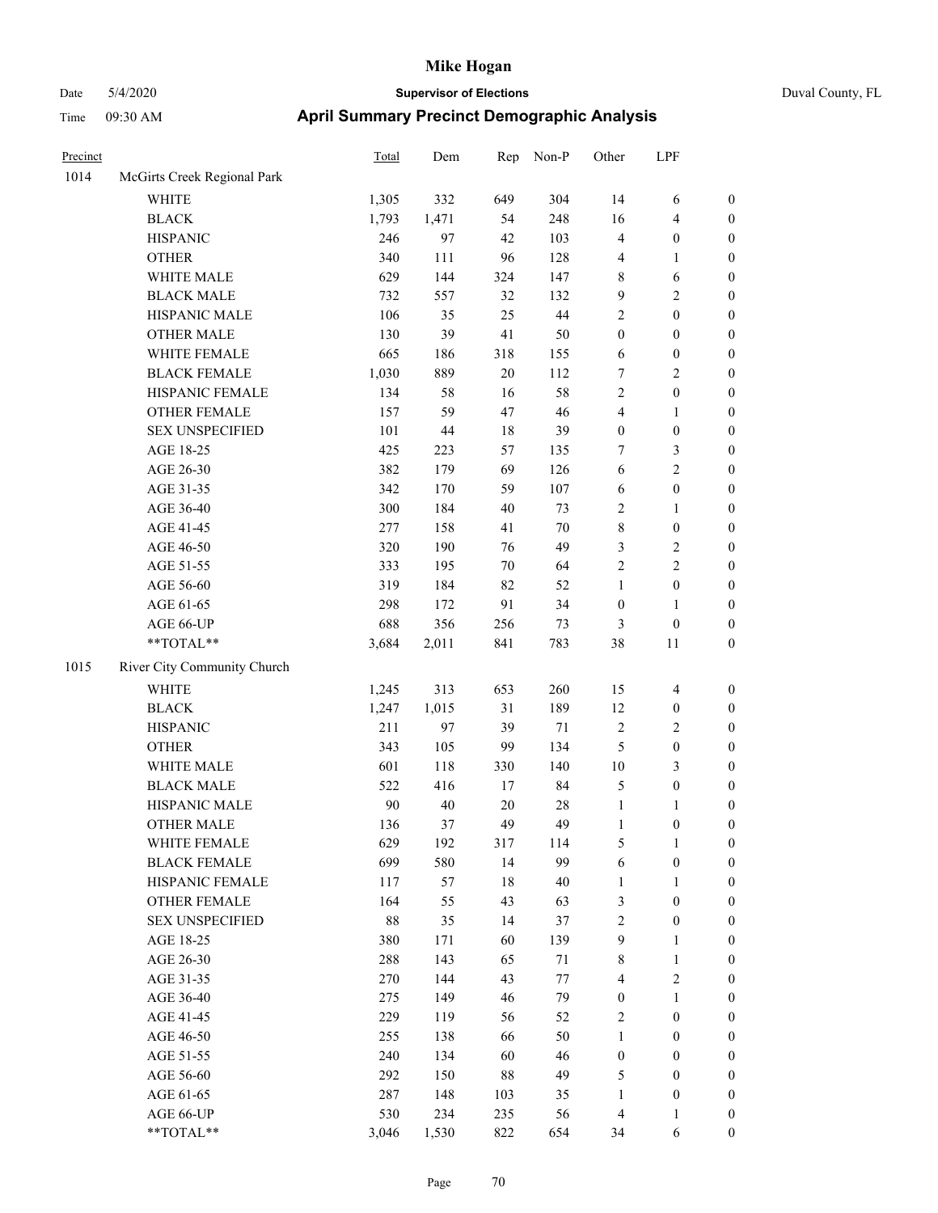# Mike Hogan

Date 5/4/2020 **Supervisor of Elections** Duval County, FL

Time 09:30 AM **April Summary Precinct Demographic Analysis**

| Precinct | | Total | Dem | Rep | Non-P | Other | LPF | |
|---|---|---|---|---|---|---|---|---|
| 1014 | McGirts Creek Regional Park | | | | | | | |
| | WHITE | 1,305 | 332 | 649 | 304 | 14 | 6 | 0 |
| | BLACK | 1,793 | 1,471 | 54 | 248 | 16 | 4 | 0 |
| | HISPANIC | 246 | 97 | 42 | 103 | 4 | 0 | 0 |
| | OTHER | 340 | 111 | 96 | 128 | 4 | 1 | 0 |
| | WHITE MALE | 629 | 144 | 324 | 147 | 8 | 6 | 0 |
| | BLACK MALE | 732 | 557 | 32 | 132 | 9 | 2 | 0 |
| | HISPANIC MALE | 106 | 35 | 25 | 44 | 2 | 0 | 0 |
| | OTHER MALE | 130 | 39 | 41 | 50 | 0 | 0 | 0 |
| | WHITE FEMALE | 665 | 186 | 318 | 155 | 6 | 0 | 0 |
| | BLACK FEMALE | 1,030 | 889 | 20 | 112 | 7 | 2 | 0 |
| | HISPANIC FEMALE | 134 | 58 | 16 | 58 | 2 | 0 | 0 |
| | OTHER FEMALE | 157 | 59 | 47 | 46 | 4 | 1 | 0 |
| | SEX UNSPECIFIED | 101 | 44 | 18 | 39 | 0 | 0 | 0 |
| | AGE 18-25 | 425 | 223 | 57 | 135 | 7 | 3 | 0 |
| | AGE 26-30 | 382 | 179 | 69 | 126 | 6 | 2 | 0 |
| | AGE 31-35 | 342 | 170 | 59 | 107 | 6 | 0 | 0 |
| | AGE 36-40 | 300 | 184 | 40 | 73 | 2 | 1 | 0 |
| | AGE 41-45 | 277 | 158 | 41 | 70 | 8 | 0 | 0 |
| | AGE 46-50 | 320 | 190 | 76 | 49 | 3 | 2 | 0 |
| | AGE 51-55 | 333 | 195 | 70 | 64 | 2 | 2 | 0 |
| | AGE 56-60 | 319 | 184 | 82 | 52 | 1 | 0 | 0 |
| | AGE 61-65 | 298 | 172 | 91 | 34 | 0 | 1 | 0 |
| | AGE 66-UP | 688 | 356 | 256 | 73 | 3 | 0 | 0 |
| | **TOTAL** | 3,684 | 2,011 | 841 | 783 | 38 | 11 | 0 |
| 1015 | River City Community Church | | | | | | | |
| | WHITE | 1,245 | 313 | 653 | 260 | 15 | 4 | 0 |
| | BLACK | 1,247 | 1,015 | 31 | 189 | 12 | 0 | 0 |
| | HISPANIC | 211 | 97 | 39 | 71 | 2 | 2 | 0 |
| | OTHER | 343 | 105 | 99 | 134 | 5 | 0 | 0 |
| | WHITE MALE | 601 | 118 | 330 | 140 | 10 | 3 | 0 |
| | BLACK MALE | 522 | 416 | 17 | 84 | 5 | 0 | 0 |
| | HISPANIC MALE | 90 | 40 | 20 | 28 | 1 | 1 | 0 |
| | OTHER MALE | 136 | 37 | 49 | 49 | 1 | 0 | 0 |
| | WHITE FEMALE | 629 | 192 | 317 | 114 | 5 | 1 | 0 |
| | BLACK FEMALE | 699 | 580 | 14 | 99 | 6 | 0 | 0 |
| | HISPANIC FEMALE | 117 | 57 | 18 | 40 | 1 | 1 | 0 |
| | OTHER FEMALE | 164 | 55 | 43 | 63 | 3 | 0 | 0 |
| | SEX UNSPECIFIED | 88 | 35 | 14 | 37 | 2 | 0 | 0 |
| | AGE 18-25 | 380 | 171 | 60 | 139 | 9 | 1 | 0 |
| | AGE 26-30 | 288 | 143 | 65 | 71 | 8 | 1 | 0 |
| | AGE 31-35 | 270 | 144 | 43 | 77 | 4 | 2 | 0 |
| | AGE 36-40 | 275 | 149 | 46 | 79 | 0 | 1 | 0 |
| | AGE 41-45 | 229 | 119 | 56 | 52 | 2 | 0 | 0 |
| | AGE 46-50 | 255 | 138 | 66 | 50 | 1 | 0 | 0 |
| | AGE 51-55 | 240 | 134 | 60 | 46 | 0 | 0 | 0 |
| | AGE 56-60 | 292 | 150 | 88 | 49 | 5 | 0 | 0 |
| | AGE 61-65 | 287 | 148 | 103 | 35 | 1 | 0 | 0 |
| | AGE 66-UP | 530 | 234 | 235 | 56 | 4 | 1 | 0 |
| | **TOTAL** | 3,046 | 1,530 | 822 | 654 | 34 | 6 | 0 |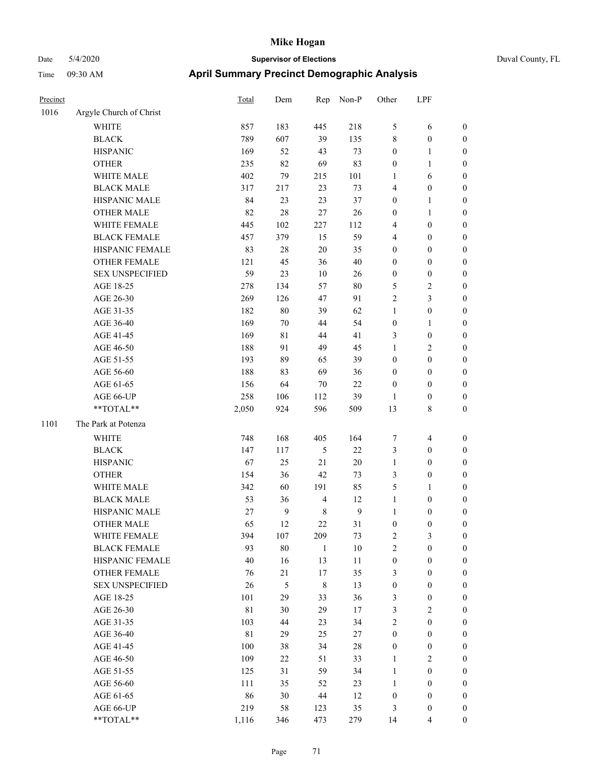# Mike Hogan

Date 5/4/2020 **Supervisor of Elections** Duval County, FL

Time 09:30 AM **April Summary Precinct Demographic Analysis**

| Precinct | | Total | Dem | Rep | Non-P | Other | LPF | |
|---|---|---|---|---|---|---|---|---|
| 1016 | Argyle Church of Christ | | | | | | | |
| | WHITE | 857 | 183 | 445 | 218 | 5 | 6 | 0 |
| | BLACK | 789 | 607 | 39 | 135 | 8 | 0 | 0 |
| | HISPANIC | 169 | 52 | 43 | 73 | 0 | 1 | 0 |
| | OTHER | 235 | 82 | 69 | 83 | 0 | 1 | 0 |
| | WHITE MALE | 402 | 79 | 215 | 101 | 1 | 6 | 0 |
| | BLACK MALE | 317 | 217 | 23 | 73 | 4 | 0 | 0 |
| | HISPANIC MALE | 84 | 23 | 23 | 37 | 0 | 1 | 0 |
| | OTHER MALE | 82 | 28 | 27 | 26 | 0 | 1 | 0 |
| | WHITE FEMALE | 445 | 102 | 227 | 112 | 4 | 0 | 0 |
| | BLACK FEMALE | 457 | 379 | 15 | 59 | 4 | 0 | 0 |
| | HISPANIC FEMALE | 83 | 28 | 20 | 35 | 0 | 0 | 0 |
| | OTHER FEMALE | 121 | 45 | 36 | 40 | 0 | 0 | 0 |
| | SEX UNSPECIFIED | 59 | 23 | 10 | 26 | 0 | 0 | 0 |
| | AGE 18-25 | 278 | 134 | 57 | 80 | 5 | 2 | 0 |
| | AGE 26-30 | 269 | 126 | 47 | 91 | 2 | 3 | 0 |
| | AGE 31-35 | 182 | 80 | 39 | 62 | 1 | 0 | 0 |
| | AGE 36-40 | 169 | 70 | 44 | 54 | 0 | 1 | 0 |
| | AGE 41-45 | 169 | 81 | 44 | 41 | 3 | 0 | 0 |
| | AGE 46-50 | 188 | 91 | 49 | 45 | 1 | 2 | 0 |
| | AGE 51-55 | 193 | 89 | 65 | 39 | 0 | 0 | 0 |
| | AGE 56-60 | 188 | 83 | 69 | 36 | 0 | 0 | 0 |
| | AGE 61-65 | 156 | 64 | 70 | 22 | 0 | 0 | 0 |
| | AGE 66-UP | 258 | 106 | 112 | 39 | 1 | 0 | 0 |
| | **TOTAL** | 2,050 | 924 | 596 | 509 | 13 | 8 | 0 |
| 1101 | The Park at Potenza | | | | | | | |
| | WHITE | 748 | 168 | 405 | 164 | 7 | 4 | 0 |
| | BLACK | 147 | 117 | 5 | 22 | 3 | 0 | 0 |
| | HISPANIC | 67 | 25 | 21 | 20 | 1 | 0 | 0 |
| | OTHER | 154 | 36 | 42 | 73 | 3 | 0 | 0 |
| | WHITE MALE | 342 | 60 | 191 | 85 | 5 | 1 | 0 |
| | BLACK MALE | 53 | 36 | 4 | 12 | 1 | 0 | 0 |
| | HISPANIC MALE | 27 | 9 | 8 | 9 | 1 | 0 | 0 |
| | OTHER MALE | 65 | 12 | 22 | 31 | 0 | 0 | 0 |
| | WHITE FEMALE | 394 | 107 | 209 | 73 | 2 | 3 | 0 |
| | BLACK FEMALE | 93 | 80 | 1 | 10 | 2 | 0 | 0 |
| | HISPANIC FEMALE | 40 | 16 | 13 | 11 | 0 | 0 | 0 |
| | OTHER FEMALE | 76 | 21 | 17 | 35 | 3 | 0 | 0 |
| | SEX UNSPECIFIED | 26 | 5 | 8 | 13 | 0 | 0 | 0 |
| | AGE 18-25 | 101 | 29 | 33 | 36 | 3 | 0 | 0 |
| | AGE 26-30 | 81 | 30 | 29 | 17 | 3 | 2 | 0 |
| | AGE 31-35 | 103 | 44 | 23 | 34 | 2 | 0 | 0 |
| | AGE 36-40 | 81 | 29 | 25 | 27 | 0 | 0 | 0 |
| | AGE 41-45 | 100 | 38 | 34 | 28 | 0 | 0 | 0 |
| | AGE 46-50 | 109 | 22 | 51 | 33 | 1 | 2 | 0 |
| | AGE 51-55 | 125 | 31 | 59 | 34 | 1 | 0 | 0 |
| | AGE 56-60 | 111 | 35 | 52 | 23 | 1 | 0 | 0 |
| | AGE 61-65 | 86 | 30 | 44 | 12 | 0 | 0 | 0 |
| | AGE 66-UP | 219 | 58 | 123 | 35 | 3 | 0 | 0 |
| | **TOTAL** | 1,116 | 346 | 473 | 279 | 14 | 4 | 0 |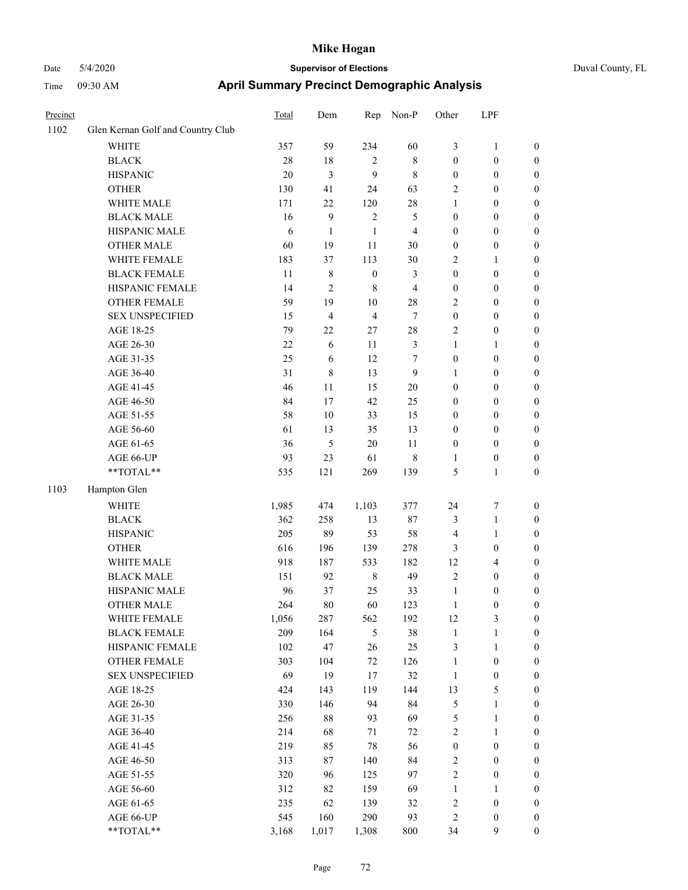# Mike Hogan

Date 5/4/2020 **Supervisor of Elections** Duval County, FL

Time 09:30 AM **April Summary Precinct Demographic Analysis**

| Precinct | | Total | Dem | Rep | Non-P | Other | LPF | |
|---|---|---|---|---|---|---|---|---|
| 1102 | Glen Kernan Golf and Country Club | | | | | | | |
| | WHITE | 357 | 59 | 234 | 60 | 3 | 1 | 0 |
| | BLACK | 28 | 18 | 2 | 8 | 0 | 0 | 0 |
| | HISPANIC | 20 | 3 | 9 | 8 | 0 | 0 | 0 |
| | OTHER | 130 | 41 | 24 | 63 | 2 | 0 | 0 |
| | WHITE MALE | 171 | 22 | 120 | 28 | 1 | 0 | 0 |
| | BLACK MALE | 16 | 9 | 2 | 5 | 0 | 0 | 0 |
| | HISPANIC MALE | 6 | 1 | 1 | 4 | 0 | 0 | 0 |
| | OTHER MALE | 60 | 19 | 11 | 30 | 0 | 0 | 0 |
| | WHITE FEMALE | 183 | 37 | 113 | 30 | 2 | 1 | 0 |
| | BLACK FEMALE | 11 | 8 | 0 | 3 | 0 | 0 | 0 |
| | HISPANIC FEMALE | 14 | 2 | 8 | 4 | 0 | 0 | 0 |
| | OTHER FEMALE | 59 | 19 | 10 | 28 | 2 | 0 | 0 |
| | SEX UNSPECIFIED | 15 | 4 | 4 | 7 | 0 | 0 | 0 |
| | AGE 18-25 | 79 | 22 | 27 | 28 | 2 | 0 | 0 |
| | AGE 26-30 | 22 | 6 | 11 | 3 | 1 | 1 | 0 |
| | AGE 31-35 | 25 | 6 | 12 | 7 | 0 | 0 | 0 |
| | AGE 36-40 | 31 | 8 | 13 | 9 | 1 | 0 | 0 |
| | AGE 41-45 | 46 | 11 | 15 | 20 | 0 | 0 | 0 |
| | AGE 46-50 | 84 | 17 | 42 | 25 | 0 | 0 | 0 |
| | AGE 51-55 | 58 | 10 | 33 | 15 | 0 | 0 | 0 |
| | AGE 56-60 | 61 | 13 | 35 | 13 | 0 | 0 | 0 |
| | AGE 61-65 | 36 | 5 | 20 | 11 | 0 | 0 | 0 |
| | AGE 66-UP | 93 | 23 | 61 | 8 | 1 | 0 | 0 |
| | **TOTAL** | 535 | 121 | 269 | 139 | 5 | 1 | 0 |
| 1103 | Hampton Glen | | | | | | | |
| | WHITE | 1,985 | 474 | 1,103 | 377 | 24 | 7 | 0 |
| | BLACK | 362 | 258 | 13 | 87 | 3 | 1 | 0 |
| | HISPANIC | 205 | 89 | 53 | 58 | 4 | 1 | 0 |
| | OTHER | 616 | 196 | 139 | 278 | 3 | 0 | 0 |
| | WHITE MALE | 918 | 187 | 533 | 182 | 12 | 4 | 0 |
| | BLACK MALE | 151 | 92 | 8 | 49 | 2 | 0 | 0 |
| | HISPANIC MALE | 96 | 37 | 25 | 33 | 1 | 0 | 0 |
| | OTHER MALE | 264 | 80 | 60 | 123 | 1 | 0 | 0 |
| | WHITE FEMALE | 1,056 | 287 | 562 | 192 | 12 | 3 | 0 |
| | BLACK FEMALE | 209 | 164 | 5 | 38 | 1 | 1 | 0 |
| | HISPANIC FEMALE | 102 | 47 | 26 | 25 | 3 | 1 | 0 |
| | OTHER FEMALE | 303 | 104 | 72 | 126 | 1 | 0 | 0 |
| | SEX UNSPECIFIED | 69 | 19 | 17 | 32 | 1 | 0 | 0 |
| | AGE 18-25 | 424 | 143 | 119 | 144 | 13 | 5 | 0 |
| | AGE 26-30 | 330 | 146 | 94 | 84 | 5 | 1 | 0 |
| | AGE 31-35 | 256 | 88 | 93 | 69 | 5 | 1 | 0 |
| | AGE 36-40 | 214 | 68 | 71 | 72 | 2 | 1 | 0 |
| | AGE 41-45 | 219 | 85 | 78 | 56 | 0 | 0 | 0 |
| | AGE 46-50 | 313 | 87 | 140 | 84 | 2 | 0 | 0 |
| | AGE 51-55 | 320 | 96 | 125 | 97 | 2 | 0 | 0 |
| | AGE 56-60 | 312 | 82 | 159 | 69 | 1 | 1 | 0 |
| | AGE 61-65 | 235 | 62 | 139 | 32 | 2 | 0 | 0 |
| | AGE 66-UP | 545 | 160 | 290 | 93 | 2 | 0 | 0 |
| | **TOTAL** | 3,168 | 1,017 | 1,308 | 800 | 34 | 9 | 0 |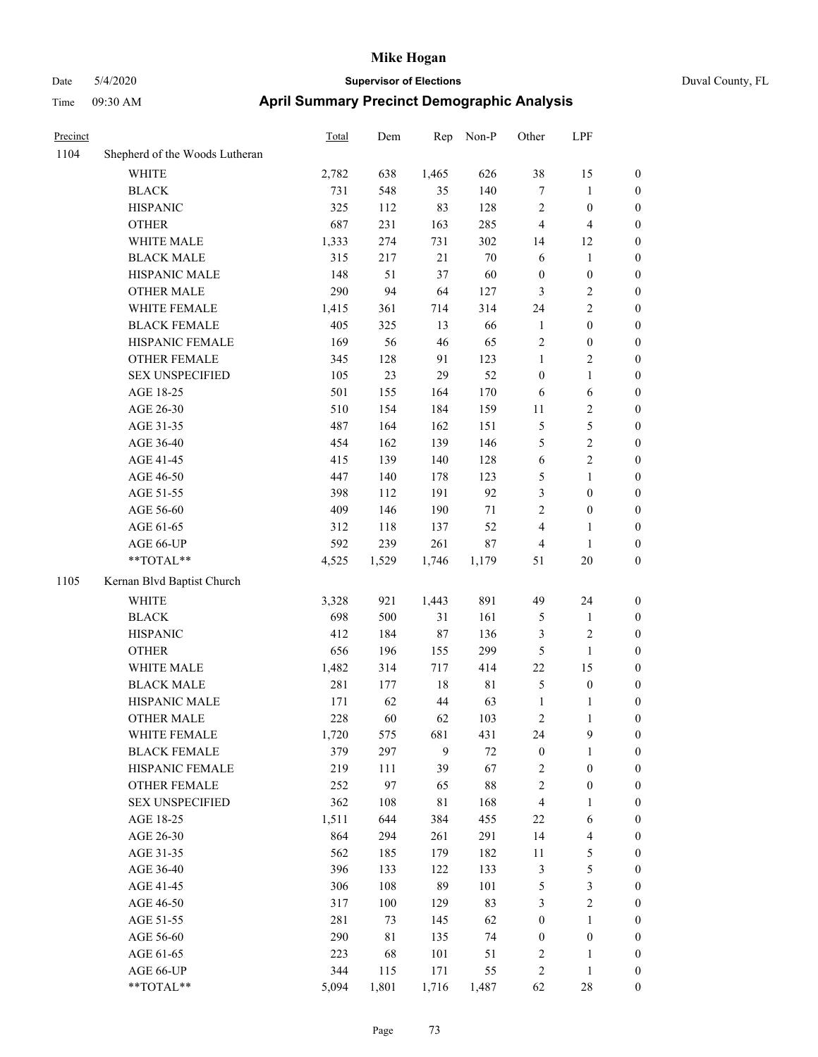# Mike Hogan

Date 5/4/2020 **Supervisor of Elections** Duval County, FL

Time 09:30 AM **April Summary Precinct Demographic Analysis**

| Precinct | | Total | Dem | Rep | Non-P | Other | LPF | |
|---|---|---|---|---|---|---|---|---|
| 1104 | Shepherd of the Woods Lutheran | | | | | | | |
| | WHITE | 2,782 | 638 | 1,465 | 626 | 38 | 15 | 0 |
| | BLACK | 731 | 548 | 35 | 140 | 7 | 1 | 0 |
| | HISPANIC | 325 | 112 | 83 | 128 | 2 | 0 | 0 |
| | OTHER | 687 | 231 | 163 | 285 | 4 | 4 | 0 |
| | WHITE MALE | 1,333 | 274 | 731 | 302 | 14 | 12 | 0 |
| | BLACK MALE | 315 | 217 | 21 | 70 | 6 | 1 | 0 |
| | HISPANIC MALE | 148 | 51 | 37 | 60 | 0 | 0 | 0 |
| | OTHER MALE | 290 | 94 | 64 | 127 | 3 | 2 | 0 |
| | WHITE FEMALE | 1,415 | 361 | 714 | 314 | 24 | 2 | 0 |
| | BLACK FEMALE | 405 | 325 | 13 | 66 | 1 | 0 | 0 |
| | HISPANIC FEMALE | 169 | 56 | 46 | 65 | 2 | 0 | 0 |
| | OTHER FEMALE | 345 | 128 | 91 | 123 | 1 | 2 | 0 |
| | SEX UNSPECIFIED | 105 | 23 | 29 | 52 | 0 | 1 | 0 |
| | AGE 18-25 | 501 | 155 | 164 | 170 | 6 | 6 | 0 |
| | AGE 26-30 | 510 | 154 | 184 | 159 | 11 | 2 | 0 |
| | AGE 31-35 | 487 | 164 | 162 | 151 | 5 | 5 | 0 |
| | AGE 36-40 | 454 | 162 | 139 | 146 | 5 | 2 | 0 |
| | AGE 41-45 | 415 | 139 | 140 | 128 | 6 | 2 | 0 |
| | AGE 46-50 | 447 | 140 | 178 | 123 | 5 | 1 | 0 |
| | AGE 51-55 | 398 | 112 | 191 | 92 | 3 | 0 | 0 |
| | AGE 56-60 | 409 | 146 | 190 | 71 | 2 | 0 | 0 |
| | AGE 61-65 | 312 | 118 | 137 | 52 | 4 | 1 | 0 |
| | AGE 66-UP | 592 | 239 | 261 | 87 | 4 | 1 | 0 |
| | **TOTAL** | 4,525 | 1,529 | 1,746 | 1,179 | 51 | 20 | 0 |
| 1105 | Kernan Blvd Baptist Church | | | | | | | |
| | WHITE | 3,328 | 921 | 1,443 | 891 | 49 | 24 | 0 |
| | BLACK | 698 | 500 | 31 | 161 | 5 | 1 | 0 |
| | HISPANIC | 412 | 184 | 87 | 136 | 3 | 2 | 0 |
| | OTHER | 656 | 196 | 155 | 299 | 5 | 1 | 0 |
| | WHITE MALE | 1,482 | 314 | 717 | 414 | 22 | 15 | 0 |
| | BLACK MALE | 281 | 177 | 18 | 81 | 5 | 0 | 0 |
| | HISPANIC MALE | 171 | 62 | 44 | 63 | 1 | 1 | 0 |
| | OTHER MALE | 228 | 60 | 62 | 103 | 2 | 1 | 0 |
| | WHITE FEMALE | 1,720 | 575 | 681 | 431 | 24 | 9 | 0 |
| | BLACK FEMALE | 379 | 297 | 9 | 72 | 0 | 1 | 0 |
| | HISPANIC FEMALE | 219 | 111 | 39 | 67 | 2 | 0 | 0 |
| | OTHER FEMALE | 252 | 97 | 65 | 88 | 2 | 0 | 0 |
| | SEX UNSPECIFIED | 362 | 108 | 81 | 168 | 4 | 1 | 0 |
| | AGE 18-25 | 1,511 | 644 | 384 | 455 | 22 | 6 | 0 |
| | AGE 26-30 | 864 | 294 | 261 | 291 | 14 | 4 | 0 |
| | AGE 31-35 | 562 | 185 | 179 | 182 | 11 | 5 | 0 |
| | AGE 36-40 | 396 | 133 | 122 | 133 | 3 | 5 | 0 |
| | AGE 41-45 | 306 | 108 | 89 | 101 | 5 | 3 | 0 |
| | AGE 46-50 | 317 | 100 | 129 | 83 | 3 | 2 | 0 |
| | AGE 51-55 | 281 | 73 | 145 | 62 | 0 | 1 | 0 |
| | AGE 56-60 | 290 | 81 | 135 | 74 | 0 | 0 | 0 |
| | AGE 61-65 | 223 | 68 | 101 | 51 | 2 | 1 | 0 |
| | AGE 66-UP | 344 | 115 | 171 | 55 | 2 | 1 | 0 |
| | **TOTAL** | 5,094 | 1,801 | 1,716 | 1,487 | 62 | 28 | 0 |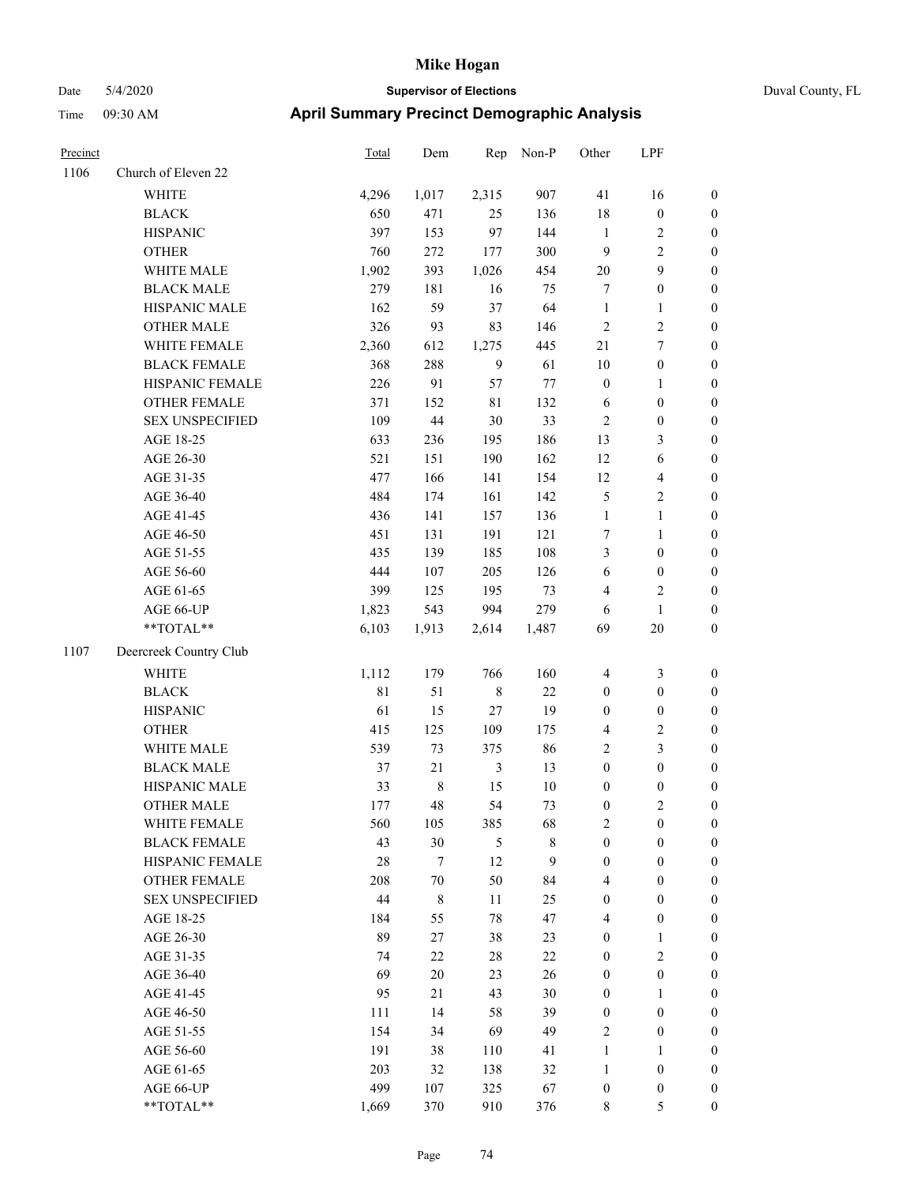# Mike Hogan

Date 5/4/2020 **Supervisor of Elections** Duval County, FL

Time 09:30 AM **April Summary Precinct Demographic Analysis**

| Precinct | | Total | Dem | Rep | Non-P | Other | LPF | |
|---|---|---|---|---|---|---|---|---|
| 1106 | Church of Eleven 22 | | | | | | | |
| | WHITE | 4,296 | 1,017 | 2,315 | 907 | 41 | 16 | 0 |
| | BLACK | 650 | 471 | 25 | 136 | 18 | 0 | 0 |
| | HISPANIC | 397 | 153 | 97 | 144 | 1 | 2 | 0 |
| | OTHER | 760 | 272 | 177 | 300 | 9 | 2 | 0 |
| | WHITE MALE | 1,902 | 393 | 1,026 | 454 | 20 | 9 | 0 |
| | BLACK MALE | 279 | 181 | 16 | 75 | 7 | 0 | 0 |
| | HISPANIC MALE | 162 | 59 | 37 | 64 | 1 | 1 | 0 |
| | OTHER MALE | 326 | 93 | 83 | 146 | 2 | 2 | 0 |
| | WHITE FEMALE | 2,360 | 612 | 1,275 | 445 | 21 | 7 | 0 |
| | BLACK FEMALE | 368 | 288 | 9 | 61 | 10 | 0 | 0 |
| | HISPANIC FEMALE | 226 | 91 | 57 | 77 | 0 | 1 | 0 |
| | OTHER FEMALE | 371 | 152 | 81 | 132 | 6 | 0 | 0 |
| | SEX UNSPECIFIED | 109 | 44 | 30 | 33 | 2 | 0 | 0 |
| | AGE 18-25 | 633 | 236 | 195 | 186 | 13 | 3 | 0 |
| | AGE 26-30 | 521 | 151 | 190 | 162 | 12 | 6 | 0 |
| | AGE 31-35 | 477 | 166 | 141 | 154 | 12 | 4 | 0 |
| | AGE 36-40 | 484 | 174 | 161 | 142 | 5 | 2 | 0 |
| | AGE 41-45 | 436 | 141 | 157 | 136 | 1 | 1 | 0 |
| | AGE 46-50 | 451 | 131 | 191 | 121 | 7 | 1 | 0 |
| | AGE 51-55 | 435 | 139 | 185 | 108 | 3 | 0 | 0 |
| | AGE 56-60 | 444 | 107 | 205 | 126 | 6 | 0 | 0 |
| | AGE 61-65 | 399 | 125 | 195 | 73 | 4 | 2 | 0 |
| | AGE 66-UP | 1,823 | 543 | 994 | 279 | 6 | 1 | 0 |
| | **TOTAL** | 6,103 | 1,913 | 2,614 | 1,487 | 69 | 20 | 0 |
| 1107 | Deercreek Country Club | | | | | | | |
| | WHITE | 1,112 | 179 | 766 | 160 | 4 | 3 | 0 |
| | BLACK | 81 | 51 | 8 | 22 | 0 | 0 | 0 |
| | HISPANIC | 61 | 15 | 27 | 19 | 0 | 0 | 0 |
| | OTHER | 415 | 125 | 109 | 175 | 4 | 2 | 0 |
| | WHITE MALE | 539 | 73 | 375 | 86 | 2 | 3 | 0 |
| | BLACK MALE | 37 | 21 | 3 | 13 | 0 | 0 | 0 |
| | HISPANIC MALE | 33 | 8 | 15 | 10 | 0 | 0 | 0 |
| | OTHER MALE | 177 | 48 | 54 | 73 | 0 | 2 | 0 |
| | WHITE FEMALE | 560 | 105 | 385 | 68 | 2 | 0 | 0 |
| | BLACK FEMALE | 43 | 30 | 5 | 8 | 0 | 0 | 0 |
| | HISPANIC FEMALE | 28 | 7 | 12 | 9 | 0 | 0 | 0 |
| | OTHER FEMALE | 208 | 70 | 50 | 84 | 4 | 0 | 0 |
| | SEX UNSPECIFIED | 44 | 8 | 11 | 25 | 0 | 0 | 0 |
| | AGE 18-25 | 184 | 55 | 78 | 47 | 4 | 0 | 0 |
| | AGE 26-30 | 89 | 27 | 38 | 23 | 0 | 1 | 0 |
| | AGE 31-35 | 74 | 22 | 28 | 22 | 0 | 2 | 0 |
| | AGE 36-40 | 69 | 20 | 23 | 26 | 0 | 0 | 0 |
| | AGE 41-45 | 95 | 21 | 43 | 30 | 0 | 1 | 0 |
| | AGE 46-50 | 111 | 14 | 58 | 39 | 0 | 0 | 0 |
| | AGE 51-55 | 154 | 34 | 69 | 49 | 2 | 0 | 0 |
| | AGE 56-60 | 191 | 38 | 110 | 41 | 1 | 1 | 0 |
| | AGE 61-65 | 203 | 32 | 138 | 32 | 1 | 0 | 0 |
| | AGE 66-UP | 499 | 107 | 325 | 67 | 0 | 0 | 0 |
| | **TOTAL** | 1,669 | 370 | 910 | 376 | 8 | 5 | 0 |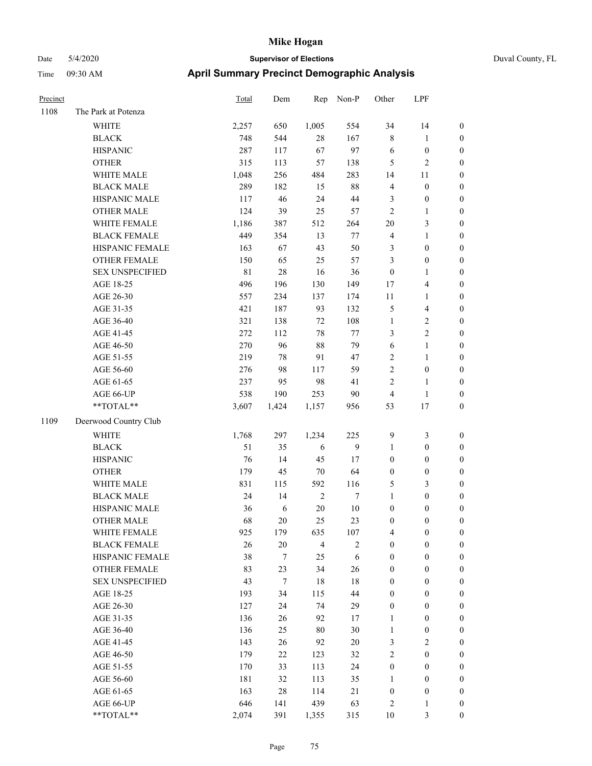# Mike Hogan

Date 5/4/2020 **Supervisor of Elections** Duval County, FL

Time 09:30 AM **April Summary Precinct Demographic Analysis**

| Precinct | | Total | Dem | Rep | Non-P | Other | LPF | |
|---|---|---|---|---|---|---|---|---|
| 1108 | The Park at Potenza | | | | | | | |
| | WHITE | 2,257 | 650 | 1,005 | 554 | 34 | 14 | 0 |
| | BLACK | 748 | 544 | 28 | 167 | 8 | 1 | 0 |
| | HISPANIC | 287 | 117 | 67 | 97 | 6 | 0 | 0 |
| | OTHER | 315 | 113 | 57 | 138 | 5 | 2 | 0 |
| | WHITE MALE | 1,048 | 256 | 484 | 283 | 14 | 11 | 0 |
| | BLACK MALE | 289 | 182 | 15 | 88 | 4 | 0 | 0 |
| | HISPANIC MALE | 117 | 46 | 24 | 44 | 3 | 0 | 0 |
| | OTHER MALE | 124 | 39 | 25 | 57 | 2 | 1 | 0 |
| | WHITE FEMALE | 1,186 | 387 | 512 | 264 | 20 | 3 | 0 |
| | BLACK FEMALE | 449 | 354 | 13 | 77 | 4 | 1 | 0 |
| | HISPANIC FEMALE | 163 | 67 | 43 | 50 | 3 | 0 | 0 |
| | OTHER FEMALE | 150 | 65 | 25 | 57 | 3 | 0 | 0 |
| | SEX UNSPECIFIED | 81 | 28 | 16 | 36 | 0 | 1 | 0 |
| | AGE 18-25 | 496 | 196 | 130 | 149 | 17 | 4 | 0 |
| | AGE 26-30 | 557 | 234 | 137 | 174 | 11 | 1 | 0 |
| | AGE 31-35 | 421 | 187 | 93 | 132 | 5 | 4 | 0 |
| | AGE 36-40 | 321 | 138 | 72 | 108 | 1 | 2 | 0 |
| | AGE 41-45 | 272 | 112 | 78 | 77 | 3 | 2 | 0 |
| | AGE 46-50 | 270 | 96 | 88 | 79 | 6 | 1 | 0 |
| | AGE 51-55 | 219 | 78 | 91 | 47 | 2 | 1 | 0 |
| | AGE 56-60 | 276 | 98 | 117 | 59 | 2 | 0 | 0 |
| | AGE 61-65 | 237 | 95 | 98 | 41 | 2 | 1 | 0 |
| | AGE 66-UP | 538 | 190 | 253 | 90 | 4 | 1 | 0 |
| | **TOTAL** | 3,607 | 1,424 | 1,157 | 956 | 53 | 17 | 0 |
| 1109 | Deerwood Country Club | | | | | | | |
| | WHITE | 1,768 | 297 | 1,234 | 225 | 9 | 3 | 0 |
| | BLACK | 51 | 35 | 6 | 9 | 1 | 0 | 0 |
| | HISPANIC | 76 | 14 | 45 | 17 | 0 | 0 | 0 |
| | OTHER | 179 | 45 | 70 | 64 | 0 | 0 | 0 |
| | WHITE MALE | 831 | 115 | 592 | 116 | 5 | 3 | 0 |
| | BLACK MALE | 24 | 14 | 2 | 7 | 1 | 0 | 0 |
| | HISPANIC MALE | 36 | 6 | 20 | 10 | 0 | 0 | 0 |
| | OTHER MALE | 68 | 20 | 25 | 23 | 0 | 0 | 0 |
| | WHITE FEMALE | 925 | 179 | 635 | 107 | 4 | 0 | 0 |
| | BLACK FEMALE | 26 | 20 | 4 | 2 | 0 | 0 | 0 |
| | HISPANIC FEMALE | 38 | 7 | 25 | 6 | 0 | 0 | 0 |
| | OTHER FEMALE | 83 | 23 | 34 | 26 | 0 | 0 | 0 |
| | SEX UNSPECIFIED | 43 | 7 | 18 | 18 | 0 | 0 | 0 |
| | AGE 18-25 | 193 | 34 | 115 | 44 | 0 | 0 | 0 |
| | AGE 26-30 | 127 | 24 | 74 | 29 | 0 | 0 | 0 |
| | AGE 31-35 | 136 | 26 | 92 | 17 | 1 | 0 | 0 |
| | AGE 36-40 | 136 | 25 | 80 | 30 | 1 | 0 | 0 |
| | AGE 41-45 | 143 | 26 | 92 | 20 | 3 | 2 | 0 |
| | AGE 46-50 | 179 | 22 | 123 | 32 | 2 | 0 | 0 |
| | AGE 51-55 | 170 | 33 | 113 | 24 | 0 | 0 | 0 |
| | AGE 56-60 | 181 | 32 | 113 | 35 | 1 | 0 | 0 |
| | AGE 61-65 | 163 | 28 | 114 | 21 | 0 | 0 | 0 |
| | AGE 66-UP | 646 | 141 | 439 | 63 | 2 | 1 | 0 |
| | **TOTAL** | 2,074 | 391 | 1,355 | 315 | 10 | 3 | 0 |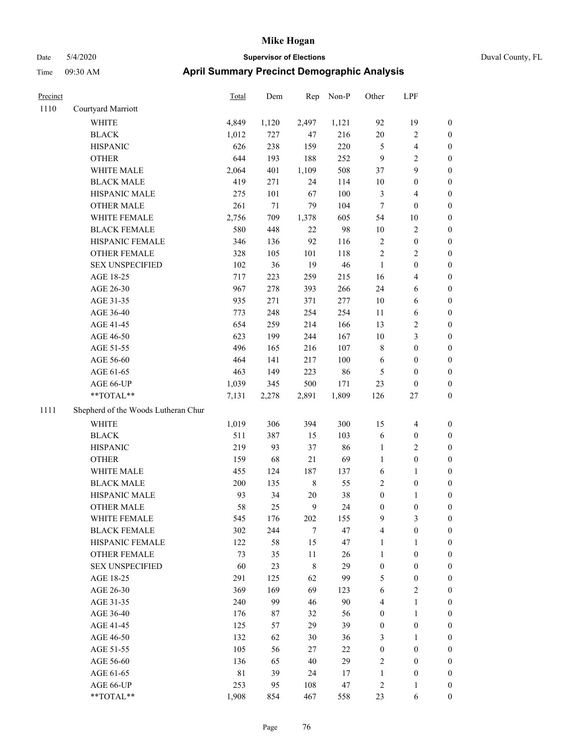# Mike Hogan

Date 5/4/2020 **Supervisor of Elections** Duval County, FL

Time 09:30 AM **April Summary Precinct Demographic Analysis**

| Precinct | | Total | Dem | Rep | Non-P | Other | LPF | |
|---|---|---|---|---|---|---|---|---|
| 1110 | Courtyard Marriott | | | | | | | |
| | WHITE | 4,849 | 1,120 | 2,497 | 1,121 | 92 | 19 | 0 |
| | BLACK | 1,012 | 727 | 47 | 216 | 20 | 2 | 0 |
| | HISPANIC | 626 | 238 | 159 | 220 | 5 | 4 | 0 |
| | OTHER | 644 | 193 | 188 | 252 | 9 | 2 | 0 |
| | WHITE MALE | 2,064 | 401 | 1,109 | 508 | 37 | 9 | 0 |
| | BLACK MALE | 419 | 271 | 24 | 114 | 10 | 0 | 0 |
| | HISPANIC MALE | 275 | 101 | 67 | 100 | 3 | 4 | 0 |
| | OTHER MALE | 261 | 71 | 79 | 104 | 7 | 0 | 0 |
| | WHITE FEMALE | 2,756 | 709 | 1,378 | 605 | 54 | 10 | 0 |
| | BLACK FEMALE | 580 | 448 | 22 | 98 | 10 | 2 | 0 |
| | HISPANIC FEMALE | 346 | 136 | 92 | 116 | 2 | 0 | 0 |
| | OTHER FEMALE | 328 | 105 | 101 | 118 | 2 | 2 | 0 |
| | SEX UNSPECIFIED | 102 | 36 | 19 | 46 | 1 | 0 | 0 |
| | AGE 18-25 | 717 | 223 | 259 | 215 | 16 | 4 | 0 |
| | AGE 26-30 | 967 | 278 | 393 | 266 | 24 | 6 | 0 |
| | AGE 31-35 | 935 | 271 | 371 | 277 | 10 | 6 | 0 |
| | AGE 36-40 | 773 | 248 | 254 | 254 | 11 | 6 | 0 |
| | AGE 41-45 | 654 | 259 | 214 | 166 | 13 | 2 | 0 |
| | AGE 46-50 | 623 | 199 | 244 | 167 | 10 | 3 | 0 |
| | AGE 51-55 | 496 | 165 | 216 | 107 | 8 | 0 | 0 |
| | AGE 56-60 | 464 | 141 | 217 | 100 | 6 | 0 | 0 |
| | AGE 61-65 | 463 | 149 | 223 | 86 | 5 | 0 | 0 |
| | AGE 66-UP | 1,039 | 345 | 500 | 171 | 23 | 0 | 0 |
| | **TOTAL** | 7,131 | 2,278 | 2,891 | 1,809 | 126 | 27 | 0 |
| 1111 | Shepherd of the Woods Lutheran Chur | | | | | | | |
| | WHITE | 1,019 | 306 | 394 | 300 | 15 | 4 | 0 |
| | BLACK | 511 | 387 | 15 | 103 | 6 | 0 | 0 |
| | HISPANIC | 219 | 93 | 37 | 86 | 1 | 2 | 0 |
| | OTHER | 159 | 68 | 21 | 69 | 1 | 0 | 0 |
| | WHITE MALE | 455 | 124 | 187 | 137 | 6 | 1 | 0 |
| | BLACK MALE | 200 | 135 | 8 | 55 | 2 | 0 | 0 |
| | HISPANIC MALE | 93 | 34 | 20 | 38 | 0 | 1 | 0 |
| | OTHER MALE | 58 | 25 | 9 | 24 | 0 | 0 | 0 |
| | WHITE FEMALE | 545 | 176 | 202 | 155 | 9 | 3 | 0 |
| | BLACK FEMALE | 302 | 244 | 7 | 47 | 4 | 0 | 0 |
| | HISPANIC FEMALE | 122 | 58 | 15 | 47 | 1 | 1 | 0 |
| | OTHER FEMALE | 73 | 35 | 11 | 26 | 1 | 0 | 0 |
| | SEX UNSPECIFIED | 60 | 23 | 8 | 29 | 0 | 0 | 0 |
| | AGE 18-25 | 291 | 125 | 62 | 99 | 5 | 0 | 0 |
| | AGE 26-30 | 369 | 169 | 69 | 123 | 6 | 2 | 0 |
| | AGE 31-35 | 240 | 99 | 46 | 90 | 4 | 1 | 0 |
| | AGE 36-40 | 176 | 87 | 32 | 56 | 0 | 1 | 0 |
| | AGE 41-45 | 125 | 57 | 29 | 39 | 0 | 0 | 0 |
| | AGE 46-50 | 132 | 62 | 30 | 36 | 3 | 1 | 0 |
| | AGE 51-55 | 105 | 56 | 27 | 22 | 0 | 0 | 0 |
| | AGE 56-60 | 136 | 65 | 40 | 29 | 2 | 0 | 0 |
| | AGE 61-65 | 81 | 39 | 24 | 17 | 1 | 0 | 0 |
| | AGE 66-UP | 253 | 95 | 108 | 47 | 2 | 1 | 0 |
| | **TOTAL** | 1,908 | 854 | 467 | 558 | 23 | 6 | 0 |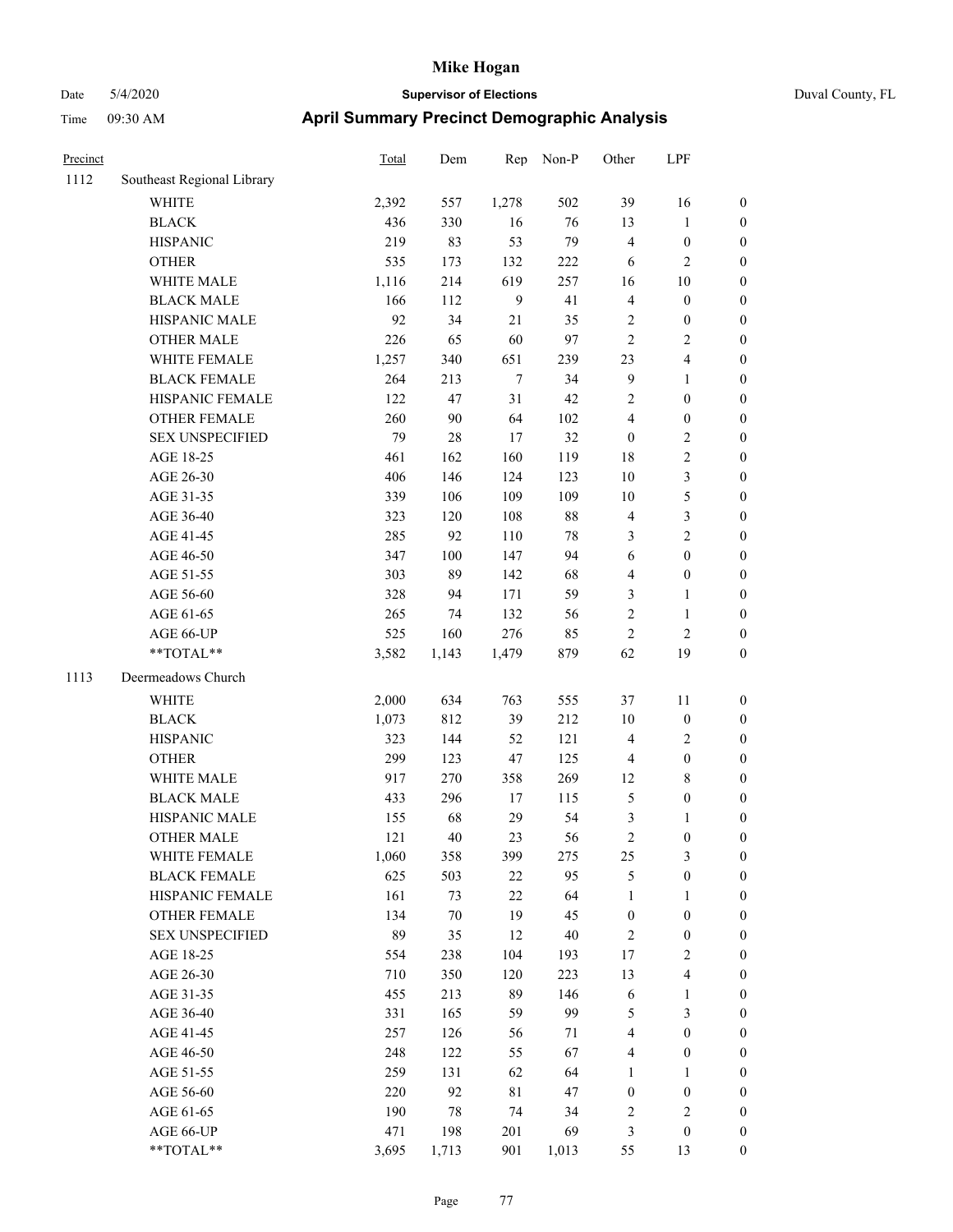# Mike Hogan

Date 5/4/2020 **Supervisor of Elections** Duval County, FL

Time 09:30 AM **April Summary Precinct Demographic Analysis**

| Precinct | | Total | Dem | Rep | Non-P | Other | LPF | |
|---|---|---|---|---|---|---|---|---|
| 1112 | Southeast Regional Library | | | | | | | |
| | WHITE | 2,392 | 557 | 1,278 | 502 | 39 | 16 | 0 |
| | BLACK | 436 | 330 | 16 | 76 | 13 | 1 | 0 |
| | HISPANIC | 219 | 83 | 53 | 79 | 4 | 0 | 0 |
| | OTHER | 535 | 173 | 132 | 222 | 6 | 2 | 0 |
| | WHITE MALE | 1,116 | 214 | 619 | 257 | 16 | 10 | 0 |
| | BLACK MALE | 166 | 112 | 9 | 41 | 4 | 0 | 0 |
| | HISPANIC MALE | 92 | 34 | 21 | 35 | 2 | 0 | 0 |
| | OTHER MALE | 226 | 65 | 60 | 97 | 2 | 2 | 0 |
| | WHITE FEMALE | 1,257 | 340 | 651 | 239 | 23 | 4 | 0 |
| | BLACK FEMALE | 264 | 213 | 7 | 34 | 9 | 1 | 0 |
| | HISPANIC FEMALE | 122 | 47 | 31 | 42 | 2 | 0 | 0 |
| | OTHER FEMALE | 260 | 90 | 64 | 102 | 4 | 0 | 0 |
| | SEX UNSPECIFIED | 79 | 28 | 17 | 32 | 0 | 2 | 0 |
| | AGE 18-25 | 461 | 162 | 160 | 119 | 18 | 2 | 0 |
| | AGE 26-30 | 406 | 146 | 124 | 123 | 10 | 3 | 0 |
| | AGE 31-35 | 339 | 106 | 109 | 109 | 10 | 5 | 0 |
| | AGE 36-40 | 323 | 120 | 108 | 88 | 4 | 3 | 0 |
| | AGE 41-45 | 285 | 92 | 110 | 78 | 3 | 2 | 0 |
| | AGE 46-50 | 347 | 100 | 147 | 94 | 6 | 0 | 0 |
| | AGE 51-55 | 303 | 89 | 142 | 68 | 4 | 0 | 0 |
| | AGE 56-60 | 328 | 94 | 171 | 59 | 3 | 1 | 0 |
| | AGE 61-65 | 265 | 74 | 132 | 56 | 2 | 1 | 0 |
| | AGE 66-UP | 525 | 160 | 276 | 85 | 2 | 2 | 0 |
| | **TOTAL** | 3,582 | 1,143 | 1,479 | 879 | 62 | 19 | 0 |
| 1113 | Deermeadows Church | | | | | | | |
| | WHITE | 2,000 | 634 | 763 | 555 | 37 | 11 | 0 |
| | BLACK | 1,073 | 812 | 39 | 212 | 10 | 0 | 0 |
| | HISPANIC | 323 | 144 | 52 | 121 | 4 | 2 | 0 |
| | OTHER | 299 | 123 | 47 | 125 | 4 | 0 | 0 |
| | WHITE MALE | 917 | 270 | 358 | 269 | 12 | 8 | 0 |
| | BLACK MALE | 433 | 296 | 17 | 115 | 5 | 0 | 0 |
| | HISPANIC MALE | 155 | 68 | 29 | 54 | 3 | 1 | 0 |
| | OTHER MALE | 121 | 40 | 23 | 56 | 2 | 0 | 0 |
| | WHITE FEMALE | 1,060 | 358 | 399 | 275 | 25 | 3 | 0 |
| | BLACK FEMALE | 625 | 503 | 22 | 95 | 5 | 0 | 0 |
| | HISPANIC FEMALE | 161 | 73 | 22 | 64 | 1 | 1 | 0 |
| | OTHER FEMALE | 134 | 70 | 19 | 45 | 0 | 0 | 0 |
| | SEX UNSPECIFIED | 89 | 35 | 12 | 40 | 2 | 0 | 0 |
| | AGE 18-25 | 554 | 238 | 104 | 193 | 17 | 2 | 0 |
| | AGE 26-30 | 710 | 350 | 120 | 223 | 13 | 4 | 0 |
| | AGE 31-35 | 455 | 213 | 89 | 146 | 6 | 1 | 0 |
| | AGE 36-40 | 331 | 165 | 59 | 99 | 5 | 3 | 0 |
| | AGE 41-45 | 257 | 126 | 56 | 71 | 4 | 0 | 0 |
| | AGE 46-50 | 248 | 122 | 55 | 67 | 4 | 0 | 0 |
| | AGE 51-55 | 259 | 131 | 62 | 64 | 1 | 1 | 0 |
| | AGE 56-60 | 220 | 92 | 81 | 47 | 0 | 0 | 0 |
| | AGE 61-65 | 190 | 78 | 74 | 34 | 2 | 2 | 0 |
| | AGE 66-UP | 471 | 198 | 201 | 69 | 3 | 0 | 0 |
| | **TOTAL** | 3,695 | 1,713 | 901 | 1,013 | 55 | 13 | 0 |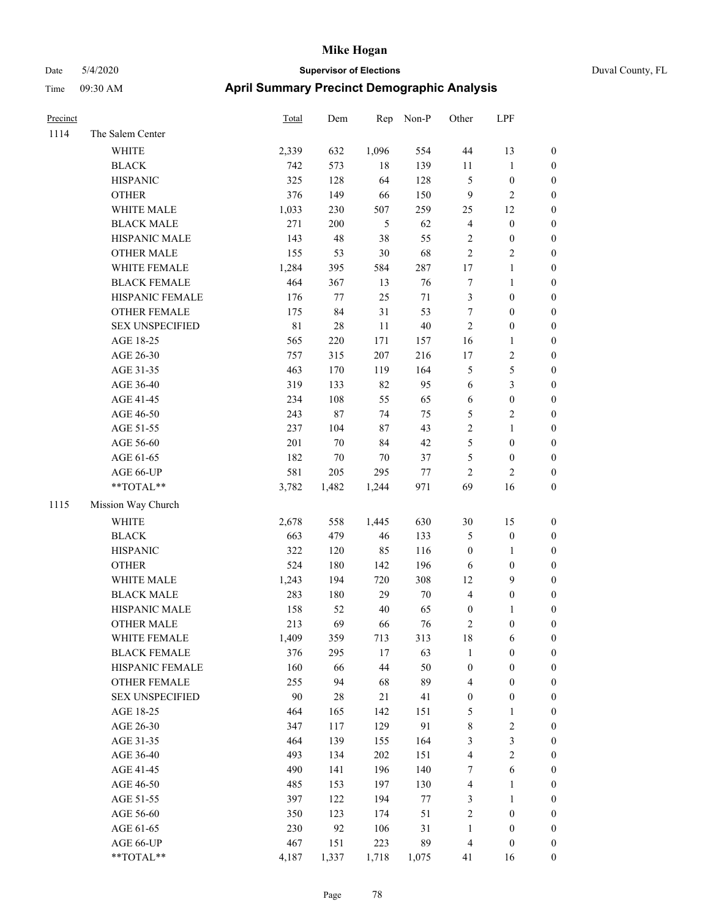# Mike Hogan

Date 5/4/2020 **Supervisor of Elections** Duval County, FL

Time 09:30 AM **April Summary Precinct Demographic Analysis**

| Precinct | | Total | Dem | Rep | Non-P | Other | LPF | |
|---|---|---|---|---|---|---|---|---|
| 1114 | The Salem Center | | | | | | | |
| | WHITE | 2,339 | 632 | 1,096 | 554 | 44 | 13 | 0 |
| | BLACK | 742 | 573 | 18 | 139 | 11 | 1 | 0 |
| | HISPANIC | 325 | 128 | 64 | 128 | 5 | 0 | 0 |
| | OTHER | 376 | 149 | 66 | 150 | 9 | 2 | 0 |
| | WHITE MALE | 1,033 | 230 | 507 | 259 | 25 | 12 | 0 |
| | BLACK MALE | 271 | 200 | 5 | 62 | 4 | 0 | 0 |
| | HISPANIC MALE | 143 | 48 | 38 | 55 | 2 | 0 | 0 |
| | OTHER MALE | 155 | 53 | 30 | 68 | 2 | 2 | 0 |
| | WHITE FEMALE | 1,284 | 395 | 584 | 287 | 17 | 1 | 0 |
| | BLACK FEMALE | 464 | 367 | 13 | 76 | 7 | 1 | 0 |
| | HISPANIC FEMALE | 176 | 77 | 25 | 71 | 3 | 0 | 0 |
| | OTHER FEMALE | 175 | 84 | 31 | 53 | 7 | 0 | 0 |
| | SEX UNSPECIFIED | 81 | 28 | 11 | 40 | 2 | 0 | 0 |
| | AGE 18-25 | 565 | 220 | 171 | 157 | 16 | 1 | 0 |
| | AGE 26-30 | 757 | 315 | 207 | 216 | 17 | 2 | 0 |
| | AGE 31-35 | 463 | 170 | 119 | 164 | 5 | 5 | 0 |
| | AGE 36-40 | 319 | 133 | 82 | 95 | 6 | 3 | 0 |
| | AGE 41-45 | 234 | 108 | 55 | 65 | 6 | 0 | 0 |
| | AGE 46-50 | 243 | 87 | 74 | 75 | 5 | 2 | 0 |
| | AGE 51-55 | 237 | 104 | 87 | 43 | 2 | 1 | 0 |
| | AGE 56-60 | 201 | 70 | 84 | 42 | 5 | 0 | 0 |
| | AGE 61-65 | 182 | 70 | 70 | 37 | 5 | 0 | 0 |
| | AGE 66-UP | 581 | 205 | 295 | 77 | 2 | 2 | 0 |
| | **TOTAL** | 3,782 | 1,482 | 1,244 | 971 | 69 | 16 | 0 |
| 1115 | Mission Way Church | | | | | | | |
| | WHITE | 2,678 | 558 | 1,445 | 630 | 30 | 15 | 0 |
| | BLACK | 663 | 479 | 46 | 133 | 5 | 0 | 0 |
| | HISPANIC | 322 | 120 | 85 | 116 | 0 | 1 | 0 |
| | OTHER | 524 | 180 | 142 | 196 | 6 | 0 | 0 |
| | WHITE MALE | 1,243 | 194 | 720 | 308 | 12 | 9 | 0 |
| | BLACK MALE | 283 | 180 | 29 | 70 | 4 | 0 | 0 |
| | HISPANIC MALE | 158 | 52 | 40 | 65 | 0 | 1 | 0 |
| | OTHER MALE | 213 | 69 | 66 | 76 | 2 | 0 | 0 |
| | WHITE FEMALE | 1,409 | 359 | 713 | 313 | 18 | 6 | 0 |
| | BLACK FEMALE | 376 | 295 | 17 | 63 | 1 | 0 | 0 |
| | HISPANIC FEMALE | 160 | 66 | 44 | 50 | 0 | 0 | 0 |
| | OTHER FEMALE | 255 | 94 | 68 | 89 | 4 | 0 | 0 |
| | SEX UNSPECIFIED | 90 | 28 | 21 | 41 | 0 | 0 | 0 |
| | AGE 18-25 | 464 | 165 | 142 | 151 | 5 | 1 | 0 |
| | AGE 26-30 | 347 | 117 | 129 | 91 | 8 | 2 | 0 |
| | AGE 31-35 | 464 | 139 | 155 | 164 | 3 | 3 | 0 |
| | AGE 36-40 | 493 | 134 | 202 | 151 | 4 | 2 | 0 |
| | AGE 41-45 | 490 | 141 | 196 | 140 | 7 | 6 | 0 |
| | AGE 46-50 | 485 | 153 | 197 | 130 | 4 | 1 | 0 |
| | AGE 51-55 | 397 | 122 | 194 | 77 | 3 | 1 | 0 |
| | AGE 56-60 | 350 | 123 | 174 | 51 | 2 | 0 | 0 |
| | AGE 61-65 | 230 | 92 | 106 | 31 | 1 | 0 | 0 |
| | AGE 66-UP | 467 | 151 | 223 | 89 | 4 | 0 | 0 |
| | **TOTAL** | 4,187 | 1,337 | 1,718 | 1,075 | 41 | 16 | 0 |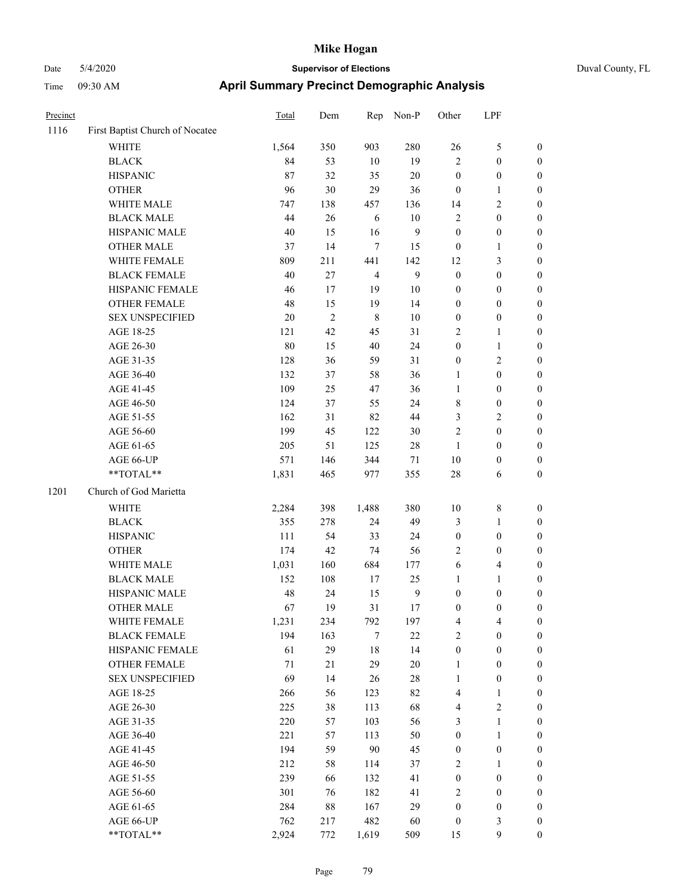# Mike Hogan

Date 5/4/2020 **Supervisor of Elections** Duval County, FL

Time 09:30 AM **April Summary Precinct Demographic Analysis**

| Precinct | | Total | Dem | Rep | Non-P | Other | LPF | |
|---|---|---|---|---|---|---|---|---|
| 1116 | First Baptist Church of Nocatee | | | | | | | |
| | WHITE | 1,564 | 350 | 903 | 280 | 26 | 5 | 0 |
| | BLACK | 84 | 53 | 10 | 19 | 2 | 0 | 0 |
| | HISPANIC | 87 | 32 | 35 | 20 | 0 | 0 | 0 |
| | OTHER | 96 | 30 | 29 | 36 | 0 | 1 | 0 |
| | WHITE MALE | 747 | 138 | 457 | 136 | 14 | 2 | 0 |
| | BLACK MALE | 44 | 26 | 6 | 10 | 2 | 0 | 0 |
| | HISPANIC MALE | 40 | 15 | 16 | 9 | 0 | 0 | 0 |
| | OTHER MALE | 37 | 14 | 7 | 15 | 0 | 1 | 0 |
| | WHITE FEMALE | 809 | 211 | 441 | 142 | 12 | 3 | 0 |
| | BLACK FEMALE | 40 | 27 | 4 | 9 | 0 | 0 | 0 |
| | HISPANIC FEMALE | 46 | 17 | 19 | 10 | 0 | 0 | 0 |
| | OTHER FEMALE | 48 | 15 | 19 | 14 | 0 | 0 | 0 |
| | SEX UNSPECIFIED | 20 | 2 | 8 | 10 | 0 | 0 | 0 |
| | AGE 18-25 | 121 | 42 | 45 | 31 | 2 | 1 | 0 |
| | AGE 26-30 | 80 | 15 | 40 | 24 | 0 | 1 | 0 |
| | AGE 31-35 | 128 | 36 | 59 | 31 | 0 | 2 | 0 |
| | AGE 36-40 | 132 | 37 | 58 | 36 | 1 | 0 | 0 |
| | AGE 41-45 | 109 | 25 | 47 | 36 | 1 | 0 | 0 |
| | AGE 46-50 | 124 | 37 | 55 | 24 | 8 | 0 | 0 |
| | AGE 51-55 | 162 | 31 | 82 | 44 | 3 | 2 | 0 |
| | AGE 56-60 | 199 | 45 | 122 | 30 | 2 | 0 | 0 |
| | AGE 61-65 | 205 | 51 | 125 | 28 | 1 | 0 | 0 |
| | AGE 66-UP | 571 | 146 | 344 | 71 | 10 | 0 | 0 |
| | **TOTAL** | 1,831 | 465 | 977 | 355 | 28 | 6 | 0 |
| 1201 | Church of God Marietta | | | | | | | |
| | WHITE | 2,284 | 398 | 1,488 | 380 | 10 | 8 | 0 |
| | BLACK | 355 | 278 | 24 | 49 | 3 | 1 | 0 |
| | HISPANIC | 111 | 54 | 33 | 24 | 0 | 0 | 0 |
| | OTHER | 174 | 42 | 74 | 56 | 2 | 0 | 0 |
| | WHITE MALE | 1,031 | 160 | 684 | 177 | 6 | 4 | 0 |
| | BLACK MALE | 152 | 108 | 17 | 25 | 1 | 1 | 0 |
| | HISPANIC MALE | 48 | 24 | 15 | 9 | 0 | 0 | 0 |
| | OTHER MALE | 67 | 19 | 31 | 17 | 0 | 0 | 0 |
| | WHITE FEMALE | 1,231 | 234 | 792 | 197 | 4 | 4 | 0 |
| | BLACK FEMALE | 194 | 163 | 7 | 22 | 2 | 0 | 0 |
| | HISPANIC FEMALE | 61 | 29 | 18 | 14 | 0 | 0 | 0 |
| | OTHER FEMALE | 71 | 21 | 29 | 20 | 1 | 0 | 0 |
| | SEX UNSPECIFIED | 69 | 14 | 26 | 28 | 1 | 0 | 0 |
| | AGE 18-25 | 266 | 56 | 123 | 82 | 4 | 1 | 0 |
| | AGE 26-30 | 225 | 38 | 113 | 68 | 4 | 2 | 0 |
| | AGE 31-35 | 220 | 57 | 103 | 56 | 3 | 1 | 0 |
| | AGE 36-40 | 221 | 57 | 113 | 50 | 0 | 1 | 0 |
| | AGE 41-45 | 194 | 59 | 90 | 45 | 0 | 0 | 0 |
| | AGE 46-50 | 212 | 58 | 114 | 37 | 2 | 1 | 0 |
| | AGE 51-55 | 239 | 66 | 132 | 41 | 0 | 0 | 0 |
| | AGE 56-60 | 301 | 76 | 182 | 41 | 2 | 0 | 0 |
| | AGE 61-65 | 284 | 88 | 167 | 29 | 0 | 0 | 0 |
| | AGE 66-UP | 762 | 217 | 482 | 60 | 0 | 3 | 0 |
| | **TOTAL** | 2,924 | 772 | 1,619 | 509 | 15 | 9 | 0 |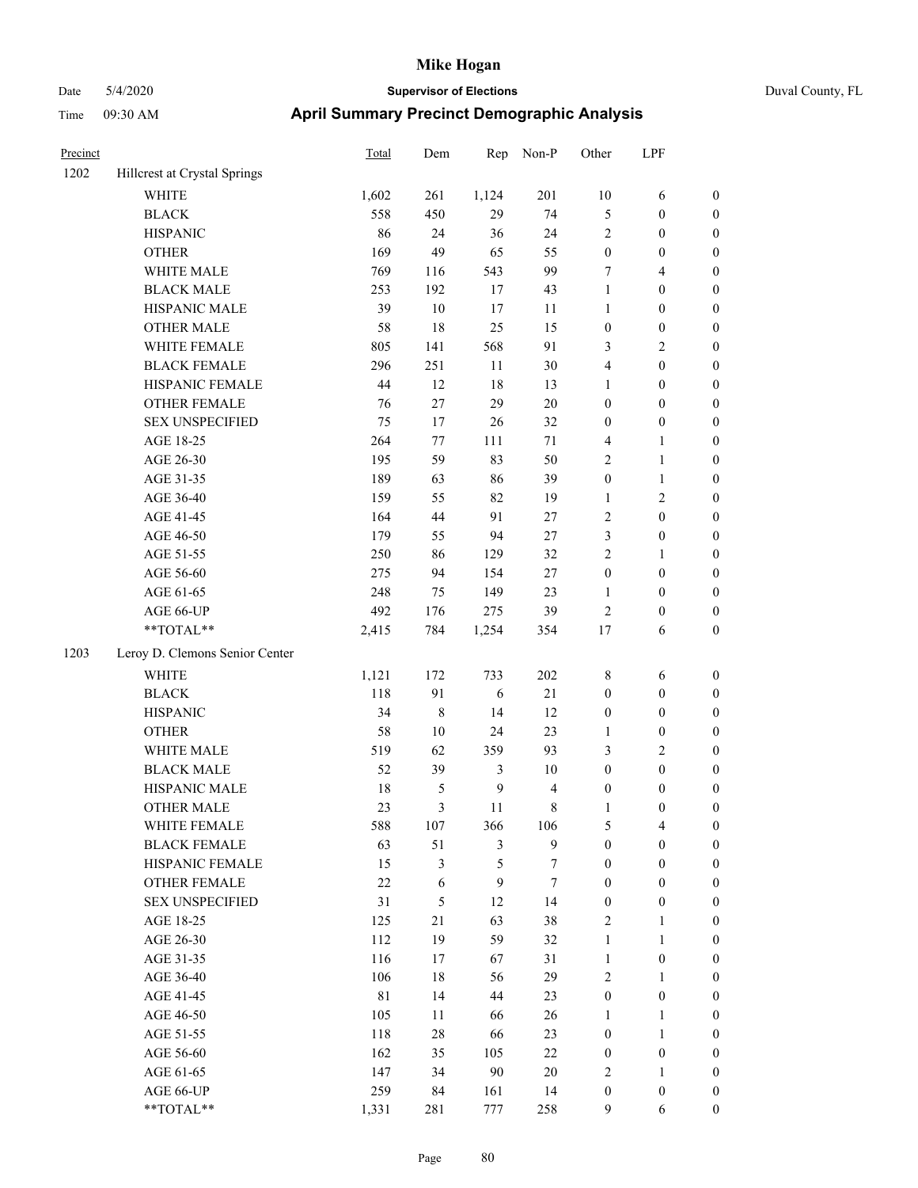# Mike Hogan

Date 5/4/2020 **Supervisor of Elections** Duval County, FL

Time 09:30 AM **April Summary Precinct Demographic Analysis**

| Precinct | | Total | Dem | Rep | Non-P | Other | LPF | |
|---|---|---|---|---|---|---|---|---|
| 1202 | Hillcrest at Crystal Springs | | | | | | | |
| | WHITE | 1,602 | 261 | 1,124 | 201 | 10 | 6 | 0 |
| | BLACK | 558 | 450 | 29 | 74 | 5 | 0 | 0 |
| | HISPANIC | 86 | 24 | 36 | 24 | 2 | 0 | 0 |
| | OTHER | 169 | 49 | 65 | 55 | 0 | 0 | 0 |
| | WHITE MALE | 769 | 116 | 543 | 99 | 7 | 4 | 0 |
| | BLACK MALE | 253 | 192 | 17 | 43 | 1 | 0 | 0 |
| | HISPANIC MALE | 39 | 10 | 17 | 11 | 1 | 0 | 0 |
| | OTHER MALE | 58 | 18 | 25 | 15 | 0 | 0 | 0 |
| | WHITE FEMALE | 805 | 141 | 568 | 91 | 3 | 2 | 0 |
| | BLACK FEMALE | 296 | 251 | 11 | 30 | 4 | 0 | 0 |
| | HISPANIC FEMALE | 44 | 12 | 18 | 13 | 1 | 0 | 0 |
| | OTHER FEMALE | 76 | 27 | 29 | 20 | 0 | 0 | 0 |
| | SEX UNSPECIFIED | 75 | 17 | 26 | 32 | 0 | 0 | 0 |
| | AGE 18-25 | 264 | 77 | 111 | 71 | 4 | 1 | 0 |
| | AGE 26-30 | 195 | 59 | 83 | 50 | 2 | 1 | 0 |
| | AGE 31-35 | 189 | 63 | 86 | 39 | 0 | 1 | 0 |
| | AGE 36-40 | 159 | 55 | 82 | 19 | 1 | 2 | 0 |
| | AGE 41-45 | 164 | 44 | 91 | 27 | 2 | 0 | 0 |
| | AGE 46-50 | 179 | 55 | 94 | 27 | 3 | 0 | 0 |
| | AGE 51-55 | 250 | 86 | 129 | 32 | 2 | 1 | 0 |
| | AGE 56-60 | 275 | 94 | 154 | 27 | 0 | 0 | 0 |
| | AGE 61-65 | 248 | 75 | 149 | 23 | 1 | 0 | 0 |
| | AGE 66-UP | 492 | 176 | 275 | 39 | 2 | 0 | 0 |
| | **TOTAL** | 2,415 | 784 | 1,254 | 354 | 17 | 6 | 0 |
| 1203 | Leroy D. Clemons Senior Center | | | | | | | |
| | WHITE | 1,121 | 172 | 733 | 202 | 8 | 6 | 0 |
| | BLACK | 118 | 91 | 6 | 21 | 0 | 0 | 0 |
| | HISPANIC | 34 | 8 | 14 | 12 | 0 | 0 | 0 |
| | OTHER | 58 | 10 | 24 | 23 | 1 | 0 | 0 |
| | WHITE MALE | 519 | 62 | 359 | 93 | 3 | 2 | 0 |
| | BLACK MALE | 52 | 39 | 3 | 10 | 0 | 0 | 0 |
| | HISPANIC MALE | 18 | 5 | 9 | 4 | 0 | 0 | 0 |
| | OTHER MALE | 23 | 3 | 11 | 8 | 1 | 0 | 0 |
| | WHITE FEMALE | 588 | 107 | 366 | 106 | 5 | 4 | 0 |
| | BLACK FEMALE | 63 | 51 | 3 | 9 | 0 | 0 | 0 |
| | HISPANIC FEMALE | 15 | 3 | 5 | 7 | 0 | 0 | 0 |
| | OTHER FEMALE | 22 | 6 | 9 | 7 | 0 | 0 | 0 |
| | SEX UNSPECIFIED | 31 | 5 | 12 | 14 | 0 | 0 | 0 |
| | AGE 18-25 | 125 | 21 | 63 | 38 | 2 | 1 | 0 |
| | AGE 26-30 | 112 | 19 | 59 | 32 | 1 | 1 | 0 |
| | AGE 31-35 | 116 | 17 | 67 | 31 | 1 | 0 | 0 |
| | AGE 36-40 | 106 | 18 | 56 | 29 | 2 | 1 | 0 |
| | AGE 41-45 | 81 | 14 | 44 | 23 | 0 | 0 | 0 |
| | AGE 46-50 | 105 | 11 | 66 | 26 | 1 | 1 | 0 |
| | AGE 51-55 | 118 | 28 | 66 | 23 | 0 | 1 | 0 |
| | AGE 56-60 | 162 | 35 | 105 | 22 | 0 | 0 | 0 |
| | AGE 61-65 | 147 | 34 | 90 | 20 | 2 | 1 | 0 |
| | AGE 66-UP | 259 | 84 | 161 | 14 | 0 | 0 | 0 |
| | **TOTAL** | 1,331 | 281 | 777 | 258 | 9 | 6 | 0 |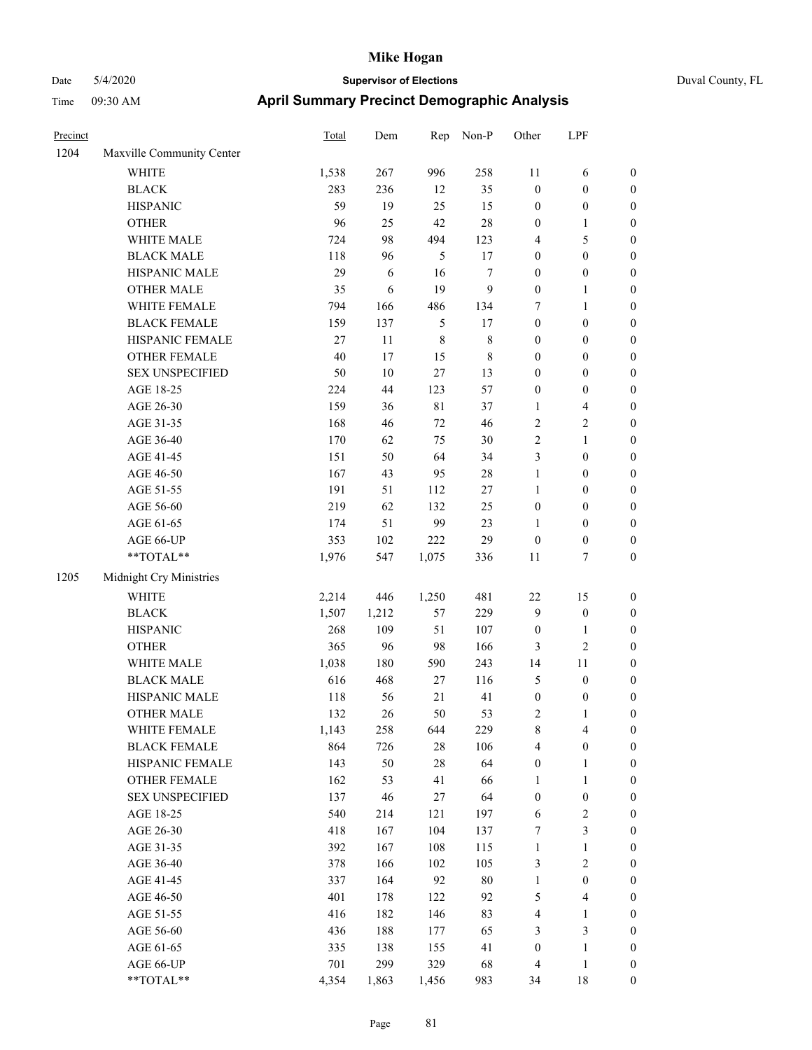# Mike Hogan

Date 5/4/2020 **Supervisor of Elections** Duval County, FL

Time 09:30 AM **April Summary Precinct Demographic Analysis**

| Precinct | | Total | Dem | Rep | Non-P | Other | LPF | |
|---|---|---|---|---|---|---|---|---|
| 1204 | Maxville Community Center | | | | | | | |
| | WHITE | 1,538 | 267 | 996 | 258 | 11 | 6 | 0 |
| | BLACK | 283 | 236 | 12 | 35 | 0 | 0 | 0 |
| | HISPANIC | 59 | 19 | 25 | 15 | 0 | 0 | 0 |
| | OTHER | 96 | 25 | 42 | 28 | 0 | 1 | 0 |
| | WHITE MALE | 724 | 98 | 494 | 123 | 4 | 5 | 0 |
| | BLACK MALE | 118 | 96 | 5 | 17 | 0 | 0 | 0 |
| | HISPANIC MALE | 29 | 6 | 16 | 7 | 0 | 0 | 0 |
| | OTHER MALE | 35 | 6 | 19 | 9 | 0 | 1 | 0 |
| | WHITE FEMALE | 794 | 166 | 486 | 134 | 7 | 1 | 0 |
| | BLACK FEMALE | 159 | 137 | 5 | 17 | 0 | 0 | 0 |
| | HISPANIC FEMALE | 27 | 11 | 8 | 8 | 0 | 0 | 0 |
| | OTHER FEMALE | 40 | 17 | 15 | 8 | 0 | 0 | 0 |
| | SEX UNSPECIFIED | 50 | 10 | 27 | 13 | 0 | 0 | 0 |
| | AGE 18-25 | 224 | 44 | 123 | 57 | 0 | 0 | 0 |
| | AGE 26-30 | 159 | 36 | 81 | 37 | 1 | 4 | 0 |
| | AGE 31-35 | 168 | 46 | 72 | 46 | 2 | 2 | 0 |
| | AGE 36-40 | 170 | 62 | 75 | 30 | 2 | 1 | 0 |
| | AGE 41-45 | 151 | 50 | 64 | 34 | 3 | 0 | 0 |
| | AGE 46-50 | 167 | 43 | 95 | 28 | 1 | 0 | 0 |
| | AGE 51-55 | 191 | 51 | 112 | 27 | 1 | 0 | 0 |
| | AGE 56-60 | 219 | 62 | 132 | 25 | 0 | 0 | 0 |
| | AGE 61-65 | 174 | 51 | 99 | 23 | 1 | 0 | 0 |
| | AGE 66-UP | 353 | 102 | 222 | 29 | 0 | 0 | 0 |
| | **TOTAL** | 1,976 | 547 | 1,075 | 336 | 11 | 7 | 0 |
| 1205 | Midnight Cry Ministries | | | | | | | |
| | WHITE | 2,214 | 446 | 1,250 | 481 | 22 | 15 | 0 |
| | BLACK | 1,507 | 1,212 | 57 | 229 | 9 | 0 | 0 |
| | HISPANIC | 268 | 109 | 51 | 107 | 0 | 1 | 0 |
| | OTHER | 365 | 96 | 98 | 166 | 3 | 2 | 0 |
| | WHITE MALE | 1,038 | 180 | 590 | 243 | 14 | 11 | 0 |
| | BLACK MALE | 616 | 468 | 27 | 116 | 5 | 0 | 0 |
| | HISPANIC MALE | 118 | 56 | 21 | 41 | 0 | 0 | 0 |
| | OTHER MALE | 132 | 26 | 50 | 53 | 2 | 1 | 0 |
| | WHITE FEMALE | 1,143 | 258 | 644 | 229 | 8 | 4 | 0 |
| | BLACK FEMALE | 864 | 726 | 28 | 106 | 4 | 0 | 0 |
| | HISPANIC FEMALE | 143 | 50 | 28 | 64 | 0 | 1 | 0 |
| | OTHER FEMALE | 162 | 53 | 41 | 66 | 1 | 1 | 0 |
| | SEX UNSPECIFIED | 137 | 46 | 27 | 64 | 0 | 0 | 0 |
| | AGE 18-25 | 540 | 214 | 121 | 197 | 6 | 2 | 0 |
| | AGE 26-30 | 418 | 167 | 104 | 137 | 7 | 3 | 0 |
| | AGE 31-35 | 392 | 167 | 108 | 115 | 1 | 1 | 0 |
| | AGE 36-40 | 378 | 166 | 102 | 105 | 3 | 2 | 0 |
| | AGE 41-45 | 337 | 164 | 92 | 80 | 1 | 0 | 0 |
| | AGE 46-50 | 401 | 178 | 122 | 92 | 5 | 4 | 0 |
| | AGE 51-55 | 416 | 182 | 146 | 83 | 4 | 1 | 0 |
| | AGE 56-60 | 436 | 188 | 177 | 65 | 3 | 3 | 0 |
| | AGE 61-65 | 335 | 138 | 155 | 41 | 0 | 1 | 0 |
| | AGE 66-UP | 701 | 299 | 329 | 68 | 4 | 1 | 0 |
| | **TOTAL** | 4,354 | 1,863 | 1,456 | 983 | 34 | 18 | 0 |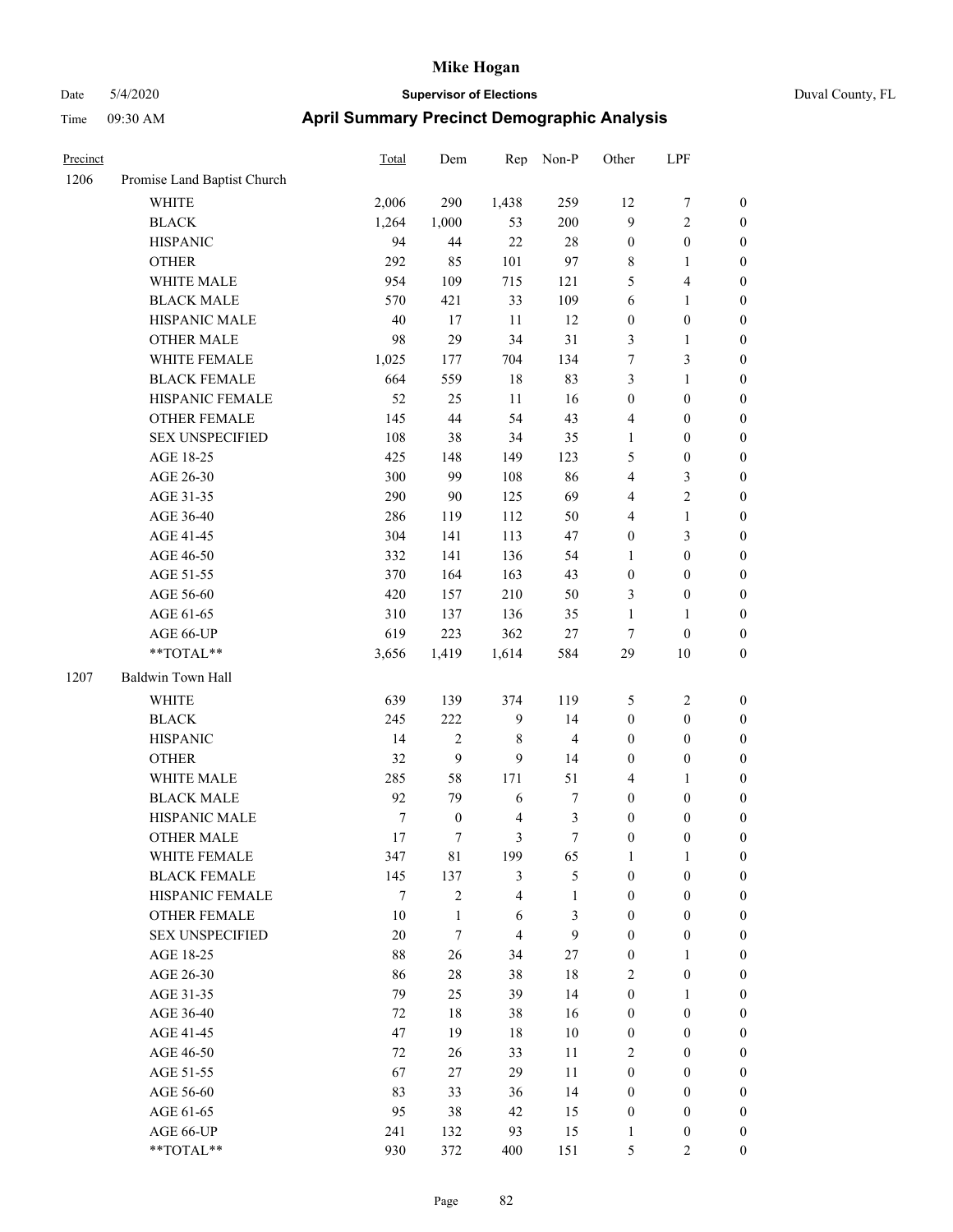# Mike Hogan

Date 5/4/2020 **Supervisor of Elections** Duval County, FL

Time 09:30 AM **April Summary Precinct Demographic Analysis**

| Precinct | | Total | Dem | Rep | Non-P | Other | LPF | |
|---|---|---|---|---|---|---|---|---|
| 1206 | Promise Land Baptist Church | | | | | | | |
| | WHITE | 2,006 | 290 | 1,438 | 259 | 12 | 7 | 0 |
| | BLACK | 1,264 | 1,000 | 53 | 200 | 9 | 2 | 0 |
| | HISPANIC | 94 | 44 | 22 | 28 | 0 | 0 | 0 |
| | OTHER | 292 | 85 | 101 | 97 | 8 | 1 | 0 |
| | WHITE MALE | 954 | 109 | 715 | 121 | 5 | 4 | 0 |
| | BLACK MALE | 570 | 421 | 33 | 109 | 6 | 1 | 0 |
| | HISPANIC MALE | 40 | 17 | 11 | 12 | 0 | 0 | 0 |
| | OTHER MALE | 98 | 29 | 34 | 31 | 3 | 1 | 0 |
| | WHITE FEMALE | 1,025 | 177 | 704 | 134 | 7 | 3 | 0 |
| | BLACK FEMALE | 664 | 559 | 18 | 83 | 3 | 1 | 0 |
| | HISPANIC FEMALE | 52 | 25 | 11 | 16 | 0 | 0 | 0 |
| | OTHER FEMALE | 145 | 44 | 54 | 43 | 4 | 0 | 0 |
| | SEX UNSPECIFIED | 108 | 38 | 34 | 35 | 1 | 0 | 0 |
| | AGE 18-25 | 425 | 148 | 149 | 123 | 5 | 0 | 0 |
| | AGE 26-30 | 300 | 99 | 108 | 86 | 4 | 3 | 0 |
| | AGE 31-35 | 290 | 90 | 125 | 69 | 4 | 2 | 0 |
| | AGE 36-40 | 286 | 119 | 112 | 50 | 4 | 1 | 0 |
| | AGE 41-45 | 304 | 141 | 113 | 47 | 0 | 3 | 0 |
| | AGE 46-50 | 332 | 141 | 136 | 54 | 1 | 0 | 0 |
| | AGE 51-55 | 370 | 164 | 163 | 43 | 0 | 0 | 0 |
| | AGE 56-60 | 420 | 157 | 210 | 50 | 3 | 0 | 0 |
| | AGE 61-65 | 310 | 137 | 136 | 35 | 1 | 1 | 0 |
| | AGE 66-UP | 619 | 223 | 362 | 27 | 7 | 0 | 0 |
| | **TOTAL** | 3,656 | 1,419 | 1,614 | 584 | 29 | 10 | 0 |
| 1207 | Baldwin Town Hall | | | | | | | |
| | WHITE | 639 | 139 | 374 | 119 | 5 | 2 | 0 |
| | BLACK | 245 | 222 | 9 | 14 | 0 | 0 | 0 |
| | HISPANIC | 14 | 2 | 8 | 4 | 0 | 0 | 0 |
| | OTHER | 32 | 9 | 9 | 14 | 0 | 0 | 0 |
| | WHITE MALE | 285 | 58 | 171 | 51 | 4 | 1 | 0 |
| | BLACK MALE | 92 | 79 | 6 | 7 | 0 | 0 | 0 |
| | HISPANIC MALE | 7 | 0 | 4 | 3 | 0 | 0 | 0 |
| | OTHER MALE | 17 | 7 | 3 | 7 | 0 | 0 | 0 |
| | WHITE FEMALE | 347 | 81 | 199 | 65 | 1 | 1 | 0 |
| | BLACK FEMALE | 145 | 137 | 3 | 5 | 0 | 0 | 0 |
| | HISPANIC FEMALE | 7 | 2 | 4 | 1 | 0 | 0 | 0 |
| | OTHER FEMALE | 10 | 1 | 6 | 3 | 0 | 0 | 0 |
| | SEX UNSPECIFIED | 20 | 7 | 4 | 9 | 0 | 0 | 0 |
| | AGE 18-25 | 88 | 26 | 34 | 27 | 0 | 1 | 0 |
| | AGE 26-30 | 86 | 28 | 38 | 18 | 2 | 0 | 0 |
| | AGE 31-35 | 79 | 25 | 39 | 14 | 0 | 1 | 0 |
| | AGE 36-40 | 72 | 18 | 38 | 16 | 0 | 0 | 0 |
| | AGE 41-45 | 47 | 19 | 18 | 10 | 0 | 0 | 0 |
| | AGE 46-50 | 72 | 26 | 33 | 11 | 2 | 0 | 0 |
| | AGE 51-55 | 67 | 27 | 29 | 11 | 0 | 0 | 0 |
| | AGE 56-60 | 83 | 33 | 36 | 14 | 0 | 0 | 0 |
| | AGE 61-65 | 95 | 38 | 42 | 15 | 0 | 0 | 0 |
| | AGE 66-UP | 241 | 132 | 93 | 15 | 1 | 0 | 0 |
| | **TOTAL** | 930 | 372 | 400 | 151 | 5 | 2 | 0 |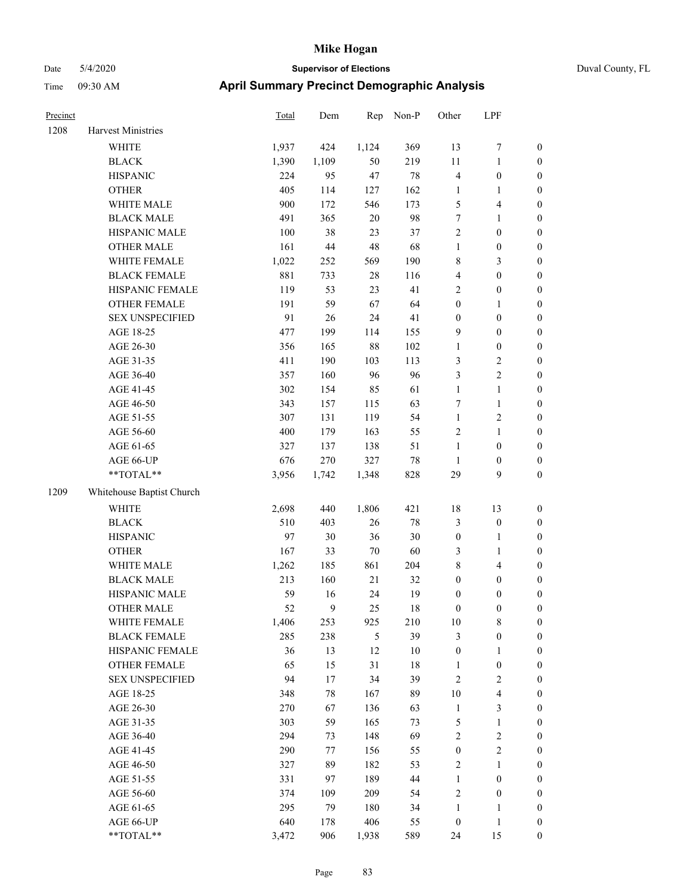# Mike Hogan

Date 5/4/2020 **Supervisor of Elections** Duval County, FL

Time 09:30 AM **April Summary Precinct Demographic Analysis**

| Precinct | | Total | Dem | Rep | Non-P | Other | LPF | |
|---|---|---|---|---|---|---|---|---|
| 1208 | Harvest Ministries | | | | | | | |
| | WHITE | 1,937 | 424 | 1,124 | 369 | 13 | 7 | 0 |
| | BLACK | 1,390 | 1,109 | 50 | 219 | 11 | 1 | 0 |
| | HISPANIC | 224 | 95 | 47 | 78 | 4 | 0 | 0 |
| | OTHER | 405 | 114 | 127 | 162 | 1 | 1 | 0 |
| | WHITE MALE | 900 | 172 | 546 | 173 | 5 | 4 | 0 |
| | BLACK MALE | 491 | 365 | 20 | 98 | 7 | 1 | 0 |
| | HISPANIC MALE | 100 | 38 | 23 | 37 | 2 | 0 | 0 |
| | OTHER MALE | 161 | 44 | 48 | 68 | 1 | 0 | 0 |
| | WHITE FEMALE | 1,022 | 252 | 569 | 190 | 8 | 3 | 0 |
| | BLACK FEMALE | 881 | 733 | 28 | 116 | 4 | 0 | 0 |
| | HISPANIC FEMALE | 119 | 53 | 23 | 41 | 2 | 0 | 0 |
| | OTHER FEMALE | 191 | 59 | 67 | 64 | 0 | 1 | 0 |
| | SEX UNSPECIFIED | 91 | 26 | 24 | 41 | 0 | 0 | 0 |
| | AGE 18-25 | 477 | 199 | 114 | 155 | 9 | 0 | 0 |
| | AGE 26-30 | 356 | 165 | 88 | 102 | 1 | 0 | 0 |
| | AGE 31-35 | 411 | 190 | 103 | 113 | 3 | 2 | 0 |
| | AGE 36-40 | 357 | 160 | 96 | 96 | 3 | 2 | 0 |
| | AGE 41-45 | 302 | 154 | 85 | 61 | 1 | 1 | 0 |
| | AGE 46-50 | 343 | 157 | 115 | 63 | 7 | 1 | 0 |
| | AGE 51-55 | 307 | 131 | 119 | 54 | 1 | 2 | 0 |
| | AGE 56-60 | 400 | 179 | 163 | 55 | 2 | 1 | 0 |
| | AGE 61-65 | 327 | 137 | 138 | 51 | 1 | 0 | 0 |
| | AGE 66-UP | 676 | 270 | 327 | 78 | 1 | 0 | 0 |
| | **TOTAL** | 3,956 | 1,742 | 1,348 | 828 | 29 | 9 | 0 |
| 1209 | Whitehouse Baptist Church | | | | | | | |
| | WHITE | 2,698 | 440 | 1,806 | 421 | 18 | 13 | 0 |
| | BLACK | 510 | 403 | 26 | 78 | 3 | 0 | 0 |
| | HISPANIC | 97 | 30 | 36 | 30 | 0 | 1 | 0 |
| | OTHER | 167 | 33 | 70 | 60 | 3 | 1 | 0 |
| | WHITE MALE | 1,262 | 185 | 861 | 204 | 8 | 4 | 0 |
| | BLACK MALE | 213 | 160 | 21 | 32 | 0 | 0 | 0 |
| | HISPANIC MALE | 59 | 16 | 24 | 19 | 0 | 0 | 0 |
| | OTHER MALE | 52 | 9 | 25 | 18 | 0 | 0 | 0 |
| | WHITE FEMALE | 1,406 | 253 | 925 | 210 | 10 | 8 | 0 |
| | BLACK FEMALE | 285 | 238 | 5 | 39 | 3 | 0 | 0 |
| | HISPANIC FEMALE | 36 | 13 | 12 | 10 | 0 | 1 | 0 |
| | OTHER FEMALE | 65 | 15 | 31 | 18 | 1 | 0 | 0 |
| | SEX UNSPECIFIED | 94 | 17 | 34 | 39 | 2 | 2 | 0 |
| | AGE 18-25 | 348 | 78 | 167 | 89 | 10 | 4 | 0 |
| | AGE 26-30 | 270 | 67 | 136 | 63 | 1 | 3 | 0 |
| | AGE 31-35 | 303 | 59 | 165 | 73 | 5 | 1 | 0 |
| | AGE 36-40 | 294 | 73 | 148 | 69 | 2 | 2 | 0 |
| | AGE 41-45 | 290 | 77 | 156 | 55 | 0 | 2 | 0 |
| | AGE 46-50 | 327 | 89 | 182 | 53 | 2 | 1 | 0 |
| | AGE 51-55 | 331 | 97 | 189 | 44 | 1 | 0 | 0 |
| | AGE 56-60 | 374 | 109 | 209 | 54 | 2 | 0 | 0 |
| | AGE 61-65 | 295 | 79 | 180 | 34 | 1 | 1 | 0 |
| | AGE 66-UP | 640 | 178 | 406 | 55 | 0 | 1 | 0 |
| | **TOTAL** | 3,472 | 906 | 1,938 | 589 | 24 | 15 | 0 |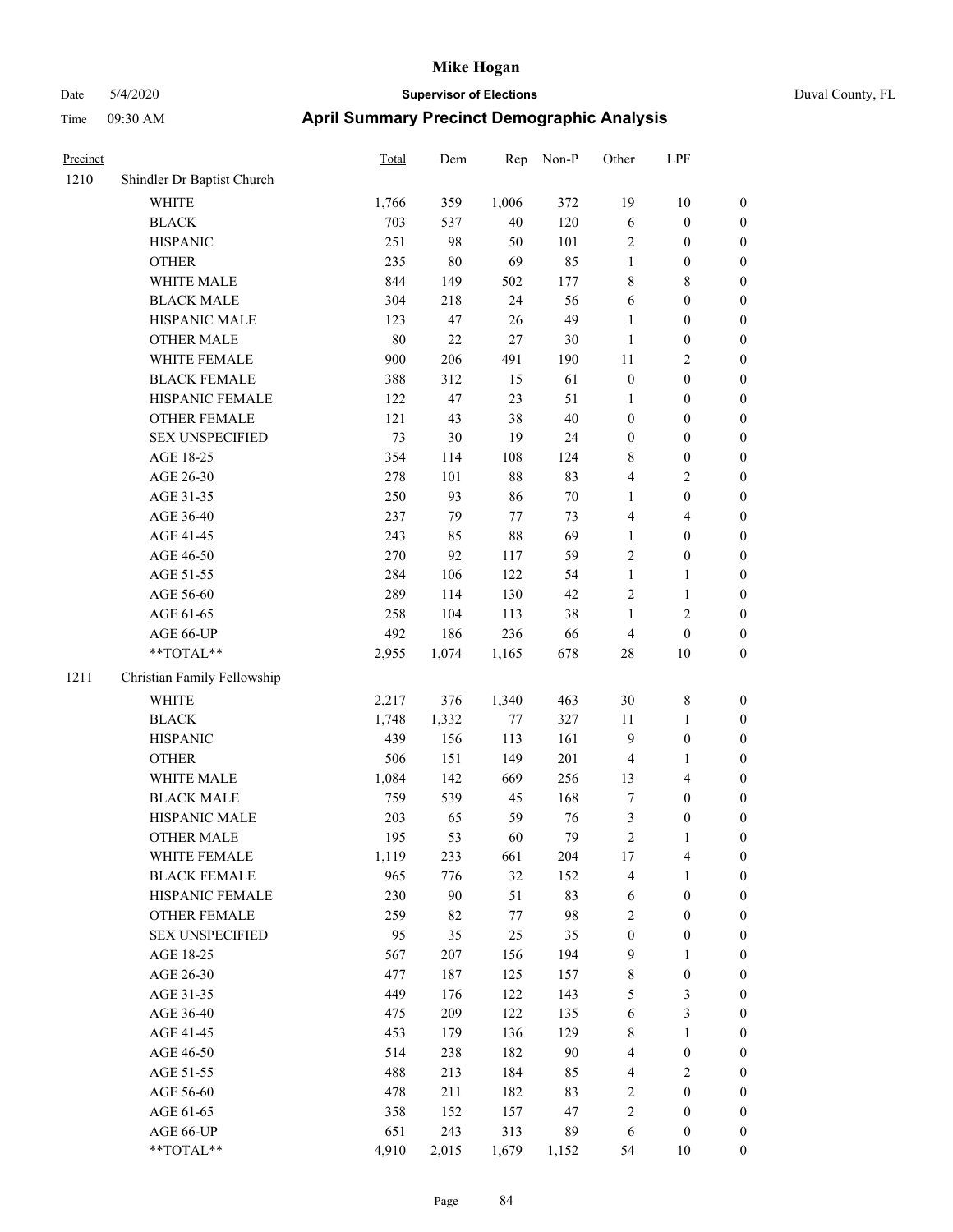# Mike Hogan

Date 5/4/2020 **Supervisor of Elections** Duval County, FL

Time 09:30 AM **April Summary Precinct Demographic Analysis**

| Precinct | | Total | Dem | Rep | Non-P | Other | LPF | |
|---|---|---|---|---|---|---|---|---|
| 1210 | Shindler Dr Baptist Church | | | | | | | |
| | WHITE | 1,766 | 359 | 1,006 | 372 | 19 | 10 | 0 |
| | BLACK | 703 | 537 | 40 | 120 | 6 | 0 | 0 |
| | HISPANIC | 251 | 98 | 50 | 101 | 2 | 0 | 0 |
| | OTHER | 235 | 80 | 69 | 85 | 1 | 0 | 0 |
| | WHITE MALE | 844 | 149 | 502 | 177 | 8 | 8 | 0 |
| | BLACK MALE | 304 | 218 | 24 | 56 | 6 | 0 | 0 |
| | HISPANIC MALE | 123 | 47 | 26 | 49 | 1 | 0 | 0 |
| | OTHER MALE | 80 | 22 | 27 | 30 | 1 | 0 | 0 |
| | WHITE FEMALE | 900 | 206 | 491 | 190 | 11 | 2 | 0 |
| | BLACK FEMALE | 388 | 312 | 15 | 61 | 0 | 0 | 0 |
| | HISPANIC FEMALE | 122 | 47 | 23 | 51 | 1 | 0 | 0 |
| | OTHER FEMALE | 121 | 43 | 38 | 40 | 0 | 0 | 0 |
| | SEX UNSPECIFIED | 73 | 30 | 19 | 24 | 0 | 0 | 0 |
| | AGE 18-25 | 354 | 114 | 108 | 124 | 8 | 0 | 0 |
| | AGE 26-30 | 278 | 101 | 88 | 83 | 4 | 2 | 0 |
| | AGE 31-35 | 250 | 93 | 86 | 70 | 1 | 0 | 0 |
| | AGE 36-40 | 237 | 79 | 77 | 73 | 4 | 4 | 0 |
| | AGE 41-45 | 243 | 85 | 88 | 69 | 1 | 0 | 0 |
| | AGE 46-50 | 270 | 92 | 117 | 59 | 2 | 0 | 0 |
| | AGE 51-55 | 284 | 106 | 122 | 54 | 1 | 1 | 0 |
| | AGE 56-60 | 289 | 114 | 130 | 42 | 2 | 1 | 0 |
| | AGE 61-65 | 258 | 104 | 113 | 38 | 1 | 2 | 0 |
| | AGE 66-UP | 492 | 186 | 236 | 66 | 4 | 0 | 0 |
| | **TOTAL** | 2,955 | 1,074 | 1,165 | 678 | 28 | 10 | 0 |
| 1211 | Christian Family Fellowship | | | | | | | |
| | WHITE | 2,217 | 376 | 1,340 | 463 | 30 | 8 | 0 |
| | BLACK | 1,748 | 1,332 | 77 | 327 | 11 | 1 | 0 |
| | HISPANIC | 439 | 156 | 113 | 161 | 9 | 0 | 0 |
| | OTHER | 506 | 151 | 149 | 201 | 4 | 1 | 0 |
| | WHITE MALE | 1,084 | 142 | 669 | 256 | 13 | 4 | 0 |
| | BLACK MALE | 759 | 539 | 45 | 168 | 7 | 0 | 0 |
| | HISPANIC MALE | 203 | 65 | 59 | 76 | 3 | 0 | 0 |
| | OTHER MALE | 195 | 53 | 60 | 79 | 2 | 1 | 0 |
| | WHITE FEMALE | 1,119 | 233 | 661 | 204 | 17 | 4 | 0 |
| | BLACK FEMALE | 965 | 776 | 32 | 152 | 4 | 1 | 0 |
| | HISPANIC FEMALE | 230 | 90 | 51 | 83 | 6 | 0 | 0 |
| | OTHER FEMALE | 259 | 82 | 77 | 98 | 2 | 0 | 0 |
| | SEX UNSPECIFIED | 95 | 35 | 25 | 35 | 0 | 0 | 0 |
| | AGE 18-25 | 567 | 207 | 156 | 194 | 9 | 1 | 0 |
| | AGE 26-30 | 477 | 187 | 125 | 157 | 8 | 0 | 0 |
| | AGE 31-35 | 449 | 176 | 122 | 143 | 5 | 3 | 0 |
| | AGE 36-40 | 475 | 209 | 122 | 135 | 6 | 3 | 0 |
| | AGE 41-45 | 453 | 179 | 136 | 129 | 8 | 1 | 0 |
| | AGE 46-50 | 514 | 238 | 182 | 90 | 4 | 0 | 0 |
| | AGE 51-55 | 488 | 213 | 184 | 85 | 4 | 2 | 0 |
| | AGE 56-60 | 478 | 211 | 182 | 83 | 2 | 0 | 0 |
| | AGE 61-65 | 358 | 152 | 157 | 47 | 2 | 0 | 0 |
| | AGE 66-UP | 651 | 243 | 313 | 89 | 6 | 0 | 0 |
| | **TOTAL** | 4,910 | 2,015 | 1,679 | 1,152 | 54 | 10 | 0 |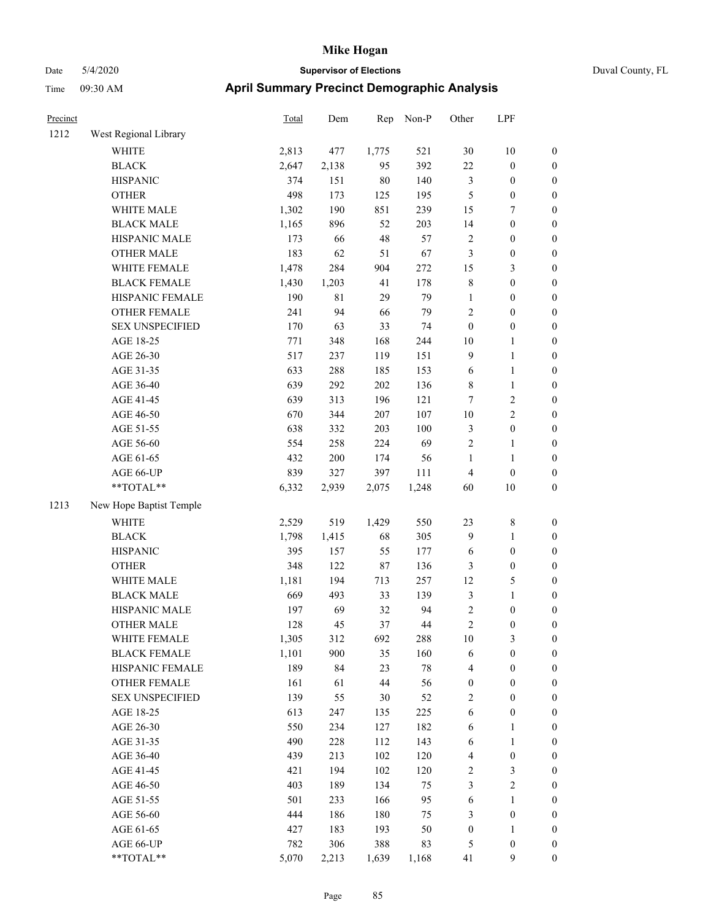# Mike Hogan

Date 5/4/2020 **Supervisor of Elections** Duval County, FL

Time 09:30 AM **April Summary Precinct Demographic Analysis**

| Precinct | | Total | Dem | Rep | Non-P | Other | LPF | |
|---|---|---|---|---|---|---|---|---|
| 1212 | West Regional Library | | | | | | | |
| | WHITE | 2,813 | 477 | 1,775 | 521 | 30 | 10 | 0 |
| | BLACK | 2,647 | 2,138 | 95 | 392 | 22 | 0 | 0 |
| | HISPANIC | 374 | 151 | 80 | 140 | 3 | 0 | 0 |
| | OTHER | 498 | 173 | 125 | 195 | 5 | 0 | 0 |
| | WHITE MALE | 1,302 | 190 | 851 | 239 | 15 | 7 | 0 |
| | BLACK MALE | 1,165 | 896 | 52 | 203 | 14 | 0 | 0 |
| | HISPANIC MALE | 173 | 66 | 48 | 57 | 2 | 0 | 0 |
| | OTHER MALE | 183 | 62 | 51 | 67 | 3 | 0 | 0 |
| | WHITE FEMALE | 1,478 | 284 | 904 | 272 | 15 | 3 | 0 |
| | BLACK FEMALE | 1,430 | 1,203 | 41 | 178 | 8 | 0 | 0 |
| | HISPANIC FEMALE | 190 | 81 | 29 | 79 | 1 | 0 | 0 |
| | OTHER FEMALE | 241 | 94 | 66 | 79 | 2 | 0 | 0 |
| | SEX UNSPECIFIED | 170 | 63 | 33 | 74 | 0 | 0 | 0 |
| | AGE 18-25 | 771 | 348 | 168 | 244 | 10 | 1 | 0 |
| | AGE 26-30 | 517 | 237 | 119 | 151 | 9 | 1 | 0 |
| | AGE 31-35 | 633 | 288 | 185 | 153 | 6 | 1 | 0 |
| | AGE 36-40 | 639 | 292 | 202 | 136 | 8 | 1 | 0 |
| | AGE 41-45 | 639 | 313 | 196 | 121 | 7 | 2 | 0 |
| | AGE 46-50 | 670 | 344 | 207 | 107 | 10 | 2 | 0 |
| | AGE 51-55 | 638 | 332 | 203 | 100 | 3 | 0 | 0 |
| | AGE 56-60 | 554 | 258 | 224 | 69 | 2 | 1 | 0 |
| | AGE 61-65 | 432 | 200 | 174 | 56 | 1 | 1 | 0 |
| | AGE 66-UP | 839 | 327 | 397 | 111 | 4 | 0 | 0 |
| | **TOTAL** | 6,332 | 2,939 | 2,075 | 1,248 | 60 | 10 | 0 |
| 1213 | New Hope Baptist Temple | | | | | | | |
| | WHITE | 2,529 | 519 | 1,429 | 550 | 23 | 8 | 0 |
| | BLACK | 1,798 | 1,415 | 68 | 305 | 9 | 1 | 0 |
| | HISPANIC | 395 | 157 | 55 | 177 | 6 | 0 | 0 |
| | OTHER | 348 | 122 | 87 | 136 | 3 | 0 | 0 |
| | WHITE MALE | 1,181 | 194 | 713 | 257 | 12 | 5 | 0 |
| | BLACK MALE | 669 | 493 | 33 | 139 | 3 | 1 | 0 |
| | HISPANIC MALE | 197 | 69 | 32 | 94 | 2 | 0 | 0 |
| | OTHER MALE | 128 | 45 | 37 | 44 | 2 | 0 | 0 |
| | WHITE FEMALE | 1,305 | 312 | 692 | 288 | 10 | 3 | 0 |
| | BLACK FEMALE | 1,101 | 900 | 35 | 160 | 6 | 0 | 0 |
| | HISPANIC FEMALE | 189 | 84 | 23 | 78 | 4 | 0 | 0 |
| | OTHER FEMALE | 161 | 61 | 44 | 56 | 0 | 0 | 0 |
| | SEX UNSPECIFIED | 139 | 55 | 30 | 52 | 2 | 0 | 0 |
| | AGE 18-25 | 613 | 247 | 135 | 225 | 6 | 0 | 0 |
| | AGE 26-30 | 550 | 234 | 127 | 182 | 6 | 1 | 0 |
| | AGE 31-35 | 490 | 228 | 112 | 143 | 6 | 1 | 0 |
| | AGE 36-40 | 439 | 213 | 102 | 120 | 4 | 0 | 0 |
| | AGE 41-45 | 421 | 194 | 102 | 120 | 2 | 3 | 0 |
| | AGE 46-50 | 403 | 189 | 134 | 75 | 3 | 2 | 0 |
| | AGE 51-55 | 501 | 233 | 166 | 95 | 6 | 1 | 0 |
| | AGE 56-60 | 444 | 186 | 180 | 75 | 3 | 0 | 0 |
| | AGE 61-65 | 427 | 183 | 193 | 50 | 0 | 1 | 0 |
| | AGE 66-UP | 782 | 306 | 388 | 83 | 5 | 0 | 0 |
| | **TOTAL** | 5,070 | 2,213 | 1,639 | 1,168 | 41 | 9 | 0 |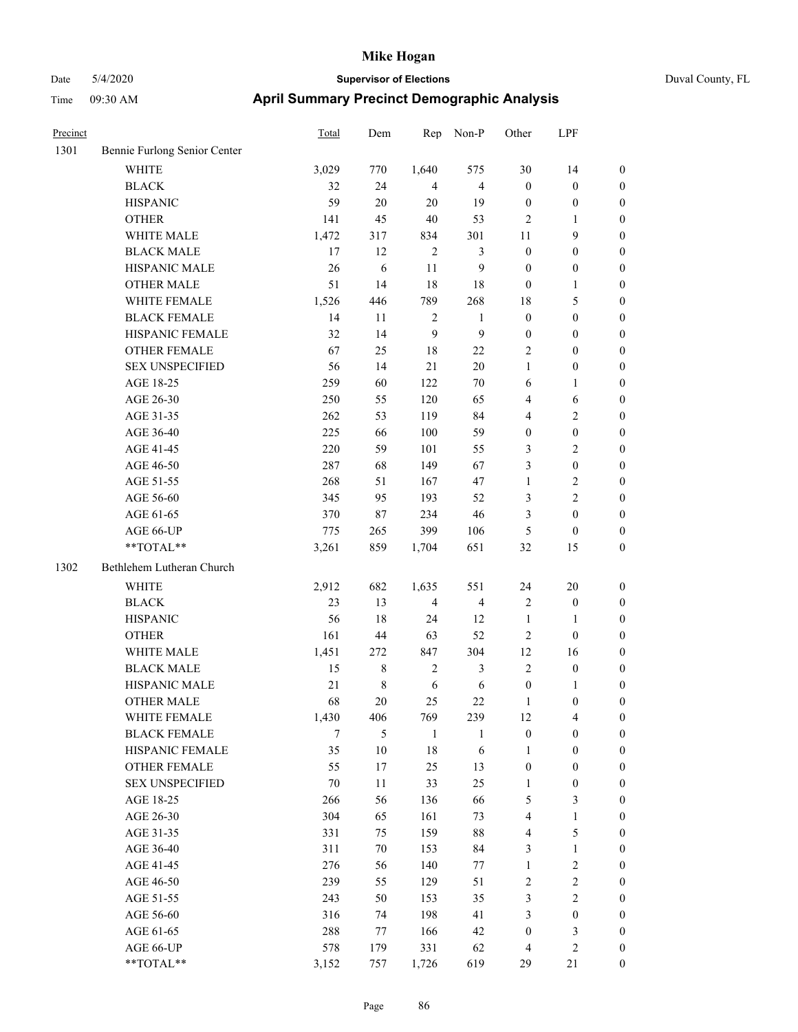# Mike Hogan

Date 5/4/2020 **Supervisor of Elections** Duval County, FL

Time 09:30 AM **April Summary Precinct Demographic Analysis**

| Precinct | | Total | Dem | Rep | Non-P | Other | LPF | |
|---|---|---|---|---|---|---|---|---|
| 1301 | Bennie Furlong Senior Center | | | | | | | |
| | WHITE | 3,029 | 770 | 1,640 | 575 | 30 | 14 | 0 |
| | BLACK | 32 | 24 | 4 | 4 | 0 | 0 | 0 |
| | HISPANIC | 59 | 20 | 20 | 19 | 0 | 0 | 0 |
| | OTHER | 141 | 45 | 40 | 53 | 2 | 1 | 0 |
| | WHITE MALE | 1,472 | 317 | 834 | 301 | 11 | 9 | 0 |
| | BLACK MALE | 17 | 12 | 2 | 3 | 0 | 0 | 0 |
| | HISPANIC MALE | 26 | 6 | 11 | 9 | 0 | 0 | 0 |
| | OTHER MALE | 51 | 14 | 18 | 18 | 0 | 1 | 0 |
| | WHITE FEMALE | 1,526 | 446 | 789 | 268 | 18 | 5 | 0 |
| | BLACK FEMALE | 14 | 11 | 2 | 1 | 0 | 0 | 0 |
| | HISPANIC FEMALE | 32 | 14 | 9 | 9 | 0 | 0 | 0 |
| | OTHER FEMALE | 67 | 25 | 18 | 22 | 2 | 0 | 0 |
| | SEX UNSPECIFIED | 56 | 14 | 21 | 20 | 1 | 0 | 0 |
| | AGE 18-25 | 259 | 60 | 122 | 70 | 6 | 1 | 0 |
| | AGE 26-30 | 250 | 55 | 120 | 65 | 4 | 6 | 0 |
| | AGE 31-35 | 262 | 53 | 119 | 84 | 4 | 2 | 0 |
| | AGE 36-40 | 225 | 66 | 100 | 59 | 0 | 0 | 0 |
| | AGE 41-45 | 220 | 59 | 101 | 55 | 3 | 2 | 0 |
| | AGE 46-50 | 287 | 68 | 149 | 67 | 3 | 0 | 0 |
| | AGE 51-55 | 268 | 51 | 167 | 47 | 1 | 2 | 0 |
| | AGE 56-60 | 345 | 95 | 193 | 52 | 3 | 2 | 0 |
| | AGE 61-65 | 370 | 87 | 234 | 46 | 3 | 0 | 0 |
| | AGE 66-UP | 775 | 265 | 399 | 106 | 5 | 0 | 0 |
| | **TOTAL** | 3,261 | 859 | 1,704 | 651 | 32 | 15 | 0 |
| 1302 | Bethlehem Lutheran Church | | | | | | | |
| | WHITE | 2,912 | 682 | 1,635 | 551 | 24 | 20 | 0 |
| | BLACK | 23 | 13 | 4 | 4 | 2 | 0 | 0 |
| | HISPANIC | 56 | 18 | 24 | 12 | 1 | 1 | 0 |
| | OTHER | 161 | 44 | 63 | 52 | 2 | 0 | 0 |
| | WHITE MALE | 1,451 | 272 | 847 | 304 | 12 | 16 | 0 |
| | BLACK MALE | 15 | 8 | 2 | 3 | 2 | 0 | 0 |
| | HISPANIC MALE | 21 | 8 | 6 | 6 | 0 | 1 | 0 |
| | OTHER MALE | 68 | 20 | 25 | 22 | 1 | 0 | 0 |
| | WHITE FEMALE | 1,430 | 406 | 769 | 239 | 12 | 4 | 0 |
| | BLACK FEMALE | 7 | 5 | 1 | 1 | 0 | 0 | 0 |
| | HISPANIC FEMALE | 35 | 10 | 18 | 6 | 1 | 0 | 0 |
| | OTHER FEMALE | 55 | 17 | 25 | 13 | 0 | 0 | 0 |
| | SEX UNSPECIFIED | 70 | 11 | 33 | 25 | 1 | 0 | 0 |
| | AGE 18-25 | 266 | 56 | 136 | 66 | 5 | 3 | 0 |
| | AGE 26-30 | 304 | 65 | 161 | 73 | 4 | 1 | 0 |
| | AGE 31-35 | 331 | 75 | 159 | 88 | 4 | 5 | 0 |
| | AGE 36-40 | 311 | 70 | 153 | 84 | 3 | 1 | 0 |
| | AGE 41-45 | 276 | 56 | 140 | 77 | 1 | 2 | 0 |
| | AGE 46-50 | 239 | 55 | 129 | 51 | 2 | 2 | 0 |
| | AGE 51-55 | 243 | 50 | 153 | 35 | 3 | 2 | 0 |
| | AGE 56-60 | 316 | 74 | 198 | 41 | 3 | 0 | 0 |
| | AGE 61-65 | 288 | 77 | 166 | 42 | 0 | 3 | 0 |
| | AGE 66-UP | 578 | 179 | 331 | 62 | 4 | 2 | 0 |
| | **TOTAL** | 3,152 | 757 | 1,726 | 619 | 29 | 21 | 0 |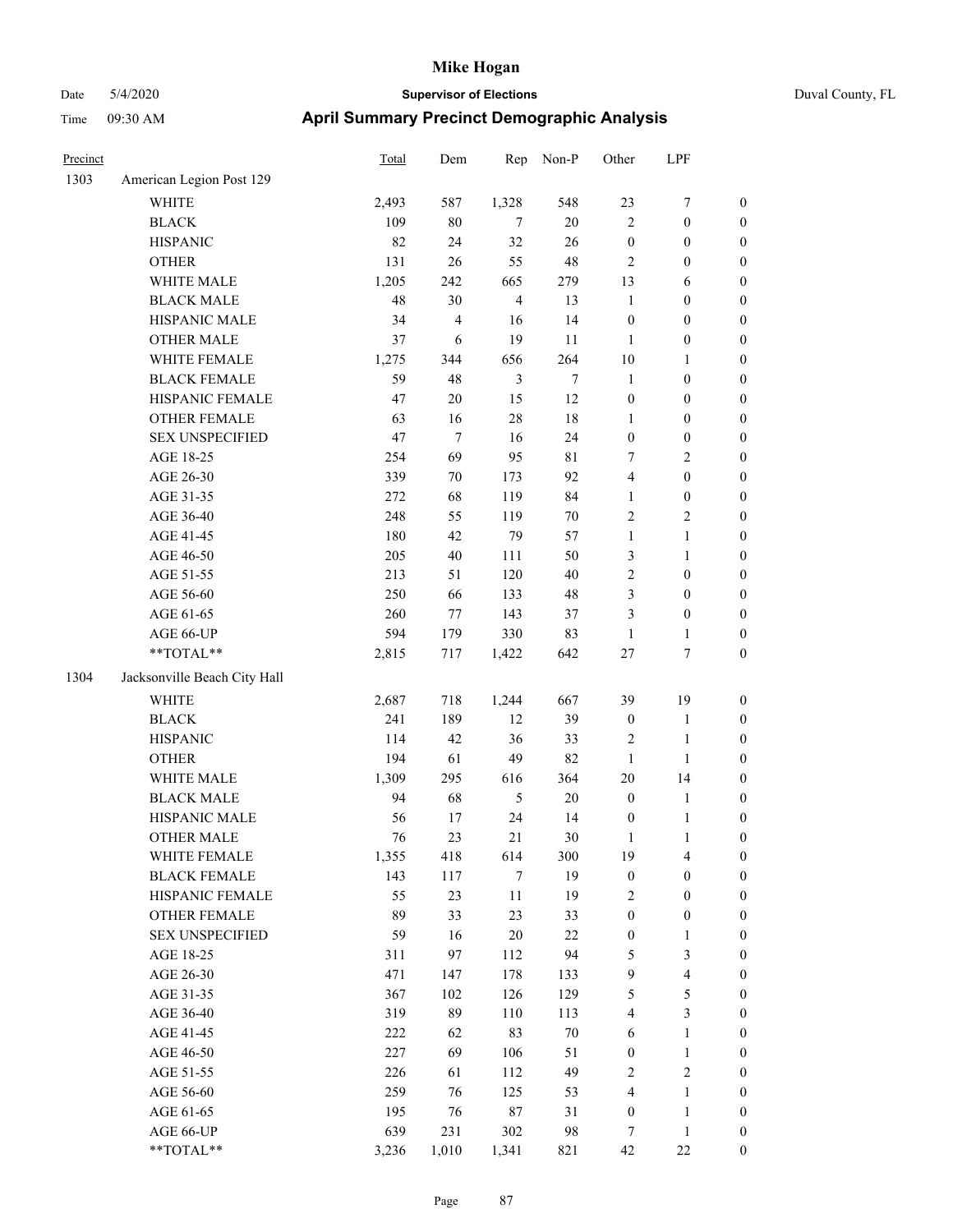# Mike Hogan

Date 5/4/2020 **Supervisor of Elections** Duval County, FL

Time 09:30 AM **April Summary Precinct Demographic Analysis**

| Precinct | | Total | Dem | Rep | Non-P | Other | LPF | |
|---|---|---|---|---|---|---|---|---|
| 1303 | American Legion Post 129 | | | | | | | |
| | WHITE | 2,493 | 587 | 1,328 | 548 | 23 | 7 | 0 |
| | BLACK | 109 | 80 | 7 | 20 | 2 | 0 | 0 |
| | HISPANIC | 82 | 24 | 32 | 26 | 0 | 0 | 0 |
| | OTHER | 131 | 26 | 55 | 48 | 2 | 0 | 0 |
| | WHITE MALE | 1,205 | 242 | 665 | 279 | 13 | 6 | 0 |
| | BLACK MALE | 48 | 30 | 4 | 13 | 1 | 0 | 0 |
| | HISPANIC MALE | 34 | 4 | 16 | 14 | 0 | 0 | 0 |
| | OTHER MALE | 37 | 6 | 19 | 11 | 1 | 0 | 0 |
| | WHITE FEMALE | 1,275 | 344 | 656 | 264 | 10 | 1 | 0 |
| | BLACK FEMALE | 59 | 48 | 3 | 7 | 1 | 0 | 0 |
| | HISPANIC FEMALE | 47 | 20 | 15 | 12 | 0 | 0 | 0 |
| | OTHER FEMALE | 63 | 16 | 28 | 18 | 1 | 0 | 0 |
| | SEX UNSPECIFIED | 47 | 7 | 16 | 24 | 0 | 0 | 0 |
| | AGE 18-25 | 254 | 69 | 95 | 81 | 7 | 2 | 0 |
| | AGE 26-30 | 339 | 70 | 173 | 92 | 4 | 0 | 0 |
| | AGE 31-35 | 272 | 68 | 119 | 84 | 1 | 0 | 0 |
| | AGE 36-40 | 248 | 55 | 119 | 70 | 2 | 2 | 0 |
| | AGE 41-45 | 180 | 42 | 79 | 57 | 1 | 1 | 0 |
| | AGE 46-50 | 205 | 40 | 111 | 50 | 3 | 1 | 0 |
| | AGE 51-55 | 213 | 51 | 120 | 40 | 2 | 0 | 0 |
| | AGE 56-60 | 250 | 66 | 133 | 48 | 3 | 0 | 0 |
| | AGE 61-65 | 260 | 77 | 143 | 37 | 3 | 0 | 0 |
| | AGE 66-UP | 594 | 179 | 330 | 83 | 1 | 1 | 0 |
| | **TOTAL** | 2,815 | 717 | 1,422 | 642 | 27 | 7 | 0 |
| 1304 | Jacksonville Beach City Hall | | | | | | | |
| | WHITE | 2,687 | 718 | 1,244 | 667 | 39 | 19 | 0 |
| | BLACK | 241 | 189 | 12 | 39 | 0 | 1 | 0 |
| | HISPANIC | 114 | 42 | 36 | 33 | 2 | 1 | 0 |
| | OTHER | 194 | 61 | 49 | 82 | 1 | 1 | 0 |
| | WHITE MALE | 1,309 | 295 | 616 | 364 | 20 | 14 | 0 |
| | BLACK MALE | 94 | 68 | 5 | 20 | 0 | 1 | 0 |
| | HISPANIC MALE | 56 | 17 | 24 | 14 | 0 | 1 | 0 |
| | OTHER MALE | 76 | 23 | 21 | 30 | 1 | 1 | 0 |
| | WHITE FEMALE | 1,355 | 418 | 614 | 300 | 19 | 4 | 0 |
| | BLACK FEMALE | 143 | 117 | 7 | 19 | 0 | 0 | 0 |
| | HISPANIC FEMALE | 55 | 23 | 11 | 19 | 2 | 0 | 0 |
| | OTHER FEMALE | 89 | 33 | 23 | 33 | 0 | 0 | 0 |
| | SEX UNSPECIFIED | 59 | 16 | 20 | 22 | 0 | 1 | 0 |
| | AGE 18-25 | 311 | 97 | 112 | 94 | 5 | 3 | 0 |
| | AGE 26-30 | 471 | 147 | 178 | 133 | 9 | 4 | 0 |
| | AGE 31-35 | 367 | 102 | 126 | 129 | 5 | 5 | 0 |
| | AGE 36-40 | 319 | 89 | 110 | 113 | 4 | 3 | 0 |
| | AGE 41-45 | 222 | 62 | 83 | 70 | 6 | 1 | 0 |
| | AGE 46-50 | 227 | 69 | 106 | 51 | 0 | 1 | 0 |
| | AGE 51-55 | 226 | 61 | 112 | 49 | 2 | 2 | 0 |
| | AGE 56-60 | 259 | 76 | 125 | 53 | 4 | 1 | 0 |
| | AGE 61-65 | 195 | 76 | 87 | 31 | 0 | 1 | 0 |
| | AGE 66-UP | 639 | 231 | 302 | 98 | 7 | 1 | 0 |
| | **TOTAL** | 3,236 | 1,010 | 1,341 | 821 | 42 | 22 | 0 |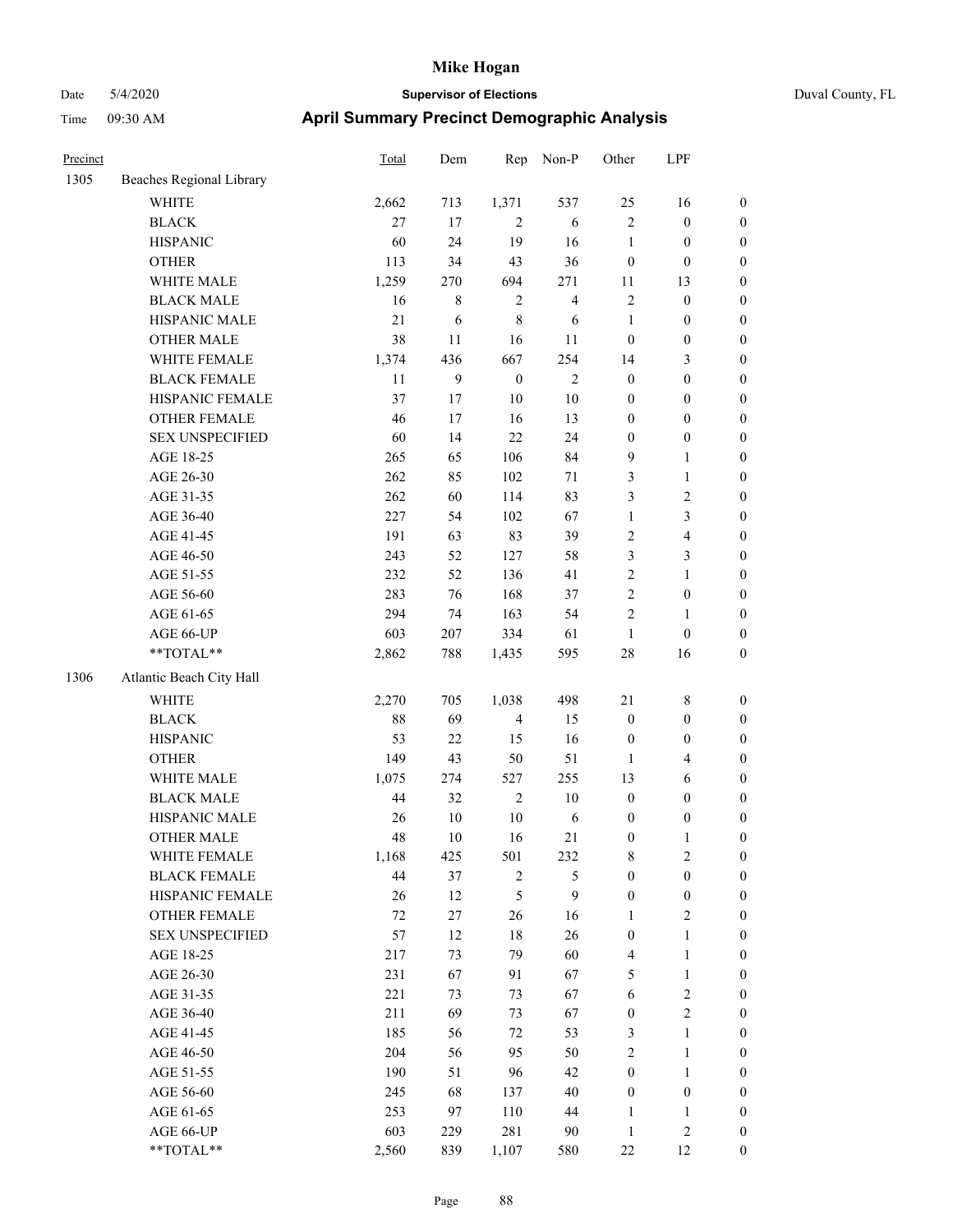# Mike Hogan

Date 5/4/2020 **Supervisor of Elections** Duval County, FL

Time 09:30 AM **April Summary Precinct Demographic Analysis**

| Precinct | | Total | Dem | Rep | Non-P | Other | LPF | |
|---|---|---|---|---|---|---|---|---|
| 1305 | Beaches Regional Library | | | | | | | |
| | WHITE | 2,662 | 713 | 1,371 | 537 | 25 | 16 | 0 |
| | BLACK | 27 | 17 | 2 | 6 | 2 | 0 | 0 |
| | HISPANIC | 60 | 24 | 19 | 16 | 1 | 0 | 0 |
| | OTHER | 113 | 34 | 43 | 36 | 0 | 0 | 0 |
| | WHITE MALE | 1,259 | 270 | 694 | 271 | 11 | 13 | 0 |
| | BLACK MALE | 16 | 8 | 2 | 4 | 2 | 0 | 0 |
| | HISPANIC MALE | 21 | 6 | 8 | 6 | 1 | 0 | 0 |
| | OTHER MALE | 38 | 11 | 16 | 11 | 0 | 0 | 0 |
| | WHITE FEMALE | 1,374 | 436 | 667 | 254 | 14 | 3 | 0 |
| | BLACK FEMALE | 11 | 9 | 0 | 2 | 0 | 0 | 0 |
| | HISPANIC FEMALE | 37 | 17 | 10 | 10 | 0 | 0 | 0 |
| | OTHER FEMALE | 46 | 17 | 16 | 13 | 0 | 0 | 0 |
| | SEX UNSPECIFIED | 60 | 14 | 22 | 24 | 0 | 0 | 0 |
| | AGE 18-25 | 265 | 65 | 106 | 84 | 9 | 1 | 0 |
| | AGE 26-30 | 262 | 85 | 102 | 71 | 3 | 1 | 0 |
| | AGE 31-35 | 262 | 60 | 114 | 83 | 3 | 2 | 0 |
| | AGE 36-40 | 227 | 54 | 102 | 67 | 1 | 3 | 0 |
| | AGE 41-45 | 191 | 63 | 83 | 39 | 2 | 4 | 0 |
| | AGE 46-50 | 243 | 52 | 127 | 58 | 3 | 3 | 0 |
| | AGE 51-55 | 232 | 52 | 136 | 41 | 2 | 1 | 0 |
| | AGE 56-60 | 283 | 76 | 168 | 37 | 2 | 0 | 0 |
| | AGE 61-65 | 294 | 74 | 163 | 54 | 2 | 1 | 0 |
| | AGE 66-UP | 603 | 207 | 334 | 61 | 1 | 0 | 0 |
| | **TOTAL** | 2,862 | 788 | 1,435 | 595 | 28 | 16 | 0 |
| 1306 | Atlantic Beach City Hall | | | | | | | |
| | WHITE | 2,270 | 705 | 1,038 | 498 | 21 | 8 | 0 |
| | BLACK | 88 | 69 | 4 | 15 | 0 | 0 | 0 |
| | HISPANIC | 53 | 22 | 15 | 16 | 0 | 0 | 0 |
| | OTHER | 149 | 43 | 50 | 51 | 1 | 4 | 0 |
| | WHITE MALE | 1,075 | 274 | 527 | 255 | 13 | 6 | 0 |
| | BLACK MALE | 44 | 32 | 2 | 10 | 0 | 0 | 0 |
| | HISPANIC MALE | 26 | 10 | 10 | 6 | 0 | 0 | 0 |
| | OTHER MALE | 48 | 10 | 16 | 21 | 0 | 1 | 0 |
| | WHITE FEMALE | 1,168 | 425 | 501 | 232 | 8 | 2 | 0 |
| | BLACK FEMALE | 44 | 37 | 2 | 5 | 0 | 0 | 0 |
| | HISPANIC FEMALE | 26 | 12 | 5 | 9 | 0 | 0 | 0 |
| | OTHER FEMALE | 72 | 27 | 26 | 16 | 1 | 2 | 0 |
| | SEX UNSPECIFIED | 57 | 12 | 18 | 26 | 0 | 1 | 0 |
| | AGE 18-25 | 217 | 73 | 79 | 60 | 4 | 1 | 0 |
| | AGE 26-30 | 231 | 67 | 91 | 67 | 5 | 1 | 0 |
| | AGE 31-35 | 221 | 73 | 73 | 67 | 6 | 2 | 0 |
| | AGE 36-40 | 211 | 69 | 73 | 67 | 0 | 2 | 0 |
| | AGE 41-45 | 185 | 56 | 72 | 53 | 3 | 1 | 0 |
| | AGE 46-50 | 204 | 56 | 95 | 50 | 2 | 1 | 0 |
| | AGE 51-55 | 190 | 51 | 96 | 42 | 0 | 1 | 0 |
| | AGE 56-60 | 245 | 68 | 137 | 40 | 0 | 0 | 0 |
| | AGE 61-65 | 253 | 97 | 110 | 44 | 1 | 1 | 0 |
| | AGE 66-UP | 603 | 229 | 281 | 90 | 1 | 2 | 0 |
| | **TOTAL** | 2,560 | 839 | 1,107 | 580 | 22 | 12 | 0 |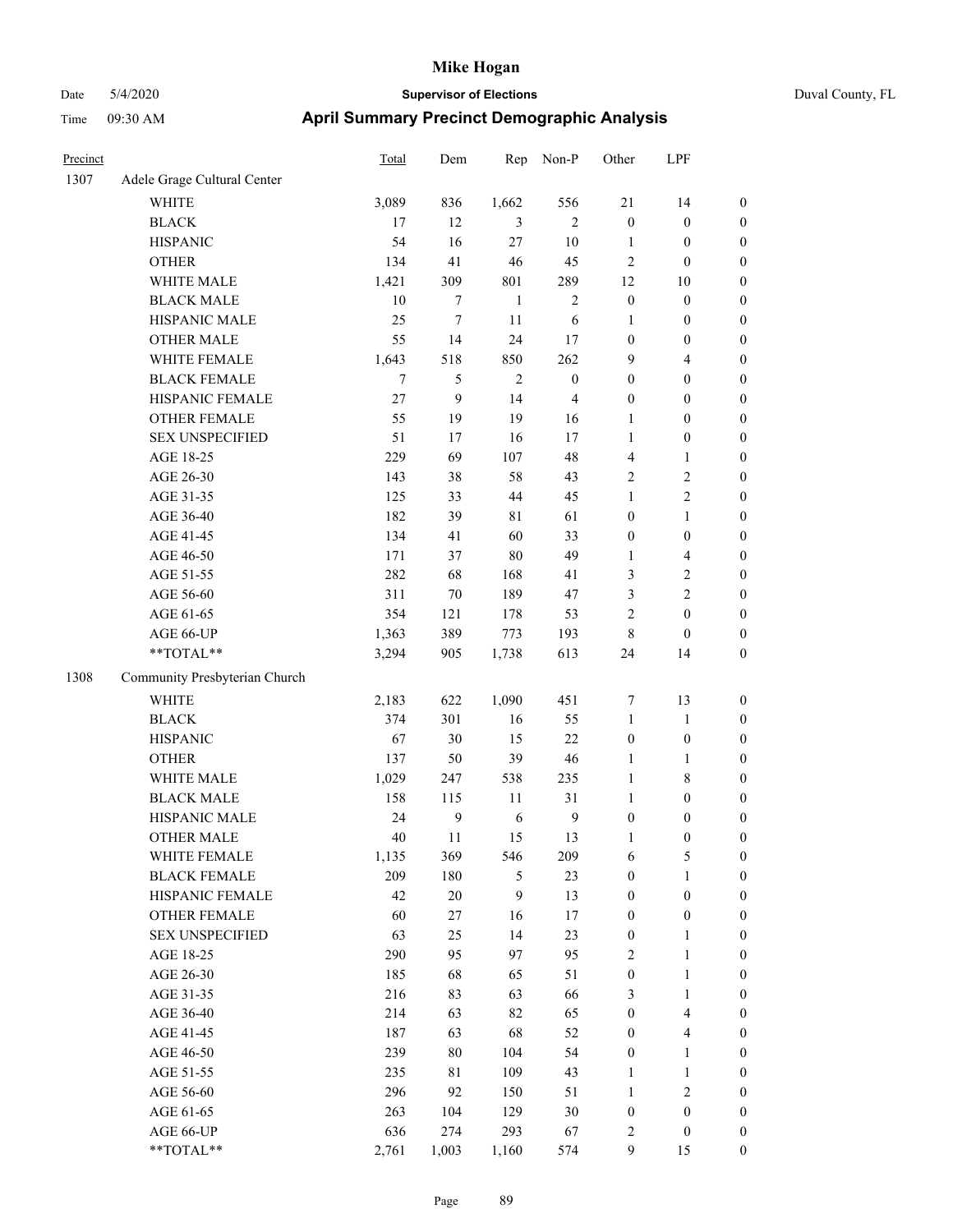# Mike Hogan

Date 5/4/2020 **Supervisor of Elections** Duval County, FL

Time 09:30 AM **April Summary Precinct Demographic Analysis**

| Precinct | | Total | Dem | Rep | Non-P | Other | LPF | |
|---|---|---|---|---|---|---|---|---|
| 1307 | Adele Grage Cultural Center | | | | | | | |
| | WHITE | 3,089 | 836 | 1,662 | 556 | 21 | 14 | 0 |
| | BLACK | 17 | 12 | 3 | 2 | 0 | 0 | 0 |
| | HISPANIC | 54 | 16 | 27 | 10 | 1 | 0 | 0 |
| | OTHER | 134 | 41 | 46 | 45 | 2 | 0 | 0 |
| | WHITE MALE | 1,421 | 309 | 801 | 289 | 12 | 10 | 0 |
| | BLACK MALE | 10 | 7 | 1 | 2 | 0 | 0 | 0 |
| | HISPANIC MALE | 25 | 7 | 11 | 6 | 1 | 0 | 0 |
| | OTHER MALE | 55 | 14 | 24 | 17 | 0 | 0 | 0 |
| | WHITE FEMALE | 1,643 | 518 | 850 | 262 | 9 | 4 | 0 |
| | BLACK FEMALE | 7 | 5 | 2 | 0 | 0 | 0 | 0 |
| | HISPANIC FEMALE | 27 | 9 | 14 | 4 | 0 | 0 | 0 |
| | OTHER FEMALE | 55 | 19 | 19 | 16 | 1 | 0 | 0 |
| | SEX UNSPECIFIED | 51 | 17 | 16 | 17 | 1 | 0 | 0 |
| | AGE 18-25 | 229 | 69 | 107 | 48 | 4 | 1 | 0 |
| | AGE 26-30 | 143 | 38 | 58 | 43 | 2 | 2 | 0 |
| | AGE 31-35 | 125 | 33 | 44 | 45 | 1 | 2 | 0 |
| | AGE 36-40 | 182 | 39 | 81 | 61 | 0 | 1 | 0 |
| | AGE 41-45 | 134 | 41 | 60 | 33 | 0 | 0 | 0 |
| | AGE 46-50 | 171 | 37 | 80 | 49 | 1 | 4 | 0 |
| | AGE 51-55 | 282 | 68 | 168 | 41 | 3 | 2 | 0 |
| | AGE 56-60 | 311 | 70 | 189 | 47 | 3 | 2 | 0 |
| | AGE 61-65 | 354 | 121 | 178 | 53 | 2 | 0 | 0 |
| | AGE 66-UP | 1,363 | 389 | 773 | 193 | 8 | 0 | 0 |
| | **TOTAL** | 3,294 | 905 | 1,738 | 613 | 24 | 14 | 0 |
| 1308 | Community Presbyterian Church | | | | | | | |
| | WHITE | 2,183 | 622 | 1,090 | 451 | 7 | 13 | 0 |
| | BLACK | 374 | 301 | 16 | 55 | 1 | 1 | 0 |
| | HISPANIC | 67 | 30 | 15 | 22 | 0 | 0 | 0 |
| | OTHER | 137 | 50 | 39 | 46 | 1 | 1 | 0 |
| | WHITE MALE | 1,029 | 247 | 538 | 235 | 1 | 8 | 0 |
| | BLACK MALE | 158 | 115 | 11 | 31 | 1 | 0 | 0 |
| | HISPANIC MALE | 24 | 9 | 6 | 9 | 0 | 0 | 0 |
| | OTHER MALE | 40 | 11 | 15 | 13 | 1 | 0 | 0 |
| | WHITE FEMALE | 1,135 | 369 | 546 | 209 | 6 | 5 | 0 |
| | BLACK FEMALE | 209 | 180 | 5 | 23 | 0 | 1 | 0 |
| | HISPANIC FEMALE | 42 | 20 | 9 | 13 | 0 | 0 | 0 |
| | OTHER FEMALE | 60 | 27 | 16 | 17 | 0 | 0 | 0 |
| | SEX UNSPECIFIED | 63 | 25 | 14 | 23 | 0 | 1 | 0 |
| | AGE 18-25 | 290 | 95 | 97 | 95 | 2 | 1 | 0 |
| | AGE 26-30 | 185 | 68 | 65 | 51 | 0 | 1 | 0 |
| | AGE 31-35 | 216 | 83 | 63 | 66 | 3 | 1 | 0 |
| | AGE 36-40 | 214 | 63 | 82 | 65 | 0 | 4 | 0 |
| | AGE 41-45 | 187 | 63 | 68 | 52 | 0 | 4 | 0 |
| | AGE 46-50 | 239 | 80 | 104 | 54 | 0 | 1 | 0 |
| | AGE 51-55 | 235 | 81 | 109 | 43 | 1 | 1 | 0 |
| | AGE 56-60 | 296 | 92 | 150 | 51 | 1 | 2 | 0 |
| | AGE 61-65 | 263 | 104 | 129 | 30 | 0 | 0 | 0 |
| | AGE 66-UP | 636 | 274 | 293 | 67 | 2 | 0 | 0 |
| | **TOTAL** | 2,761 | 1,003 | 1,160 | 574 | 9 | 15 | 0 |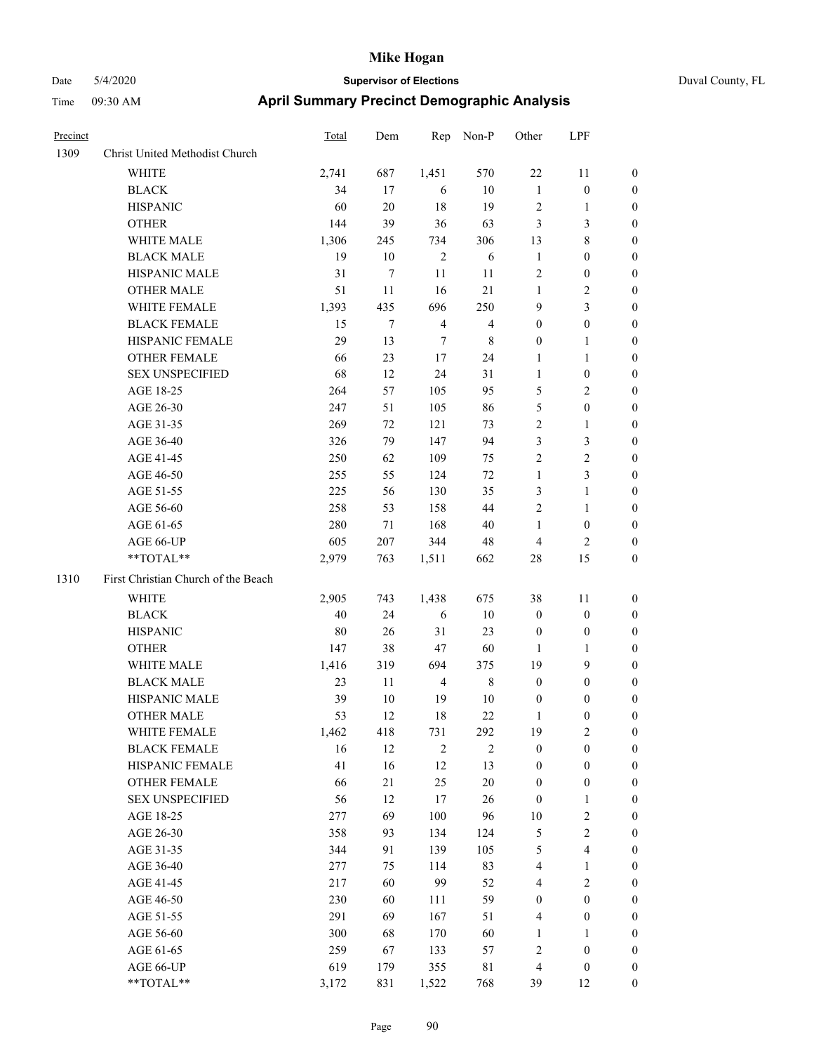| Precinct | | Total | Dem | Rep | Non-P | Other | LPF | |
|---|---|---|---|---|---|---|---|---|
| 1309 | Christ United Methodist Church | | | | | | | |
| | WHITE | 2,741 | 687 | 1,451 | 570 | 22 | 11 | 0 |
| | BLACK | 34 | 17 | 6 | 10 | 1 | 0 | 0 |
| | HISPANIC | 60 | 20 | 18 | 19 | 2 | 1 | 0 |
| | OTHER | 144 | 39 | 36 | 63 | 3 | 3 | 0 |
| | WHITE MALE | 1,306 | 245 | 734 | 306 | 13 | 8 | 0 |
| | BLACK MALE | 19 | 10 | 2 | 6 | 1 | 0 | 0 |
| | HISPANIC MALE | 31 | 7 | 11 | 11 | 2 | 0 | 0 |
| | OTHER MALE | 51 | 11 | 16 | 21 | 1 | 2 | 0 |
| | WHITE FEMALE | 1,393 | 435 | 696 | 250 | 9 | 3 | 0 |
| | BLACK FEMALE | 15 | 7 | 4 | 4 | 0 | 0 | 0 |
| | HISPANIC FEMALE | 29 | 13 | 7 | 8 | 0 | 1 | 0 |
| | OTHER FEMALE | 66 | 23 | 17 | 24 | 1 | 1 | 0 |
| | SEX UNSPECIFIED | 68 | 12 | 24 | 31 | 1 | 0 | 0 |
| | AGE 18-25 | 264 | 57 | 105 | 95 | 5 | 2 | 0 |
| | AGE 26-30 | 247 | 51 | 105 | 86 | 5 | 0 | 0 |
| | AGE 31-35 | 269 | 72 | 121 | 73 | 2 | 1 | 0 |
| | AGE 36-40 | 326 | 79 | 147 | 94 | 3 | 3 | 0 |
| | AGE 41-45 | 250 | 62 | 109 | 75 | 2 | 2 | 0 |
| | AGE 46-50 | 255 | 55 | 124 | 72 | 1 | 3 | 0 |
| | AGE 51-55 | 225 | 56 | 130 | 35 | 3 | 1 | 0 |
| | AGE 56-60 | 258 | 53 | 158 | 44 | 2 | 1 | 0 |
| | AGE 61-65 | 280 | 71 | 168 | 40 | 1 | 0 | 0 |
| | AGE 66-UP | 605 | 207 | 344 | 48 | 4 | 2 | 0 |
| | **TOTAL** | 2,979 | 763 | 1,511 | 662 | 28 | 15 | 0 |
| 1310 | First Christian Church of the Beach | | | | | | | |
| | WHITE | 2,905 | 743 | 1,438 | 675 | 38 | 11 | 0 |
| | BLACK | 40 | 24 | 6 | 10 | 0 | 0 | 0 |
| | HISPANIC | 80 | 26 | 31 | 23 | 0 | 0 | 0 |
| | OTHER | 147 | 38 | 47 | 60 | 1 | 1 | 0 |
| | WHITE MALE | 1,416 | 319 | 694 | 375 | 19 | 9 | 0 |
| | BLACK MALE | 23 | 11 | 4 | 8 | 0 | 0 | 0 |
| | HISPANIC MALE | 39 | 10 | 19 | 10 | 0 | 0 | 0 |
| | OTHER MALE | 53 | 12 | 18 | 22 | 1 | 0 | 0 |
| | WHITE FEMALE | 1,462 | 418 | 731 | 292 | 19 | 2 | 0 |
| | BLACK FEMALE | 16 | 12 | 2 | 2 | 0 | 0 | 0 |
| | HISPANIC FEMALE | 41 | 16 | 12 | 13 | 0 | 0 | 0 |
| | OTHER FEMALE | 66 | 21 | 25 | 20 | 0 | 0 | 0 |
| | SEX UNSPECIFIED | 56 | 12 | 17 | 26 | 0 | 1 | 0 |
| | AGE 18-25 | 277 | 69 | 100 | 96 | 10 | 2 | 0 |
| | AGE 26-30 | 358 | 93 | 134 | 124 | 5 | 2 | 0 |
| | AGE 31-35 | 344 | 91 | 139 | 105 | 5 | 4 | 0 |
| | AGE 36-40 | 277 | 75 | 114 | 83 | 4 | 1 | 0 |
| | AGE 41-45 | 217 | 60 | 99 | 52 | 4 | 2 | 0 |
| | AGE 46-50 | 230 | 60 | 111 | 59 | 0 | 0 | 0 |
| | AGE 51-55 | 291 | 69 | 167 | 51 | 4 | 0 | 0 |
| | AGE 56-60 | 300 | 68 | 170 | 60 | 1 | 1 | 0 |
| | AGE 61-65 | 259 | 67 | 133 | 57 | 2 | 0 | 0 |
| | AGE 66-UP | 619 | 179 | 355 | 81 | 4 | 0 | 0 |
| | **TOTAL** | 3,172 | 831 | 1,522 | 768 | 39 | 12 | 0 |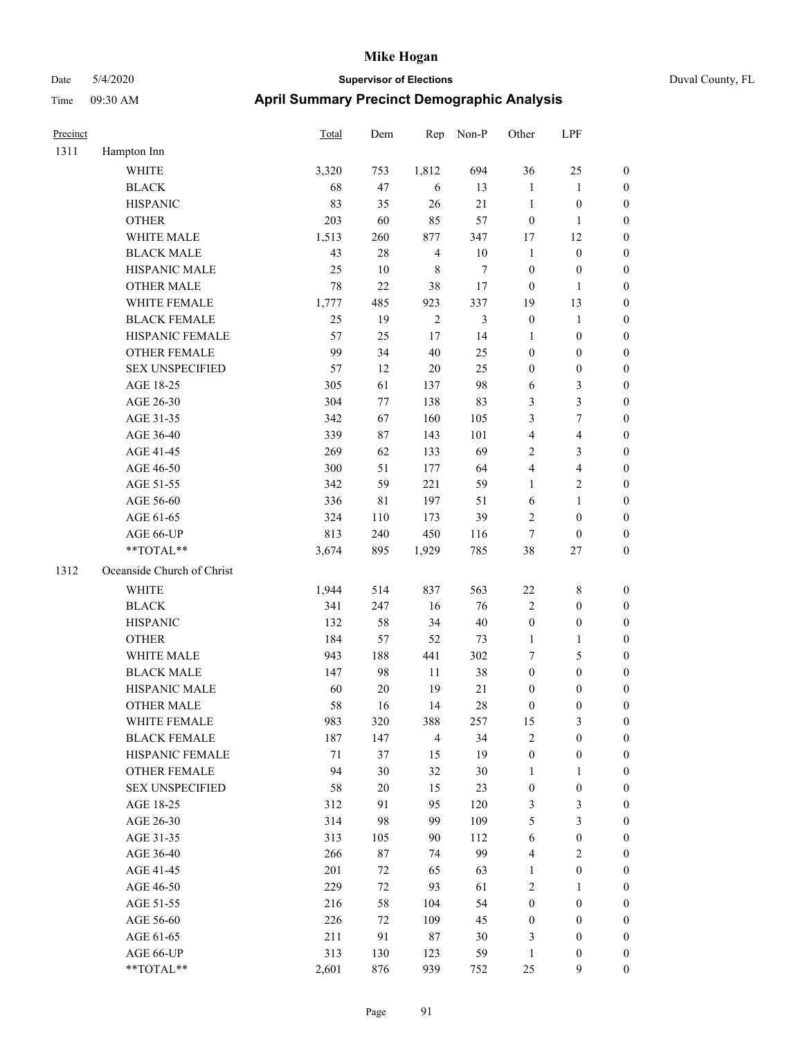# Mike Hogan

Date 5/4/2020 **Supervisor of Elections** Duval County, FL

Time 09:30 AM **April Summary Precinct Demographic Analysis**

| Precinct | | Total | Dem | Rep | Non-P | Other | LPF | |
|---|---|---|---|---|---|---|---|---|
| 1311 | Hampton Inn | | | | | | | |
| | WHITE | 3,320 | 753 | 1,812 | 694 | 36 | 25 | 0 |
| | BLACK | 68 | 47 | 6 | 13 | 1 | 1 | 0 |
| | HISPANIC | 83 | 35 | 26 | 21 | 1 | 0 | 0 |
| | OTHER | 203 | 60 | 85 | 57 | 0 | 1 | 0 |
| | WHITE MALE | 1,513 | 260 | 877 | 347 | 17 | 12 | 0 |
| | BLACK MALE | 43 | 28 | 4 | 10 | 1 | 0 | 0 |
| | HISPANIC MALE | 25 | 10 | 8 | 7 | 0 | 0 | 0 |
| | OTHER MALE | 78 | 22 | 38 | 17 | 0 | 1 | 0 |
| | WHITE FEMALE | 1,777 | 485 | 923 | 337 | 19 | 13 | 0 |
| | BLACK FEMALE | 25 | 19 | 2 | 3 | 0 | 1 | 0 |
| | HISPANIC FEMALE | 57 | 25 | 17 | 14 | 1 | 0 | 0 |
| | OTHER FEMALE | 99 | 34 | 40 | 25 | 0 | 0 | 0 |
| | SEX UNSPECIFIED | 57 | 12 | 20 | 25 | 0 | 0 | 0 |
| | AGE 18-25 | 305 | 61 | 137 | 98 | 6 | 3 | 0 |
| | AGE 26-30 | 304 | 77 | 138 | 83 | 3 | 3 | 0 |
| | AGE 31-35 | 342 | 67 | 160 | 105 | 3 | 7 | 0 |
| | AGE 36-40 | 339 | 87 | 143 | 101 | 4 | 4 | 0 |
| | AGE 41-45 | 269 | 62 | 133 | 69 | 2 | 3 | 0 |
| | AGE 46-50 | 300 | 51 | 177 | 64 | 4 | 4 | 0 |
| | AGE 51-55 | 342 | 59 | 221 | 59 | 1 | 2 | 0 |
| | AGE 56-60 | 336 | 81 | 197 | 51 | 6 | 1 | 0 |
| | AGE 61-65 | 324 | 110 | 173 | 39 | 2 | 0 | 0 |
| | AGE 66-UP | 813 | 240 | 450 | 116 | 7 | 0 | 0 |
| | **TOTAL** | 3,674 | 895 | 1,929 | 785 | 38 | 27 | 0 |
| 1312 | Oceanside Church of Christ | | | | | | | |
| | WHITE | 1,944 | 514 | 837 | 563 | 22 | 8 | 0 |
| | BLACK | 341 | 247 | 16 | 76 | 2 | 0 | 0 |
| | HISPANIC | 132 | 58 | 34 | 40 | 0 | 0 | 0 |
| | OTHER | 184 | 57 | 52 | 73 | 1 | 1 | 0 |
| | WHITE MALE | 943 | 188 | 441 | 302 | 7 | 5 | 0 |
| | BLACK MALE | 147 | 98 | 11 | 38 | 0 | 0 | 0 |
| | HISPANIC MALE | 60 | 20 | 19 | 21 | 0 | 0 | 0 |
| | OTHER MALE | 58 | 16 | 14 | 28 | 0 | 0 | 0 |
| | WHITE FEMALE | 983 | 320 | 388 | 257 | 15 | 3 | 0 |
| | BLACK FEMALE | 187 | 147 | 4 | 34 | 2 | 0 | 0 |
| | HISPANIC FEMALE | 71 | 37 | 15 | 19 | 0 | 0 | 0 |
| | OTHER FEMALE | 94 | 30 | 32 | 30 | 1 | 1 | 0 |
| | SEX UNSPECIFIED | 58 | 20 | 15 | 23 | 0 | 0 | 0 |
| | AGE 18-25 | 312 | 91 | 95 | 120 | 3 | 3 | 0 |
| | AGE 26-30 | 314 | 98 | 99 | 109 | 5 | 3 | 0 |
| | AGE 31-35 | 313 | 105 | 90 | 112 | 6 | 0 | 0 |
| | AGE 36-40 | 266 | 87 | 74 | 99 | 4 | 2 | 0 |
| | AGE 41-45 | 201 | 72 | 65 | 63 | 1 | 0 | 0 |
| | AGE 46-50 | 229 | 72 | 93 | 61 | 2 | 1 | 0 |
| | AGE 51-55 | 216 | 58 | 104 | 54 | 0 | 0 | 0 |
| | AGE 56-60 | 226 | 72 | 109 | 45 | 0 | 0 | 0 |
| | AGE 61-65 | 211 | 91 | 87 | 30 | 3 | 0 | 0 |
| | AGE 66-UP | 313 | 130 | 123 | 59 | 1 | 0 | 0 |
| | **TOTAL** | 2,601 | 876 | 939 | 752 | 25 | 9 | 0 |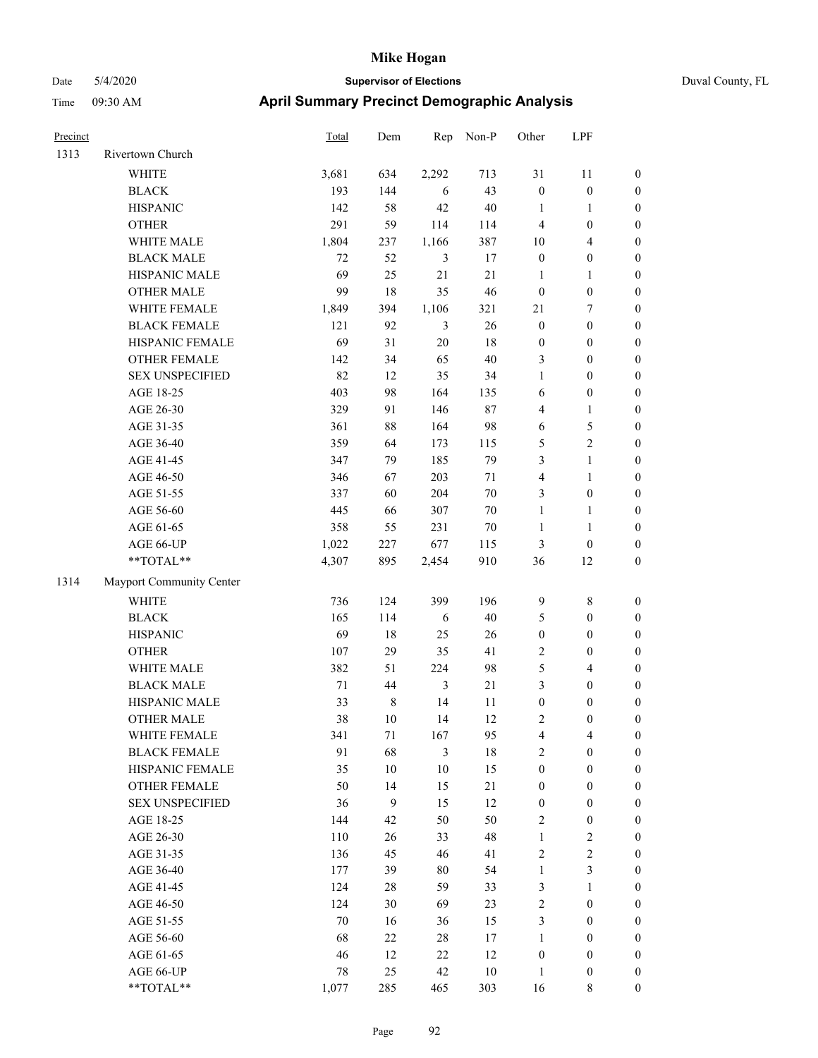# Mike Hogan

Date 5/4/2020 **Supervisor of Elections** Duval County, FL

Time 09:30 AM **April Summary Precinct Demographic Analysis**

| Precinct | | Total | Dem | Rep | Non-P | Other | LPF | |
|---|---|---|---|---|---|---|---|---|
| 1313 | Rivertown Church | | | | | | | |
| | WHITE | 3,681 | 634 | 2,292 | 713 | 31 | 11 | 0 |
| | BLACK | 193 | 144 | 6 | 43 | 0 | 0 | 0 |
| | HISPANIC | 142 | 58 | 42 | 40 | 1 | 1 | 0 |
| | OTHER | 291 | 59 | 114 | 114 | 4 | 0 | 0 |
| | WHITE MALE | 1,804 | 237 | 1,166 | 387 | 10 | 4 | 0 |
| | BLACK MALE | 72 | 52 | 3 | 17 | 0 | 0 | 0 |
| | HISPANIC MALE | 69 | 25 | 21 | 21 | 1 | 1 | 0 |
| | OTHER MALE | 99 | 18 | 35 | 46 | 0 | 0 | 0 |
| | WHITE FEMALE | 1,849 | 394 | 1,106 | 321 | 21 | 7 | 0 |
| | BLACK FEMALE | 121 | 92 | 3 | 26 | 0 | 0 | 0 |
| | HISPANIC FEMALE | 69 | 31 | 20 | 18 | 0 | 0 | 0 |
| | OTHER FEMALE | 142 | 34 | 65 | 40 | 3 | 0 | 0 |
| | SEX UNSPECIFIED | 82 | 12 | 35 | 34 | 1 | 0 | 0 |
| | AGE 18-25 | 403 | 98 | 164 | 135 | 6 | 0 | 0 |
| | AGE 26-30 | 329 | 91 | 146 | 87 | 4 | 1 | 0 |
| | AGE 31-35 | 361 | 88 | 164 | 98 | 6 | 5 | 0 |
| | AGE 36-40 | 359 | 64 | 173 | 115 | 5 | 2 | 0 |
| | AGE 41-45 | 347 | 79 | 185 | 79 | 3 | 1 | 0 |
| | AGE 46-50 | 346 | 67 | 203 | 71 | 4 | 1 | 0 |
| | AGE 51-55 | 337 | 60 | 204 | 70 | 3 | 0 | 0 |
| | AGE 56-60 | 445 | 66 | 307 | 70 | 1 | 1 | 0 |
| | AGE 61-65 | 358 | 55 | 231 | 70 | 1 | 1 | 0 |
| | AGE 66-UP | 1,022 | 227 | 677 | 115 | 3 | 0 | 0 |
| | **TOTAL** | 4,307 | 895 | 2,454 | 910 | 36 | 12 | 0 |
| 1314 | Mayport Community Center | | | | | | | |
| | WHITE | 736 | 124 | 399 | 196 | 9 | 8 | 0 |
| | BLACK | 165 | 114 | 6 | 40 | 5 | 0 | 0 |
| | HISPANIC | 69 | 18 | 25 | 26 | 0 | 0 | 0 |
| | OTHER | 107 | 29 | 35 | 41 | 2 | 0 | 0 |
| | WHITE MALE | 382 | 51 | 224 | 98 | 5 | 4 | 0 |
| | BLACK MALE | 71 | 44 | 3 | 21 | 3 | 0 | 0 |
| | HISPANIC MALE | 33 | 8 | 14 | 11 | 0 | 0 | 0 |
| | OTHER MALE | 38 | 10 | 14 | 12 | 2 | 0 | 0 |
| | WHITE FEMALE | 341 | 71 | 167 | 95 | 4 | 4 | 0 |
| | BLACK FEMALE | 91 | 68 | 3 | 18 | 2 | 0 | 0 |
| | HISPANIC FEMALE | 35 | 10 | 10 | 15 | 0 | 0 | 0 |
| | OTHER FEMALE | 50 | 14 | 15 | 21 | 0 | 0 | 0 |
| | SEX UNSPECIFIED | 36 | 9 | 15 | 12 | 0 | 0 | 0 |
| | AGE 18-25 | 144 | 42 | 50 | 50 | 2 | 0 | 0 |
| | AGE 26-30 | 110 | 26 | 33 | 48 | 1 | 2 | 0 |
| | AGE 31-35 | 136 | 45 | 46 | 41 | 2 | 2 | 0 |
| | AGE 36-40 | 177 | 39 | 80 | 54 | 1 | 3 | 0 |
| | AGE 41-45 | 124 | 28 | 59 | 33 | 3 | 1 | 0 |
| | AGE 46-50 | 124 | 30 | 69 | 23 | 2 | 0 | 0 |
| | AGE 51-55 | 70 | 16 | 36 | 15 | 3 | 0 | 0 |
| | AGE 56-60 | 68 | 22 | 28 | 17 | 1 | 0 | 0 |
| | AGE 61-65 | 46 | 12 | 22 | 12 | 0 | 0 | 0 |
| | AGE 66-UP | 78 | 25 | 42 | 10 | 1 | 0 | 0 |
| | **TOTAL** | 1,077 | 285 | 465 | 303 | 16 | 8 | 0 |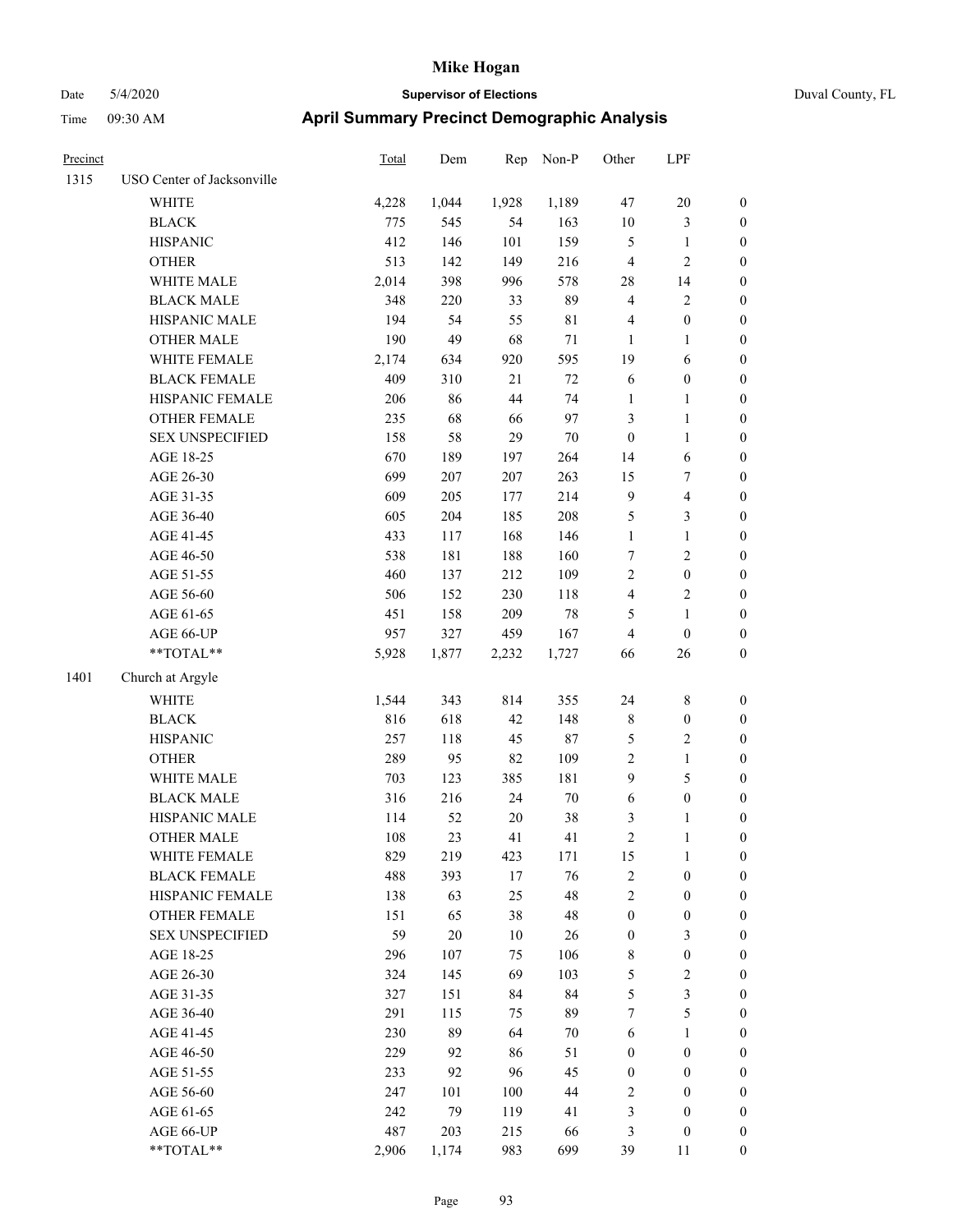| Precinct | | Total | Dem | Rep | Non-P | Other | LPF | |
|---|---|---|---|---|---|---|---|---|
| 1315 | USO Center of Jacksonville | | | | | | | |
| | WHITE | 4,228 | 1,044 | 1,928 | 1,189 | 47 | 20 | 0 |
| | BLACK | 775 | 545 | 54 | 163 | 10 | 3 | 0 |
| | HISPANIC | 412 | 146 | 101 | 159 | 5 | 1 | 0 |
| | OTHER | 513 | 142 | 149 | 216 | 4 | 2 | 0 |
| | WHITE MALE | 2,014 | 398 | 996 | 578 | 28 | 14 | 0 |
| | BLACK MALE | 348 | 220 | 33 | 89 | 4 | 2 | 0 |
| | HISPANIC MALE | 194 | 54 | 55 | 81 | 4 | 0 | 0 |
| | OTHER MALE | 190 | 49 | 68 | 71 | 1 | 1 | 0 |
| | WHITE FEMALE | 2,174 | 634 | 920 | 595 | 19 | 6 | 0 |
| | BLACK FEMALE | 409 | 310 | 21 | 72 | 6 | 0 | 0 |
| | HISPANIC FEMALE | 206 | 86 | 44 | 74 | 1 | 1 | 0 |
| | OTHER FEMALE | 235 | 68 | 66 | 97 | 3 | 1 | 0 |
| | SEX UNSPECIFIED | 158 | 58 | 29 | 70 | 0 | 1 | 0 |
| | AGE 18-25 | 670 | 189 | 197 | 264 | 14 | 6 | 0 |
| | AGE 26-30 | 699 | 207 | 207 | 263 | 15 | 7 | 0 |
| | AGE 31-35 | 609 | 205 | 177 | 214 | 9 | 4 | 0 |
| | AGE 36-40 | 605 | 204 | 185 | 208 | 5 | 3 | 0 |
| | AGE 41-45 | 433 | 117 | 168 | 146 | 1 | 1 | 0 |
| | AGE 46-50 | 538 | 181 | 188 | 160 | 7 | 2 | 0 |
| | AGE 51-55 | 460 | 137 | 212 | 109 | 2 | 0 | 0 |
| | AGE 56-60 | 506 | 152 | 230 | 118 | 4 | 2 | 0 |
| | AGE 61-65 | 451 | 158 | 209 | 78 | 5 | 1 | 0 |
| | AGE 66-UP | 957 | 327 | 459 | 167 | 4 | 0 | 0 |
| | **TOTAL** | 5,928 | 1,877 | 2,232 | 1,727 | 66 | 26 | 0 |
| 1401 | Church at Argyle | | | | | | | |
| | WHITE | 1,544 | 343 | 814 | 355 | 24 | 8 | 0 |
| | BLACK | 816 | 618 | 42 | 148 | 8 | 0 | 0 |
| | HISPANIC | 257 | 118 | 45 | 87 | 5 | 2 | 0 |
| | OTHER | 289 | 95 | 82 | 109 | 2 | 1 | 0 |
| | WHITE MALE | 703 | 123 | 385 | 181 | 9 | 5 | 0 |
| | BLACK MALE | 316 | 216 | 24 | 70 | 6 | 0 | 0 |
| | HISPANIC MALE | 114 | 52 | 20 | 38 | 3 | 1 | 0 |
| | OTHER MALE | 108 | 23 | 41 | 41 | 2 | 1 | 0 |
| | WHITE FEMALE | 829 | 219 | 423 | 171 | 15 | 1 | 0 |
| | BLACK FEMALE | 488 | 393 | 17 | 76 | 2 | 0 | 0 |
| | HISPANIC FEMALE | 138 | 63 | 25 | 48 | 2 | 0 | 0 |
| | OTHER FEMALE | 151 | 65 | 38 | 48 | 0 | 0 | 0 |
| | SEX UNSPECIFIED | 59 | 20 | 10 | 26 | 0 | 3 | 0 |
| | AGE 18-25 | 296 | 107 | 75 | 106 | 8 | 0 | 0 |
| | AGE 26-30 | 324 | 145 | 69 | 103 | 5 | 2 | 0 |
| | AGE 31-35 | 327 | 151 | 84 | 84 | 5 | 3 | 0 |
| | AGE 36-40 | 291 | 115 | 75 | 89 | 7 | 5 | 0 |
| | AGE 41-45 | 230 | 89 | 64 | 70 | 6 | 1 | 0 |
| | AGE 46-50 | 229 | 92 | 86 | 51 | 0 | 0 | 0 |
| | AGE 51-55 | 233 | 92 | 96 | 45 | 0 | 0 | 0 |
| | AGE 56-60 | 247 | 101 | 100 | 44 | 2 | 0 | 0 |
| | AGE 61-65 | 242 | 79 | 119 | 41 | 3 | 0 | 0 |
| | AGE 66-UP | 487 | 203 | 215 | 66 | 3 | 0 | 0 |
| | **TOTAL** | 2,906 | 1,174 | 983 | 699 | 39 | 11 | 0 |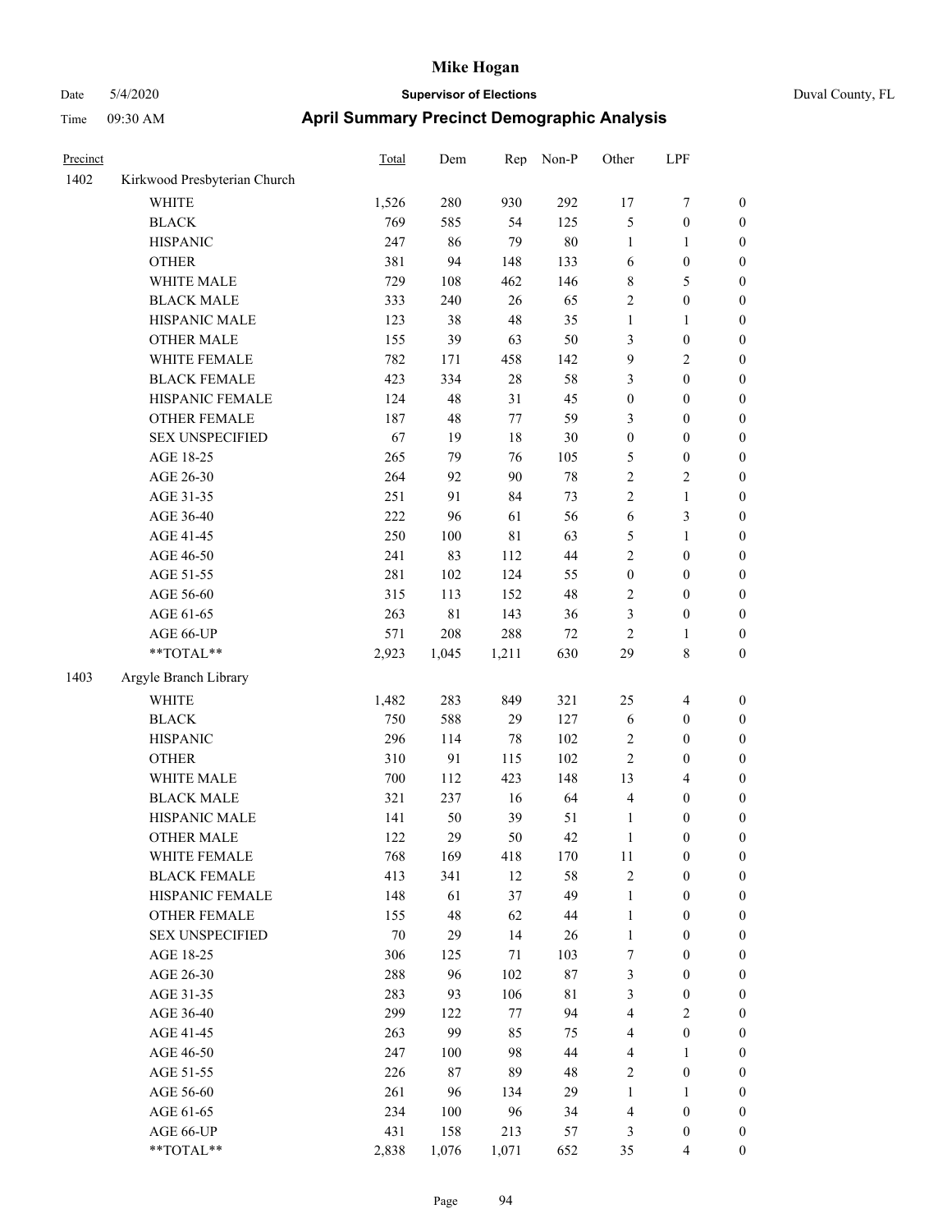# Mike Hogan

Date 5/4/2020 **Supervisor of Elections** Duval County, FL

Time 09:30 AM **April Summary Precinct Demographic Analysis**

| Precinct | | Total | Dem | Rep | Non-P | Other | LPF | |
|---|---|---|---|---|---|---|---|---|
| 1402 | Kirkwood Presbyterian Church | | | | | | | |
| | WHITE | 1,526 | 280 | 930 | 292 | 17 | 7 | 0 |
| | BLACK | 769 | 585 | 54 | 125 | 5 | 0 | 0 |
| | HISPANIC | 247 | 86 | 79 | 80 | 1 | 1 | 0 |
| | OTHER | 381 | 94 | 148 | 133 | 6 | 0 | 0 |
| | WHITE MALE | 729 | 108 | 462 | 146 | 8 | 5 | 0 |
| | BLACK MALE | 333 | 240 | 26 | 65 | 2 | 0 | 0 |
| | HISPANIC MALE | 123 | 38 | 48 | 35 | 1 | 1 | 0 |
| | OTHER MALE | 155 | 39 | 63 | 50 | 3 | 0 | 0 |
| | WHITE FEMALE | 782 | 171 | 458 | 142 | 9 | 2 | 0 |
| | BLACK FEMALE | 423 | 334 | 28 | 58 | 3 | 0 | 0 |
| | HISPANIC FEMALE | 124 | 48 | 31 | 45 | 0 | 0 | 0 |
| | OTHER FEMALE | 187 | 48 | 77 | 59 | 3 | 0 | 0 |
| | SEX UNSPECIFIED | 67 | 19 | 18 | 30 | 0 | 0 | 0 |
| | AGE 18-25 | 265 | 79 | 76 | 105 | 5 | 0 | 0 |
| | AGE 26-30 | 264 | 92 | 90 | 78 | 2 | 2 | 0 |
| | AGE 31-35 | 251 | 91 | 84 | 73 | 2 | 1 | 0 |
| | AGE 36-40 | 222 | 96 | 61 | 56 | 6 | 3 | 0 |
| | AGE 41-45 | 250 | 100 | 81 | 63 | 5 | 1 | 0 |
| | AGE 46-50 | 241 | 83 | 112 | 44 | 2 | 0 | 0 |
| | AGE 51-55 | 281 | 102 | 124 | 55 | 0 | 0 | 0 |
| | AGE 56-60 | 315 | 113 | 152 | 48 | 2 | 0 | 0 |
| | AGE 61-65 | 263 | 81 | 143 | 36 | 3 | 0 | 0 |
| | AGE 66-UP | 571 | 208 | 288 | 72 | 2 | 1 | 0 |
| | **TOTAL** | 2,923 | 1,045 | 1,211 | 630 | 29 | 8 | 0 |
| 1403 | Argyle Branch Library | | | | | | | |
| | WHITE | 1,482 | 283 | 849 | 321 | 25 | 4 | 0 |
| | BLACK | 750 | 588 | 29 | 127 | 6 | 0 | 0 |
| | HISPANIC | 296 | 114 | 78 | 102 | 2 | 0 | 0 |
| | OTHER | 310 | 91 | 115 | 102 | 2 | 0 | 0 |
| | WHITE MALE | 700 | 112 | 423 | 148 | 13 | 4 | 0 |
| | BLACK MALE | 321 | 237 | 16 | 64 | 4 | 0 | 0 |
| | HISPANIC MALE | 141 | 50 | 39 | 51 | 1 | 0 | 0 |
| | OTHER MALE | 122 | 29 | 50 | 42 | 1 | 0 | 0 |
| | WHITE FEMALE | 768 | 169 | 418 | 170 | 11 | 0 | 0 |
| | BLACK FEMALE | 413 | 341 | 12 | 58 | 2 | 0 | 0 |
| | HISPANIC FEMALE | 148 | 61 | 37 | 49 | 1 | 0 | 0 |
| | OTHER FEMALE | 155 | 48 | 62 | 44 | 1 | 0 | 0 |
| | SEX UNSPECIFIED | 70 | 29 | 14 | 26 | 1 | 0 | 0 |
| | AGE 18-25 | 306 | 125 | 71 | 103 | 7 | 0 | 0 |
| | AGE 26-30 | 288 | 96 | 102 | 87 | 3 | 0 | 0 |
| | AGE 31-35 | 283 | 93 | 106 | 81 | 3 | 0 | 0 |
| | AGE 36-40 | 299 | 122 | 77 | 94 | 4 | 2 | 0 |
| | AGE 41-45 | 263 | 99 | 85 | 75 | 4 | 0 | 0 |
| | AGE 46-50 | 247 | 100 | 98 | 44 | 4 | 1 | 0 |
| | AGE 51-55 | 226 | 87 | 89 | 48 | 2 | 0 | 0 |
| | AGE 56-60 | 261 | 96 | 134 | 29 | 1 | 1 | 0 |
| | AGE 61-65 | 234 | 100 | 96 | 34 | 4 | 0 | 0 |
| | AGE 66-UP | 431 | 158 | 213 | 57 | 3 | 0 | 0 |
| | **TOTAL** | 2,838 | 1,076 | 1,071 | 652 | 35 | 4 | 0 |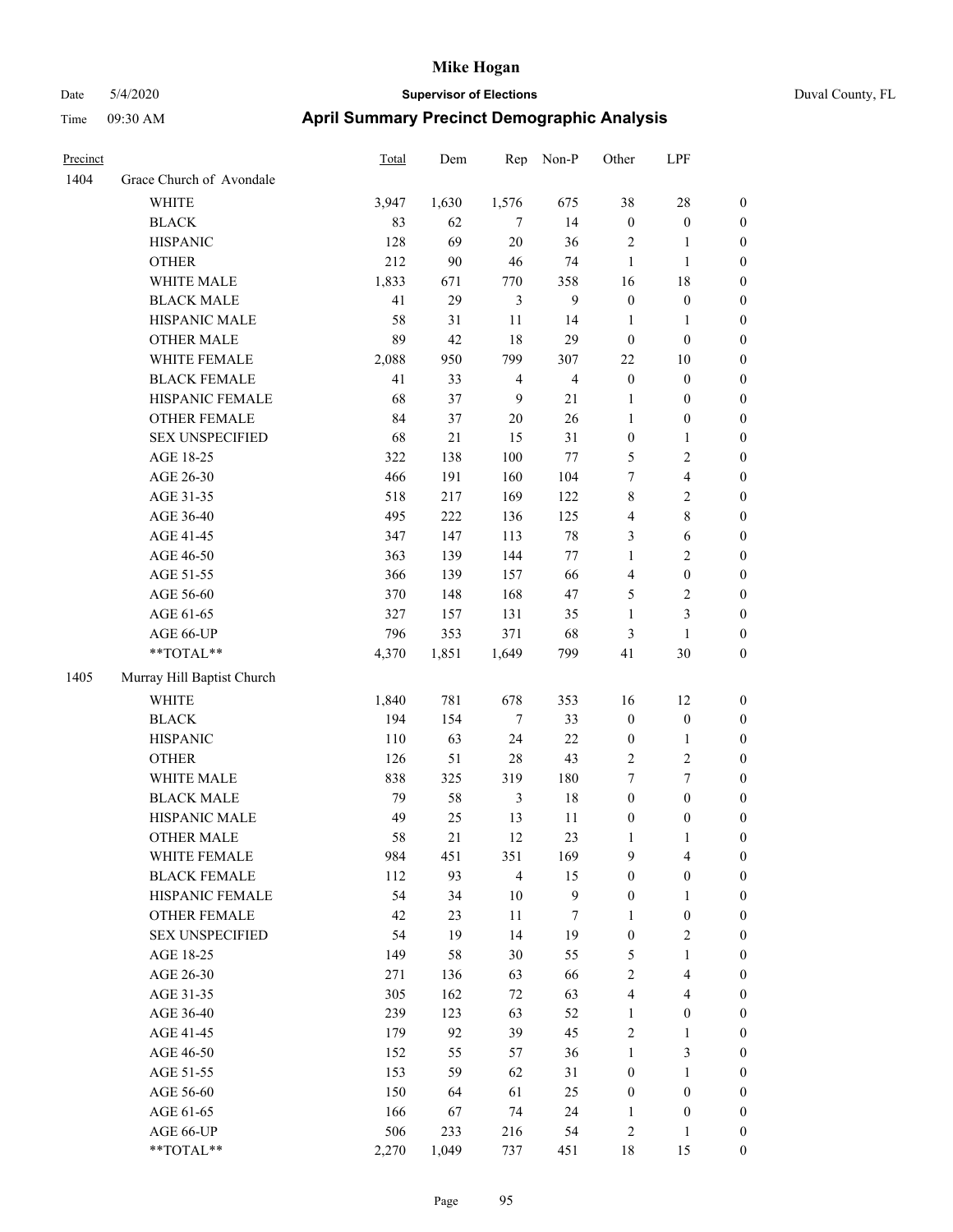# Mike Hogan

Date 5/4/2020 **Supervisor of Elections** Duval County, FL

Time 09:30 AM **April Summary Precinct Demographic Analysis**

| Precinct | | Total | Dem | Rep | Non-P | Other | LPF | |
|---|---|---|---|---|---|---|---|---|
| 1404 | Grace Church of Avondale | | | | | | | |
| | WHITE | 3,947 | 1,630 | 1,576 | 675 | 38 | 28 | 0 |
| | BLACK | 83 | 62 | 7 | 14 | 0 | 0 | 0 |
| | HISPANIC | 128 | 69 | 20 | 36 | 2 | 1 | 0 |
| | OTHER | 212 | 90 | 46 | 74 | 1 | 1 | 0 |
| | WHITE MALE | 1,833 | 671 | 770 | 358 | 16 | 18 | 0 |
| | BLACK MALE | 41 | 29 | 3 | 9 | 0 | 0 | 0 |
| | HISPANIC MALE | 58 | 31 | 11 | 14 | 1 | 1 | 0 |
| | OTHER MALE | 89 | 42 | 18 | 29 | 0 | 0 | 0 |
| | WHITE FEMALE | 2,088 | 950 | 799 | 307 | 22 | 10 | 0 |
| | BLACK FEMALE | 41 | 33 | 4 | 4 | 0 | 0 | 0 |
| | HISPANIC FEMALE | 68 | 37 | 9 | 21 | 1 | 0 | 0 |
| | OTHER FEMALE | 84 | 37 | 20 | 26 | 1 | 0 | 0 |
| | SEX UNSPECIFIED | 68 | 21 | 15 | 31 | 0 | 1 | 0 |
| | AGE 18-25 | 322 | 138 | 100 | 77 | 5 | 2 | 0 |
| | AGE 26-30 | 466 | 191 | 160 | 104 | 7 | 4 | 0 |
| | AGE 31-35 | 518 | 217 | 169 | 122 | 8 | 2 | 0 |
| | AGE 36-40 | 495 | 222 | 136 | 125 | 4 | 8 | 0 |
| | AGE 41-45 | 347 | 147 | 113 | 78 | 3 | 6 | 0 |
| | AGE 46-50 | 363 | 139 | 144 | 77 | 1 | 2 | 0 |
| | AGE 51-55 | 366 | 139 | 157 | 66 | 4 | 0 | 0 |
| | AGE 56-60 | 370 | 148 | 168 | 47 | 5 | 2 | 0 |
| | AGE 61-65 | 327 | 157 | 131 | 35 | 1 | 3 | 0 |
| | AGE 66-UP | 796 | 353 | 371 | 68 | 3 | 1 | 0 |
| | **TOTAL** | 4,370 | 1,851 | 1,649 | 799 | 41 | 30 | 0 |
| 1405 | Murray Hill Baptist Church | | | | | | | |
| | WHITE | 1,840 | 781 | 678 | 353 | 16 | 12 | 0 |
| | BLACK | 194 | 154 | 7 | 33 | 0 | 0 | 0 |
| | HISPANIC | 110 | 63 | 24 | 22 | 0 | 1 | 0 |
| | OTHER | 126 | 51 | 28 | 43 | 2 | 2 | 0 |
| | WHITE MALE | 838 | 325 | 319 | 180 | 7 | 7 | 0 |
| | BLACK MALE | 79 | 58 | 3 | 18 | 0 | 0 | 0 |
| | HISPANIC MALE | 49 | 25 | 13 | 11 | 0 | 0 | 0 |
| | OTHER MALE | 58 | 21 | 12 | 23 | 1 | 1 | 0 |
| | WHITE FEMALE | 984 | 451 | 351 | 169 | 9 | 4 | 0 |
| | BLACK FEMALE | 112 | 93 | 4 | 15 | 0 | 0 | 0 |
| | HISPANIC FEMALE | 54 | 34 | 10 | 9 | 0 | 1 | 0 |
| | OTHER FEMALE | 42 | 23 | 11 | 7 | 1 | 0 | 0 |
| | SEX UNSPECIFIED | 54 | 19 | 14 | 19 | 0 | 2 | 0 |
| | AGE 18-25 | 149 | 58 | 30 | 55 | 5 | 1 | 0 |
| | AGE 26-30 | 271 | 136 | 63 | 66 | 2 | 4 | 0 |
| | AGE 31-35 | 305 | 162 | 72 | 63 | 4 | 4 | 0 |
| | AGE 36-40 | 239 | 123 | 63 | 52 | 1 | 0 | 0 |
| | AGE 41-45 | 179 | 92 | 39 | 45 | 2 | 1 | 0 |
| | AGE 46-50 | 152 | 55 | 57 | 36 | 1 | 3 | 0 |
| | AGE 51-55 | 153 | 59 | 62 | 31 | 0 | 1 | 0 |
| | AGE 56-60 | 150 | 64 | 61 | 25 | 0 | 0 | 0 |
| | AGE 61-65 | 166 | 67 | 74 | 24 | 1 | 0 | 0 |
| | AGE 66-UP | 506 | 233 | 216 | 54 | 2 | 1 | 0 |
| | **TOTAL** | 2,270 | 1,049 | 737 | 451 | 18 | 15 | 0 |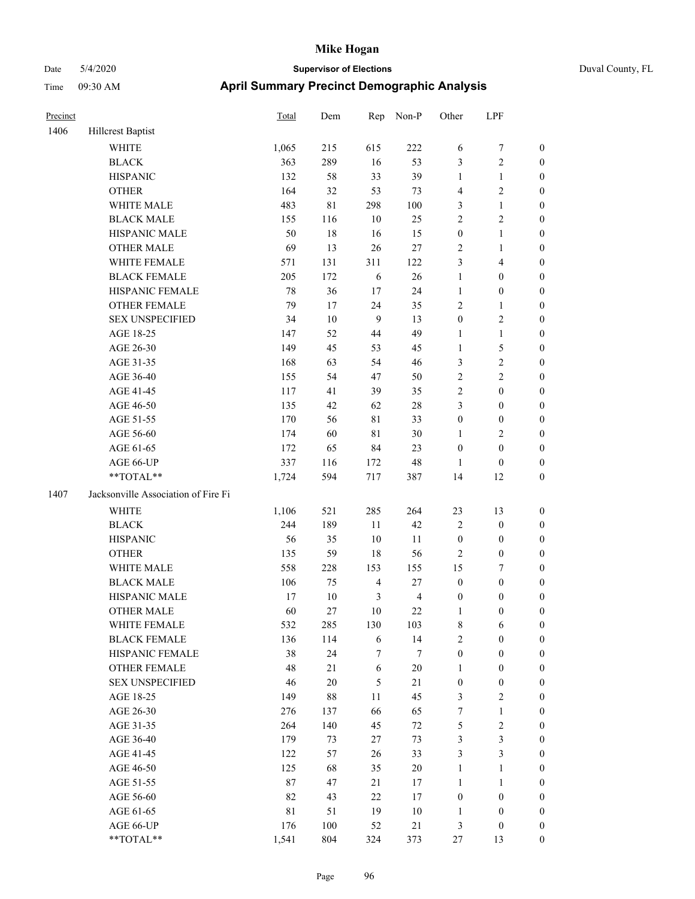# Mike Hogan

Date 5/4/2020 | **Supervisor of Elections** | Duval County, FL

Time 09:30 AM | **April Summary Precinct Demographic Analysis**

| Precinct | | Total | Dem | Rep | Non-P | Other | LPF | |
|---|---|---|---|---|---|---|---|---|
| 1406 | Hillcrest Baptist | | | | | | | |
| | WHITE | 1,065 | 215 | 615 | 222 | 6 | 7 | 0 |
| | BLACK | 363 | 289 | 16 | 53 | 3 | 2 | 0 |
| | HISPANIC | 132 | 58 | 33 | 39 | 1 | 1 | 0 |
| | OTHER | 164 | 32 | 53 | 73 | 4 | 2 | 0 |
| | WHITE MALE | 483 | 81 | 298 | 100 | 3 | 1 | 0 |
| | BLACK MALE | 155 | 116 | 10 | 25 | 2 | 2 | 0 |
| | HISPANIC MALE | 50 | 18 | 16 | 15 | 0 | 1 | 0 |
| | OTHER MALE | 69 | 13 | 26 | 27 | 2 | 1 | 0 |
| | WHITE FEMALE | 571 | 131 | 311 | 122 | 3 | 4 | 0 |
| | BLACK FEMALE | 205 | 172 | 6 | 26 | 1 | 0 | 0 |
| | HISPANIC FEMALE | 78 | 36 | 17 | 24 | 1 | 0 | 0 |
| | OTHER FEMALE | 79 | 17 | 24 | 35 | 2 | 1 | 0 |
| | SEX UNSPECIFIED | 34 | 10 | 9 | 13 | 0 | 2 | 0 |
| | AGE 18-25 | 147 | 52 | 44 | 49 | 1 | 1 | 0 |
| | AGE 26-30 | 149 | 45 | 53 | 45 | 1 | 5 | 0 |
| | AGE 31-35 | 168 | 63 | 54 | 46 | 3 | 2 | 0 |
| | AGE 36-40 | 155 | 54 | 47 | 50 | 2 | 2 | 0 |
| | AGE 41-45 | 117 | 41 | 39 | 35 | 2 | 0 | 0 |
| | AGE 46-50 | 135 | 42 | 62 | 28 | 3 | 0 | 0 |
| | AGE 51-55 | 170 | 56 | 81 | 33 | 0 | 0 | 0 |
| | AGE 56-60 | 174 | 60 | 81 | 30 | 1 | 2 | 0 |
| | AGE 61-65 | 172 | 65 | 84 | 23 | 0 | 0 | 0 |
| | AGE 66-UP | 337 | 116 | 172 | 48 | 1 | 0 | 0 |
| | **TOTAL** | 1,724 | 594 | 717 | 387 | 14 | 12 | 0 |
| 1407 | Jacksonville Association of Fire Fi | | | | | | | |
| | WHITE | 1,106 | 521 | 285 | 264 | 23 | 13 | 0 |
| | BLACK | 244 | 189 | 11 | 42 | 2 | 0 | 0 |
| | HISPANIC | 56 | 35 | 10 | 11 | 0 | 0 | 0 |
| | OTHER | 135 | 59 | 18 | 56 | 2 | 0 | 0 |
| | WHITE MALE | 558 | 228 | 153 | 155 | 15 | 7 | 0 |
| | BLACK MALE | 106 | 75 | 4 | 27 | 0 | 0 | 0 |
| | HISPANIC MALE | 17 | 10 | 3 | 4 | 0 | 0 | 0 |
| | OTHER MALE | 60 | 27 | 10 | 22 | 1 | 0 | 0 |
| | WHITE FEMALE | 532 | 285 | 130 | 103 | 8 | 6 | 0 |
| | BLACK FEMALE | 136 | 114 | 6 | 14 | 2 | 0 | 0 |
| | HISPANIC FEMALE | 38 | 24 | 7 | 7 | 0 | 0 | 0 |
| | OTHER FEMALE | 48 | 21 | 6 | 20 | 1 | 0 | 0 |
| | SEX UNSPECIFIED | 46 | 20 | 5 | 21 | 0 | 0 | 0 |
| | AGE 18-25 | 149 | 88 | 11 | 45 | 3 | 2 | 0 |
| | AGE 26-30 | 276 | 137 | 66 | 65 | 7 | 1 | 0 |
| | AGE 31-35 | 264 | 140 | 45 | 72 | 5 | 2 | 0 |
| | AGE 36-40 | 179 | 73 | 27 | 73 | 3 | 3 | 0 |
| | AGE 41-45 | 122 | 57 | 26 | 33 | 3 | 3 | 0 |
| | AGE 46-50 | 125 | 68 | 35 | 20 | 1 | 1 | 0 |
| | AGE 51-55 | 87 | 47 | 21 | 17 | 1 | 1 | 0 |
| | AGE 56-60 | 82 | 43 | 22 | 17 | 0 | 0 | 0 |
| | AGE 61-65 | 81 | 51 | 19 | 10 | 1 | 0 | 0 |
| | AGE 66-UP | 176 | 100 | 52 | 21 | 3 | 0 | 0 |
| | **TOTAL** | 1,541 | 804 | 324 | 373 | 27 | 13 | 0 |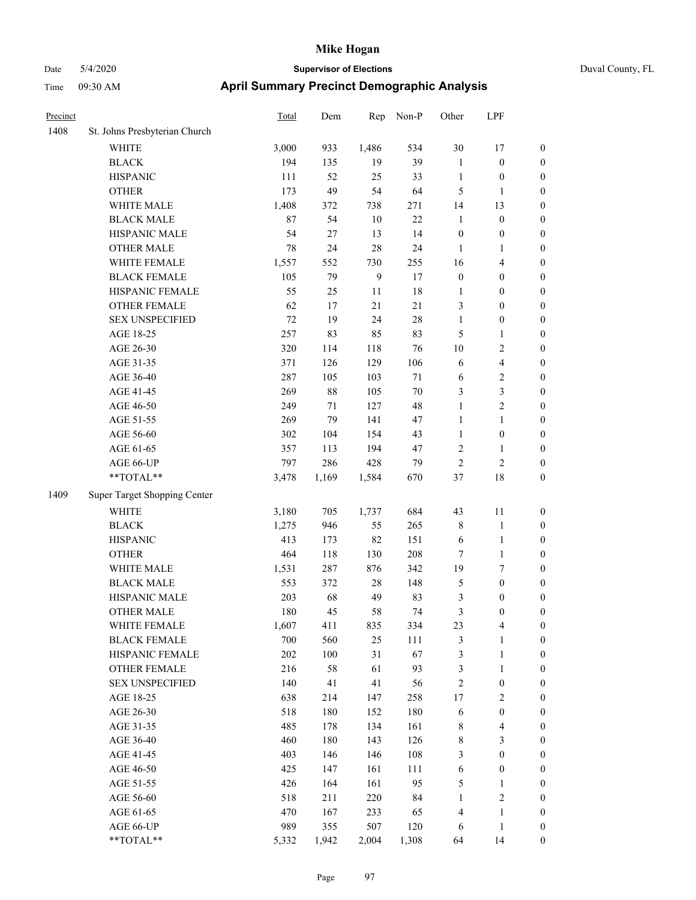# Mike Hogan

Date 5/4/2020 **Supervisor of Elections** Duval County, FL

Time 09:30 AM **April Summary Precinct Demographic Analysis**

| Precinct | | Total | Dem | Rep | Non-P | Other | LPF | |
|---|---|---|---|---|---|---|---|---|
| 1408 | St. Johns Presbyterian Church | | | | | | | |
| | WHITE | 3,000 | 933 | 1,486 | 534 | 30 | 17 | 0 |
| | BLACK | 194 | 135 | 19 | 39 | 1 | 0 | 0 |
| | HISPANIC | 111 | 52 | 25 | 33 | 1 | 0 | 0 |
| | OTHER | 173 | 49 | 54 | 64 | 5 | 1 | 0 |
| | WHITE MALE | 1,408 | 372 | 738 | 271 | 14 | 13 | 0 |
| | BLACK MALE | 87 | 54 | 10 | 22 | 1 | 0 | 0 |
| | HISPANIC MALE | 54 | 27 | 13 | 14 | 0 | 0 | 0 |
| | OTHER MALE | 78 | 24 | 28 | 24 | 1 | 1 | 0 |
| | WHITE FEMALE | 1,557 | 552 | 730 | 255 | 16 | 4 | 0 |
| | BLACK FEMALE | 105 | 79 | 9 | 17 | 0 | 0 | 0 |
| | HISPANIC FEMALE | 55 | 25 | 11 | 18 | 1 | 0 | 0 |
| | OTHER FEMALE | 62 | 17 | 21 | 21 | 3 | 0 | 0 |
| | SEX UNSPECIFIED | 72 | 19 | 24 | 28 | 1 | 0 | 0 |
| | AGE 18-25 | 257 | 83 | 85 | 83 | 5 | 1 | 0 |
| | AGE 26-30 | 320 | 114 | 118 | 76 | 10 | 2 | 0 |
| | AGE 31-35 | 371 | 126 | 129 | 106 | 6 | 4 | 0 |
| | AGE 36-40 | 287 | 105 | 103 | 71 | 6 | 2 | 0 |
| | AGE 41-45 | 269 | 88 | 105 | 70 | 3 | 3 | 0 |
| | AGE 46-50 | 249 | 71 | 127 | 48 | 1 | 2 | 0 |
| | AGE 51-55 | 269 | 79 | 141 | 47 | 1 | 1 | 0 |
| | AGE 56-60 | 302 | 104 | 154 | 43 | 1 | 0 | 0 |
| | AGE 61-65 | 357 | 113 | 194 | 47 | 2 | 1 | 0 |
| | AGE 66-UP | 797 | 286 | 428 | 79 | 2 | 2 | 0 |
| | **TOTAL** | 3,478 | 1,169 | 1,584 | 670 | 37 | 18 | 0 |
| 1409 | Super Target Shopping Center | | | | | | | |
| | WHITE | 3,180 | 705 | 1,737 | 684 | 43 | 11 | 0 |
| | BLACK | 1,275 | 946 | 55 | 265 | 8 | 1 | 0 |
| | HISPANIC | 413 | 173 | 82 | 151 | 6 | 1 | 0 |
| | OTHER | 464 | 118 | 130 | 208 | 7 | 1 | 0 |
| | WHITE MALE | 1,531 | 287 | 876 | 342 | 19 | 7 | 0 |
| | BLACK MALE | 553 | 372 | 28 | 148 | 5 | 0 | 0 |
| | HISPANIC MALE | 203 | 68 | 49 | 83 | 3 | 0 | 0 |
| | OTHER MALE | 180 | 45 | 58 | 74 | 3 | 0 | 0 |
| | WHITE FEMALE | 1,607 | 411 | 835 | 334 | 23 | 4 | 0 |
| | BLACK FEMALE | 700 | 560 | 25 | 111 | 3 | 1 | 0 |
| | HISPANIC FEMALE | 202 | 100 | 31 | 67 | 3 | 1 | 0 |
| | OTHER FEMALE | 216 | 58 | 61 | 93 | 3 | 1 | 0 |
| | SEX UNSPECIFIED | 140 | 41 | 41 | 56 | 2 | 0 | 0 |
| | AGE 18-25 | 638 | 214 | 147 | 258 | 17 | 2 | 0 |
| | AGE 26-30 | 518 | 180 | 152 | 180 | 6 | 0 | 0 |
| | AGE 31-35 | 485 | 178 | 134 | 161 | 8 | 4 | 0 |
| | AGE 36-40 | 460 | 180 | 143 | 126 | 8 | 3 | 0 |
| | AGE 41-45 | 403 | 146 | 146 | 108 | 3 | 0 | 0 |
| | AGE 46-50 | 425 | 147 | 161 | 111 | 6 | 0 | 0 |
| | AGE 51-55 | 426 | 164 | 161 | 95 | 5 | 1 | 0 |
| | AGE 56-60 | 518 | 211 | 220 | 84 | 1 | 2 | 0 |
| | AGE 61-65 | 470 | 167 | 233 | 65 | 4 | 1 | 0 |
| | AGE 66-UP | 989 | 355 | 507 | 120 | 6 | 1 | 0 |
| | **TOTAL** | 5,332 | 1,942 | 2,004 | 1,308 | 64 | 14 | 0 |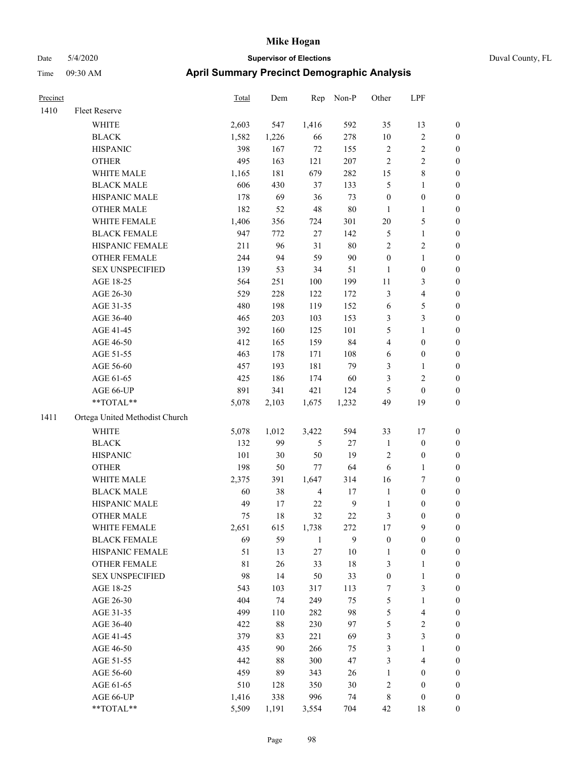# Mike Hogan

Date 5/4/2020 **Supervisor of Elections** Duval County, FL

Time 09:30 AM **April Summary Precinct Demographic Analysis**

| Precinct | | Total | Dem | Rep | Non-P | Other | LPF | |
|---|---|---|---|---|---|---|---|---|
| 1410 | Fleet Reserve | | | | | | | |
| | WHITE | 2,603 | 547 | 1,416 | 592 | 35 | 13 | 0 |
| | BLACK | 1,582 | 1,226 | 66 | 278 | 10 | 2 | 0 |
| | HISPANIC | 398 | 167 | 72 | 155 | 2 | 2 | 0 |
| | OTHER | 495 | 163 | 121 | 207 | 2 | 2 | 0 |
| | WHITE MALE | 1,165 | 181 | 679 | 282 | 15 | 8 | 0 |
| | BLACK MALE | 606 | 430 | 37 | 133 | 5 | 1 | 0 |
| | HISPANIC MALE | 178 | 69 | 36 | 73 | 0 | 0 | 0 |
| | OTHER MALE | 182 | 52 | 48 | 80 | 1 | 1 | 0 |
| | WHITE FEMALE | 1,406 | 356 | 724 | 301 | 20 | 5 | 0 |
| | BLACK FEMALE | 947 | 772 | 27 | 142 | 5 | 1 | 0 |
| | HISPANIC FEMALE | 211 | 96 | 31 | 80 | 2 | 2 | 0 |
| | OTHER FEMALE | 244 | 94 | 59 | 90 | 0 | 1 | 0 |
| | SEX UNSPECIFIED | 139 | 53 | 34 | 51 | 1 | 0 | 0 |
| | AGE 18-25 | 564 | 251 | 100 | 199 | 11 | 3 | 0 |
| | AGE 26-30 | 529 | 228 | 122 | 172 | 3 | 4 | 0 |
| | AGE 31-35 | 480 | 198 | 119 | 152 | 6 | 5 | 0 |
| | AGE 36-40 | 465 | 203 | 103 | 153 | 3 | 3 | 0 |
| | AGE 41-45 | 392 | 160 | 125 | 101 | 5 | 1 | 0 |
| | AGE 46-50 | 412 | 165 | 159 | 84 | 4 | 0 | 0 |
| | AGE 51-55 | 463 | 178 | 171 | 108 | 6 | 0 | 0 |
| | AGE 56-60 | 457 | 193 | 181 | 79 | 3 | 1 | 0 |
| | AGE 61-65 | 425 | 186 | 174 | 60 | 3 | 2 | 0 |
| | AGE 66-UP | 891 | 341 | 421 | 124 | 5 | 0 | 0 |
| | **TOTAL** | 5,078 | 2,103 | 1,675 | 1,232 | 49 | 19 | 0 |
| 1411 | Ortega United Methodist Church | | | | | | | |
| | WHITE | 5,078 | 1,012 | 3,422 | 594 | 33 | 17 | 0 |
| | BLACK | 132 | 99 | 5 | 27 | 1 | 0 | 0 |
| | HISPANIC | 101 | 30 | 50 | 19 | 2 | 0 | 0 |
| | OTHER | 198 | 50 | 77 | 64 | 6 | 1 | 0 |
| | WHITE MALE | 2,375 | 391 | 1,647 | 314 | 16 | 7 | 0 |
| | BLACK MALE | 60 | 38 | 4 | 17 | 1 | 0 | 0 |
| | HISPANIC MALE | 49 | 17 | 22 | 9 | 1 | 0 | 0 |
| | OTHER MALE | 75 | 18 | 32 | 22 | 3 | 0 | 0 |
| | WHITE FEMALE | 2,651 | 615 | 1,738 | 272 | 17 | 9 | 0 |
| | BLACK FEMALE | 69 | 59 | 1 | 9 | 0 | 0 | 0 |
| | HISPANIC FEMALE | 51 | 13 | 27 | 10 | 1 | 0 | 0 |
| | OTHER FEMALE | 81 | 26 | 33 | 18 | 3 | 1 | 0 |
| | SEX UNSPECIFIED | 98 | 14 | 50 | 33 | 0 | 1 | 0 |
| | AGE 18-25 | 543 | 103 | 317 | 113 | 7 | 3 | 0 |
| | AGE 26-30 | 404 | 74 | 249 | 75 | 5 | 1 | 0 |
| | AGE 31-35 | 499 | 110 | 282 | 98 | 5 | 4 | 0 |
| | AGE 36-40 | 422 | 88 | 230 | 97 | 5 | 2 | 0 |
| | AGE 41-45 | 379 | 83 | 221 | 69 | 3 | 3 | 0 |
| | AGE 46-50 | 435 | 90 | 266 | 75 | 3 | 1 | 0 |
| | AGE 51-55 | 442 | 88 | 300 | 47 | 3 | 4 | 0 |
| | AGE 56-60 | 459 | 89 | 343 | 26 | 1 | 0 | 0 |
| | AGE 61-65 | 510 | 128 | 350 | 30 | 2 | 0 | 0 |
| | AGE 66-UP | 1,416 | 338 | 996 | 74 | 8 | 0 | 0 |
| | **TOTAL** | 5,509 | 1,191 | 3,554 | 704 | 42 | 18 | 0 |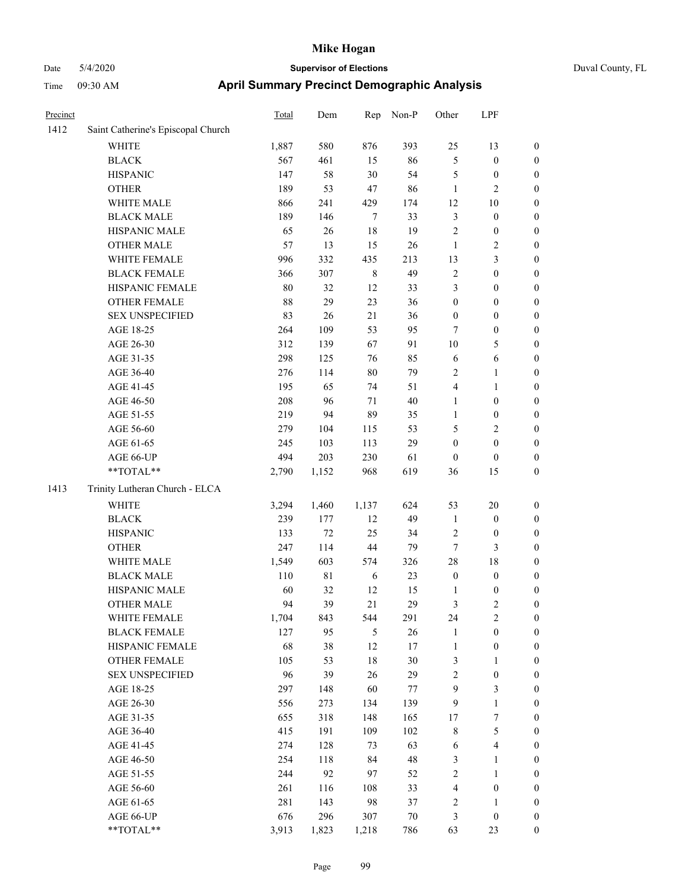# Mike Hogan

Date 5/4/2020 **Supervisor of Elections** Duval County, FL

Time 09:30 AM **April Summary Precinct Demographic Analysis**

| Precinct | | Total | Dem | Rep | Non-P | Other | LPF | |
|---|---|---|---|---|---|---|---|---|
| 1412 | Saint Catherine's Episcopal Church | | | | | | | |
| | WHITE | 1,887 | 580 | 876 | 393 | 25 | 13 | 0 |
| | BLACK | 567 | 461 | 15 | 86 | 5 | 0 | 0 |
| | HISPANIC | 147 | 58 | 30 | 54 | 5 | 0 | 0 |
| | OTHER | 189 | 53 | 47 | 86 | 1 | 2 | 0 |
| | WHITE MALE | 866 | 241 | 429 | 174 | 12 | 10 | 0 |
| | BLACK MALE | 189 | 146 | 7 | 33 | 3 | 0 | 0 |
| | HISPANIC MALE | 65 | 26 | 18 | 19 | 2 | 0 | 0 |
| | OTHER MALE | 57 | 13 | 15 | 26 | 1 | 2 | 0 |
| | WHITE FEMALE | 996 | 332 | 435 | 213 | 13 | 3 | 0 |
| | BLACK FEMALE | 366 | 307 | 8 | 49 | 2 | 0 | 0 |
| | HISPANIC FEMALE | 80 | 32 | 12 | 33 | 3 | 0 | 0 |
| | OTHER FEMALE | 88 | 29 | 23 | 36 | 0 | 0 | 0 |
| | SEX UNSPECIFIED | 83 | 26 | 21 | 36 | 0 | 0 | 0 |
| | AGE 18-25 | 264 | 109 | 53 | 95 | 7 | 0 | 0 |
| | AGE 26-30 | 312 | 139 | 67 | 91 | 10 | 5 | 0 |
| | AGE 31-35 | 298 | 125 | 76 | 85 | 6 | 6 | 0 |
| | AGE 36-40 | 276 | 114 | 80 | 79 | 2 | 1 | 0 |
| | AGE 41-45 | 195 | 65 | 74 | 51 | 4 | 1 | 0 |
| | AGE 46-50 | 208 | 96 | 71 | 40 | 1 | 0 | 0 |
| | AGE 51-55 | 219 | 94 | 89 | 35 | 1 | 0 | 0 |
| | AGE 56-60 | 279 | 104 | 115 | 53 | 5 | 2 | 0 |
| | AGE 61-65 | 245 | 103 | 113 | 29 | 0 | 0 | 0 |
| | AGE 66-UP | 494 | 203 | 230 | 61 | 0 | 0 | 0 |
| | **TOTAL** | 2,790 | 1,152 | 968 | 619 | 36 | 15 | 0 |
| 1413 | Trinity Lutheran Church - ELCA | | | | | | | |
| | WHITE | 3,294 | 1,460 | 1,137 | 624 | 53 | 20 | 0 |
| | BLACK | 239 | 177 | 12 | 49 | 1 | 0 | 0 |
| | HISPANIC | 133 | 72 | 25 | 34 | 2 | 0 | 0 |
| | OTHER | 247 | 114 | 44 | 79 | 7 | 3 | 0 |
| | WHITE MALE | 1,549 | 603 | 574 | 326 | 28 | 18 | 0 |
| | BLACK MALE | 110 | 81 | 6 | 23 | 0 | 0 | 0 |
| | HISPANIC MALE | 60 | 32 | 12 | 15 | 1 | 0 | 0 |
| | OTHER MALE | 94 | 39 | 21 | 29 | 3 | 2 | 0 |
| | WHITE FEMALE | 1,704 | 843 | 544 | 291 | 24 | 2 | 0 |
| | BLACK FEMALE | 127 | 95 | 5 | 26 | 1 | 0 | 0 |
| | HISPANIC FEMALE | 68 | 38 | 12 | 17 | 1 | 0 | 0 |
| | OTHER FEMALE | 105 | 53 | 18 | 30 | 3 | 1 | 0 |
| | SEX UNSPECIFIED | 96 | 39 | 26 | 29 | 2 | 0 | 0 |
| | AGE 18-25 | 297 | 148 | 60 | 77 | 9 | 3 | 0 |
| | AGE 26-30 | 556 | 273 | 134 | 139 | 9 | 1 | 0 |
| | AGE 31-35 | 655 | 318 | 148 | 165 | 17 | 7 | 0 |
| | AGE 36-40 | 415 | 191 | 109 | 102 | 8 | 5 | 0 |
| | AGE 41-45 | 274 | 128 | 73 | 63 | 6 | 4 | 0 |
| | AGE 46-50 | 254 | 118 | 84 | 48 | 3 | 1 | 0 |
| | AGE 51-55 | 244 | 92 | 97 | 52 | 2 | 1 | 0 |
| | AGE 56-60 | 261 | 116 | 108 | 33 | 4 | 0 | 0 |
| | AGE 61-65 | 281 | 143 | 98 | 37 | 2 | 1 | 0 |
| | AGE 66-UP | 676 | 296 | 307 | 70 | 3 | 0 | 0 |
| | **TOTAL** | 3,913 | 1,823 | 1,218 | 786 | 63 | 23 | 0 |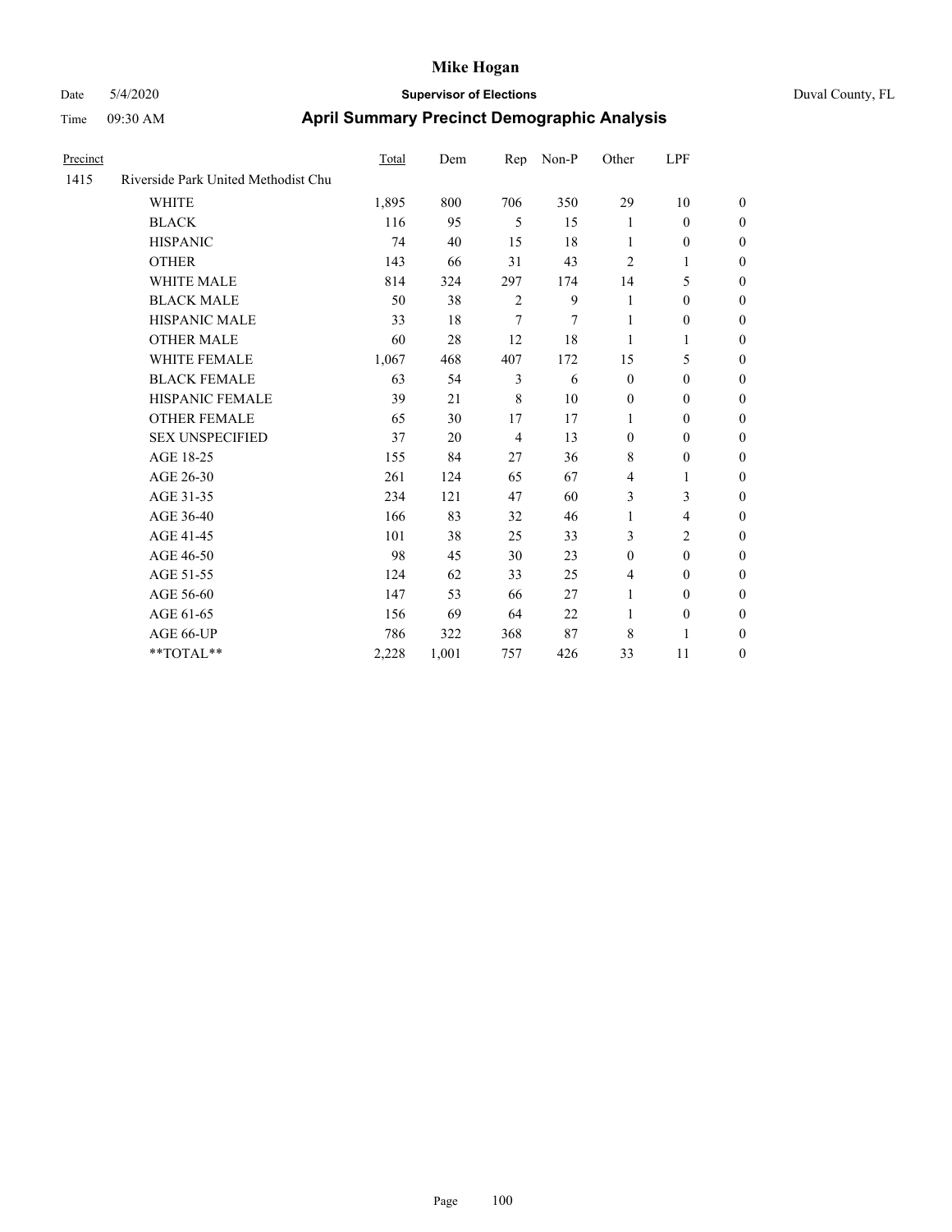# Mike Hogan

Date 5/4/2020 **Supervisor of Elections** Duval County, FL

Time 09:30 AM **April Summary Precinct Demographic Analysis**

| Precinct | | Total | Dem | Rep | Non-P | Other | LPF | |
|---|---|---|---|---|---|---|---|---|
| 1415 | Riverside Park United Methodist Chu | | | | | | | |
| | WHITE | 1,895 | 800 | 706 | 350 | 29 | 10 | 0 |
| | BLACK | 116 | 95 | 5 | 15 | 1 | 0 | 0 |
| | HISPANIC | 74 | 40 | 15 | 18 | 1 | 0 | 0 |
| | OTHER | 143 | 66 | 31 | 43 | 2 | 1 | 0 |
| | WHITE MALE | 814 | 324 | 297 | 174 | 14 | 5 | 0 |
| | BLACK MALE | 50 | 38 | 2 | 9 | 1 | 0 | 0 |
| | HISPANIC MALE | 33 | 18 | 7 | 7 | 1 | 0 | 0 |
| | OTHER MALE | 60 | 28 | 12 | 18 | 1 | 1 | 0 |
| | WHITE FEMALE | 1,067 | 468 | 407 | 172 | 15 | 5 | 0 |
| | BLACK FEMALE | 63 | 54 | 3 | 6 | 0 | 0 | 0 |
| | HISPANIC FEMALE | 39 | 21 | 8 | 10 | 0 | 0 | 0 |
| | OTHER FEMALE | 65 | 30 | 17 | 17 | 1 | 0 | 0 |
| | SEX UNSPECIFIED | 37 | 20 | 4 | 13 | 0 | 0 | 0 |
| | AGE 18-25 | 155 | 84 | 27 | 36 | 8 | 0 | 0 |
| | AGE 26-30 | 261 | 124 | 65 | 67 | 4 | 1 | 0 |
| | AGE 31-35 | 234 | 121 | 47 | 60 | 3 | 3 | 0 |
| | AGE 36-40 | 166 | 83 | 32 | 46 | 1 | 4 | 0 |
| | AGE 41-45 | 101 | 38 | 25 | 33 | 3 | 2 | 0 |
| | AGE 46-50 | 98 | 45 | 30 | 23 | 0 | 0 | 0 |
| | AGE 51-55 | 124 | 62 | 33 | 25 | 4 | 0 | 0 |
| | AGE 56-60 | 147 | 53 | 66 | 27 | 1 | 0 | 0 |
| | AGE 61-65 | 156 | 69 | 64 | 22 | 1 | 0 | 0 |
| | AGE 66-UP | 786 | 322 | 368 | 87 | 8 | 1 | 0 |
| | **TOTAL** | 2,228 | 1,001 | 757 | 426 | 33 | 11 | 0 |